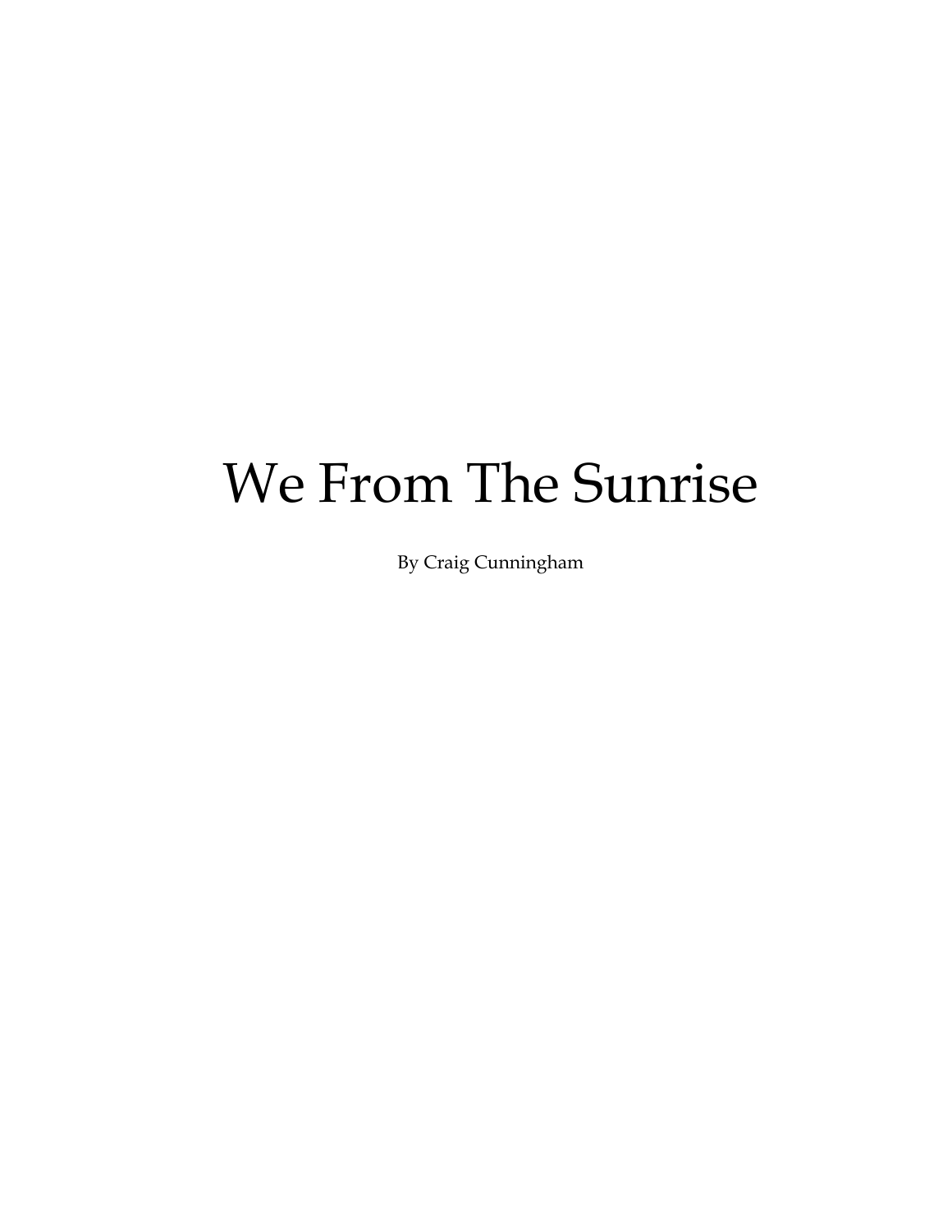# We From The Sunrise

By Craig Cunningham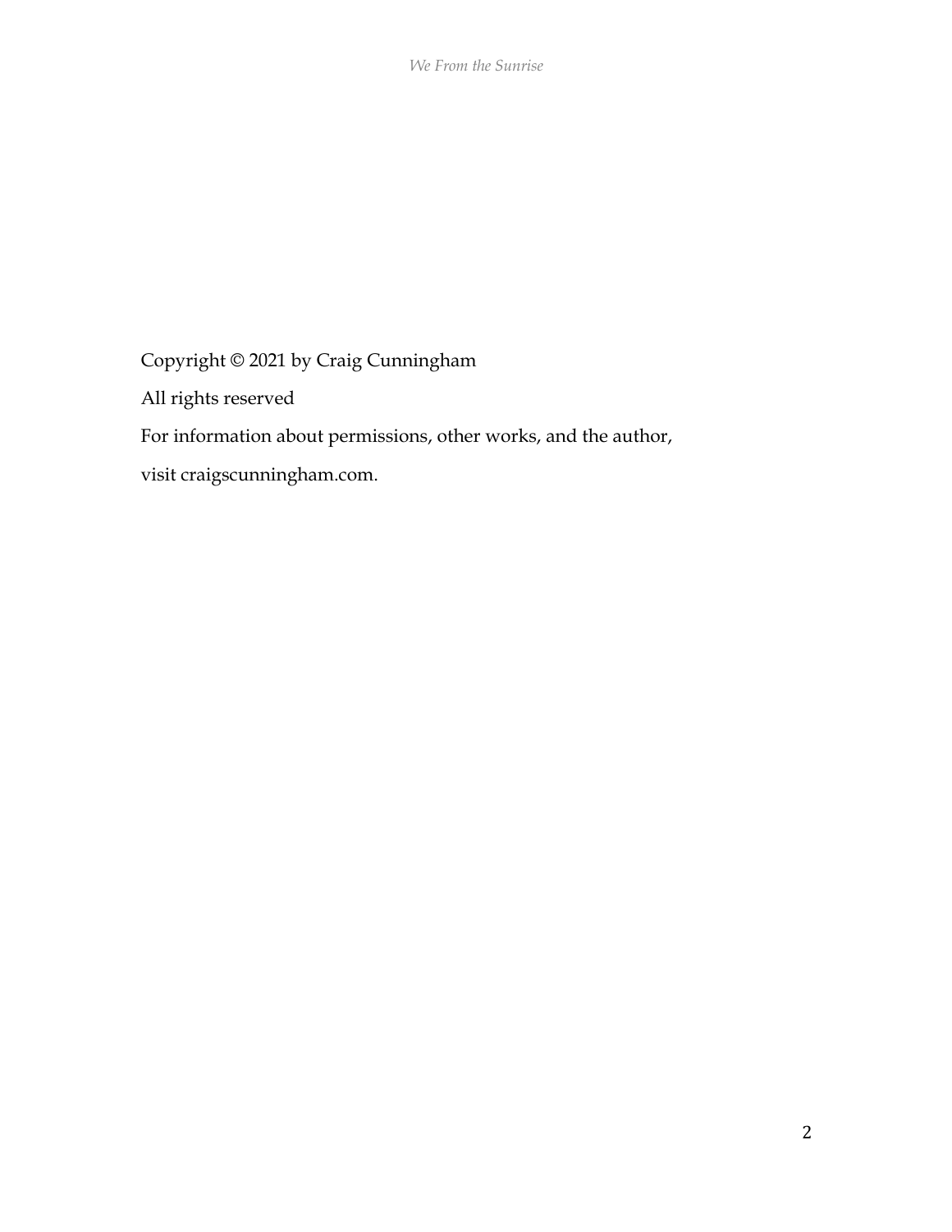Copyright © 2021 by Craig Cunningham

All rights reserved

For information about permissions, other works, and the author,

visit craigscunningham.com.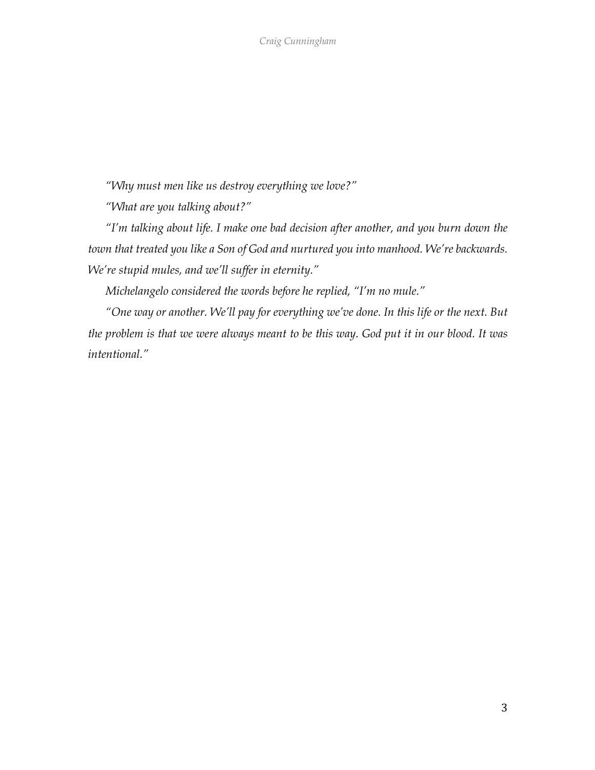*"Why must men like us destroy everything we love?"*

*"What are you talking about?"*

*"I'm talking about life. I make one bad decision after another, and you burn down the town that treated you like a Son of God and nurtured you into manhood. We're backwards. We're stupid mules, and we'll suffer in eternity."*

*Michelangelo considered the words before he replied, "I'm no mule."*

*"One way or another. We'll pay for everything we've done. In this life or the next. But the problem is that we were always meant to be this way. God put it in our blood. It was intentional."*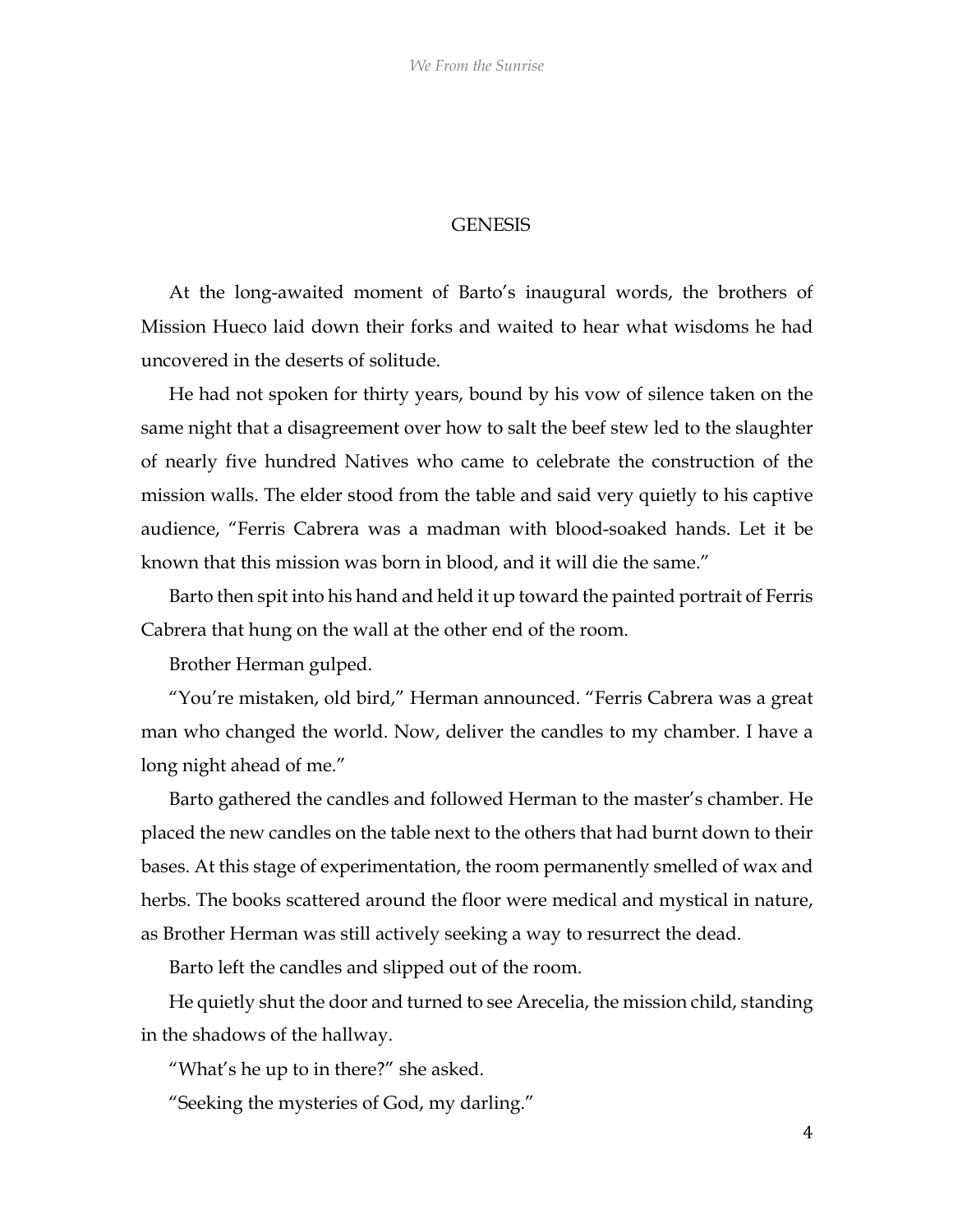# GENESIS

At the long-awaited moment of Barto's inaugural words, the brothers of Mission Hueco laid down their forks and waited to hear what wisdoms he had uncovered in the deserts of solitude.

He had not spoken for thirty years, bound by his vow of silence taken on the same night that a disagreement over how to salt the beef stew led to the slaughter of nearly five hundred Natives who came to celebrate the construction of the mission walls. The elder stood from the table and said very quietly to his captive audience, "Ferris Cabrera was a madman with blood-soaked hands. Let it be known that this mission was born in blood, and it will die the same."

Barto then spit into his hand and held it up toward the painted portrait of Ferris Cabrera that hung on the wall at the other end of the room.

Brother Herman gulped.

"You're mistaken, old bird," Herman announced. "Ferris Cabrera was a great man who changed the world. Now, deliver the candles to my chamber. I have a long night ahead of me."

Barto gathered the candles and followed Herman to the master's chamber. He placed the new candles on the table next to the others that had burnt down to their bases. At this stage of experimentation, the room permanently smelled of wax and herbs. The books scattered around the floor were medical and mystical in nature, as Brother Herman was still actively seeking a way to resurrect the dead.

Barto left the candles and slipped out of the room.

He quietly shut the door and turned to see Arecelia, the mission child, standing in the shadows of the hallway.

"What's he up to in there?" she asked.

"Seeking the mysteries of God, my darling."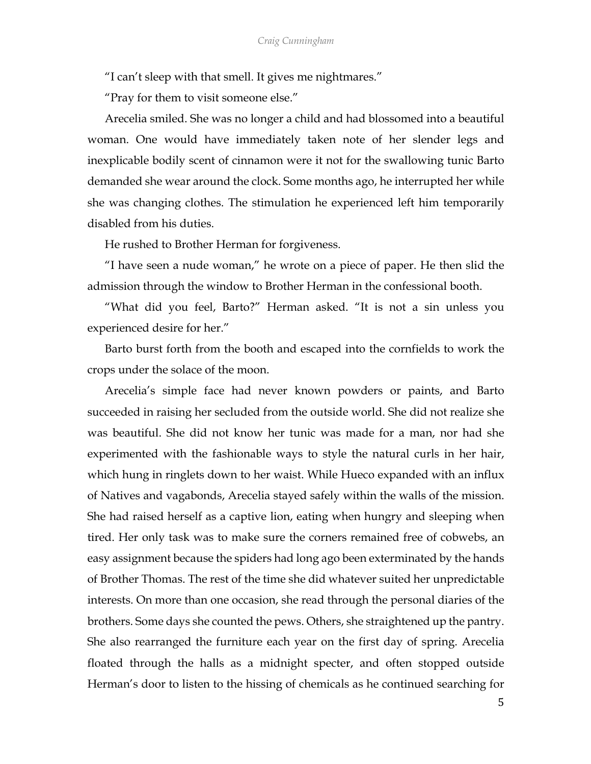"I can't sleep with that smell. It gives me nightmares."

"Pray for them to visit someone else."

Arecelia smiled. She was no longer a child and had blossomed into a beautiful woman. One would have immediately taken note of her slender legs and inexplicable bodily scent of cinnamon were it not for the swallowing tunic Barto demanded she wear around the clock. Some months ago, he interrupted her while she was changing clothes. The stimulation he experienced left him temporarily disabled from his duties.

He rushed to Brother Herman for forgiveness.

"I have seen a nude woman," he wrote on a piece of paper. He then slid the admission through the window to Brother Herman in the confessional booth.

"What did you feel, Barto?" Herman asked. "It is not a sin unless you experienced desire for her."

Barto burst forth from the booth and escaped into the cornfields to work the crops under the solace of the moon.

Arecelia's simple face had never known powders or paints, and Barto succeeded in raising her secluded from the outside world. She did not realize she was beautiful. She did not know her tunic was made for a man, nor had she experimented with the fashionable ways to style the natural curls in her hair, which hung in ringlets down to her waist. While Hueco expanded with an influx of Natives and vagabonds, Arecelia stayed safely within the walls of the mission. She had raised herself as a captive lion, eating when hungry and sleeping when tired. Her only task was to make sure the corners remained free of cobwebs, an easy assignment because the spiders had long ago been exterminated by the hands of Brother Thomas. The rest of the time she did whatever suited her unpredictable interests. On more than one occasion, she read through the personal diaries of the brothers. Some days she counted the pews. Others, she straightened up the pantry. She also rearranged the furniture each year on the first day of spring. Arecelia floated through the halls as a midnight specter, and often stopped outside Herman's door to listen to the hissing of chemicals as he continued searching for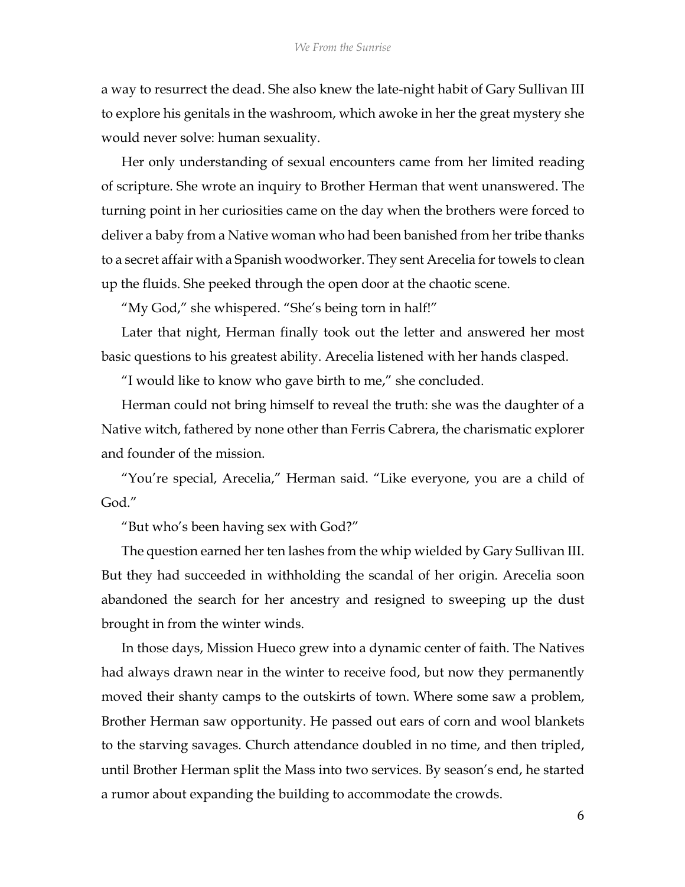a way to resurrect the dead. She also knew the late-night habit of Gary Sullivan III to explore his genitals in the washroom, which awoke in her the great mystery she would never solve: human sexuality.

Her only understanding of sexual encounters came from her limited reading of scripture. She wrote an inquiry to Brother Herman that went unanswered. The turning point in her curiosities came on the day when the brothers were forced to deliver a baby from a Native woman who had been banished from her tribe thanks to a secret affair with a Spanish woodworker. They sent Arecelia for towels to clean up the fluids. She peeked through the open door at the chaotic scene.

"My God," she whispered. "She's being torn in half!"

Later that night, Herman finally took out the letter and answered her most basic questions to his greatest ability. Arecelia listened with her hands clasped.

"I would like to know who gave birth to me," she concluded.

Herman could not bring himself to reveal the truth: she was the daughter of a Native witch, fathered by none other than Ferris Cabrera, the charismatic explorer and founder of the mission.

"You're special, Arecelia," Herman said. "Like everyone, you are a child of God."

"But who's been having sex with God?"

The question earned her ten lashes from the whip wielded by Gary Sullivan III. But they had succeeded in withholding the scandal of her origin. Arecelia soon abandoned the search for her ancestry and resigned to sweeping up the dust brought in from the winter winds.

In those days, Mission Hueco grew into a dynamic center of faith. The Natives had always drawn near in the winter to receive food, but now they permanently moved their shanty camps to the outskirts of town. Where some saw a problem, Brother Herman saw opportunity. He passed out ears of corn and wool blankets to the starving savages. Church attendance doubled in no time, and then tripled, until Brother Herman split the Mass into two services. By season's end, he started a rumor about expanding the building to accommodate the crowds.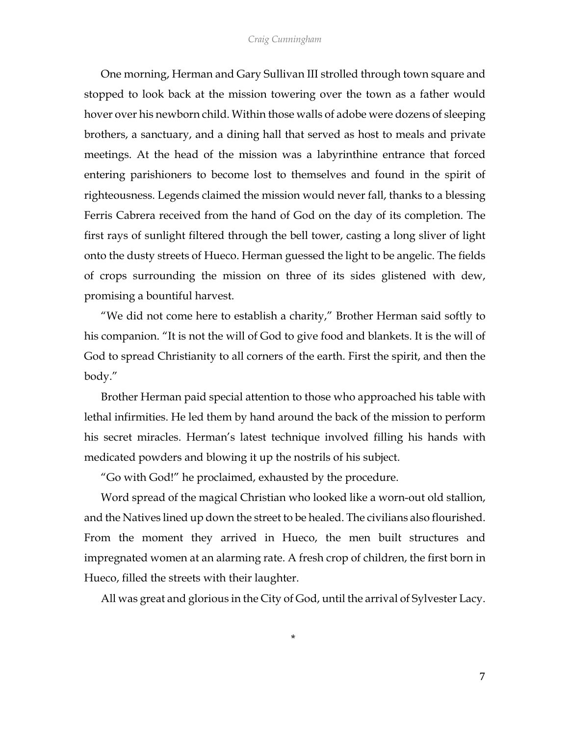One morning, Herman and Gary Sullivan III strolled through town square and stopped to look back at the mission towering over the town as a father would hover over his newborn child. Within those walls of adobe were dozens of sleeping brothers, a sanctuary, and a dining hall that served as host to meals and private meetings. At the head of the mission was a labyrinthine entrance that forced entering parishioners to become lost to themselves and found in the spirit of righteousness. Legends claimed the mission would never fall, thanks to a blessing Ferris Cabrera received from the hand of God on the day of its completion. The first rays of sunlight filtered through the bell tower, casting a long sliver of light onto the dusty streets of Hueco. Herman guessed the light to be angelic. The fields of crops surrounding the mission on three of its sides glistened with dew, promising a bountiful harvest.

"We did not come here to establish a charity," Brother Herman said softly to his companion. "It is not the will of God to give food and blankets. It is the will of God to spread Christianity to all corners of the earth. First the spirit, and then the body."

Brother Herman paid special attention to those who approached his table with lethal infirmities. He led them by hand around the back of the mission to perform his secret miracles. Herman's latest technique involved filling his hands with medicated powders and blowing it up the nostrils of his subject.

"Go with God!" he proclaimed, exhausted by the procedure.

Word spread of the magical Christian who looked like a worn-out old stallion, and the Natives lined up down the street to be healed. The civilians also flourished. From the moment they arrived in Hueco, the men built structures and impregnated women at an alarming rate. A fresh crop of children, the first born in Hueco, filled the streets with their laughter.

All was great and glorious in the City of God, until the arrival of Sylvester Lacy.

*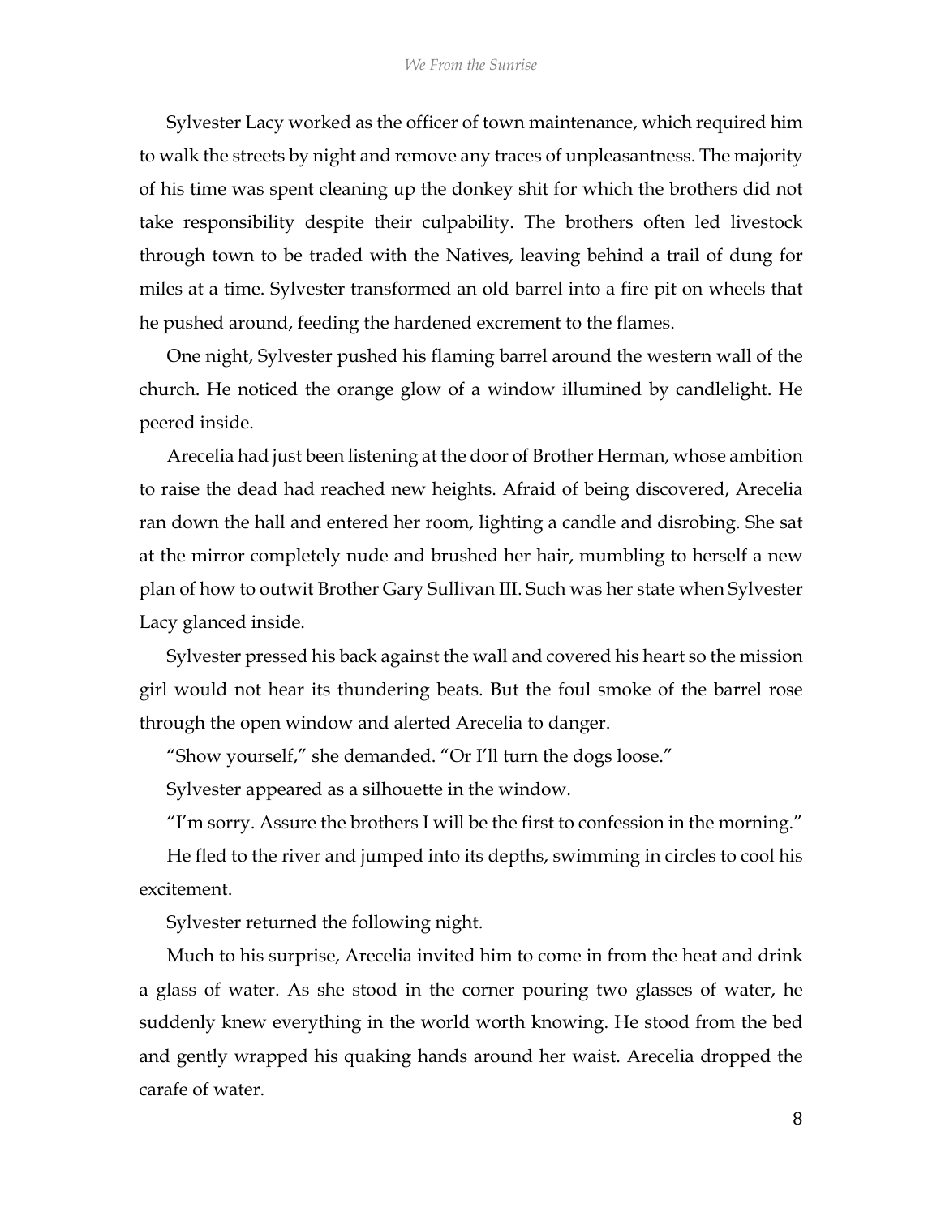Sylvester Lacy worked as the officer of town maintenance, which required him to walk the streets by night and remove any traces of unpleasantness. The majority of his time was spent cleaning up the donkey shit for which the brothers did not take responsibility despite their culpability. The brothers often led livestock through town to be traded with the Natives, leaving behind a trail of dung for miles at a time. Sylvester transformed an old barrel into a fire pit on wheels that he pushed around, feeding the hardened excrement to the flames.

One night, Sylvester pushed his flaming barrel around the western wall of the church. He noticed the orange glow of a window illumined by candlelight. He peered inside.

Arecelia had just been listening at the door of Brother Herman, whose ambition to raise the dead had reached new heights. Afraid of being discovered, Arecelia ran down the hall and entered her room, lighting a candle and disrobing. She sat at the mirror completely nude and brushed her hair, mumbling to herself a new plan of how to outwit Brother Gary Sullivan III. Such was her state when Sylvester Lacy glanced inside.

Sylvester pressed his back against the wall and covered his heart so the mission girl would not hear its thundering beats. But the foul smoke of the barrel rose through the open window and alerted Arecelia to danger.

"Show yourself," she demanded. "Or I'll turn the dogs loose."

Sylvester appeared as a silhouette in the window.

"I'm sorry. Assure the brothers I will be the first to confession in the morning."

He fled to the river and jumped into its depths, swimming in circles to cool his excitement.

Sylvester returned the following night.

Much to his surprise, Arecelia invited him to come in from the heat and drink a glass of water. As she stood in the corner pouring two glasses of water, he suddenly knew everything in the world worth knowing. He stood from the bed and gently wrapped his quaking hands around her waist. Arecelia dropped the carafe of water.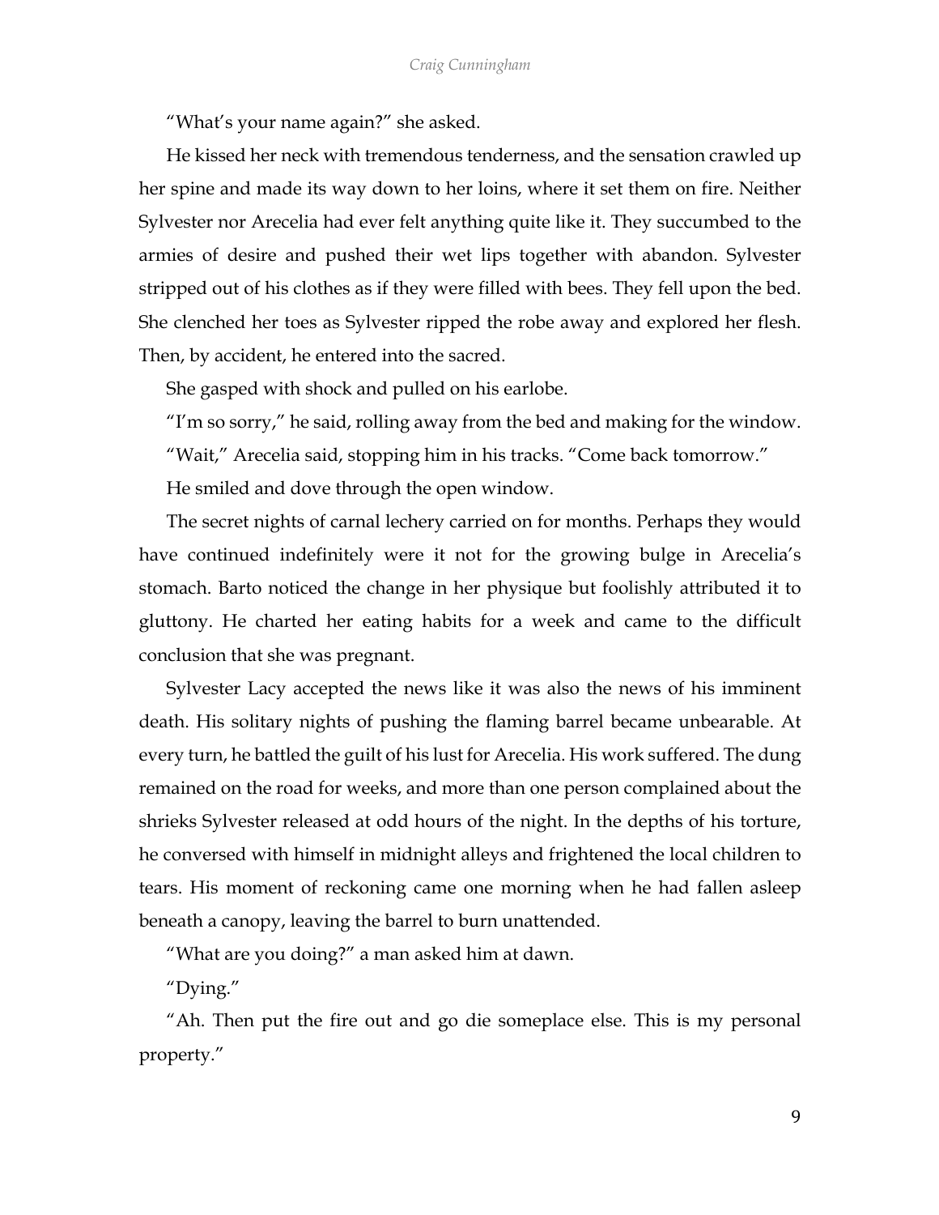"What's your name again?" she asked.

He kissed her neck with tremendous tenderness, and the sensation crawled up her spine and made its way down to her loins, where it set them on fire. Neither Sylvester nor Arecelia had ever felt anything quite like it. They succumbed to the armies of desire and pushed their wet lips together with abandon. Sylvester stripped out of his clothes as if they were filled with bees. They fell upon the bed. She clenched her toes as Sylvester ripped the robe away and explored her flesh. Then, by accident, he entered into the sacred.

She gasped with shock and pulled on his earlobe.

"I'm so sorry," he said, rolling away from the bed and making for the window.

"Wait," Arecelia said, stopping him in his tracks. "Come back tomorrow."

He smiled and dove through the open window.

The secret nights of carnal lechery carried on for months. Perhaps they would have continued indefinitely were it not for the growing bulge in Arecelia's stomach. Barto noticed the change in her physique but foolishly attributed it to gluttony. He charted her eating habits for a week and came to the difficult conclusion that she was pregnant.

Sylvester Lacy accepted the news like it was also the news of his imminent death. His solitary nights of pushing the flaming barrel became unbearable. At every turn, he battled the guilt of his lust for Arecelia. His work suffered. The dung remained on the road for weeks, and more than one person complained about the shrieks Sylvester released at odd hours of the night. In the depths of his torture, he conversed with himself in midnight alleys and frightened the local children to tears. His moment of reckoning came one morning when he had fallen asleep beneath a canopy, leaving the barrel to burn unattended.

"What are you doing?" a man asked him at dawn.

"Dying."

"Ah. Then put the fire out and go die someplace else. This is my personal property."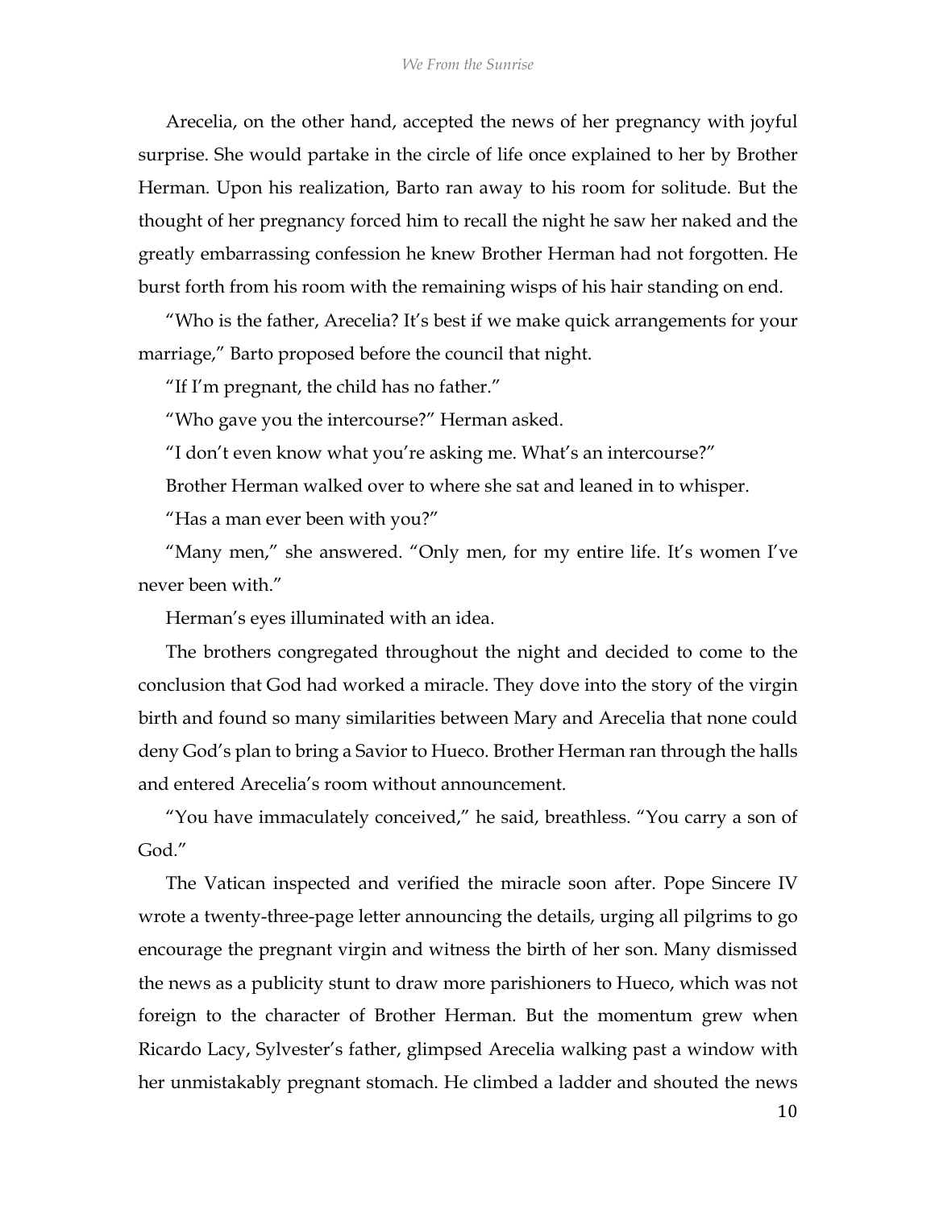Arecelia, on the other hand, accepted the news of her pregnancy with joyful surprise. She would partake in the circle of life once explained to her by Brother Herman. Upon his realization, Barto ran away to his room for solitude. But the thought of her pregnancy forced him to recall the night he saw her naked and the greatly embarrassing confession he knew Brother Herman had not forgotten. He burst forth from his room with the remaining wisps of his hair standing on end.

"Who is the father, Arecelia? It's best if we make quick arrangements for your marriage," Barto proposed before the council that night.

"If I'm pregnant, the child has no father."

"Who gave you the intercourse?" Herman asked.

"I don't even know what you're asking me. What's an intercourse?"

Brother Herman walked over to where she sat and leaned in to whisper.

"Has a man ever been with you?"

"Many men," she answered. "Only men, for my entire life. It's women I've never been with."

Herman's eyes illuminated with an idea.

The brothers congregated throughout the night and decided to come to the conclusion that God had worked a miracle. They dove into the story of the virgin birth and found so many similarities between Mary and Arecelia that none could deny God's plan to bring a Savior to Hueco. Brother Herman ran through the halls and entered Arecelia's room without announcement.

"You have immaculately conceived," he said, breathless. "You carry a son of God."

The Vatican inspected and verified the miracle soon after. Pope Sincere IV wrote a twenty-three-page letter announcing the details, urging all pilgrims to go encourage the pregnant virgin and witness the birth of her son. Many dismissed the news as a publicity stunt to draw more parishioners to Hueco, which was not foreign to the character of Brother Herman. But the momentum grew when Ricardo Lacy, Sylvester's father, glimpsed Arecelia walking past a window with her unmistakably pregnant stomach. He climbed a ladder and shouted the news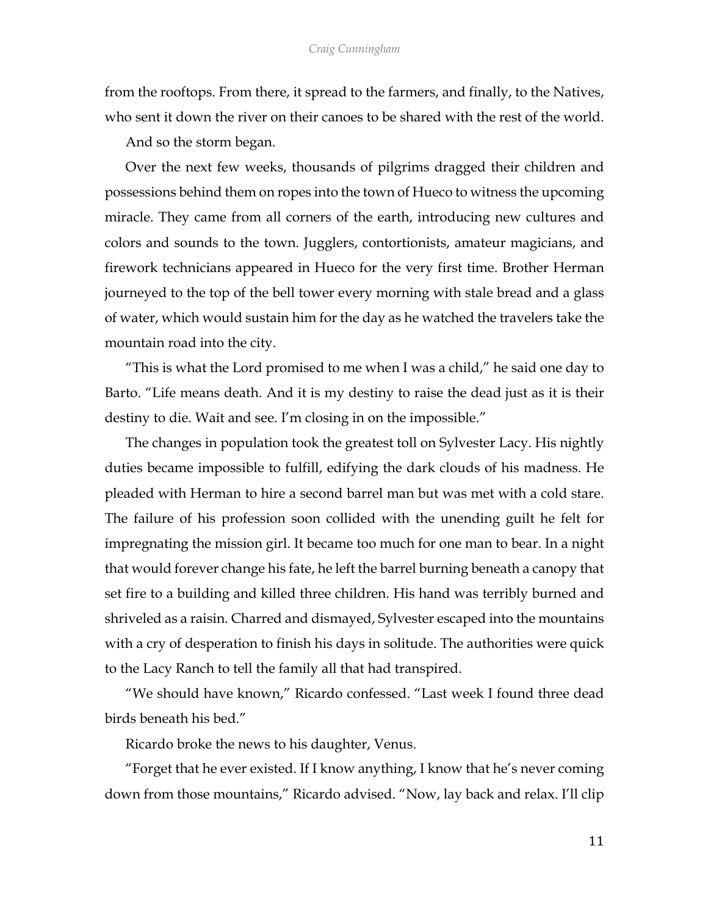from the rooftops. From there, it spread to the farmers, and finally, to the Natives, who sent it down the river on their canoes to be shared with the rest of the world.

And so the storm began.

Over the next few weeks, thousands of pilgrims dragged their children and possessions behind them on ropes into the town of Hueco to witness the upcoming miracle. They came from all corners of the earth, introducing new cultures and colors and sounds to the town. Jugglers, contortionists, amateur magicians, and firework technicians appeared in Hueco for the very first time. Brother Herman journeyed to the top of the bell tower every morning with stale bread and a glass of water, which would sustain him for the day as he watched the travelers take the mountain road into the city.

"This is what the Lord promised to me when I was a child," he said one day to Barto. "Life means death. And it is my destiny to raise the dead just as it is their destiny to die. Wait and see. I'm closing in on the impossible."

The changes in population took the greatest toll on Sylvester Lacy. His nightly duties became impossible to fulfill, edifying the dark clouds of his madness. He pleaded with Herman to hire a second barrel man but was met with a cold stare. The failure of his profession soon collided with the unending guilt he felt for impregnating the mission girl. It became too much for one man to bear. In a night that would forever change his fate, he left the barrel burning beneath a canopy that set fire to a building and killed three children. His hand was terribly burned and shriveled as a raisin. Charred and dismayed, Sylvester escaped into the mountains with a cry of desperation to finish his days in solitude. The authorities were quick to the Lacy Ranch to tell the family all that had transpired.

"We should have known," Ricardo confessed. "Last week I found three dead birds beneath his bed."

Ricardo broke the news to his daughter, Venus.

"Forget that he ever existed. If I know anything, I know that he's never coming down from those mountains," Ricardo advised. "Now, lay back and relax. I'll clip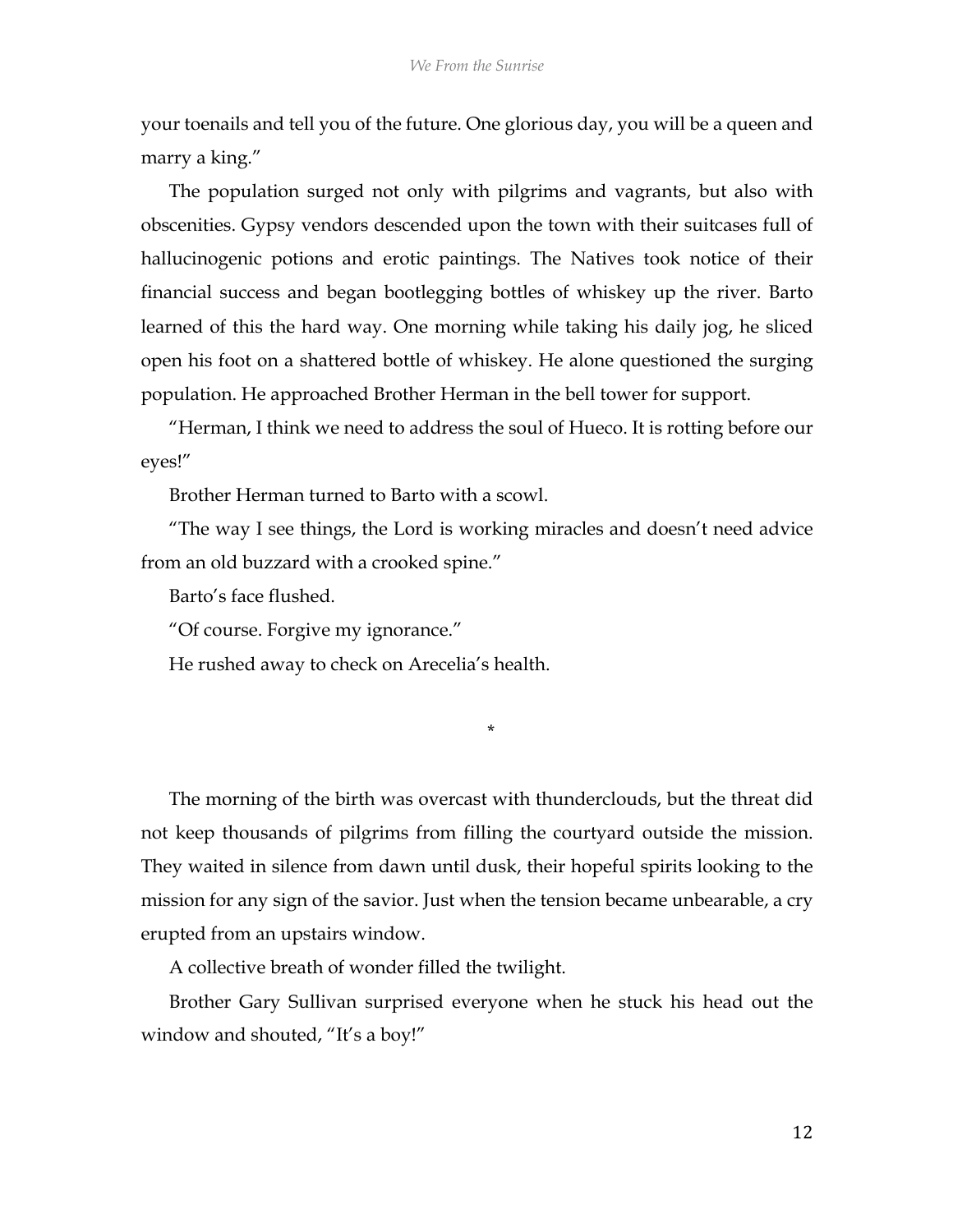your toenails and tell you of the future. One glorious day, you will be a queen and marry a king."

The population surged not only with pilgrims and vagrants, but also with obscenities. Gypsy vendors descended upon the town with their suitcases full of hallucinogenic potions and erotic paintings. The Natives took notice of their financial success and began bootlegging bottles of whiskey up the river. Barto learned of this the hard way. One morning while taking his daily jog, he sliced open his foot on a shattered bottle of whiskey. He alone questioned the surging population. He approached Brother Herman in the bell tower for support.

"Herman, I think we need to address the soul of Hueco. It is rotting before our eyes!"

Brother Herman turned to Barto with a scowl.

"The way I see things, the Lord is working miracles and doesn't need advice from an old buzzard with a crooked spine."

Barto's face flushed.

"Of course. Forgive my ignorance."

He rushed away to check on Arecelia's health.

*

The morning of the birth was overcast with thunderclouds, but the threat did not keep thousands of pilgrims from filling the courtyard outside the mission. They waited in silence from dawn until dusk, their hopeful spirits looking to the mission for any sign of the savior. Just when the tension became unbearable, a cry erupted from an upstairs window.

A collective breath of wonder filled the twilight.

Brother Gary Sullivan surprised everyone when he stuck his head out the window and shouted, "It's a boy!"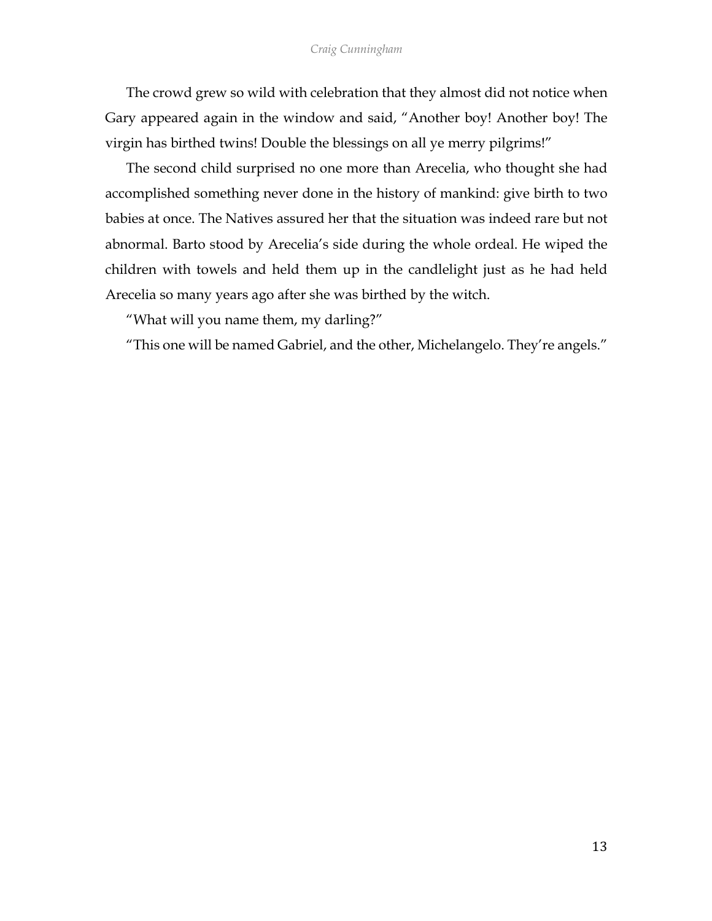The crowd grew so wild with celebration that they almost did not notice when Gary appeared again in the window and said, "Another boy! Another boy! The virgin has birthed twins! Double the blessings on all ye merry pilgrims!"

The second child surprised no one more than Arecelia, who thought she had accomplished something never done in the history of mankind: give birth to two babies at once. The Natives assured her that the situation was indeed rare but not abnormal. Barto stood by Arecelia's side during the whole ordeal. He wiped the children with towels and held them up in the candlelight just as he had held Arecelia so many years ago after she was birthed by the witch.

"What will you name them, my darling?"

"This one will be named Gabriel, and the other, Michelangelo. They're angels."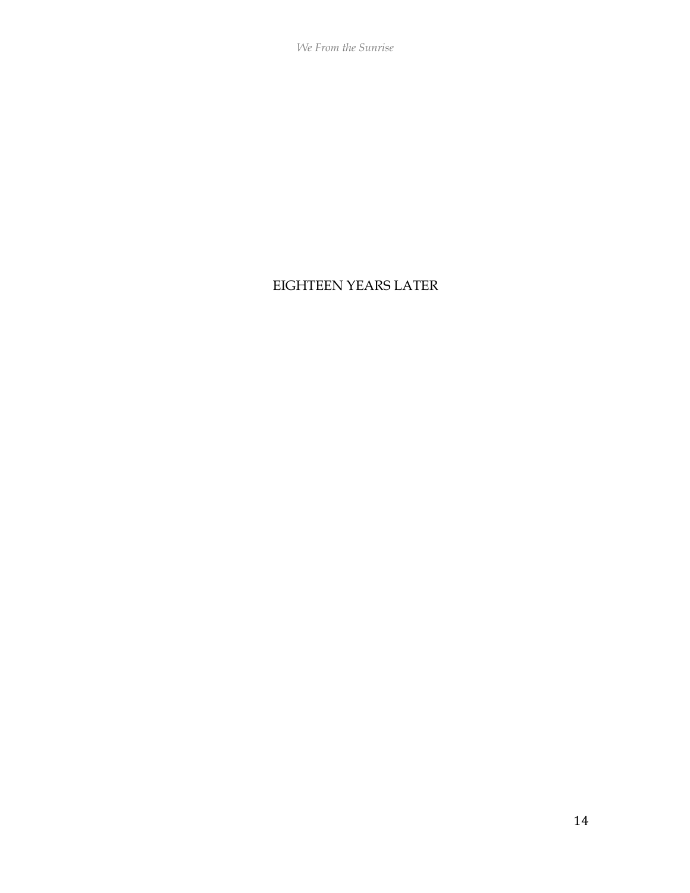# EIGHTEEN YEARS LATER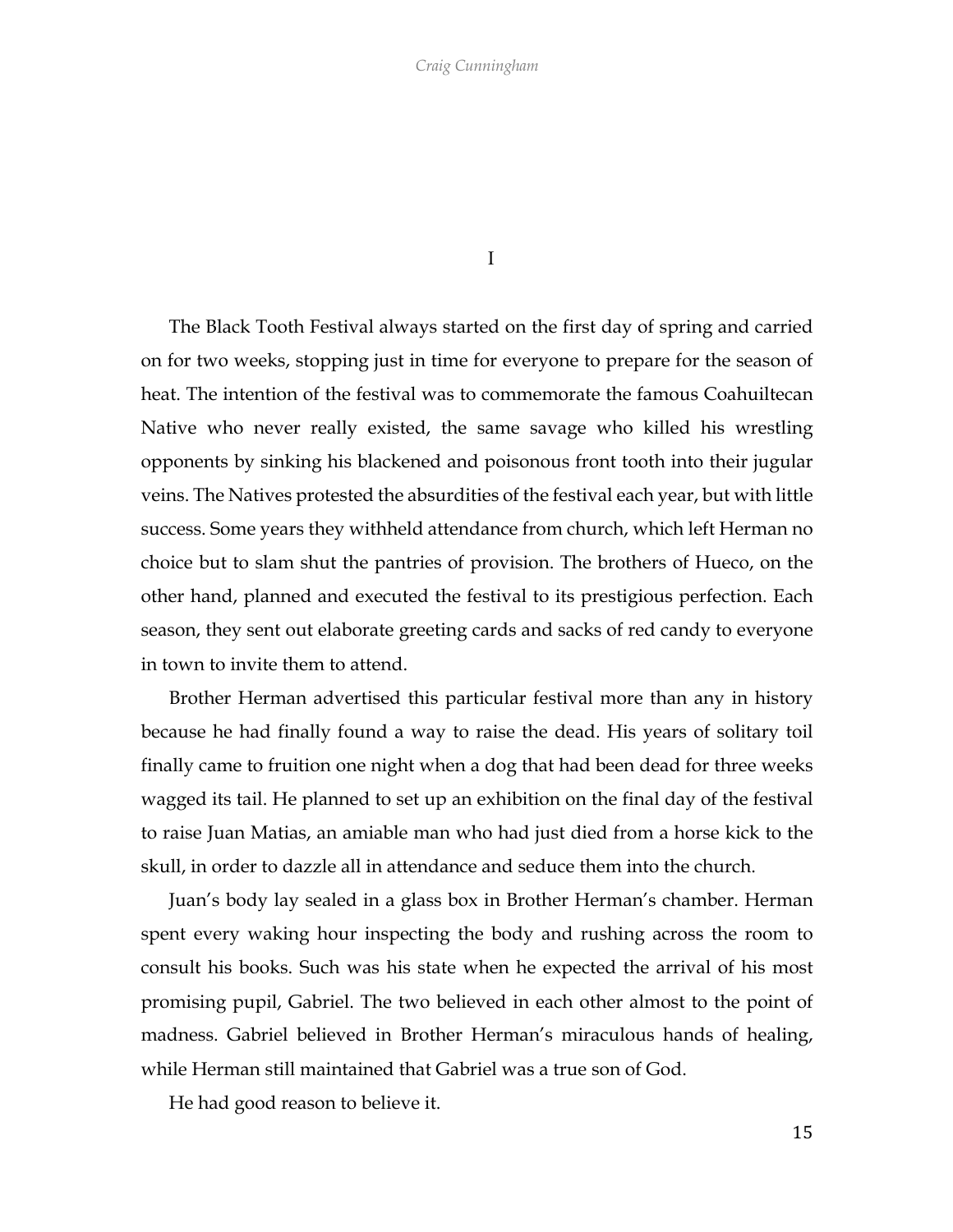# I

The Black Tooth Festival always started on the first day of spring and carried on for two weeks, stopping just in time for everyone to prepare for the season of heat. The intention of the festival was to commemorate the famous Coahuiltecan Native who never really existed, the same savage who killed his wrestling opponents by sinking his blackened and poisonous front tooth into their jugular veins. The Natives protested the absurdities of the festival each year, but with little success. Some years they withheld attendance from church, which left Herman no choice but to slam shut the pantries of provision. The brothers of Hueco, on the other hand, planned and executed the festival to its prestigious perfection. Each season, they sent out elaborate greeting cards and sacks of red candy to everyone in town to invite them to attend.

Brother Herman advertised this particular festival more than any in history because he had finally found a way to raise the dead. His years of solitary toil finally came to fruition one night when a dog that had been dead for three weeks wagged its tail. He planned to set up an exhibition on the final day of the festival to raise Juan Matias, an amiable man who had just died from a horse kick to the skull, in order to dazzle all in attendance and seduce them into the church.

Juan's body lay sealed in a glass box in Brother Herman's chamber. Herman spent every waking hour inspecting the body and rushing across the room to consult his books. Such was his state when he expected the arrival of his most promising pupil, Gabriel. The two believed in each other almost to the point of madness. Gabriel believed in Brother Herman's miraculous hands of healing, while Herman still maintained that Gabriel was a true son of God.

He had good reason to believe it.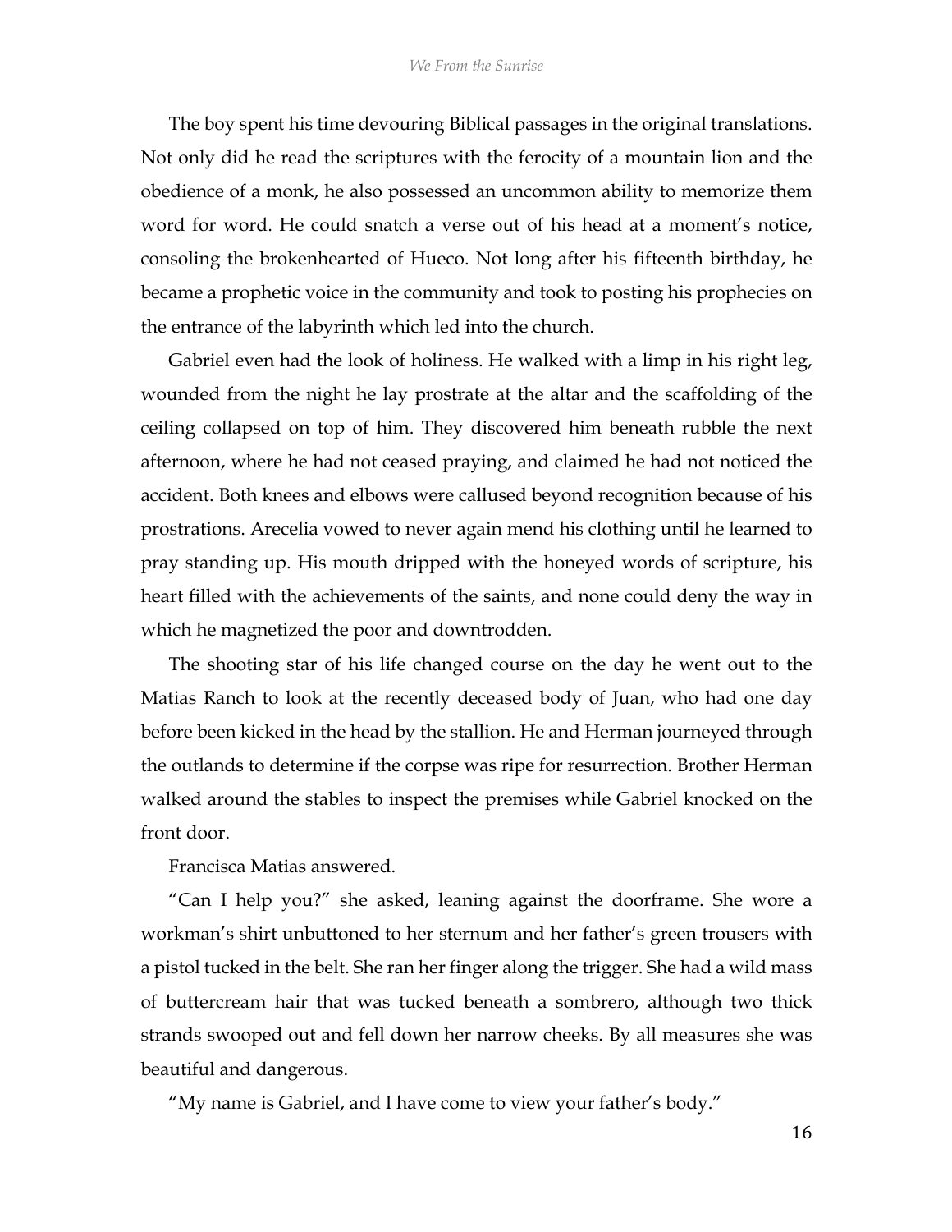The boy spent his time devouring Biblical passages in the original translations. Not only did he read the scriptures with the ferocity of a mountain lion and the obedience of a monk, he also possessed an uncommon ability to memorize them word for word. He could snatch a verse out of his head at a moment's notice, consoling the brokenhearted of Hueco. Not long after his fifteenth birthday, he became a prophetic voice in the community and took to posting his prophecies on the entrance of the labyrinth which led into the church.

Gabriel even had the look of holiness. He walked with a limp in his right leg, wounded from the night he lay prostrate at the altar and the scaffolding of the ceiling collapsed on top of him. They discovered him beneath rubble the next afternoon, where he had not ceased praying, and claimed he had not noticed the accident. Both knees and elbows were callused beyond recognition because of his prostrations. Arecelia vowed to never again mend his clothing until he learned to pray standing up. His mouth dripped with the honeyed words of scripture, his heart filled with the achievements of the saints, and none could deny the way in which he magnetized the poor and downtrodden.

The shooting star of his life changed course on the day he went out to the Matias Ranch to look at the recently deceased body of Juan, who had one day before been kicked in the head by the stallion. He and Herman journeyed through the outlands to determine if the corpse was ripe for resurrection. Brother Herman walked around the stables to inspect the premises while Gabriel knocked on the front door.

Francisca Matias answered.

"Can I help you?" she asked, leaning against the doorframe. She wore a workman's shirt unbuttoned to her sternum and her father's green trousers with a pistol tucked in the belt. She ran her finger along the trigger. She had a wild mass of buttercream hair that was tucked beneath a sombrero, although two thick strands swooped out and fell down her narrow cheeks. By all measures she was beautiful and dangerous.

"My name is Gabriel, and I have come to view your father's body."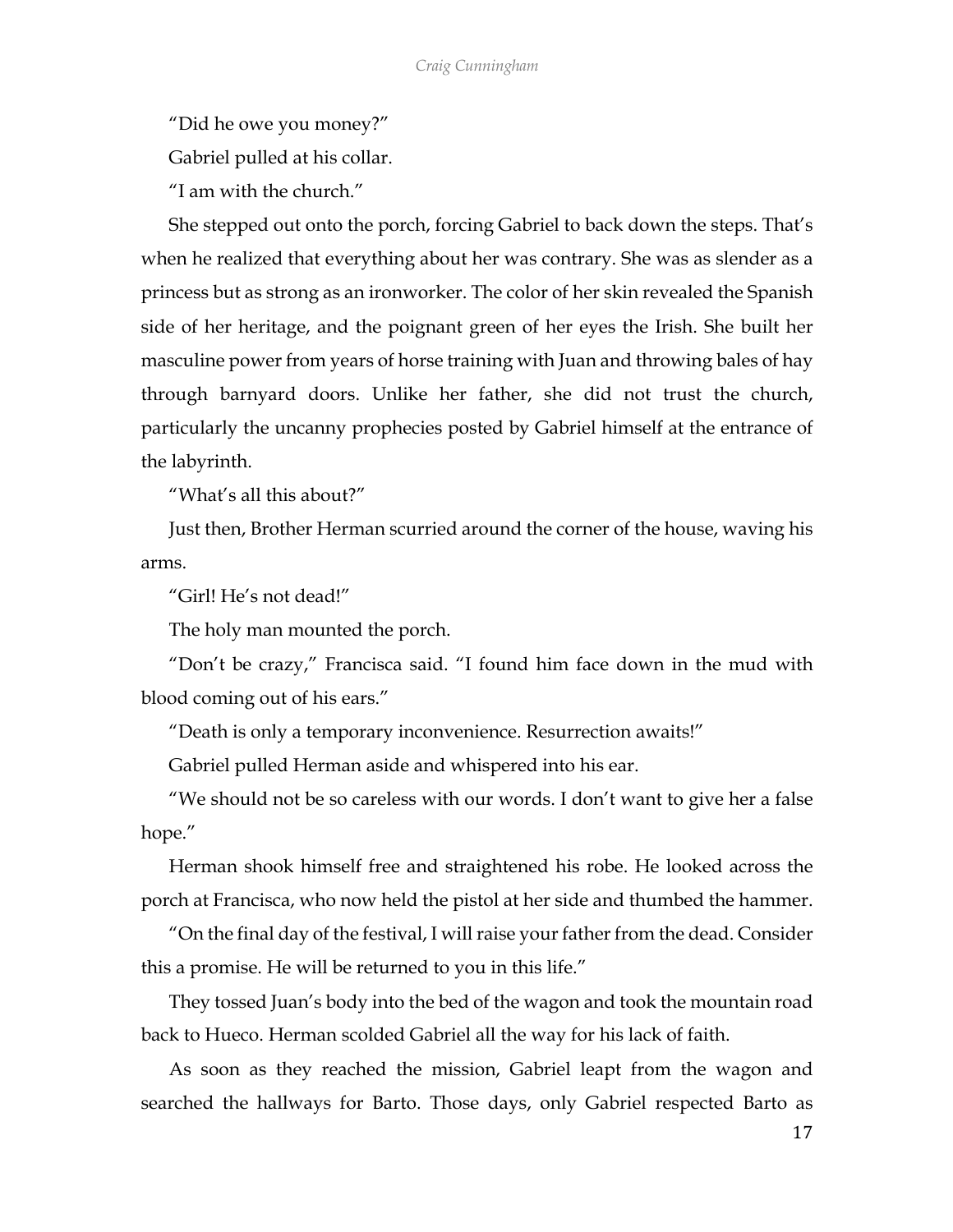"Did he owe you money?"

Gabriel pulled at his collar.

"I am with the church."

She stepped out onto the porch, forcing Gabriel to back down the steps. That's when he realized that everything about her was contrary. She was as slender as a princess but as strong as an ironworker. The color of her skin revealed the Spanish side of her heritage, and the poignant green of her eyes the Irish. She built her masculine power from years of horse training with Juan and throwing bales of hay through barnyard doors. Unlike her father, she did not trust the church, particularly the uncanny prophecies posted by Gabriel himself at the entrance of the labyrinth.

"What's all this about?"

Just then, Brother Herman scurried around the corner of the house, waving his arms.

"Girl! He's not dead!"

The holy man mounted the porch.

"Don't be crazy," Francisca said. "I found him face down in the mud with blood coming out of his ears."

"Death is only a temporary inconvenience. Resurrection awaits!"

Gabriel pulled Herman aside and whispered into his ear.

"We should not be so careless with our words. I don't want to give her a false hope."

Herman shook himself free and straightened his robe. He looked across the porch at Francisca, who now held the pistol at her side and thumbed the hammer.

"On the final day of the festival, I will raise your father from the dead. Consider this a promise. He will be returned to you in this life."

They tossed Juan's body into the bed of the wagon and took the mountain road back to Hueco. Herman scolded Gabriel all the way for his lack of faith.

As soon as they reached the mission, Gabriel leapt from the wagon and searched the hallways for Barto. Those days, only Gabriel respected Barto as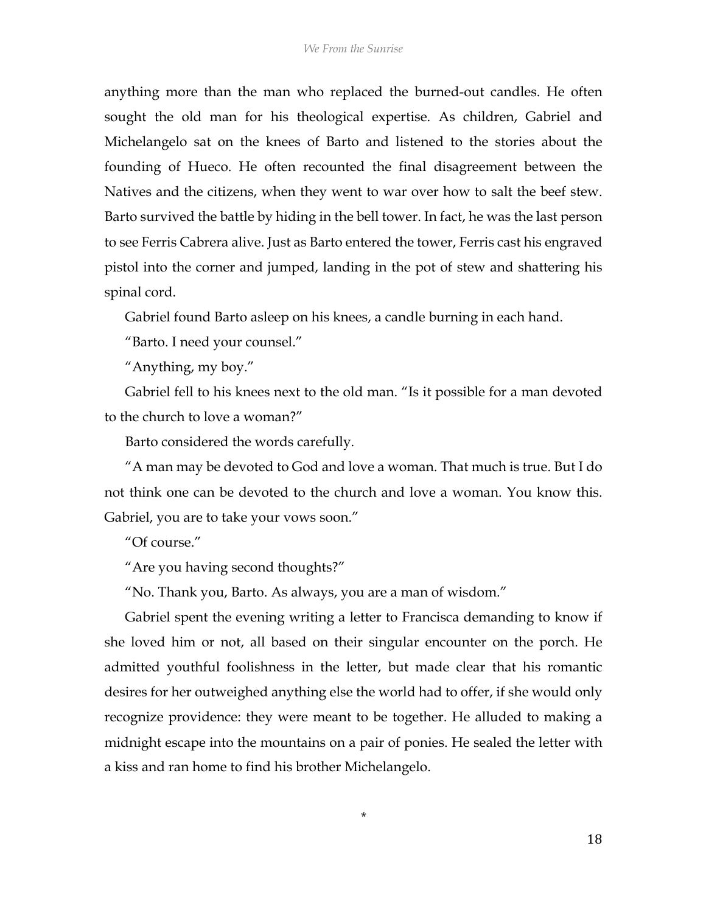anything more than the man who replaced the burned-out candles. He often sought the old man for his theological expertise. As children, Gabriel and Michelangelo sat on the knees of Barto and listened to the stories about the founding of Hueco. He often recounted the final disagreement between the Natives and the citizens, when they went to war over how to salt the beef stew. Barto survived the battle by hiding in the bell tower. In fact, he was the last person to see Ferris Cabrera alive. Just as Barto entered the tower, Ferris cast his engraved pistol into the corner and jumped, landing in the pot of stew and shattering his spinal cord.

Gabriel found Barto asleep on his knees, a candle burning in each hand.

"Barto. I need your counsel."

"Anything, my boy."

Gabriel fell to his knees next to the old man. "Is it possible for a man devoted to the church to love a woman?"

Barto considered the words carefully.

"A man may be devoted to God and love a woman. That much is true. But I do not think one can be devoted to the church and love a woman. You know this. Gabriel, you are to take your vows soon."

"Of course."

"Are you having second thoughts?"

"No. Thank you, Barto. As always, you are a man of wisdom."

Gabriel spent the evening writing a letter to Francisca demanding to know if she loved him or not, all based on their singular encounter on the porch. He admitted youthful foolishness in the letter, but made clear that his romantic desires for her outweighed anything else the world had to offer, if she would only recognize providence: they were meant to be together. He alluded to making a midnight escape into the mountains on a pair of ponies. He sealed the letter with a kiss and ran home to find his brother Michelangelo.

*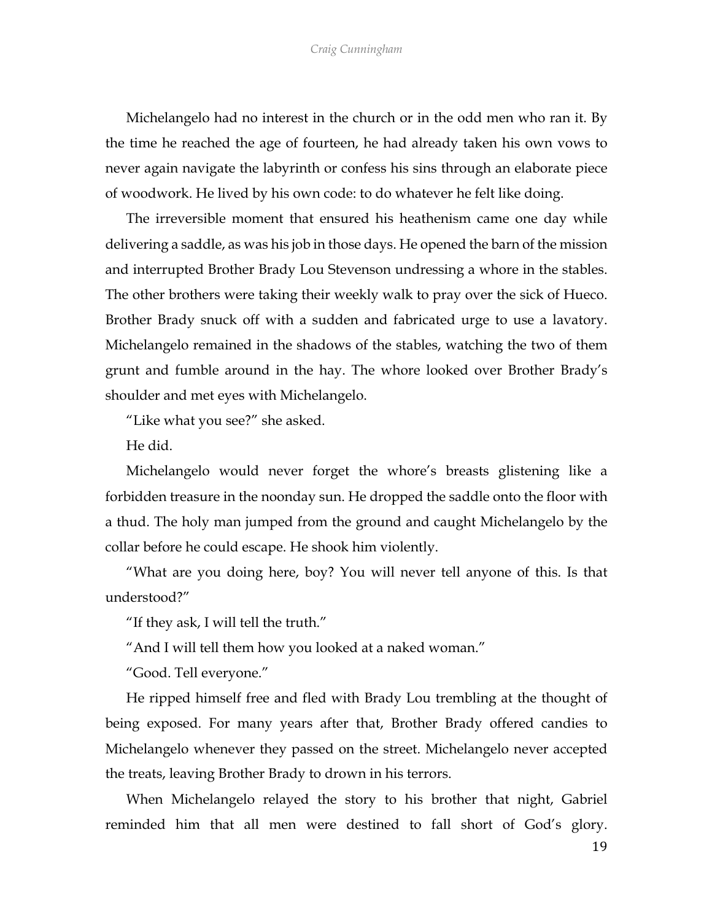Michelangelo had no interest in the church or in the odd men who ran it. By the time he reached the age of fourteen, he had already taken his own vows to never again navigate the labyrinth or confess his sins through an elaborate piece of woodwork. He lived by his own code: to do whatever he felt like doing.

The irreversible moment that ensured his heathenism came one day while delivering a saddle, as was his job in those days. He opened the barn of the mission and interrupted Brother Brady Lou Stevenson undressing a whore in the stables. The other brothers were taking their weekly walk to pray over the sick of Hueco. Brother Brady snuck off with a sudden and fabricated urge to use a lavatory. Michelangelo remained in the shadows of the stables, watching the two of them grunt and fumble around in the hay. The whore looked over Brother Brady's shoulder and met eyes with Michelangelo.

"Like what you see?" she asked.

He did.

Michelangelo would never forget the whore's breasts glistening like a forbidden treasure in the noonday sun. He dropped the saddle onto the floor with a thud. The holy man jumped from the ground and caught Michelangelo by the collar before he could escape. He shook him violently.

"What are you doing here, boy? You will never tell anyone of this. Is that understood?"

"If they ask, I will tell the truth."

"And I will tell them how you looked at a naked woman."

"Good. Tell everyone."

He ripped himself free and fled with Brady Lou trembling at the thought of being exposed. For many years after that, Brother Brady offered candies to Michelangelo whenever they passed on the street. Michelangelo never accepted the treats, leaving Brother Brady to drown in his terrors.

When Michelangelo relayed the story to his brother that night, Gabriel reminded him that all men were destined to fall short of God's glory.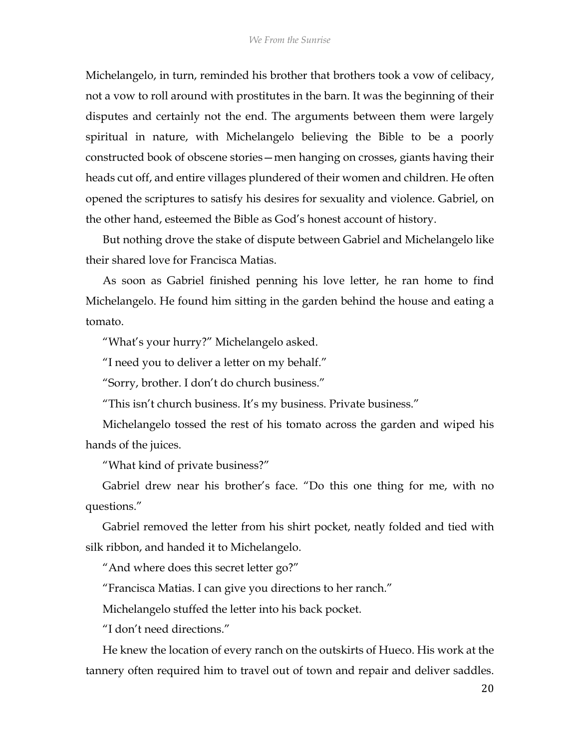Michelangelo, in turn, reminded his brother that brothers took a vow of celibacy, not a vow to roll around with prostitutes in the barn. It was the beginning of their disputes and certainly not the end. The arguments between them were largely spiritual in nature, with Michelangelo believing the Bible to be a poorly constructed book of obscene stories—men hanging on crosses, giants having their heads cut off, and entire villages plundered of their women and children. He often opened the scriptures to satisfy his desires for sexuality and violence. Gabriel, on the other hand, esteemed the Bible as God's honest account of history.

But nothing drove the stake of dispute between Gabriel and Michelangelo like their shared love for Francisca Matias.

As soon as Gabriel finished penning his love letter, he ran home to find Michelangelo. He found him sitting in the garden behind the house and eating a tomato.

"What's your hurry?" Michelangelo asked.

"I need you to deliver a letter on my behalf."

"Sorry, brother. I don't do church business."

"This isn't church business. It's my business. Private business."

Michelangelo tossed the rest of his tomato across the garden and wiped his hands of the juices.

"What kind of private business?"

Gabriel drew near his brother's face. "Do this one thing for me, with no questions."

Gabriel removed the letter from his shirt pocket, neatly folded and tied with silk ribbon, and handed it to Michelangelo.

"And where does this secret letter go?"

"Francisca Matias. I can give you directions to her ranch."

Michelangelo stuffed the letter into his back pocket.

"I don't need directions."

He knew the location of every ranch on the outskirts of Hueco. His work at the tannery often required him to travel out of town and repair and deliver saddles.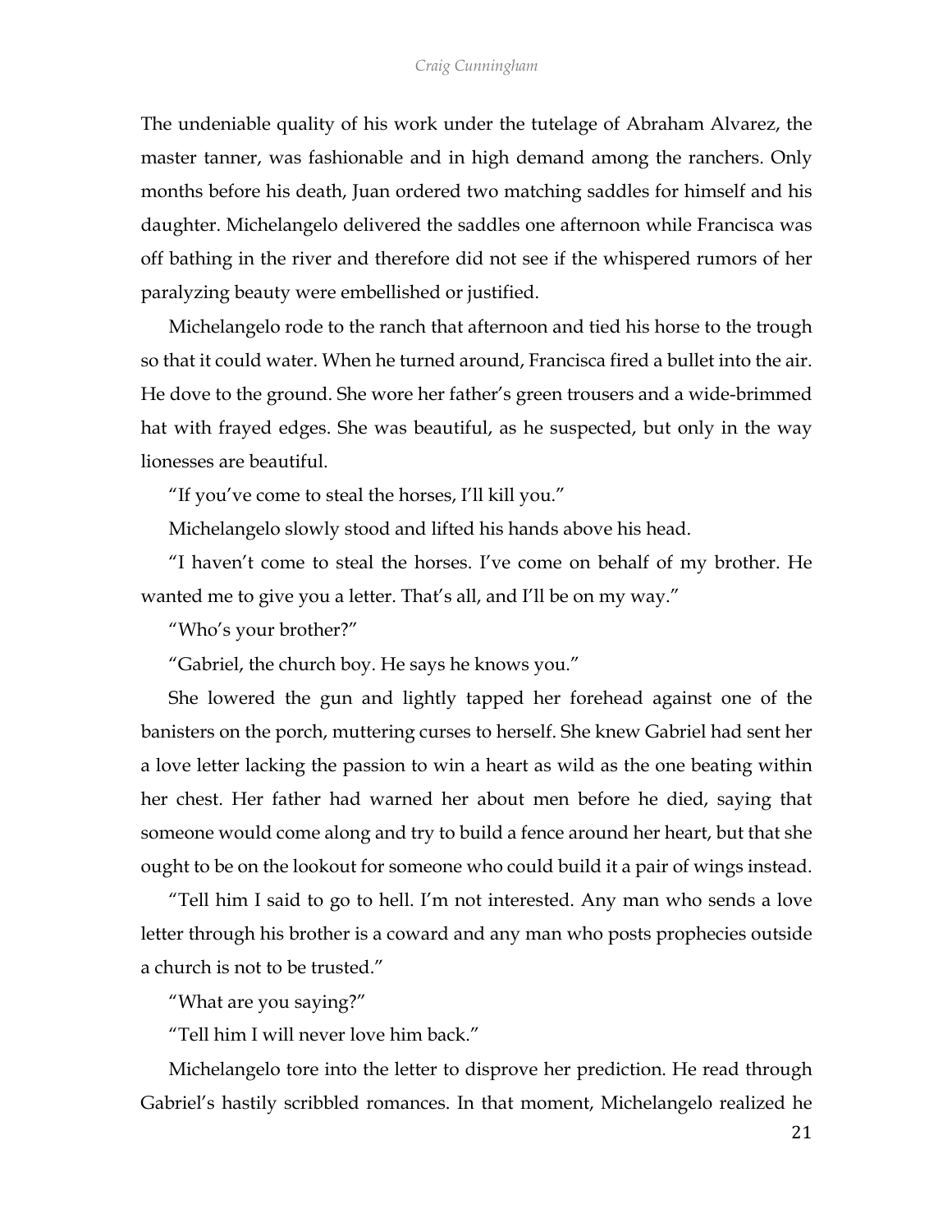The undeniable quality of his work under the tutelage of Abraham Alvarez, the master tanner, was fashionable and in high demand among the ranchers. Only months before his death, Juan ordered two matching saddles for himself and his daughter. Michelangelo delivered the saddles one afternoon while Francisca was off bathing in the river and therefore did not see if the whispered rumors of her paralyzing beauty were embellished or justified.

Michelangelo rode to the ranch that afternoon and tied his horse to the trough so that it could water. When he turned around, Francisca fired a bullet into the air. He dove to the ground. She wore her father's green trousers and a wide-brimmed hat with frayed edges. She was beautiful, as he suspected, but only in the way lionesses are beautiful.

"If you've come to steal the horses, I'll kill you."

Michelangelo slowly stood and lifted his hands above his head.

"I haven't come to steal the horses. I've come on behalf of my brother. He wanted me to give you a letter. That's all, and I'll be on my way."

"Who's your brother?"

"Gabriel, the church boy. He says he knows you."

She lowered the gun and lightly tapped her forehead against one of the banisters on the porch, muttering curses to herself. She knew Gabriel had sent her a love letter lacking the passion to win a heart as wild as the one beating within her chest. Her father had warned her about men before he died, saying that someone would come along and try to build a fence around her heart, but that she ought to be on the lookout for someone who could build it a pair of wings instead.

"Tell him I said to go to hell. I'm not interested. Any man who sends a love letter through his brother is a coward and any man who posts prophecies outside a church is not to be trusted."

"What are you saying?"

"Tell him I will never love him back."

Michelangelo tore into the letter to disprove her prediction. He read through Gabriel's hastily scribbled romances. In that moment, Michelangelo realized he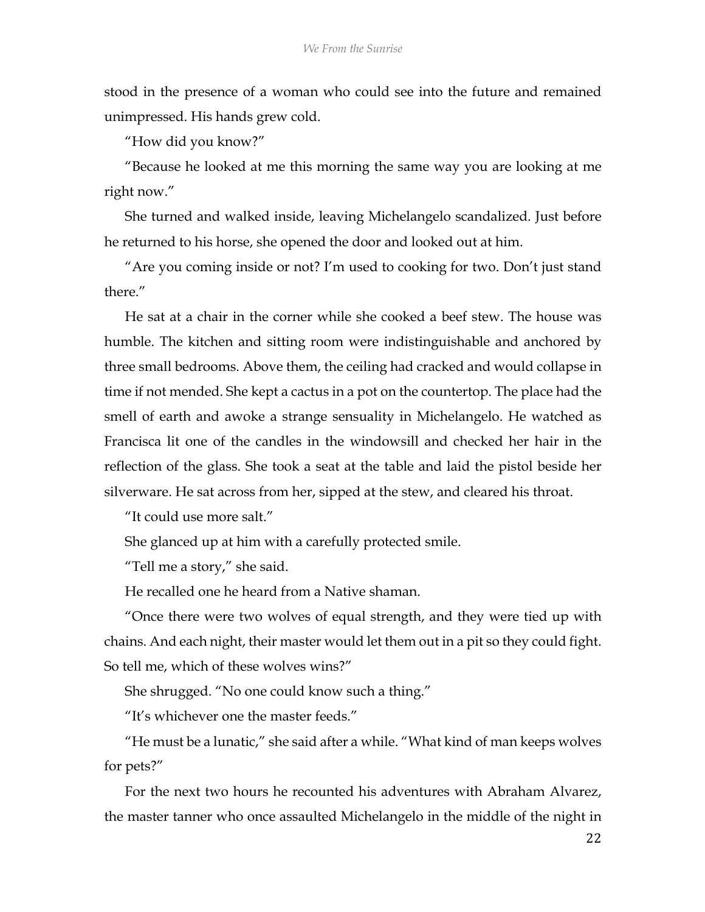stood in the presence of a woman who could see into the future and remained unimpressed. His hands grew cold.

"How did you know?"

"Because he looked at me this morning the same way you are looking at me right now."

She turned and walked inside, leaving Michelangelo scandalized. Just before he returned to his horse, she opened the door and looked out at him.

"Are you coming inside or not? I'm used to cooking for two. Don't just stand there."

He sat at a chair in the corner while she cooked a beef stew. The house was humble. The kitchen and sitting room were indistinguishable and anchored by three small bedrooms. Above them, the ceiling had cracked and would collapse in time if not mended. She kept a cactus in a pot on the countertop. The place had the smell of earth and awoke a strange sensuality in Michelangelo. He watched as Francisca lit one of the candles in the windowsill and checked her hair in the reflection of the glass. She took a seat at the table and laid the pistol beside her silverware. He sat across from her, sipped at the stew, and cleared his throat.

"It could use more salt."

She glanced up at him with a carefully protected smile.

"Tell me a story," she said.

He recalled one he heard from a Native shaman.

"Once there were two wolves of equal strength, and they were tied up with chains. And each night, their master would let them out in a pit so they could fight. So tell me, which of these wolves wins?"

She shrugged. "No one could know such a thing."

"It's whichever one the master feeds."

"He must be a lunatic," she said after a while. "What kind of man keeps wolves for pets?"

For the next two hours he recounted his adventures with Abraham Alvarez, the master tanner who once assaulted Michelangelo in the middle of the night in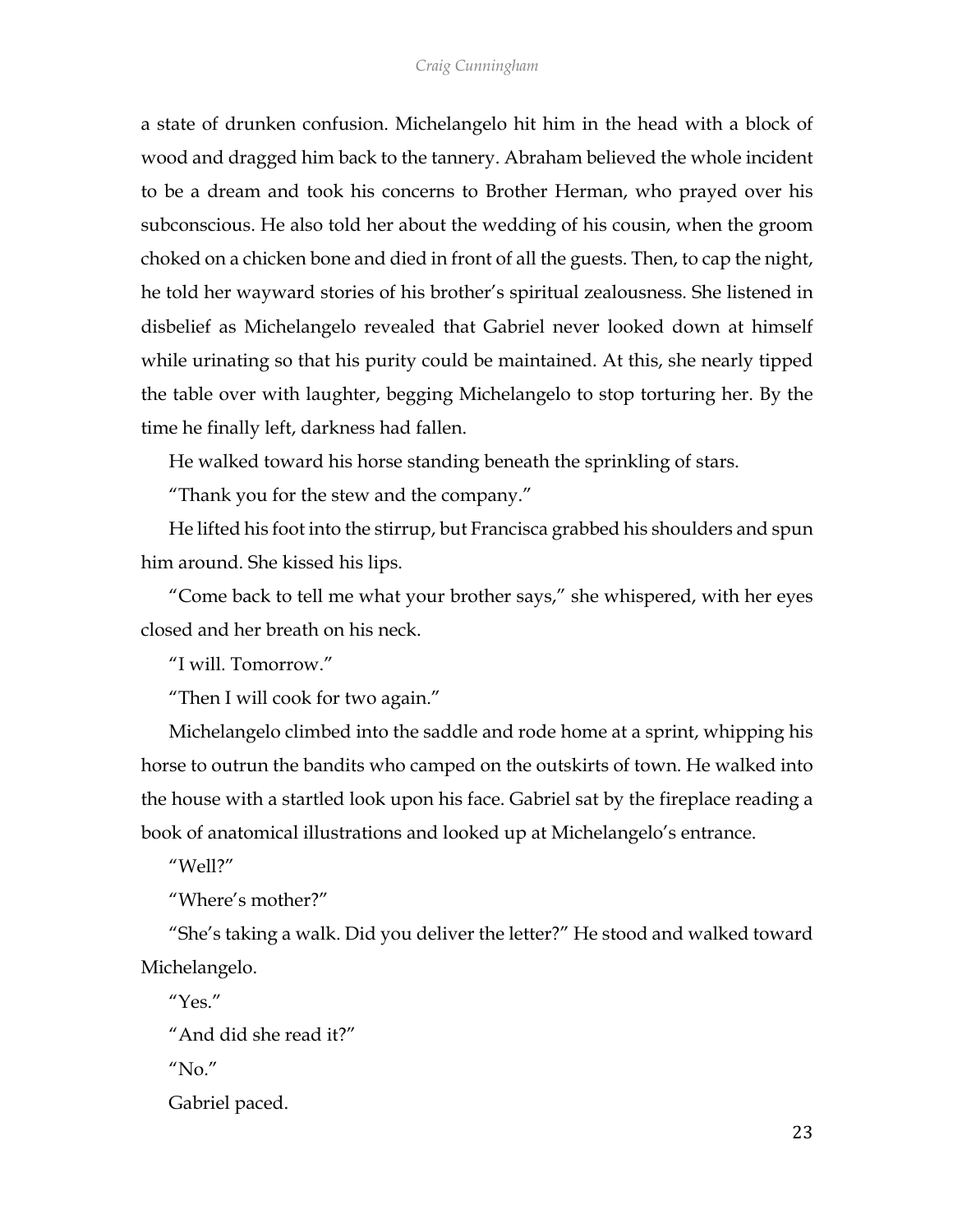a state of drunken confusion. Michelangelo hit him in the head with a block of wood and dragged him back to the tannery. Abraham believed the whole incident to be a dream and took his concerns to Brother Herman, who prayed over his subconscious. He also told her about the wedding of his cousin, when the groom choked on a chicken bone and died in front of all the guests. Then, to cap the night, he told her wayward stories of his brother's spiritual zealousness. She listened in disbelief as Michelangelo revealed that Gabriel never looked down at himself while urinating so that his purity could be maintained. At this, she nearly tipped the table over with laughter, begging Michelangelo to stop torturing her. By the time he finally left, darkness had fallen.

He walked toward his horse standing beneath the sprinkling of stars.

"Thank you for the stew and the company."

He lifted his foot into the stirrup, but Francisca grabbed his shoulders and spun him around. She kissed his lips.

"Come back to tell me what your brother says," she whispered, with her eyes closed and her breath on his neck.

"I will. Tomorrow."

"Then I will cook for two again."

Michelangelo climbed into the saddle and rode home at a sprint, whipping his horse to outrun the bandits who camped on the outskirts of town. He walked into the house with a startled look upon his face. Gabriel sat by the fireplace reading a book of anatomical illustrations and looked up at Michelangelo's entrance.

"Well?"

"Where's mother?"

"She's taking a walk. Did you deliver the letter?" He stood and walked toward Michelangelo.

"Yes."

"And did she read it?"

"No."

Gabriel paced.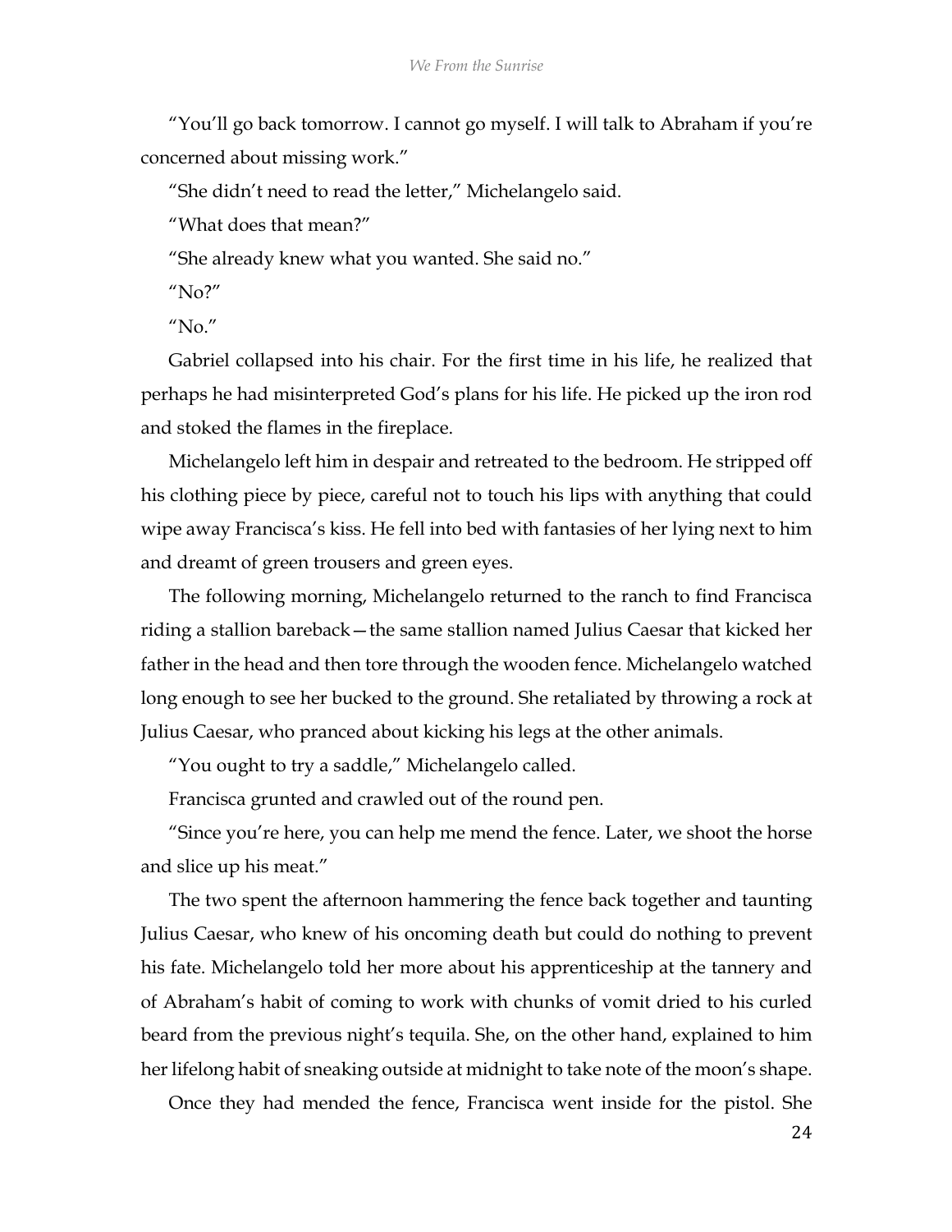"You'll go back tomorrow. I cannot go myself. I will talk to Abraham if you're concerned about missing work."

"She didn't need to read the letter," Michelangelo said.

"What does that mean?"

"She already knew what you wanted. She said no."

"No?"

"No."

Gabriel collapsed into his chair. For the first time in his life, he realized that perhaps he had misinterpreted God's plans for his life. He picked up the iron rod and stoked the flames in the fireplace.

Michelangelo left him in despair and retreated to the bedroom. He stripped off his clothing piece by piece, careful not to touch his lips with anything that could wipe away Francisca's kiss. He fell into bed with fantasies of her lying next to him and dreamt of green trousers and green eyes.

The following morning, Michelangelo returned to the ranch to find Francisca riding a stallion bareback—the same stallion named Julius Caesar that kicked her father in the head and then tore through the wooden fence. Michelangelo watched long enough to see her bucked to the ground. She retaliated by throwing a rock at Julius Caesar, who pranced about kicking his legs at the other animals.

"You ought to try a saddle," Michelangelo called.

Francisca grunted and crawled out of the round pen.

"Since you're here, you can help me mend the fence. Later, we shoot the horse and slice up his meat."

The two spent the afternoon hammering the fence back together and taunting Julius Caesar, who knew of his oncoming death but could do nothing to prevent his fate. Michelangelo told her more about his apprenticeship at the tannery and of Abraham's habit of coming to work with chunks of vomit dried to his curled beard from the previous night's tequila. She, on the other hand, explained to him her lifelong habit of sneaking outside at midnight to take note of the moon's shape.

Once they had mended the fence, Francisca went inside for the pistol. She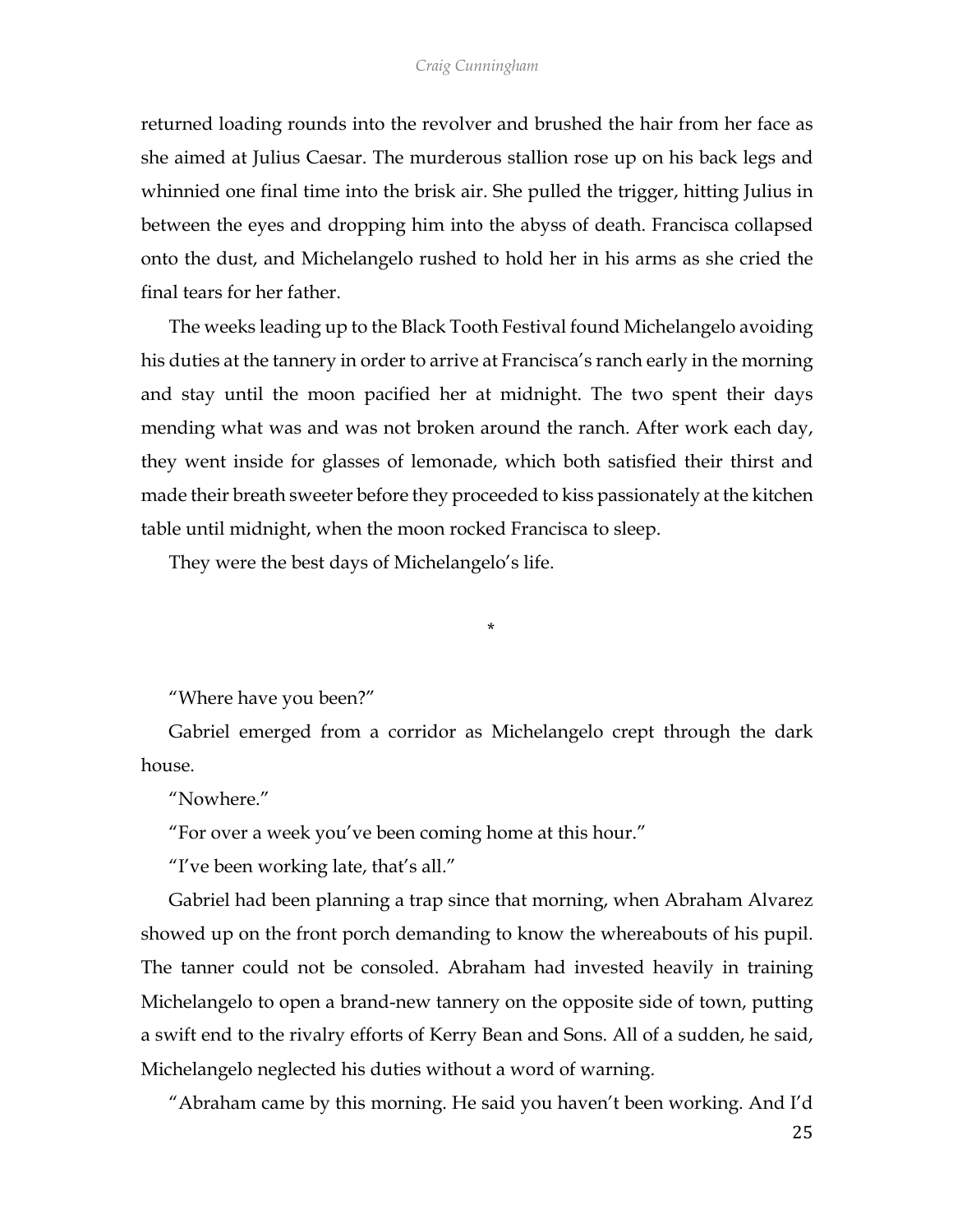returned loading rounds into the revolver and brushed the hair from her face as she aimed at Julius Caesar. The murderous stallion rose up on his back legs and whinnied one final time into the brisk air. She pulled the trigger, hitting Julius in between the eyes and dropping him into the abyss of death. Francisca collapsed onto the dust, and Michelangelo rushed to hold her in his arms as she cried the final tears for her father.

The weeks leading up to the Black Tooth Festival found Michelangelo avoiding his duties at the tannery in order to arrive at Francisca's ranch early in the morning and stay until the moon pacified her at midnight. The two spent their days mending what was and was not broken around the ranch. After work each day, they went inside for glasses of lemonade, which both satisfied their thirst and made their breath sweeter before they proceeded to kiss passionately at the kitchen table until midnight, when the moon rocked Francisca to sleep.

They were the best days of Michelangelo's life.

*

"Where have you been?"

Gabriel emerged from a corridor as Michelangelo crept through the dark house.

"Nowhere."

"For over a week you've been coming home at this hour."

"I've been working late, that's all."

Gabriel had been planning a trap since that morning, when Abraham Alvarez showed up on the front porch demanding to know the whereabouts of his pupil. The tanner could not be consoled. Abraham had invested heavily in training Michelangelo to open a brand-new tannery on the opposite side of town, putting a swift end to the rivalry efforts of Kerry Bean and Sons. All of a sudden, he said, Michelangelo neglected his duties without a word of warning.

"Abraham came by this morning. He said you haven't been working. And I'd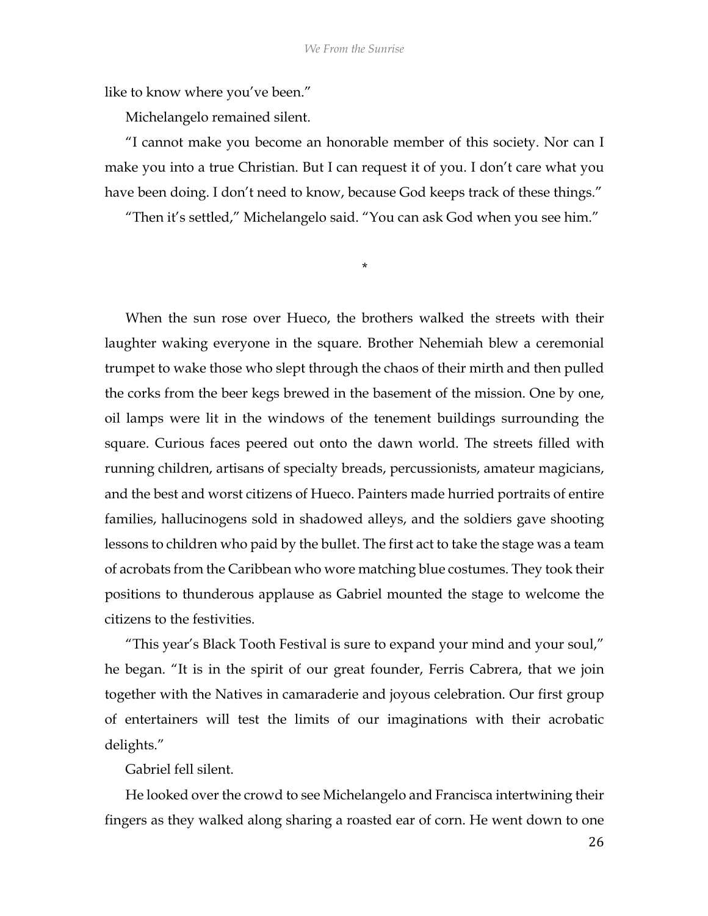like to know where you've been."

Michelangelo remained silent.

"I cannot make you become an honorable member of this society. Nor can I make you into a true Christian. But I can request it of you. I don't care what you have been doing. I don't need to know, because God keeps track of these things."

"Then it's settled," Michelangelo said. "You can ask God when you see him."

*

When the sun rose over Hueco, the brothers walked the streets with their laughter waking everyone in the square. Brother Nehemiah blew a ceremonial trumpet to wake those who slept through the chaos of their mirth and then pulled the corks from the beer kegs brewed in the basement of the mission. One by one, oil lamps were lit in the windows of the tenement buildings surrounding the square. Curious faces peered out onto the dawn world. The streets filled with running children, artisans of specialty breads, percussionists, amateur magicians, and the best and worst citizens of Hueco. Painters made hurried portraits of entire families, hallucinogens sold in shadowed alleys, and the soldiers gave shooting lessons to children who paid by the bullet. The first act to take the stage was a team of acrobats from the Caribbean who wore matching blue costumes. They took their positions to thunderous applause as Gabriel mounted the stage to welcome the citizens to the festivities.

"This year's Black Tooth Festival is sure to expand your mind and your soul," he began. "It is in the spirit of our great founder, Ferris Cabrera, that we join together with the Natives in camaraderie and joyous celebration. Our first group of entertainers will test the limits of our imaginations with their acrobatic delights."

Gabriel fell silent.

He looked over the crowd to see Michelangelo and Francisca intertwining their fingers as they walked along sharing a roasted ear of corn. He went down to one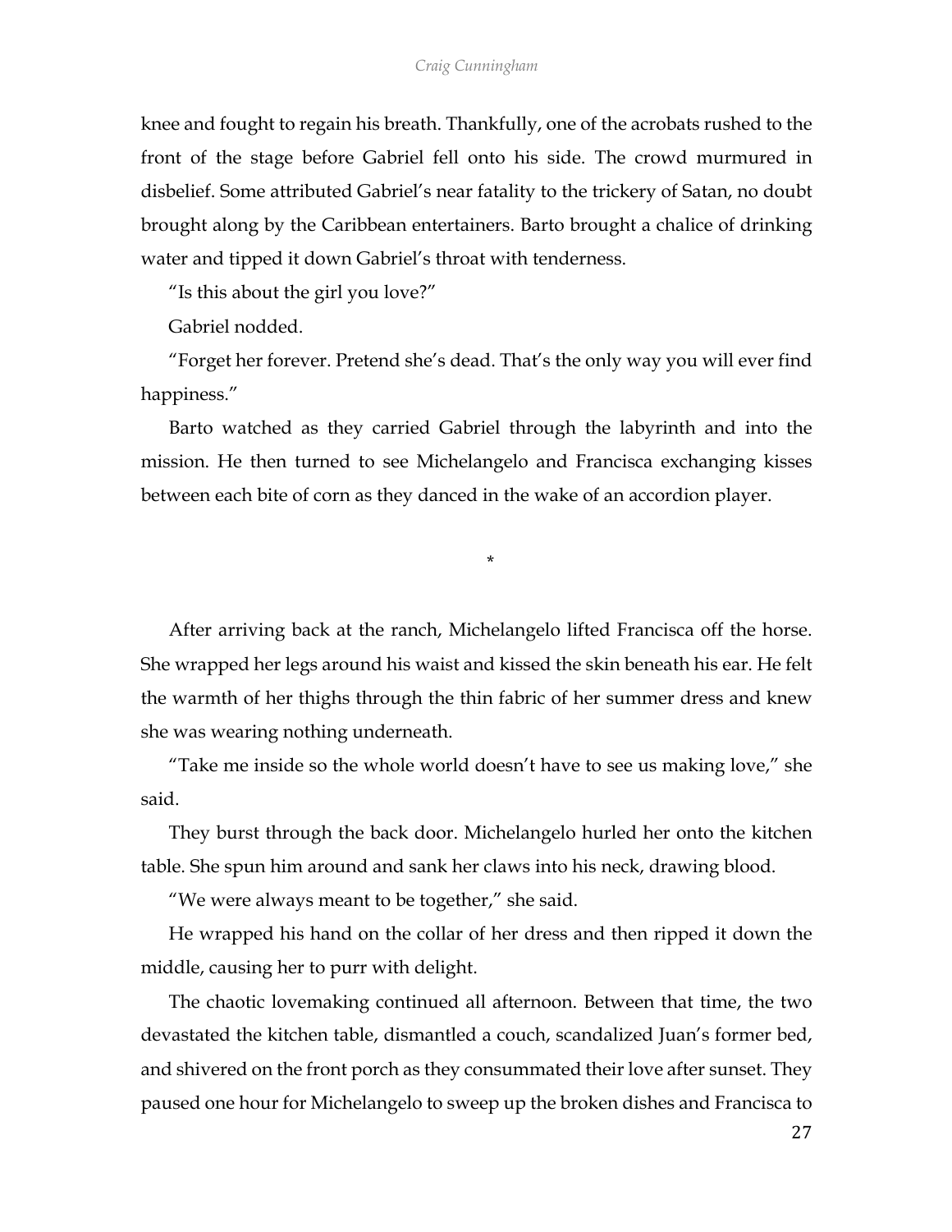knee and fought to regain his breath. Thankfully, one of the acrobats rushed to the front of the stage before Gabriel fell onto his side. The crowd murmured in disbelief. Some attributed Gabriel's near fatality to the trickery of Satan, no doubt brought along by the Caribbean entertainers. Barto brought a chalice of drinking water and tipped it down Gabriel's throat with tenderness.

"Is this about the girl you love?"

Gabriel nodded.

"Forget her forever. Pretend she's dead. That's the only way you will ever find happiness."

Barto watched as they carried Gabriel through the labyrinth and into the mission. He then turned to see Michelangelo and Francisca exchanging kisses between each bite of corn as they danced in the wake of an accordion player.

*

After arriving back at the ranch, Michelangelo lifted Francisca off the horse. She wrapped her legs around his waist and kissed the skin beneath his ear. He felt the warmth of her thighs through the thin fabric of her summer dress and knew she was wearing nothing underneath.

"Take me inside so the whole world doesn't have to see us making love," she said.

They burst through the back door. Michelangelo hurled her onto the kitchen table. She spun him around and sank her claws into his neck, drawing blood.

"We were always meant to be together," she said.

He wrapped his hand on the collar of her dress and then ripped it down the middle, causing her to purr with delight.

The chaotic lovemaking continued all afternoon. Between that time, the two devastated the kitchen table, dismantled a couch, scandalized Juan's former bed, and shivered on the front porch as they consummated their love after sunset. They paused one hour for Michelangelo to sweep up the broken dishes and Francisca to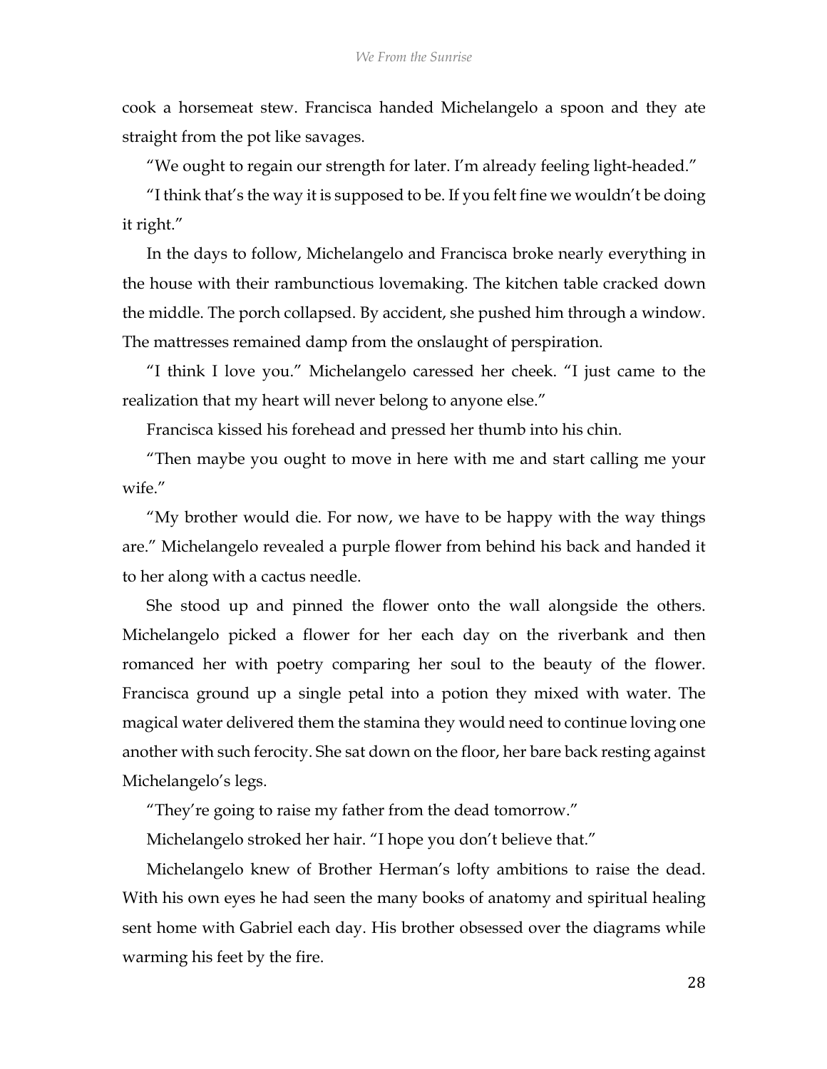cook a horsemeat stew. Francisca handed Michelangelo a spoon and they ate straight from the pot like savages.

"We ought to regain our strength for later. I'm already feeling light-headed."

"I think that's the way it is supposed to be. If you felt fine we wouldn't be doing it right."

In the days to follow, Michelangelo and Francisca broke nearly everything in the house with their rambunctious lovemaking. The kitchen table cracked down the middle. The porch collapsed. By accident, she pushed him through a window. The mattresses remained damp from the onslaught of perspiration.

"I think I love you." Michelangelo caressed her cheek. "I just came to the realization that my heart will never belong to anyone else."

Francisca kissed his forehead and pressed her thumb into his chin.

"Then maybe you ought to move in here with me and start calling me your wife."

"My brother would die. For now, we have to be happy with the way things are." Michelangelo revealed a purple flower from behind his back and handed it to her along with a cactus needle.

She stood up and pinned the flower onto the wall alongside the others. Michelangelo picked a flower for her each day on the riverbank and then romanced her with poetry comparing her soul to the beauty of the flower. Francisca ground up a single petal into a potion they mixed with water. The magical water delivered them the stamina they would need to continue loving one another with such ferocity. She sat down on the floor, her bare back resting against Michelangelo's legs.

"They're going to raise my father from the dead tomorrow."

Michelangelo stroked her hair. "I hope you don't believe that."

Michelangelo knew of Brother Herman's lofty ambitions to raise the dead. With his own eyes he had seen the many books of anatomy and spiritual healing sent home with Gabriel each day. His brother obsessed over the diagrams while warming his feet by the fire.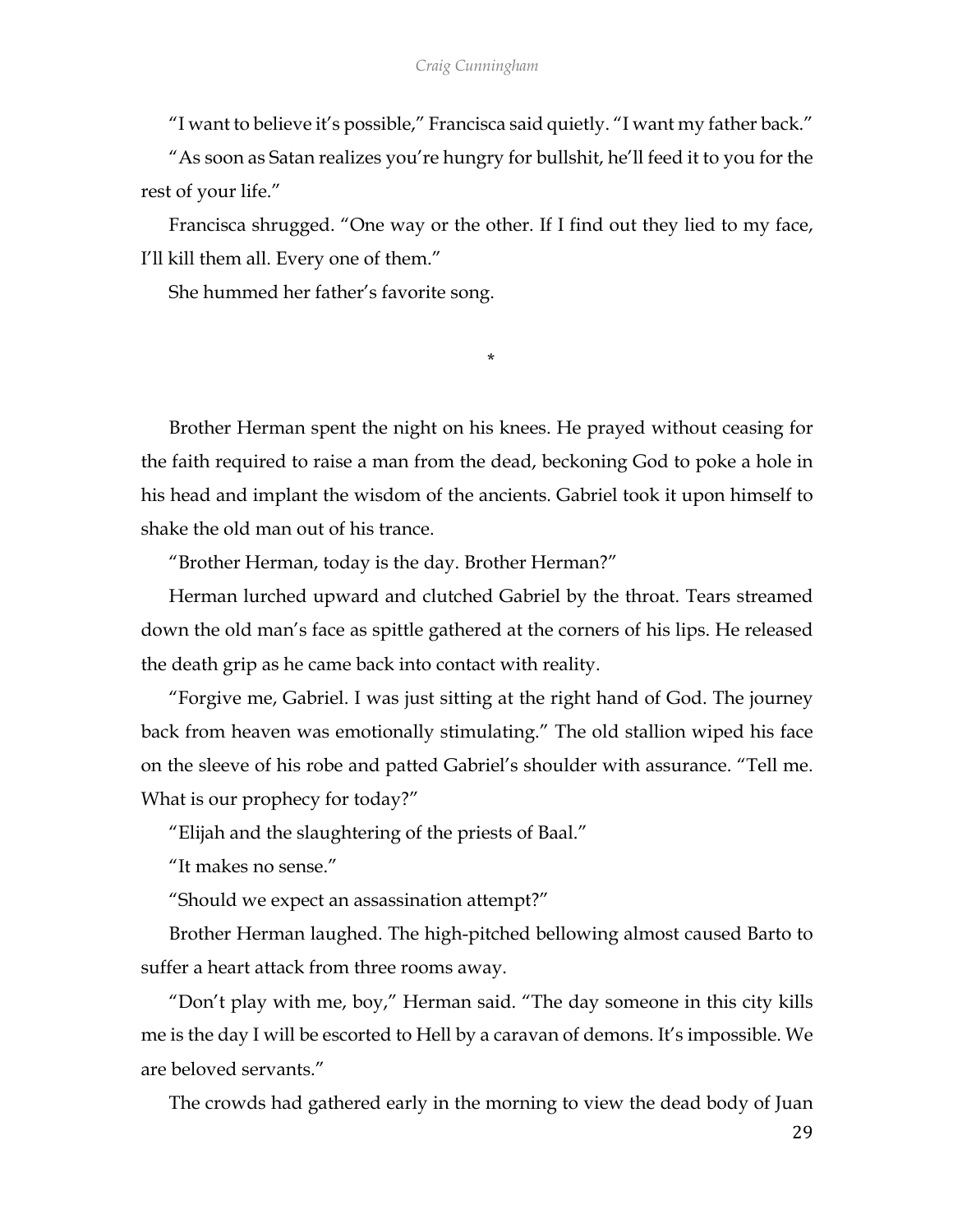"I want to believe it's possible," Francisca said quietly. "I want my father back."

"As soon as Satan realizes you're hungry for bullshit, he'll feed it to you for the rest of your life."

Francisca shrugged. "One way or the other. If I find out they lied to my face, I'll kill them all. Every one of them."

She hummed her father's favorite song.

*

Brother Herman spent the night on his knees. He prayed without ceasing for the faith required to raise a man from the dead, beckoning God to poke a hole in his head and implant the wisdom of the ancients. Gabriel took it upon himself to shake the old man out of his trance.

"Brother Herman, today is the day. Brother Herman?"

Herman lurched upward and clutched Gabriel by the throat. Tears streamed down the old man's face as spittle gathered at the corners of his lips. He released the death grip as he came back into contact with reality.

"Forgive me, Gabriel. I was just sitting at the right hand of God. The journey back from heaven was emotionally stimulating." The old stallion wiped his face on the sleeve of his robe and patted Gabriel's shoulder with assurance. "Tell me. What is our prophecy for today?"

"Elijah and the slaughtering of the priests of Baal."

"It makes no sense."

"Should we expect an assassination attempt?"

Brother Herman laughed. The high-pitched bellowing almost caused Barto to suffer a heart attack from three rooms away.

"Don't play with me, boy," Herman said. "The day someone in this city kills me is the day I will be escorted to Hell by a caravan of demons. It's impossible. We are beloved servants."

The crowds had gathered early in the morning to view the dead body of Juan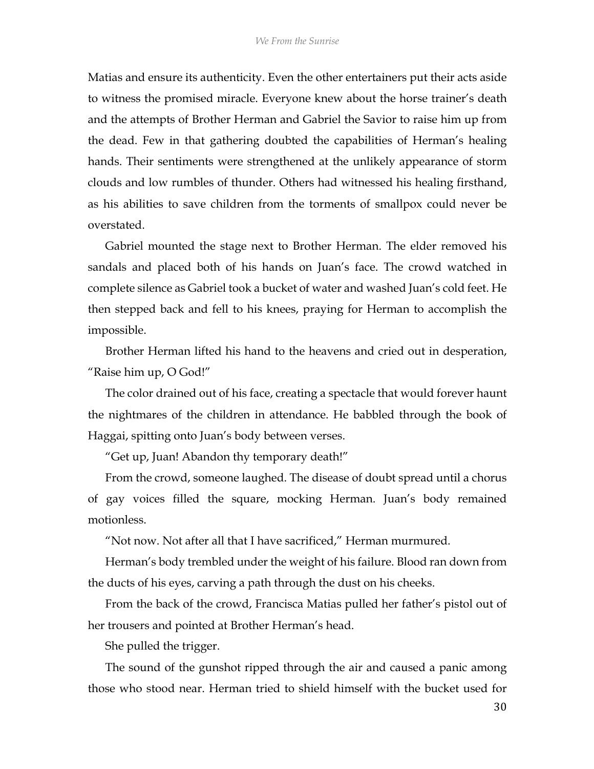Matias and ensure its authenticity. Even the other entertainers put their acts aside to witness the promised miracle. Everyone knew about the horse trainer's death and the attempts of Brother Herman and Gabriel the Savior to raise him up from the dead. Few in that gathering doubted the capabilities of Herman's healing hands. Their sentiments were strengthened at the unlikely appearance of storm clouds and low rumbles of thunder. Others had witnessed his healing firsthand, as his abilities to save children from the torments of smallpox could never be overstated.

Gabriel mounted the stage next to Brother Herman. The elder removed his sandals and placed both of his hands on Juan's face. The crowd watched in complete silence as Gabriel took a bucket of water and washed Juan's cold feet. He then stepped back and fell to his knees, praying for Herman to accomplish the impossible.

Brother Herman lifted his hand to the heavens and cried out in desperation, "Raise him up, O God!"

The color drained out of his face, creating a spectacle that would forever haunt the nightmares of the children in attendance. He babbled through the book of Haggai, spitting onto Juan's body between verses.

"Get up, Juan! Abandon thy temporary death!"

From the crowd, someone laughed. The disease of doubt spread until a chorus of gay voices filled the square, mocking Herman. Juan's body remained motionless.

"Not now. Not after all that I have sacrificed," Herman murmured.

Herman's body trembled under the weight of his failure. Blood ran down from the ducts of his eyes, carving a path through the dust on his cheeks.

From the back of the crowd, Francisca Matias pulled her father's pistol out of her trousers and pointed at Brother Herman's head.

She pulled the trigger.

The sound of the gunshot ripped through the air and caused a panic among those who stood near. Herman tried to shield himself with the bucket used for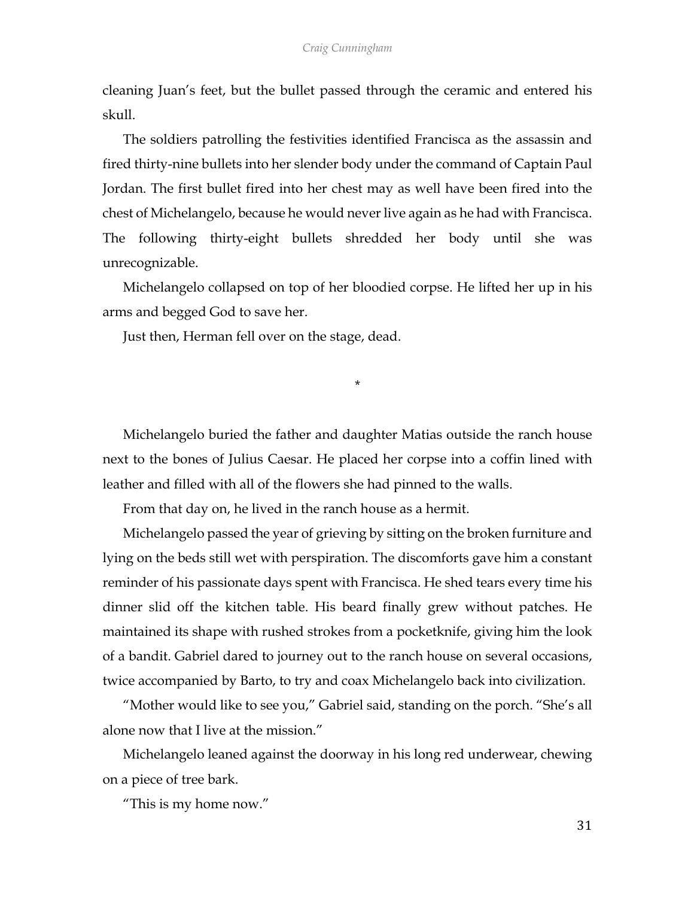cleaning Juan's feet, but the bullet passed through the ceramic and entered his skull.

The soldiers patrolling the festivities identified Francisca as the assassin and fired thirty-nine bullets into her slender body under the command of Captain Paul Jordan. The first bullet fired into her chest may as well have been fired into the chest of Michelangelo, because he would never live again as he had with Francisca. The following thirty-eight bullets shredded her body until she was unrecognizable.

Michelangelo collapsed on top of her bloodied corpse. He lifted her up in his arms and begged God to save her.

Just then, Herman fell over on the stage, dead.

*

Michelangelo buried the father and daughter Matias outside the ranch house next to the bones of Julius Caesar. He placed her corpse into a coffin lined with leather and filled with all of the flowers she had pinned to the walls.

From that day on, he lived in the ranch house as a hermit.

Michelangelo passed the year of grieving by sitting on the broken furniture and lying on the beds still wet with perspiration. The discomforts gave him a constant reminder of his passionate days spent with Francisca. He shed tears every time his dinner slid off the kitchen table. His beard finally grew without patches. He maintained its shape with rushed strokes from a pocketknife, giving him the look of a bandit. Gabriel dared to journey out to the ranch house on several occasions, twice accompanied by Barto, to try and coax Michelangelo back into civilization.

"Mother would like to see you," Gabriel said, standing on the porch. "She's all alone now that I live at the mission."

Michelangelo leaned against the doorway in his long red underwear, chewing on a piece of tree bark.

"This is my home now."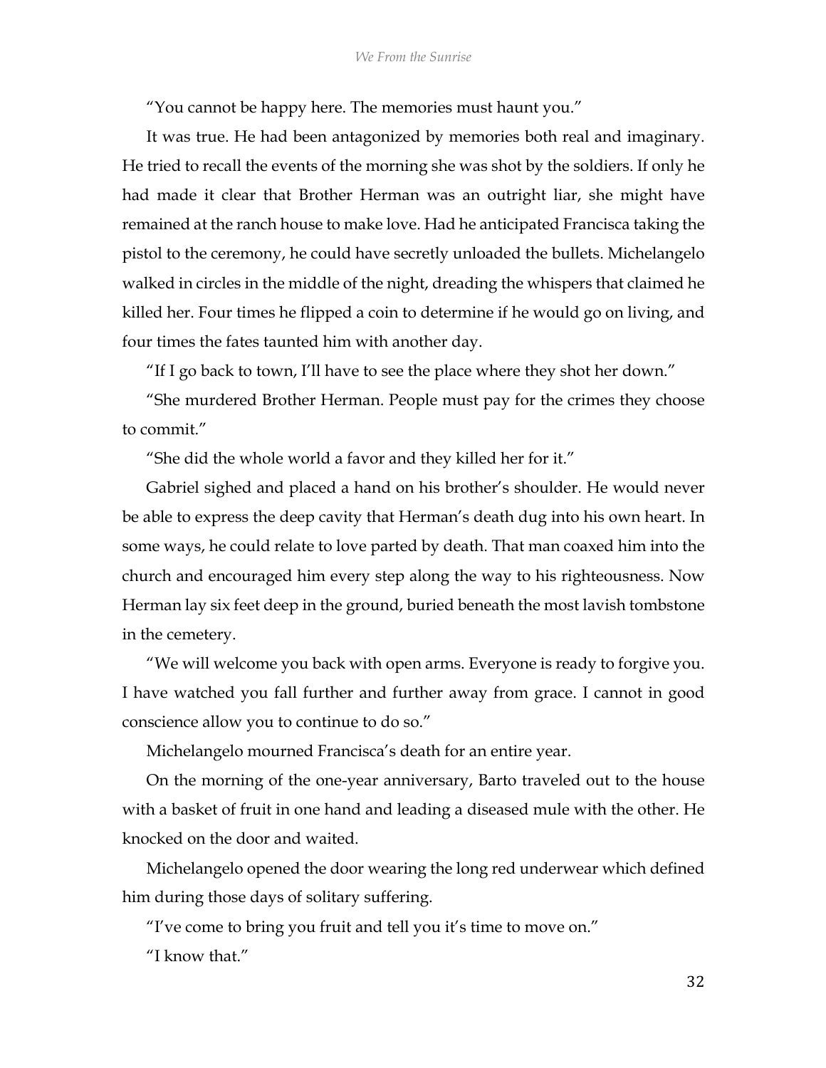"You cannot be happy here. The memories must haunt you."

It was true. He had been antagonized by memories both real and imaginary. He tried to recall the events of the morning she was shot by the soldiers. If only he had made it clear that Brother Herman was an outright liar, she might have remained at the ranch house to make love. Had he anticipated Francisca taking the pistol to the ceremony, he could have secretly unloaded the bullets. Michelangelo walked in circles in the middle of the night, dreading the whispers that claimed he killed her. Four times he flipped a coin to determine if he would go on living, and four times the fates taunted him with another day.

"If I go back to town, I'll have to see the place where they shot her down."

"She murdered Brother Herman. People must pay for the crimes they choose to commit."

"She did the whole world a favor and they killed her for it."

Gabriel sighed and placed a hand on his brother's shoulder. He would never be able to express the deep cavity that Herman's death dug into his own heart. In some ways, he could relate to love parted by death. That man coaxed him into the church and encouraged him every step along the way to his righteousness. Now Herman lay six feet deep in the ground, buried beneath the most lavish tombstone in the cemetery.

"We will welcome you back with open arms. Everyone is ready to forgive you. I have watched you fall further and further away from grace. I cannot in good conscience allow you to continue to do so."

Michelangelo mourned Francisca's death for an entire year.

On the morning of the one-year anniversary, Barto traveled out to the house with a basket of fruit in one hand and leading a diseased mule with the other. He knocked on the door and waited.

Michelangelo opened the door wearing the long red underwear which defined him during those days of solitary suffering.

"I've come to bring you fruit and tell you it's time to move on."

"I know that."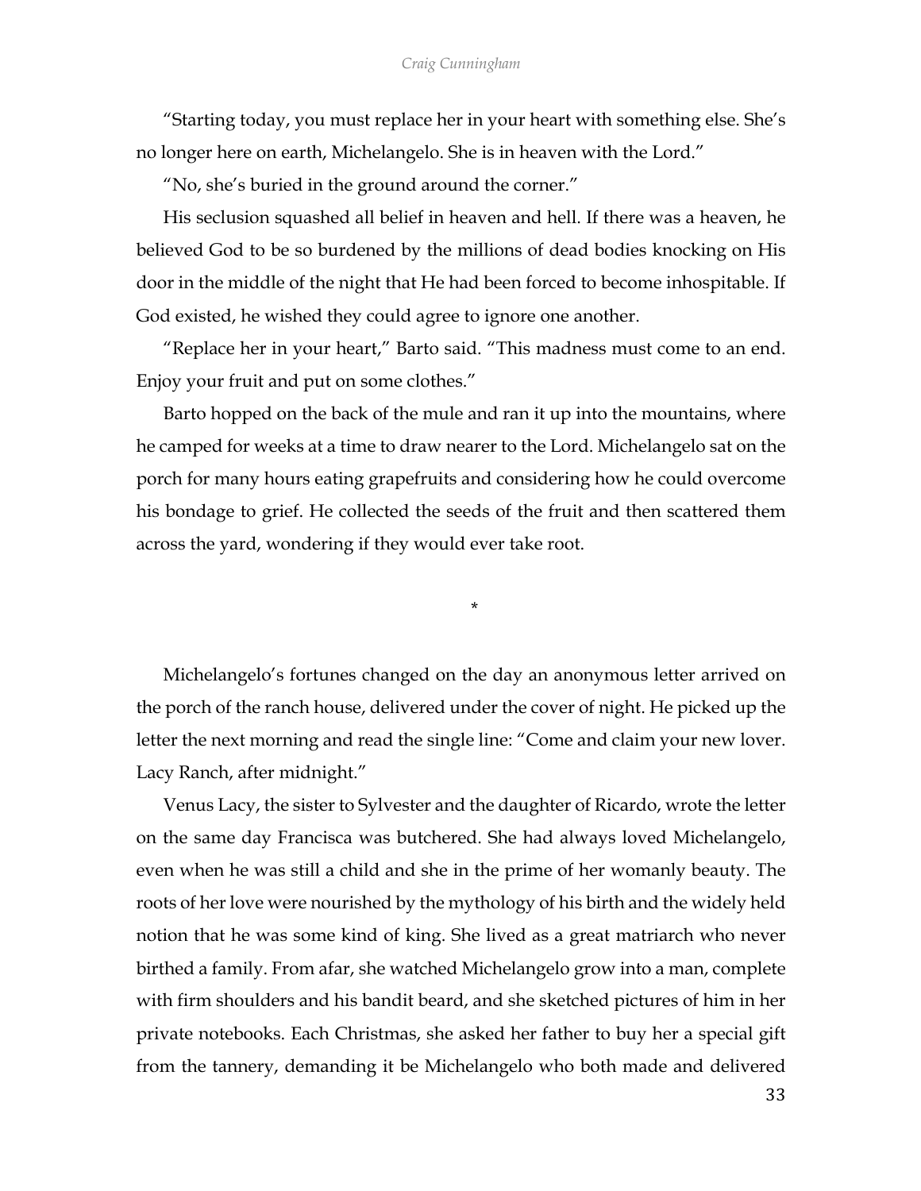"Starting today, you must replace her in your heart with something else. She's no longer here on earth, Michelangelo. She is in heaven with the Lord."

"No, she's buried in the ground around the corner."

His seclusion squashed all belief in heaven and hell. If there was a heaven, he believed God to be so burdened by the millions of dead bodies knocking on His door in the middle of the night that He had been forced to become inhospitable. If God existed, he wished they could agree to ignore one another.

"Replace her in your heart," Barto said. "This madness must come to an end. Enjoy your fruit and put on some clothes."

Barto hopped on the back of the mule and ran it up into the mountains, where he camped for weeks at a time to draw nearer to the Lord. Michelangelo sat on the porch for many hours eating grapefruits and considering how he could overcome his bondage to grief. He collected the seeds of the fruit and then scattered them across the yard, wondering if they would ever take root.

*

Michelangelo's fortunes changed on the day an anonymous letter arrived on the porch of the ranch house, delivered under the cover of night. He picked up the letter the next morning and read the single line: "Come and claim your new lover. Lacy Ranch, after midnight."

Venus Lacy, the sister to Sylvester and the daughter of Ricardo, wrote the letter on the same day Francisca was butchered. She had always loved Michelangelo, even when he was still a child and she in the prime of her womanly beauty. The roots of her love were nourished by the mythology of his birth and the widely held notion that he was some kind of king. She lived as a great matriarch who never birthed a family. From afar, she watched Michelangelo grow into a man, complete with firm shoulders and his bandit beard, and she sketched pictures of him in her private notebooks. Each Christmas, she asked her father to buy her a special gift from the tannery, demanding it be Michelangelo who both made and delivered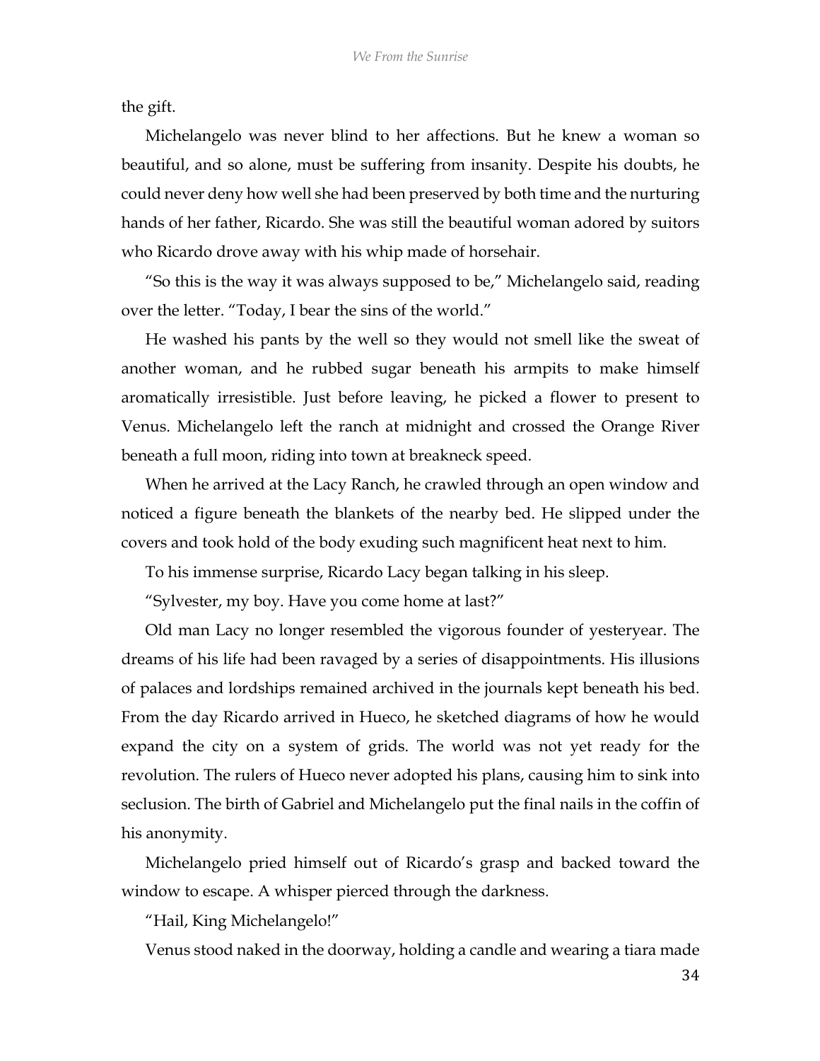the gift.

Michelangelo was never blind to her affections. But he knew a woman so beautiful, and so alone, must be suffering from insanity. Despite his doubts, he could never deny how well she had been preserved by both time and the nurturing hands of her father, Ricardo. She was still the beautiful woman adored by suitors who Ricardo drove away with his whip made of horsehair.

"So this is the way it was always supposed to be," Michelangelo said, reading over the letter. "Today, I bear the sins of the world."

He washed his pants by the well so they would not smell like the sweat of another woman, and he rubbed sugar beneath his armpits to make himself aromatically irresistible. Just before leaving, he picked a flower to present to Venus. Michelangelo left the ranch at midnight and crossed the Orange River beneath a full moon, riding into town at breakneck speed.

When he arrived at the Lacy Ranch, he crawled through an open window and noticed a figure beneath the blankets of the nearby bed. He slipped under the covers and took hold of the body exuding such magnificent heat next to him.

To his immense surprise, Ricardo Lacy began talking in his sleep.

"Sylvester, my boy. Have you come home at last?"

Old man Lacy no longer resembled the vigorous founder of yesteryear. The dreams of his life had been ravaged by a series of disappointments. His illusions of palaces and lordships remained archived in the journals kept beneath his bed. From the day Ricardo arrived in Hueco, he sketched diagrams of how he would expand the city on a system of grids. The world was not yet ready for the revolution. The rulers of Hueco never adopted his plans, causing him to sink into seclusion. The birth of Gabriel and Michelangelo put the final nails in the coffin of his anonymity.

Michelangelo pried himself out of Ricardo's grasp and backed toward the window to escape. A whisper pierced through the darkness.

"Hail, King Michelangelo!"

Venus stood naked in the doorway, holding a candle and wearing a tiara made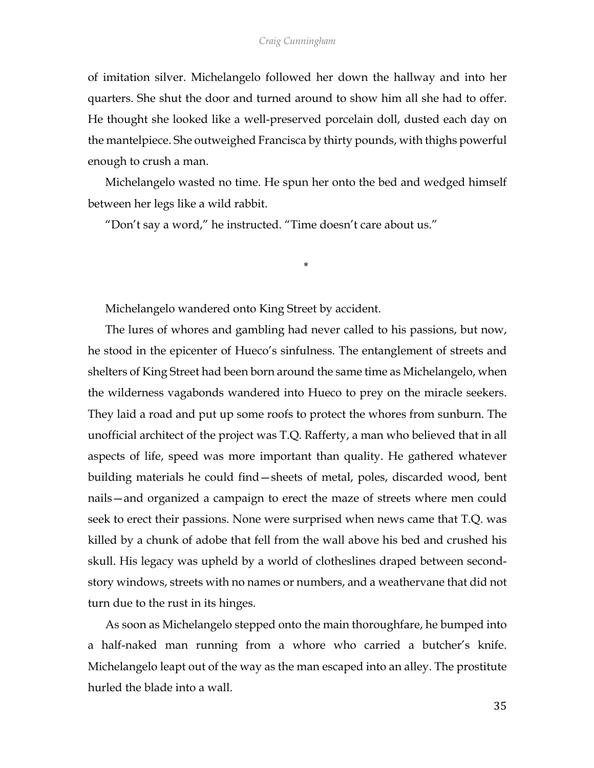of imitation silver. Michelangelo followed her down the hallway and into her quarters. She shut the door and turned around to show him all she had to offer. He thought she looked like a well-preserved porcelain doll, dusted each day on the mantelpiece. She outweighed Francisca by thirty pounds, with thighs powerful enough to crush a man.

Michelangelo wasted no time. He spun her onto the bed and wedged himself between her legs like a wild rabbit.

"Don't say a word," he instructed. "Time doesn't care about us."

*

Michelangelo wandered onto King Street by accident.

The lures of whores and gambling had never called to his passions, but now, he stood in the epicenter of Hueco's sinfulness. The entanglement of streets and shelters of King Street had been born around the same time as Michelangelo, when the wilderness vagabonds wandered into Hueco to prey on the miracle seekers. They laid a road and put up some roofs to protect the whores from sunburn. The unofficial architect of the project was T.Q. Rafferty, a man who believed that in all aspects of life, speed was more important than quality. He gathered whatever building materials he could find—sheets of metal, poles, discarded wood, bent nails—and organized a campaign to erect the maze of streets where men could seek to erect their passions. None were surprised when news came that T.Q. was killed by a chunk of adobe that fell from the wall above his bed and crushed his skull. His legacy was upheld by a world of clotheslines draped between second-story windows, streets with no names or numbers, and a weathervane that did not turn due to the rust in its hinges.

As soon as Michelangelo stepped onto the main thoroughfare, he bumped into a half-naked man running from a whore who carried a butcher's knife. Michelangelo leapt out of the way as the man escaped into an alley. The prostitute hurled the blade into a wall.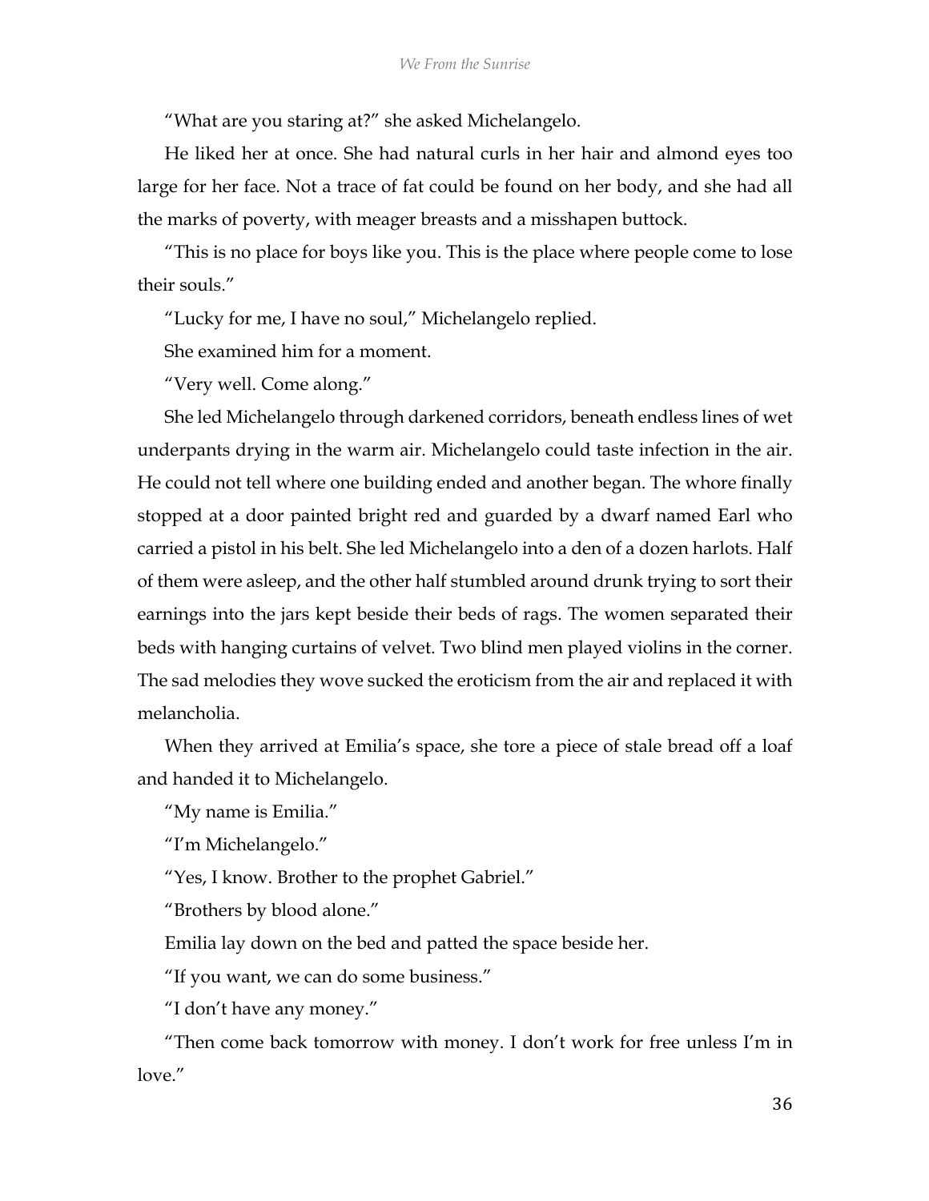"What are you staring at?" she asked Michelangelo.

He liked her at once. She had natural curls in her hair and almond eyes too large for her face. Not a trace of fat could be found on her body, and she had all the marks of poverty, with meager breasts and a misshapen buttock.

"This is no place for boys like you. This is the place where people come to lose their souls."

"Lucky for me, I have no soul," Michelangelo replied.

She examined him for a moment.

"Very well. Come along."

She led Michelangelo through darkened corridors, beneath endless lines of wet underpants drying in the warm air. Michelangelo could taste infection in the air. He could not tell where one building ended and another began. The whore finally stopped at a door painted bright red and guarded by a dwarf named Earl who carried a pistol in his belt. She led Michelangelo into a den of a dozen harlots. Half of them were asleep, and the other half stumbled around drunk trying to sort their earnings into the jars kept beside their beds of rags. The women separated their beds with hanging curtains of velvet. Two blind men played violins in the corner. The sad melodies they wove sucked the eroticism from the air and replaced it with melancholia.

When they arrived at Emilia's space, she tore a piece of stale bread off a loaf and handed it to Michelangelo.

"My name is Emilia."

"I'm Michelangelo."

"Yes, I know. Brother to the prophet Gabriel."

"Brothers by blood alone."

Emilia lay down on the bed and patted the space beside her.

"If you want, we can do some business."

"I don't have any money."

"Then come back tomorrow with money. I don't work for free unless I'm in love."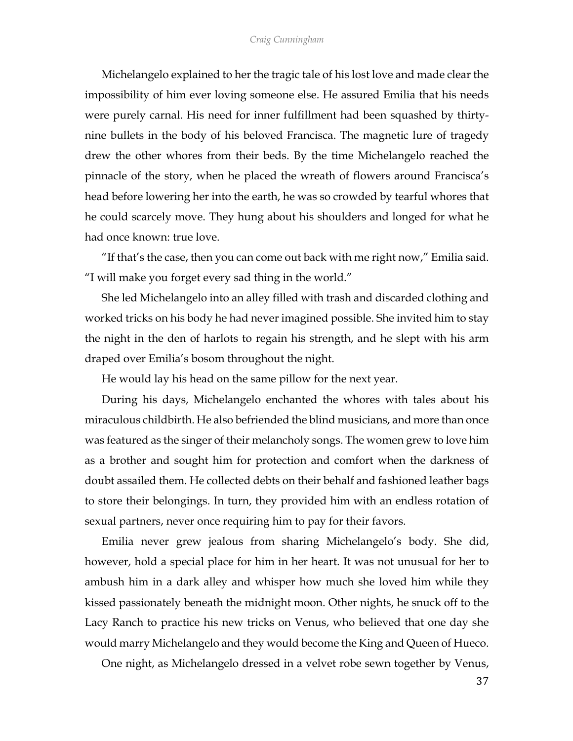Michelangelo explained to her the tragic tale of his lost love and made clear the impossibility of him ever loving someone else. He assured Emilia that his needs were purely carnal. His need for inner fulfillment had been squashed by thirty-nine bullets in the body of his beloved Francisca. The magnetic lure of tragedy drew the other whores from their beds. By the time Michelangelo reached the pinnacle of the story, when he placed the wreath of flowers around Francisca's head before lowering her into the earth, he was so crowded by tearful whores that he could scarcely move. They hung about his shoulders and longed for what he had once known: true love.

"If that's the case, then you can come out back with me right now," Emilia said. "I will make you forget every sad thing in the world."

She led Michelangelo into an alley filled with trash and discarded clothing and worked tricks on his body he had never imagined possible. She invited him to stay the night in the den of harlots to regain his strength, and he slept with his arm draped over Emilia's bosom throughout the night.

He would lay his head on the same pillow for the next year.

During his days, Michelangelo enchanted the whores with tales about his miraculous childbirth. He also befriended the blind musicians, and more than once was featured as the singer of their melancholy songs. The women grew to love him as a brother and sought him for protection and comfort when the darkness of doubt assailed them. He collected debts on their behalf and fashioned leather bags to store their belongings. In turn, they provided him with an endless rotation of sexual partners, never once requiring him to pay for their favors.

Emilia never grew jealous from sharing Michelangelo's body. She did, however, hold a special place for him in her heart. It was not unusual for her to ambush him in a dark alley and whisper how much she loved him while they kissed passionately beneath the midnight moon. Other nights, he snuck off to the Lacy Ranch to practice his new tricks on Venus, who believed that one day she would marry Michelangelo and they would become the King and Queen of Hueco.

One night, as Michelangelo dressed in a velvet robe sewn together by Venus,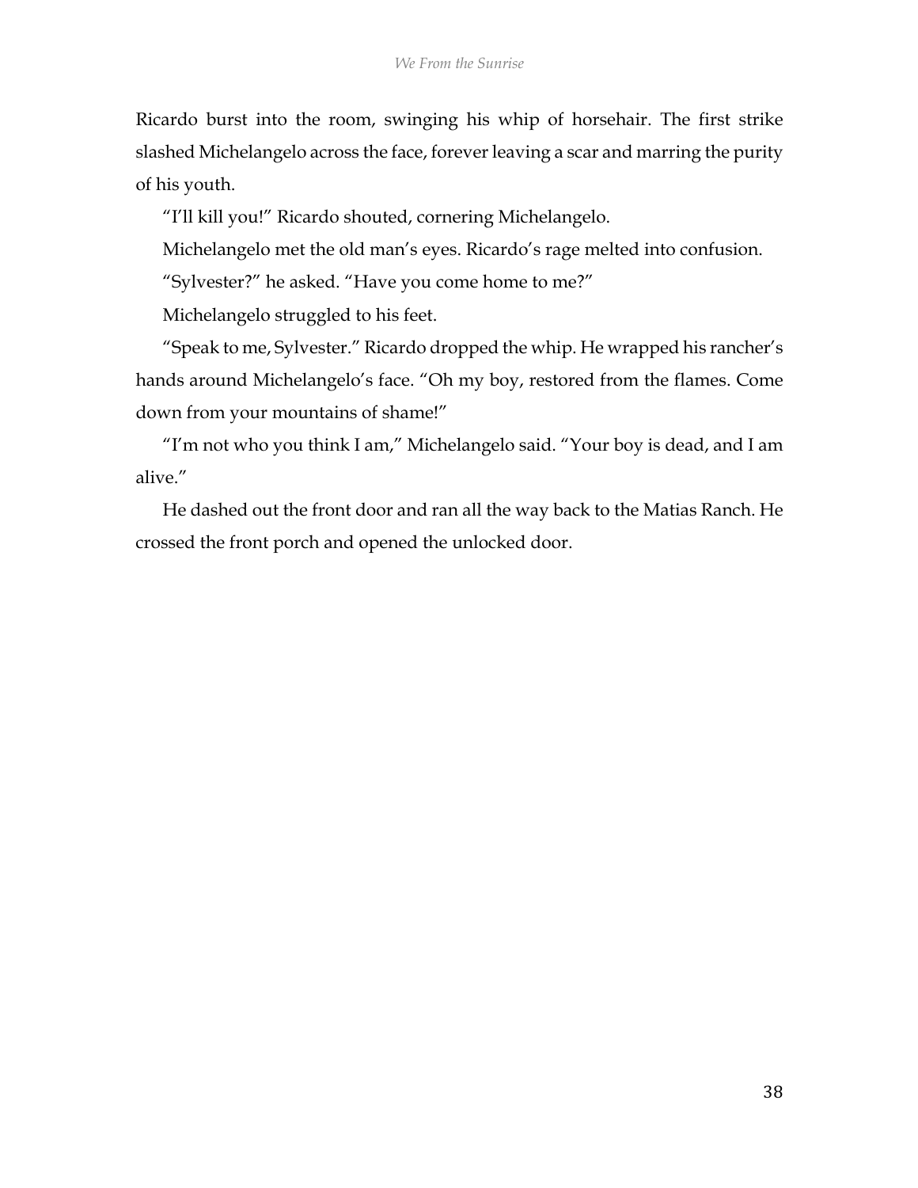Ricardo burst into the room, swinging his whip of horsehair. The first strike slashed Michelangelo across the face, forever leaving a scar and marring the purity of his youth.

"I'll kill you!" Ricardo shouted, cornering Michelangelo.

Michelangelo met the old man's eyes. Ricardo's rage melted into confusion.

"Sylvester?" he asked. "Have you come home to me?"

Michelangelo struggled to his feet.

"Speak to me, Sylvester." Ricardo dropped the whip. He wrapped his rancher's hands around Michelangelo's face. "Oh my boy, restored from the flames. Come down from your mountains of shame!"

"I'm not who you think I am," Michelangelo said. "Your boy is dead, and I am alive."

He dashed out the front door and ran all the way back to the Matias Ranch. He crossed the front porch and opened the unlocked door.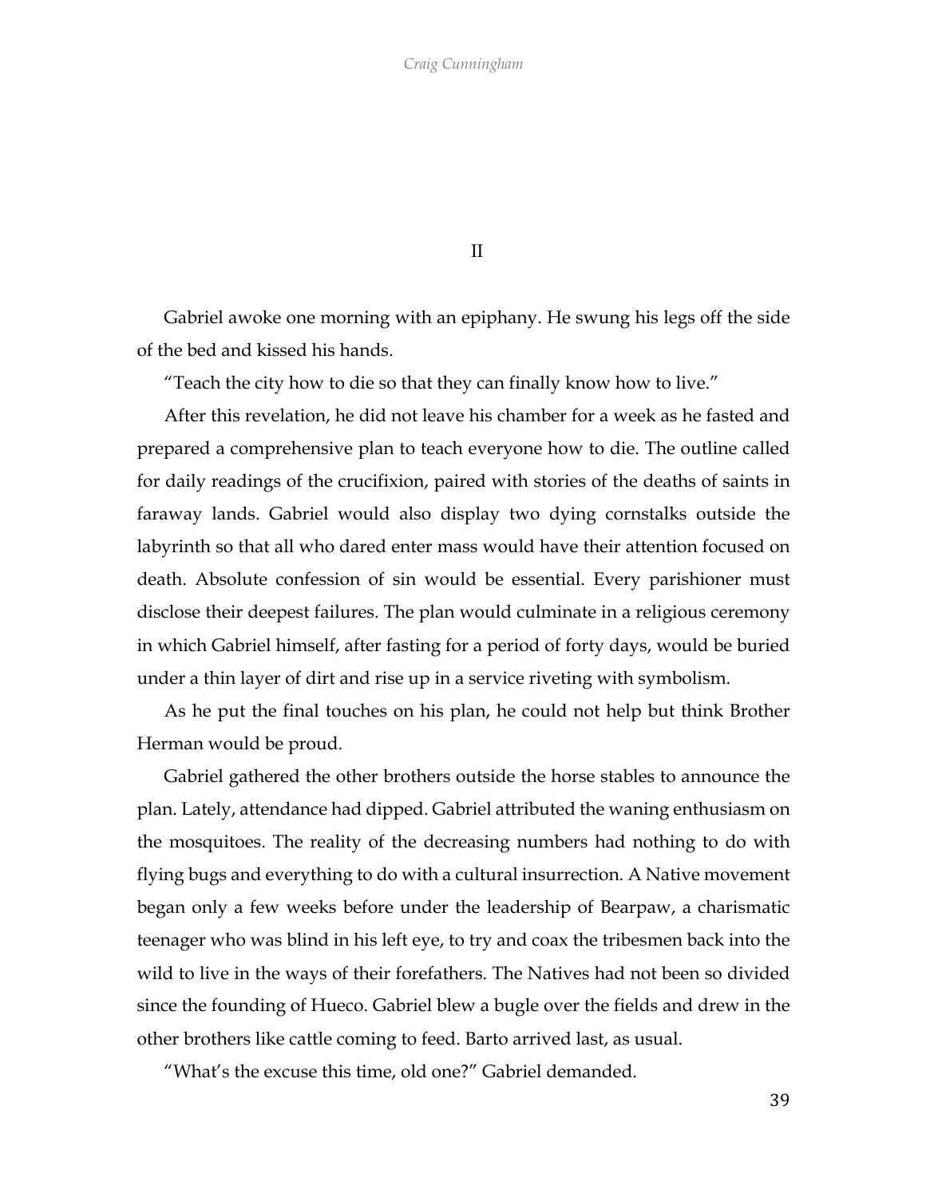## II

Gabriel awoke one morning with an epiphany. He swung his legs off the side of the bed and kissed his hands.

"Teach the city how to die so that they can finally know how to live."

After this revelation, he did not leave his chamber for a week as he fasted and prepared a comprehensive plan to teach everyone how to die. The outline called for daily readings of the crucifixion, paired with stories of the deaths of saints in faraway lands. Gabriel would also display two dying cornstalks outside the labyrinth so that all who dared enter mass would have their attention focused on death. Absolute confession of sin would be essential. Every parishioner must disclose their deepest failures. The plan would culminate in a religious ceremony in which Gabriel himself, after fasting for a period of forty days, would be buried under a thin layer of dirt and rise up in a service riveting with symbolism.

As he put the final touches on his plan, he could not help but think Brother Herman would be proud.

Gabriel gathered the other brothers outside the horse stables to announce the plan. Lately, attendance had dipped. Gabriel attributed the waning enthusiasm on the mosquitoes. The reality of the decreasing numbers had nothing to do with flying bugs and everything to do with a cultural insurrection. A Native movement began only a few weeks before under the leadership of Bearpaw, a charismatic teenager who was blind in his left eye, to try and coax the tribesmen back into the wild to live in the ways of their forefathers. The Natives had not been so divided since the founding of Hueco. Gabriel blew a bugle over the fields and drew in the other brothers like cattle coming to feed. Barto arrived last, as usual.

"What's the excuse this time, old one?" Gabriel demanded.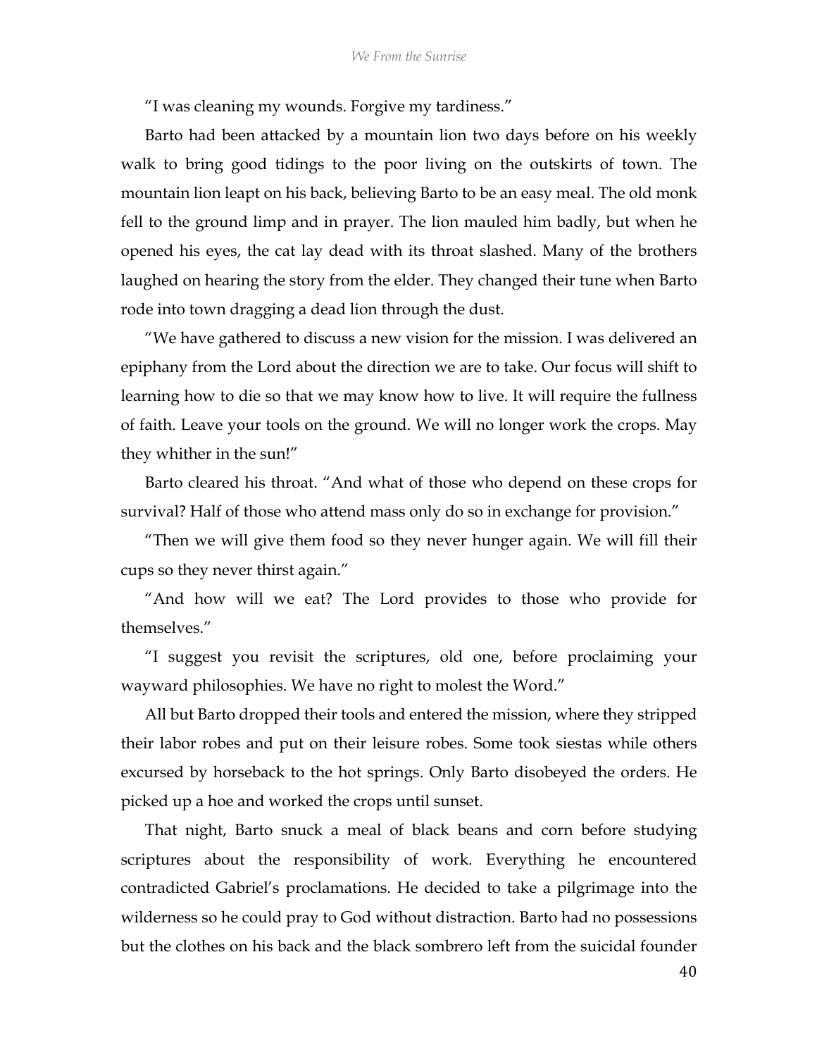"I was cleaning my wounds. Forgive my tardiness."

Barto had been attacked by a mountain lion two days before on his weekly walk to bring good tidings to the poor living on the outskirts of town. The mountain lion leapt on his back, believing Barto to be an easy meal. The old monk fell to the ground limp and in prayer. The lion mauled him badly, but when he opened his eyes, the cat lay dead with its throat slashed. Many of the brothers laughed on hearing the story from the elder. They changed their tune when Barto rode into town dragging a dead lion through the dust.

"We have gathered to discuss a new vision for the mission. I was delivered an epiphany from the Lord about the direction we are to take. Our focus will shift to learning how to die so that we may know how to live. It will require the fullness of faith. Leave your tools on the ground. We will no longer work the crops. May they whither in the sun!"

Barto cleared his throat. "And what of those who depend on these crops for survival? Half of those who attend mass only do so in exchange for provision."

"Then we will give them food so they never hunger again. We will fill their cups so they never thirst again."

"And how will we eat? The Lord provides to those who provide for themselves."

"I suggest you revisit the scriptures, old one, before proclaiming your wayward philosophies. We have no right to molest the Word."

All but Barto dropped their tools and entered the mission, where they stripped their labor robes and put on their leisure robes. Some took siestas while others excursed by horseback to the hot springs. Only Barto disobeyed the orders. He picked up a hoe and worked the crops until sunset.

That night, Barto snuck a meal of black beans and corn before studying scriptures about the responsibility of work. Everything he encountered contradicted Gabriel's proclamations. He decided to take a pilgrimage into the wilderness so he could pray to God without distraction. Barto had no possessions but the clothes on his back and the black sombrero left from the suicidal founder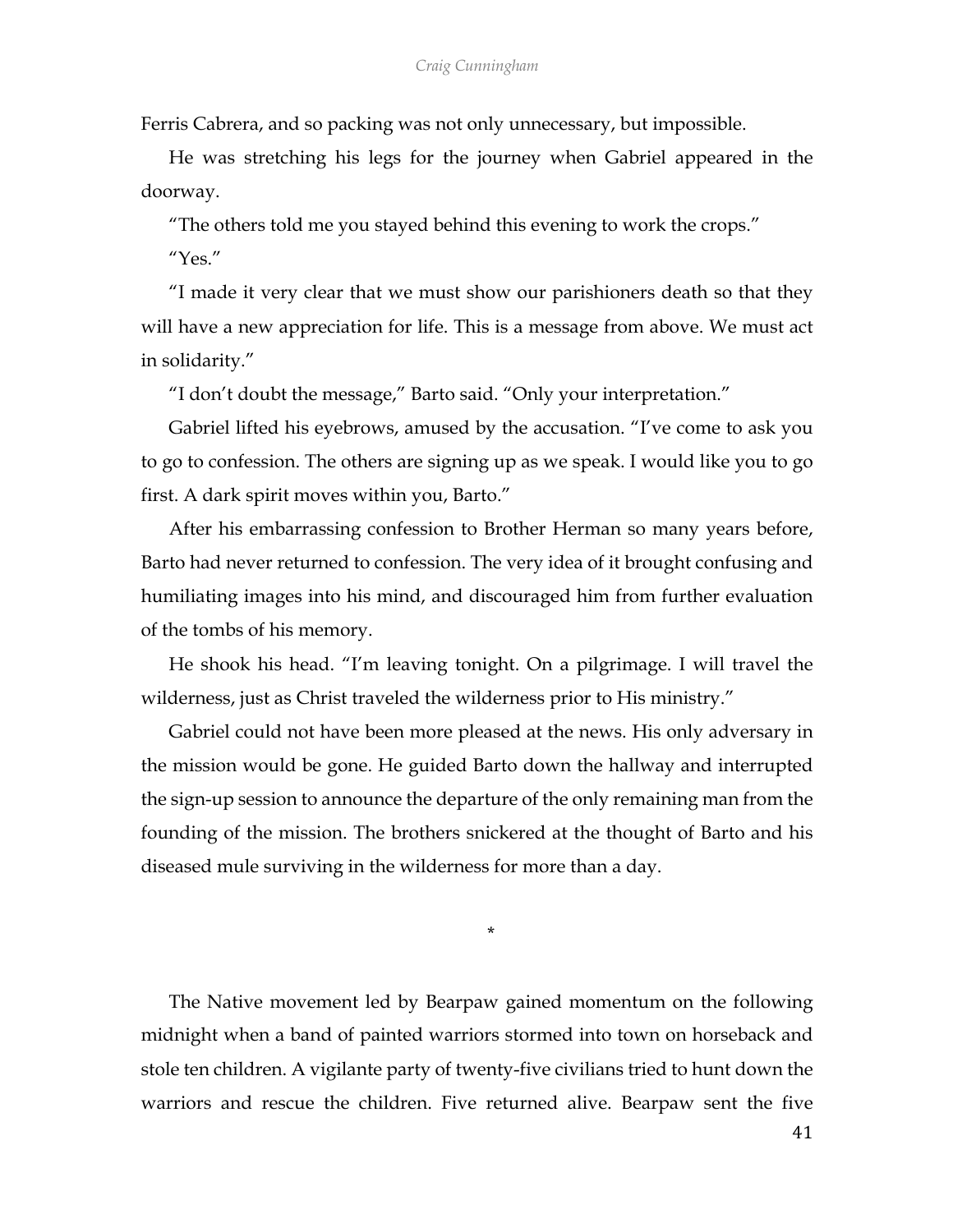Ferris Cabrera, and so packing was not only unnecessary, but impossible.

He was stretching his legs for the journey when Gabriel appeared in the doorway.

"The others told me you stayed behind this evening to work the crops."

"Yes."

"I made it very clear that we must show our parishioners death so that they will have a new appreciation for life. This is a message from above. We must act in solidarity."

"I don't doubt the message," Barto said. "Only your interpretation."

Gabriel lifted his eyebrows, amused by the accusation. "I've come to ask you to go to confession. The others are signing up as we speak. I would like you to go first. A dark spirit moves within you, Barto."

After his embarrassing confession to Brother Herman so many years before, Barto had never returned to confession. The very idea of it brought confusing and humiliating images into his mind, and discouraged him from further evaluation of the tombs of his memory.

He shook his head. "I'm leaving tonight. On a pilgrimage. I will travel the wilderness, just as Christ traveled the wilderness prior to His ministry."

Gabriel could not have been more pleased at the news. His only adversary in the mission would be gone. He guided Barto down the hallway and interrupted the sign-up session to announce the departure of the only remaining man from the founding of the mission. The brothers snickered at the thought of Barto and his diseased mule surviving in the wilderness for more than a day.

*

The Native movement led by Bearpaw gained momentum on the following midnight when a band of painted warriors stormed into town on horseback and stole ten children. A vigilante party of twenty-five civilians tried to hunt down the warriors and rescue the children. Five returned alive. Bearpaw sent the five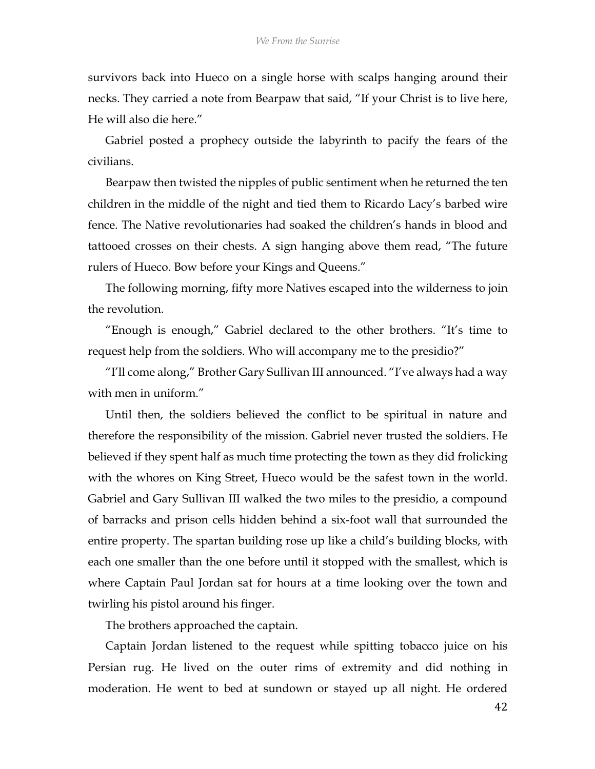survivors back into Hueco on a single horse with scalps hanging around their necks. They carried a note from Bearpaw that said, "If your Christ is to live here, He will also die here."

Gabriel posted a prophecy outside the labyrinth to pacify the fears of the civilians.

Bearpaw then twisted the nipples of public sentiment when he returned the ten children in the middle of the night and tied them to Ricardo Lacy's barbed wire fence. The Native revolutionaries had soaked the children's hands in blood and tattooed crosses on their chests. A sign hanging above them read, "The future rulers of Hueco. Bow before your Kings and Queens."

The following morning, fifty more Natives escaped into the wilderness to join the revolution.

"Enough is enough," Gabriel declared to the other brothers. "It's time to request help from the soldiers. Who will accompany me to the presidio?"

"I'll come along," Brother Gary Sullivan III announced. "I've always had a way with men in uniform."

Until then, the soldiers believed the conflict to be spiritual in nature and therefore the responsibility of the mission. Gabriel never trusted the soldiers. He believed if they spent half as much time protecting the town as they did frolicking with the whores on King Street, Hueco would be the safest town in the world. Gabriel and Gary Sullivan III walked the two miles to the presidio, a compound of barracks and prison cells hidden behind a six-foot wall that surrounded the entire property. The spartan building rose up like a child's building blocks, with each one smaller than the one before until it stopped with the smallest, which is where Captain Paul Jordan sat for hours at a time looking over the town and twirling his pistol around his finger.

The brothers approached the captain.

Captain Jordan listened to the request while spitting tobacco juice on his Persian rug. He lived on the outer rims of extremity and did nothing in moderation. He went to bed at sundown or stayed up all night. He ordered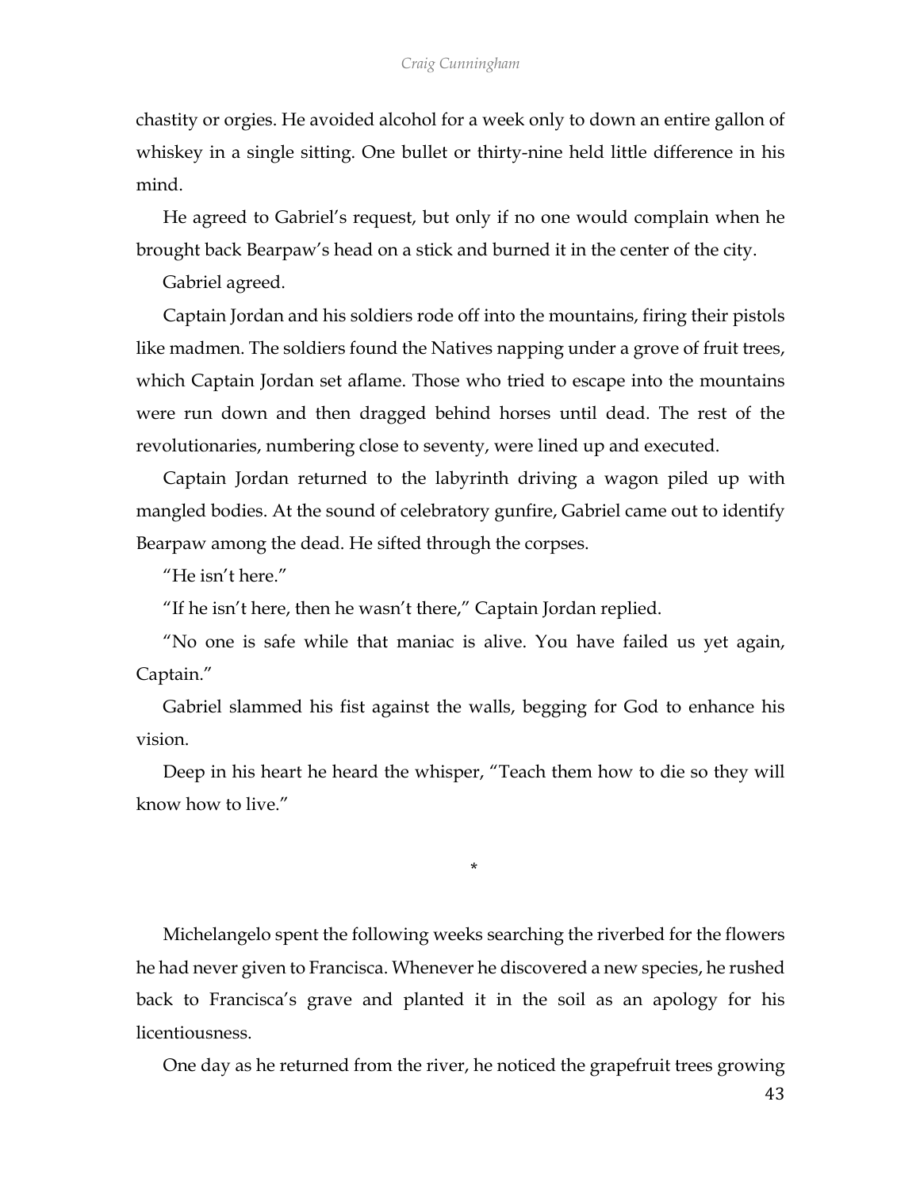chastity or orgies. He avoided alcohol for a week only to down an entire gallon of whiskey in a single sitting. One bullet or thirty-nine held little difference in his mind.

He agreed to Gabriel's request, but only if no one would complain when he brought back Bearpaw's head on a stick and burned it in the center of the city.

Gabriel agreed.

Captain Jordan and his soldiers rode off into the mountains, firing their pistols like madmen. The soldiers found the Natives napping under a grove of fruit trees, which Captain Jordan set aflame. Those who tried to escape into the mountains were run down and then dragged behind horses until dead. The rest of the revolutionaries, numbering close to seventy, were lined up and executed.

Captain Jordan returned to the labyrinth driving a wagon piled up with mangled bodies. At the sound of celebratory gunfire, Gabriel came out to identify Bearpaw among the dead. He sifted through the corpses.

"He isn't here."

"If he isn't here, then he wasn't there," Captain Jordan replied.

"No one is safe while that maniac is alive. You have failed us yet again, Captain."

Gabriel slammed his fist against the walls, begging for God to enhance his vision.

Deep in his heart he heard the whisper, "Teach them how to die so they will know how to live."

*

Michelangelo spent the following weeks searching the riverbed for the flowers he had never given to Francisca. Whenever he discovered a new species, he rushed back to Francisca's grave and planted it in the soil as an apology for his licentiousness.

One day as he returned from the river, he noticed the grapefruit trees growing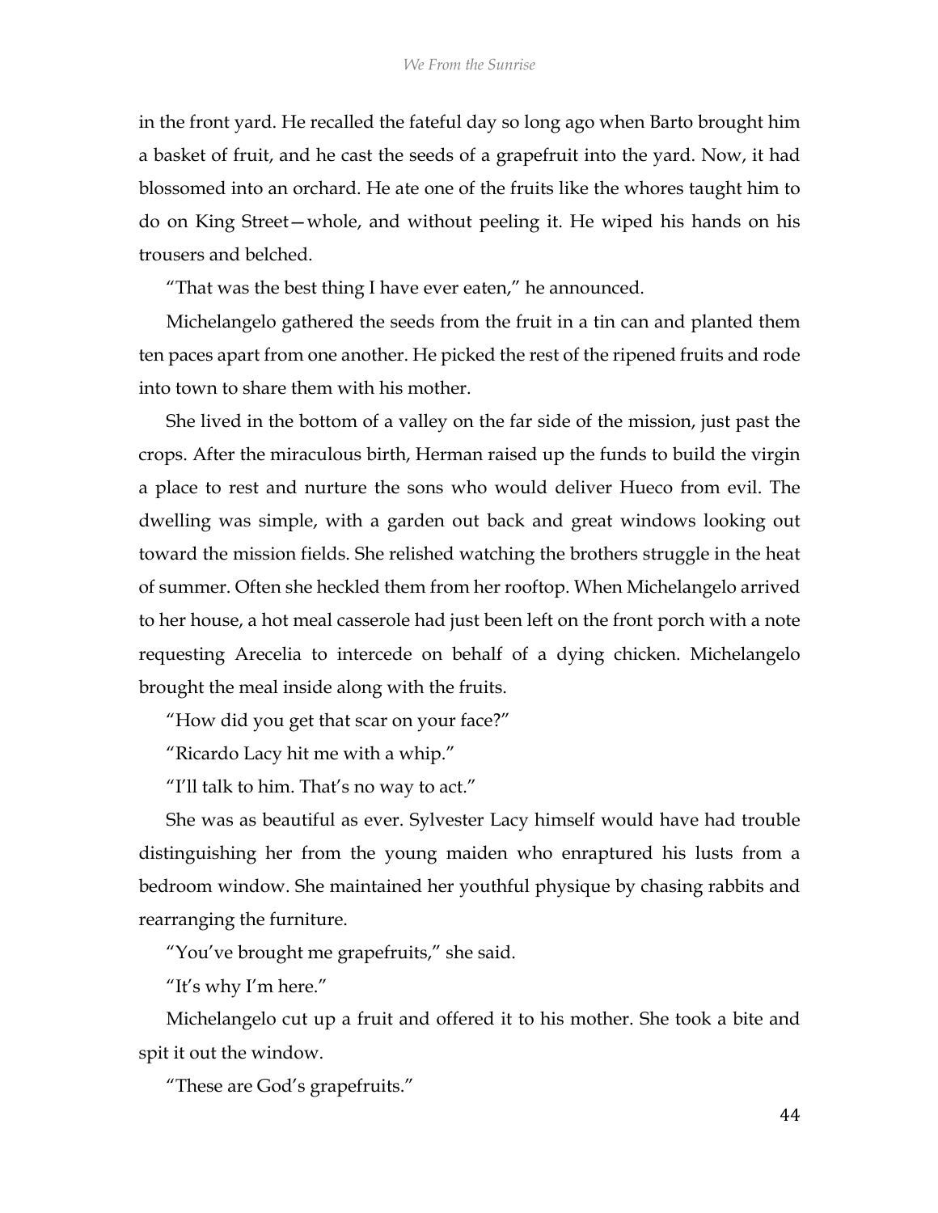in the front yard. He recalled the fateful day so long ago when Barto brought him a basket of fruit, and he cast the seeds of a grapefruit into the yard. Now, it had blossomed into an orchard. He ate one of the fruits like the whores taught him to do on King Street—whole, and without peeling it. He wiped his hands on his trousers and belched.

"That was the best thing I have ever eaten," he announced.

Michelangelo gathered the seeds from the fruit in a tin can and planted them ten paces apart from one another. He picked the rest of the ripened fruits and rode into town to share them with his mother.

She lived in the bottom of a valley on the far side of the mission, just past the crops. After the miraculous birth, Herman raised up the funds to build the virgin a place to rest and nurture the sons who would deliver Hueco from evil. The dwelling was simple, with a garden out back and great windows looking out toward the mission fields. She relished watching the brothers struggle in the heat of summer. Often she heckled them from her rooftop. When Michelangelo arrived to her house, a hot meal casserole had just been left on the front porch with a note requesting Arecelia to intercede on behalf of a dying chicken. Michelangelo brought the meal inside along with the fruits.

"How did you get that scar on your face?"

"Ricardo Lacy hit me with a whip."

"I'll talk to him. That's no way to act."

She was as beautiful as ever. Sylvester Lacy himself would have had trouble distinguishing her from the young maiden who enraptured his lusts from a bedroom window. She maintained her youthful physique by chasing rabbits and rearranging the furniture.

"You've brought me grapefruits," she said.

"It's why I'm here."

Michelangelo cut up a fruit and offered it to his mother. She took a bite and spit it out the window.

"These are God's grapefruits."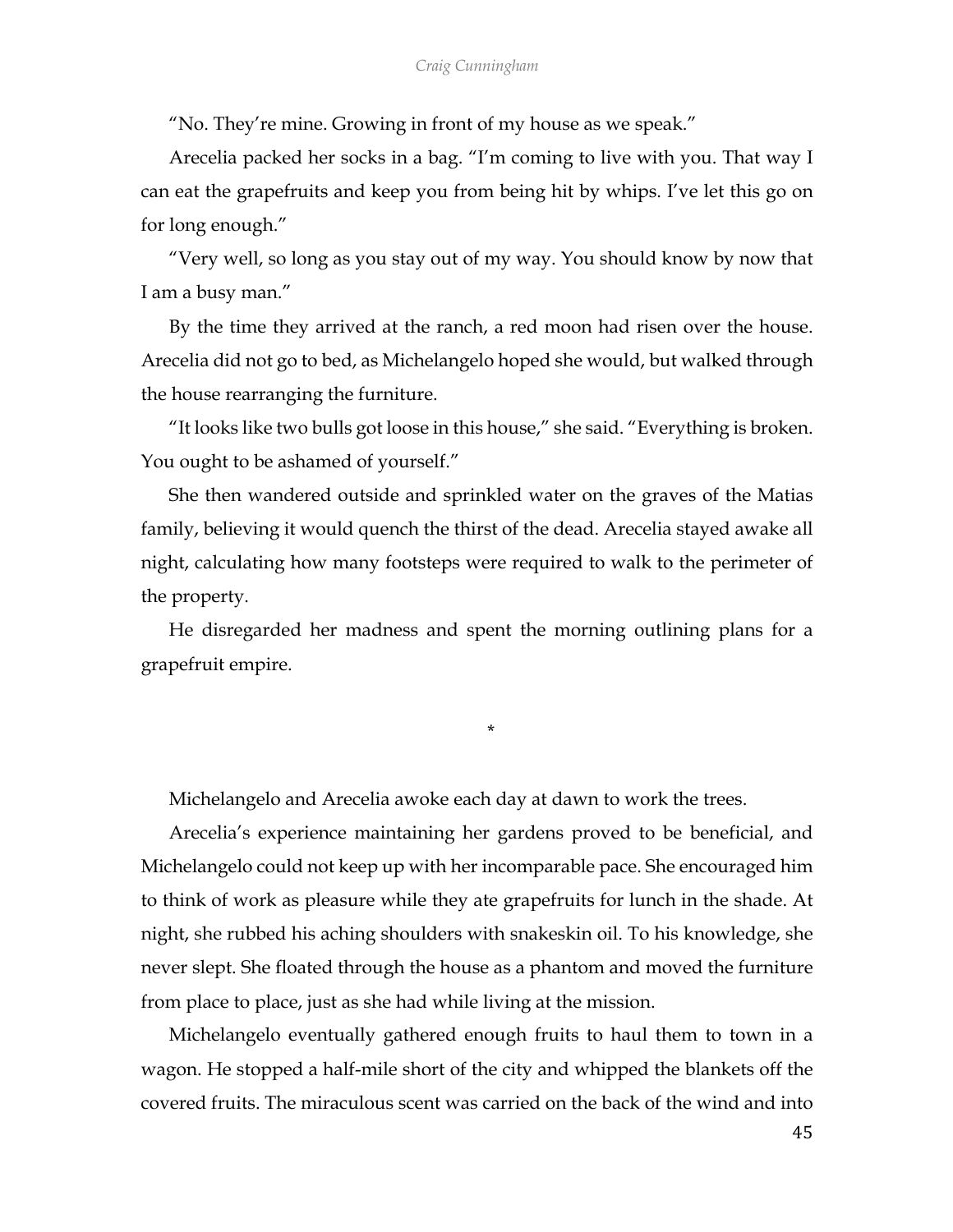"No. They're mine. Growing in front of my house as we speak."

Arecelia packed her socks in a bag. "I'm coming to live with you. That way I can eat the grapefruits and keep you from being hit by whips. I've let this go on for long enough."

"Very well, so long as you stay out of my way. You should know by now that I am a busy man."

By the time they arrived at the ranch, a red moon had risen over the house. Arecelia did not go to bed, as Michelangelo hoped she would, but walked through the house rearranging the furniture.

"It looks like two bulls got loose in this house," she said. "Everything is broken. You ought to be ashamed of yourself."

She then wandered outside and sprinkled water on the graves of the Matias family, believing it would quench the thirst of the dead. Arecelia stayed awake all night, calculating how many footsteps were required to walk to the perimeter of the property.

He disregarded her madness and spent the morning outlining plans for a grapefruit empire.

*

Michelangelo and Arecelia awoke each day at dawn to work the trees.

Arecelia's experience maintaining her gardens proved to be beneficial, and Michelangelo could not keep up with her incomparable pace. She encouraged him to think of work as pleasure while they ate grapefruits for lunch in the shade. At night, she rubbed his aching shoulders with snakeskin oil. To his knowledge, she never slept. She floated through the house as a phantom and moved the furniture from place to place, just as she had while living at the mission.

Michelangelo eventually gathered enough fruits to haul them to town in a wagon. He stopped a half-mile short of the city and whipped the blankets off the covered fruits. The miraculous scent was carried on the back of the wind and into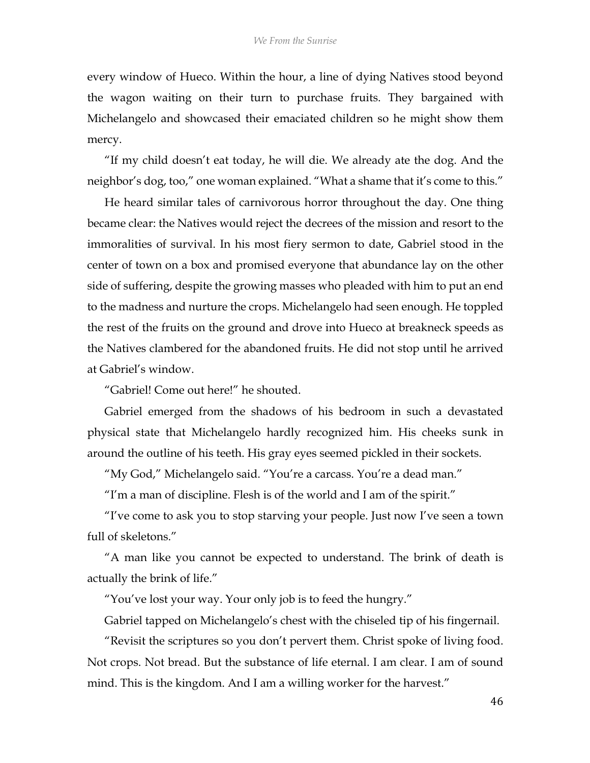every window of Hueco. Within the hour, a line of dying Natives stood beyond the wagon waiting on their turn to purchase fruits. They bargained with Michelangelo and showcased their emaciated children so he might show them mercy.

"If my child doesn't eat today, he will die. We already ate the dog. And the neighbor's dog, too," one woman explained. "What a shame that it's come to this."

He heard similar tales of carnivorous horror throughout the day. One thing became clear: the Natives would reject the decrees of the mission and resort to the immoralities of survival. In his most fiery sermon to date, Gabriel stood in the center of town on a box and promised everyone that abundance lay on the other side of suffering, despite the growing masses who pleaded with him to put an end to the madness and nurture the crops. Michelangelo had seen enough. He toppled the rest of the fruits on the ground and drove into Hueco at breakneck speeds as the Natives clambered for the abandoned fruits. He did not stop until he arrived at Gabriel's window.

"Gabriel! Come out here!" he shouted.

Gabriel emerged from the shadows of his bedroom in such a devastated physical state that Michelangelo hardly recognized him. His cheeks sunk in around the outline of his teeth. His gray eyes seemed pickled in their sockets.

"My God," Michelangelo said. "You're a carcass. You're a dead man."

"I'm a man of discipline. Flesh is of the world and I am of the spirit."

"I've come to ask you to stop starving your people. Just now I've seen a town full of skeletons."

"A man like you cannot be expected to understand. The brink of death is actually the brink of life."

"You've lost your way. Your only job is to feed the hungry."

Gabriel tapped on Michelangelo's chest with the chiseled tip of his fingernail.

"Revisit the scriptures so you don't pervert them. Christ spoke of living food. Not crops. Not bread. But the substance of life eternal. I am clear. I am of sound mind. This is the kingdom. And I am a willing worker for the harvest."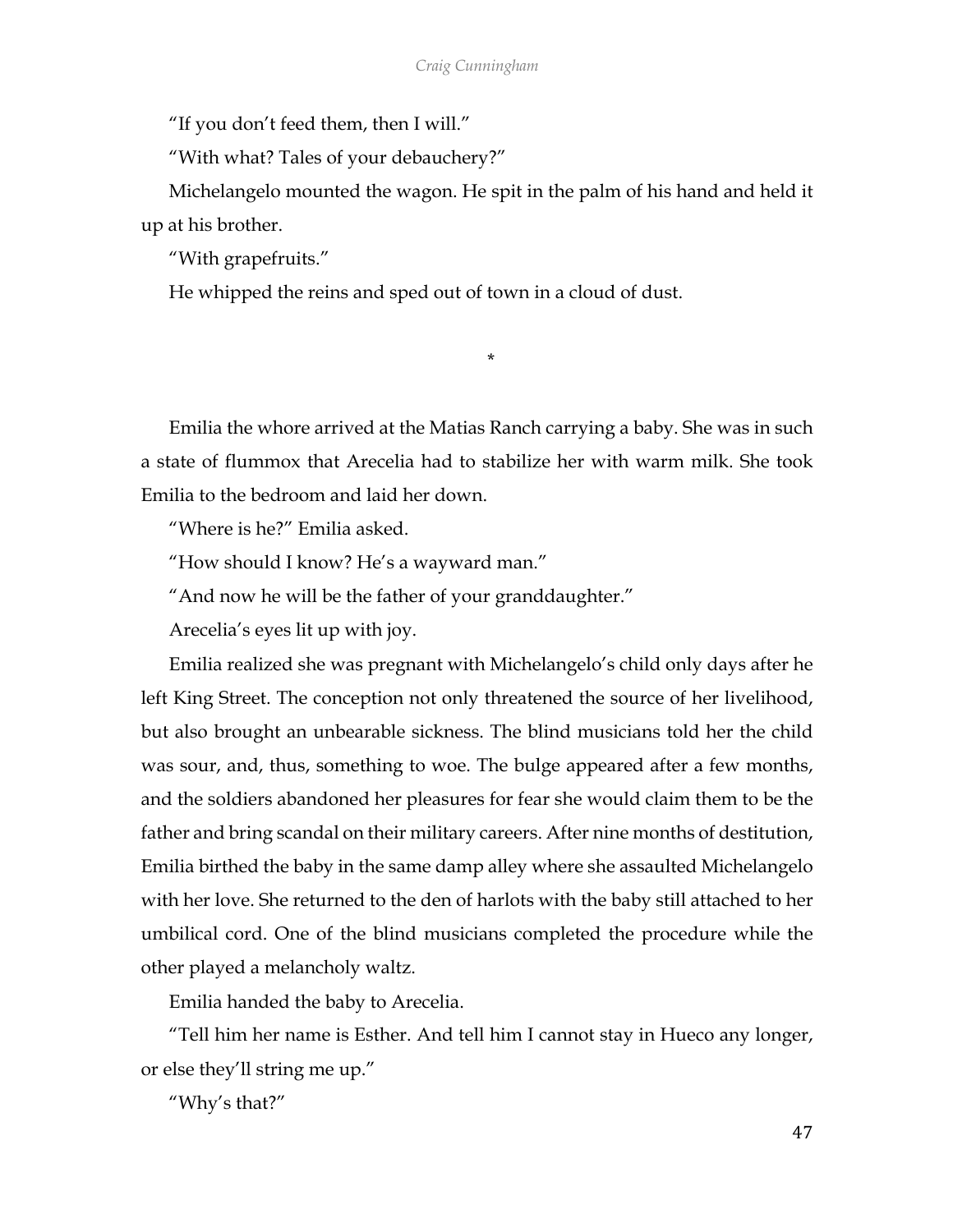"If you don't feed them, then I will."

"With what? Tales of your debauchery?"

Michelangelo mounted the wagon. He spit in the palm of his hand and held it up at his brother.

"With grapefruits."

He whipped the reins and sped out of town in a cloud of dust.

*

Emilia the whore arrived at the Matias Ranch carrying a baby. She was in such a state of flummox that Arecelia had to stabilize her with warm milk. She took Emilia to the bedroom and laid her down.

"Where is he?" Emilia asked.

"How should I know? He's a wayward man."

"And now he will be the father of your granddaughter."

Arecelia's eyes lit up with joy.

Emilia realized she was pregnant with Michelangelo's child only days after he left King Street. The conception not only threatened the source of her livelihood, but also brought an unbearable sickness. The blind musicians told her the child was sour, and, thus, something to woe. The bulge appeared after a few months, and the soldiers abandoned her pleasures for fear she would claim them to be the father and bring scandal on their military careers. After nine months of destitution, Emilia birthed the baby in the same damp alley where she assaulted Michelangelo with her love. She returned to the den of harlots with the baby still attached to her umbilical cord. One of the blind musicians completed the procedure while the other played a melancholy waltz.

Emilia handed the baby to Arecelia.

"Tell him her name is Esther. And tell him I cannot stay in Hueco any longer, or else they'll string me up."

"Why's that?"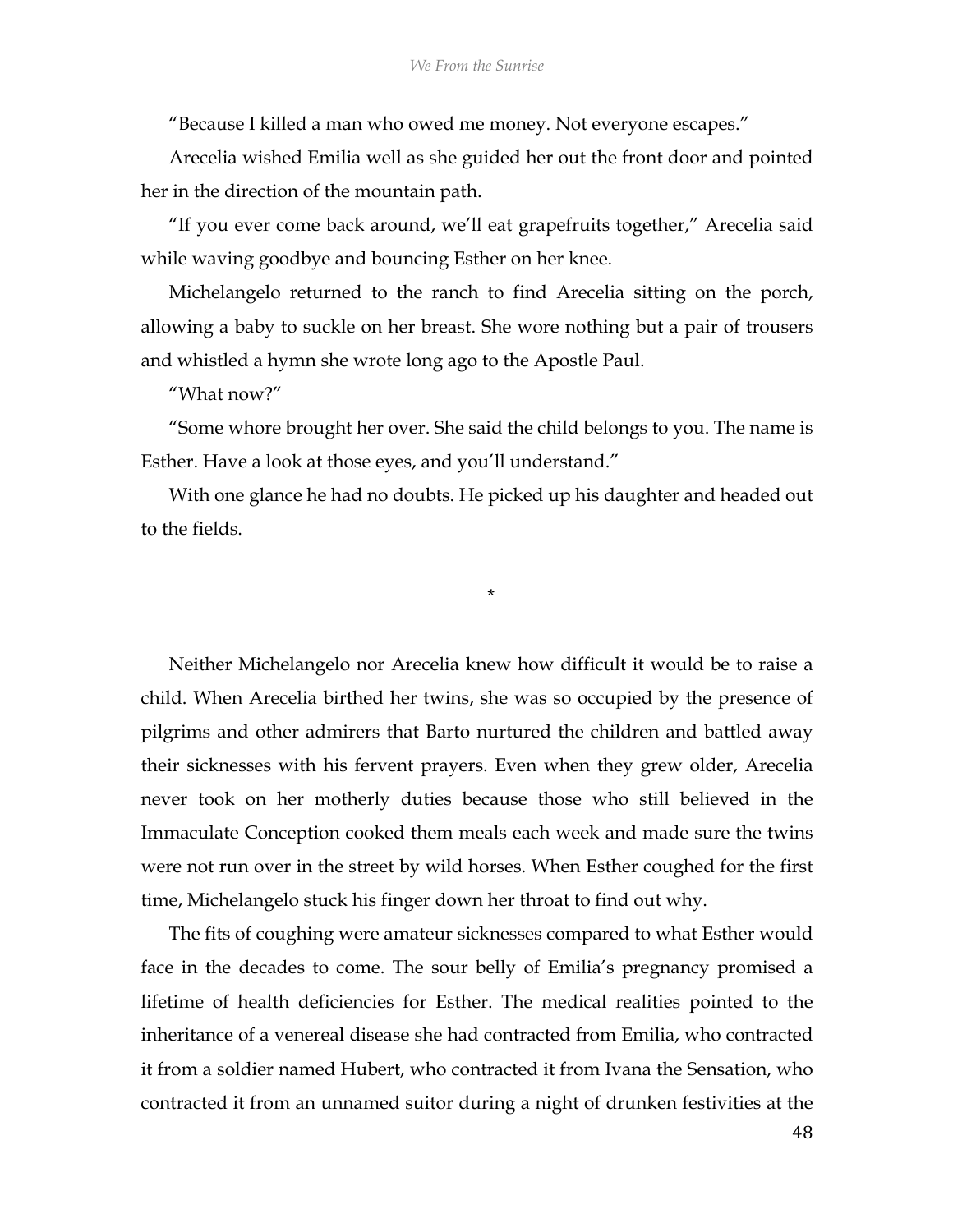"Because I killed a man who owed me money. Not everyone escapes."

Arecelia wished Emilia well as she guided her out the front door and pointed her in the direction of the mountain path.

"If you ever come back around, we'll eat grapefruits together," Arecelia said while waving goodbye and bouncing Esther on her knee.

Michelangelo returned to the ranch to find Arecelia sitting on the porch, allowing a baby to suckle on her breast. She wore nothing but a pair of trousers and whistled a hymn she wrote long ago to the Apostle Paul.

"What now?"

"Some whore brought her over. She said the child belongs to you. The name is Esther. Have a look at those eyes, and you'll understand."

With one glance he had no doubts. He picked up his daughter and headed out to the fields.

*

Neither Michelangelo nor Arecelia knew how difficult it would be to raise a child. When Arecelia birthed her twins, she was so occupied by the presence of pilgrims and other admirers that Barto nurtured the children and battled away their sicknesses with his fervent prayers. Even when they grew older, Arecelia never took on her motherly duties because those who still believed in the Immaculate Conception cooked them meals each week and made sure the twins were not run over in the street by wild horses. When Esther coughed for the first time, Michelangelo stuck his finger down her throat to find out why.

The fits of coughing were amateur sicknesses compared to what Esther would face in the decades to come. The sour belly of Emilia's pregnancy promised a lifetime of health deficiencies for Esther. The medical realities pointed to the inheritance of a venereal disease she had contracted from Emilia, who contracted it from a soldier named Hubert, who contracted it from Ivana the Sensation, who contracted it from an unnamed suitor during a night of drunken festivities at the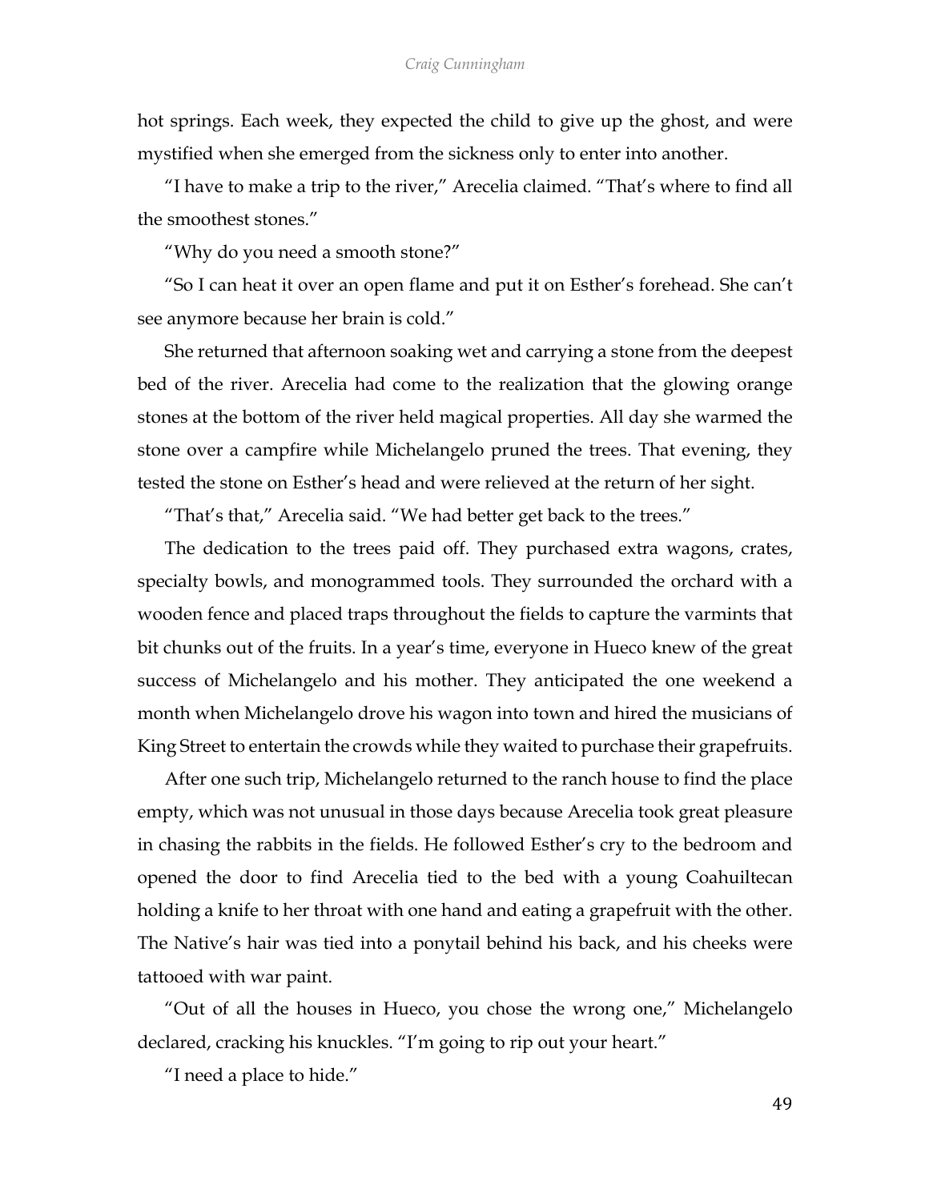hot springs. Each week, they expected the child to give up the ghost, and were mystified when she emerged from the sickness only to enter into another.

"I have to make a trip to the river," Arecelia claimed. "That's where to find all the smoothest stones."

"Why do you need a smooth stone?"

"So I can heat it over an open flame and put it on Esther's forehead. She can't see anymore because her brain is cold."

She returned that afternoon soaking wet and carrying a stone from the deepest bed of the river. Arecelia had come to the realization that the glowing orange stones at the bottom of the river held magical properties. All day she warmed the stone over a campfire while Michelangelo pruned the trees. That evening, they tested the stone on Esther's head and were relieved at the return of her sight.

"That's that," Arecelia said. "We had better get back to the trees."

The dedication to the trees paid off. They purchased extra wagons, crates, specialty bowls, and monogrammed tools. They surrounded the orchard with a wooden fence and placed traps throughout the fields to capture the varmints that bit chunks out of the fruits. In a year's time, everyone in Hueco knew of the great success of Michelangelo and his mother. They anticipated the one weekend a month when Michelangelo drove his wagon into town and hired the musicians of King Street to entertain the crowds while they waited to purchase their grapefruits.

After one such trip, Michelangelo returned to the ranch house to find the place empty, which was not unusual in those days because Arecelia took great pleasure in chasing the rabbits in the fields. He followed Esther's cry to the bedroom and opened the door to find Arecelia tied to the bed with a young Coahuiltecan holding a knife to her throat with one hand and eating a grapefruit with the other. The Native's hair was tied into a ponytail behind his back, and his cheeks were tattooed with war paint.

"Out of all the houses in Hueco, you chose the wrong one," Michelangelo declared, cracking his knuckles. "I'm going to rip out your heart."

"I need a place to hide."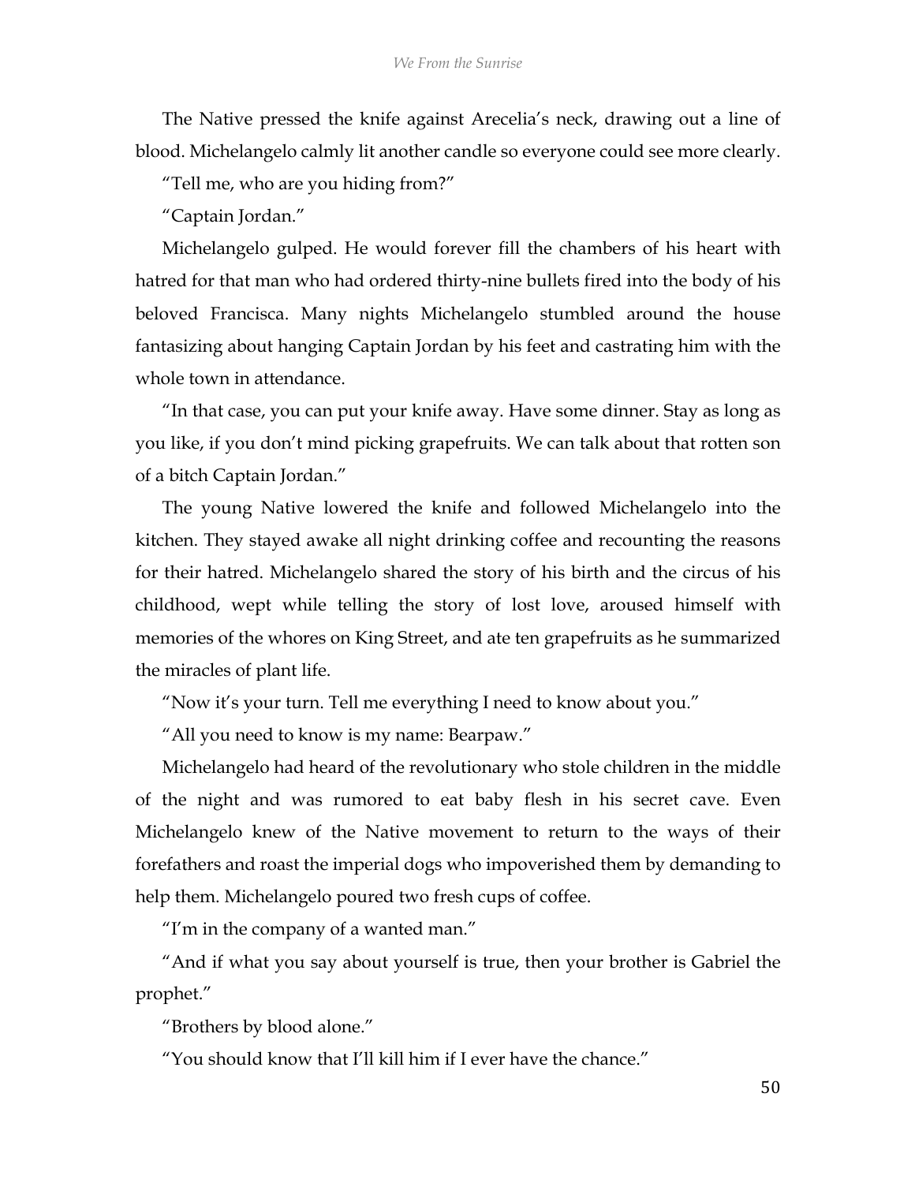The Native pressed the knife against Arecelia's neck, drawing out a line of blood. Michelangelo calmly lit another candle so everyone could see more clearly.

"Tell me, who are you hiding from?"

"Captain Jordan."

Michelangelo gulped. He would forever fill the chambers of his heart with hatred for that man who had ordered thirty-nine bullets fired into the body of his beloved Francisca. Many nights Michelangelo stumbled around the house fantasizing about hanging Captain Jordan by his feet and castrating him with the whole town in attendance.

"In that case, you can put your knife away. Have some dinner. Stay as long as you like, if you don't mind picking grapefruits. We can talk about that rotten son of a bitch Captain Jordan."

The young Native lowered the knife and followed Michelangelo into the kitchen. They stayed awake all night drinking coffee and recounting the reasons for their hatred. Michelangelo shared the story of his birth and the circus of his childhood, wept while telling the story of lost love, aroused himself with memories of the whores on King Street, and ate ten grapefruits as he summarized the miracles of plant life.

"Now it's your turn. Tell me everything I need to know about you."

"All you need to know is my name: Bearpaw."

Michelangelo had heard of the revolutionary who stole children in the middle of the night and was rumored to eat baby flesh in his secret cave. Even Michelangelo knew of the Native movement to return to the ways of their forefathers and roast the imperial dogs who impoverished them by demanding to help them. Michelangelo poured two fresh cups of coffee.

"I'm in the company of a wanted man."

"And if what you say about yourself is true, then your brother is Gabriel the prophet."

"Brothers by blood alone."

"You should know that I'll kill him if I ever have the chance."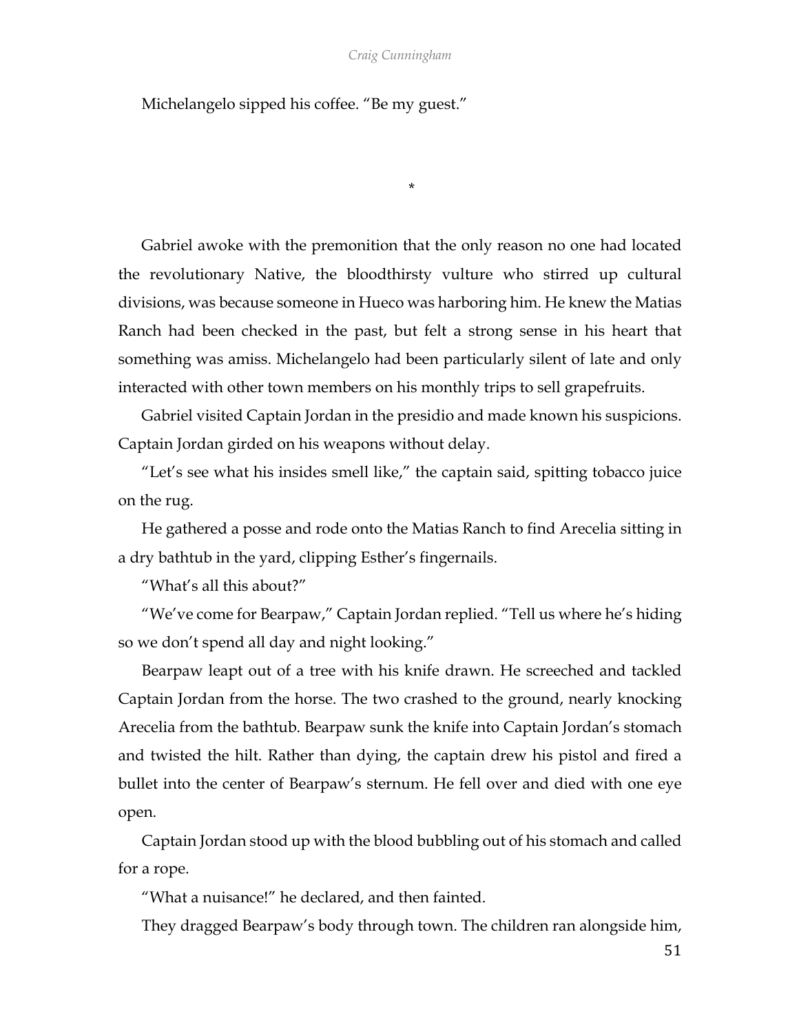Michelangelo sipped his coffee. "Be my guest."

*

Gabriel awoke with the premonition that the only reason no one had located the revolutionary Native, the bloodthirsty vulture who stirred up cultural divisions, was because someone in Hueco was harboring him. He knew the Matias Ranch had been checked in the past, but felt a strong sense in his heart that something was amiss. Michelangelo had been particularly silent of late and only interacted with other town members on his monthly trips to sell grapefruits.

Gabriel visited Captain Jordan in the presidio and made known his suspicions. Captain Jordan girded on his weapons without delay.

"Let's see what his insides smell like," the captain said, spitting tobacco juice on the rug.

He gathered a posse and rode onto the Matias Ranch to find Arecelia sitting in a dry bathtub in the yard, clipping Esther's fingernails.

"What's all this about?"

"We've come for Bearpaw," Captain Jordan replied. "Tell us where he's hiding so we don't spend all day and night looking."

Bearpaw leapt out of a tree with his knife drawn. He screeched and tackled Captain Jordan from the horse. The two crashed to the ground, nearly knocking Arecelia from the bathtub. Bearpaw sunk the knife into Captain Jordan's stomach and twisted the hilt. Rather than dying, the captain drew his pistol and fired a bullet into the center of Bearpaw's sternum. He fell over and died with one eye open.

Captain Jordan stood up with the blood bubbling out of his stomach and called for a rope.

"What a nuisance!" he declared, and then fainted.

They dragged Bearpaw's body through town. The children ran alongside him,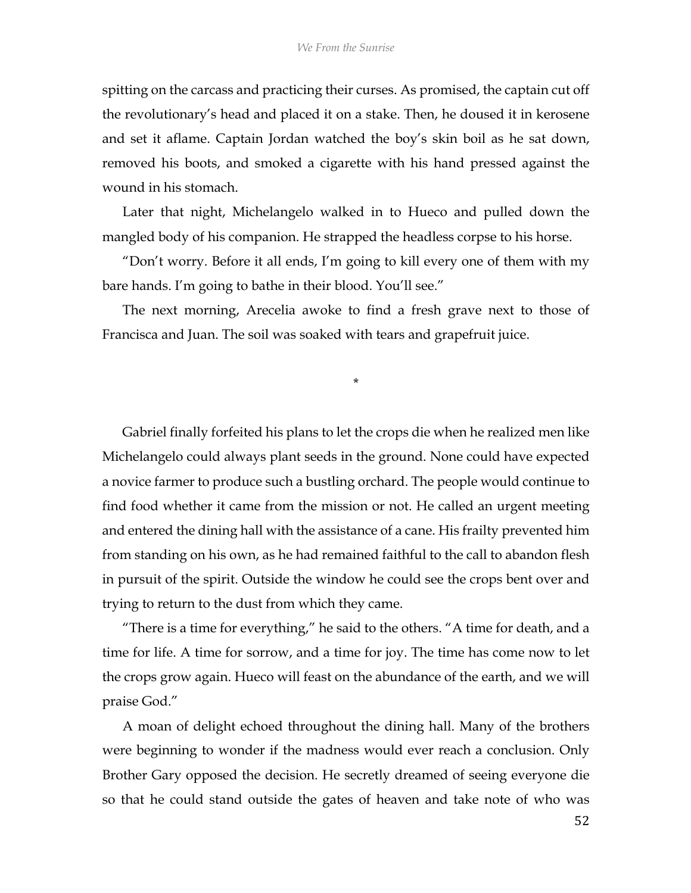spitting on the carcass and practicing their curses. As promised, the captain cut off the revolutionary's head and placed it on a stake. Then, he doused it in kerosene and set it aflame. Captain Jordan watched the boy's skin boil as he sat down, removed his boots, and smoked a cigarette with his hand pressed against the wound in his stomach.

Later that night, Michelangelo walked in to Hueco and pulled down the mangled body of his companion. He strapped the headless corpse to his horse.

"Don't worry. Before it all ends, I'm going to kill every one of them with my bare hands. I'm going to bathe in their blood. You'll see."

The next morning, Arecelia awoke to find a fresh grave next to those of Francisca and Juan. The soil was soaked with tears and grapefruit juice.

*

Gabriel finally forfeited his plans to let the crops die when he realized men like Michelangelo could always plant seeds in the ground. None could have expected a novice farmer to produce such a bustling orchard. The people would continue to find food whether it came from the mission or not. He called an urgent meeting and entered the dining hall with the assistance of a cane. His frailty prevented him from standing on his own, as he had remained faithful to the call to abandon flesh in pursuit of the spirit. Outside the window he could see the crops bent over and trying to return to the dust from which they came.

"There is a time for everything," he said to the others. "A time for death, and a time for life. A time for sorrow, and a time for joy. The time has come now to let the crops grow again. Hueco will feast on the abundance of the earth, and we will praise God."

A moan of delight echoed throughout the dining hall. Many of the brothers were beginning to wonder if the madness would ever reach a conclusion. Only Brother Gary opposed the decision. He secretly dreamed of seeing everyone die so that he could stand outside the gates of heaven and take note of who was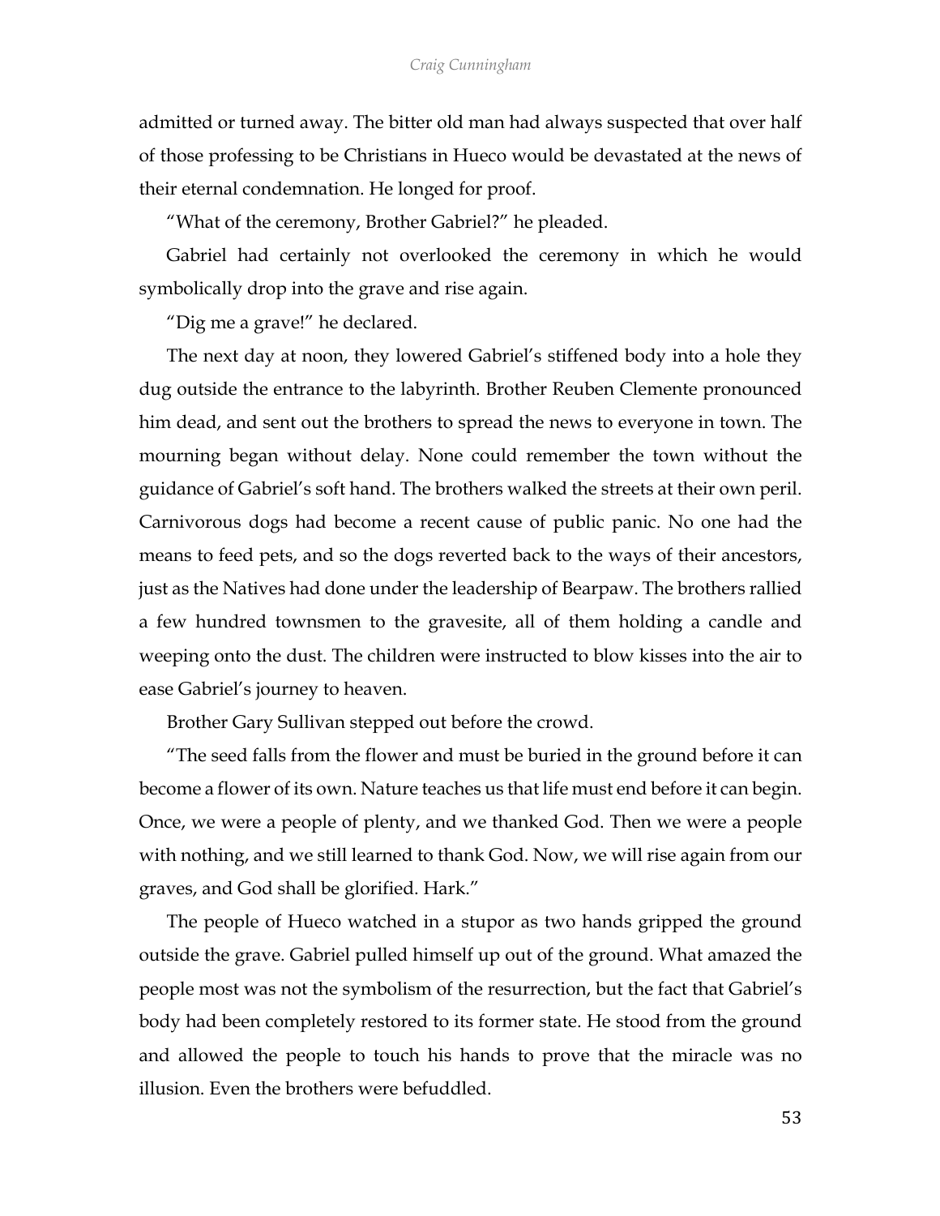admitted or turned away. The bitter old man had always suspected that over half of those professing to be Christians in Hueco would be devastated at the news of their eternal condemnation. He longed for proof.

"What of the ceremony, Brother Gabriel?" he pleaded.

Gabriel had certainly not overlooked the ceremony in which he would symbolically drop into the grave and rise again.

"Dig me a grave!" he declared.

The next day at noon, they lowered Gabriel's stiffened body into a hole they dug outside the entrance to the labyrinth. Brother Reuben Clemente pronounced him dead, and sent out the brothers to spread the news to everyone in town. The mourning began without delay. None could remember the town without the guidance of Gabriel's soft hand. The brothers walked the streets at their own peril. Carnivorous dogs had become a recent cause of public panic. No one had the means to feed pets, and so the dogs reverted back to the ways of their ancestors, just as the Natives had done under the leadership of Bearpaw. The brothers rallied a few hundred townsmen to the gravesite, all of them holding a candle and weeping onto the dust. The children were instructed to blow kisses into the air to ease Gabriel's journey to heaven.

Brother Gary Sullivan stepped out before the crowd.

"The seed falls from the flower and must be buried in the ground before it can become a flower of its own. Nature teaches us that life must end before it can begin. Once, we were a people of plenty, and we thanked God. Then we were a people with nothing, and we still learned to thank God. Now, we will rise again from our graves, and God shall be glorified. Hark."

The people of Hueco watched in a stupor as two hands gripped the ground outside the grave. Gabriel pulled himself up out of the ground. What amazed the people most was not the symbolism of the resurrection, but the fact that Gabriel's body had been completely restored to its former state. He stood from the ground and allowed the people to touch his hands to prove that the miracle was no illusion. Even the brothers were befuddled.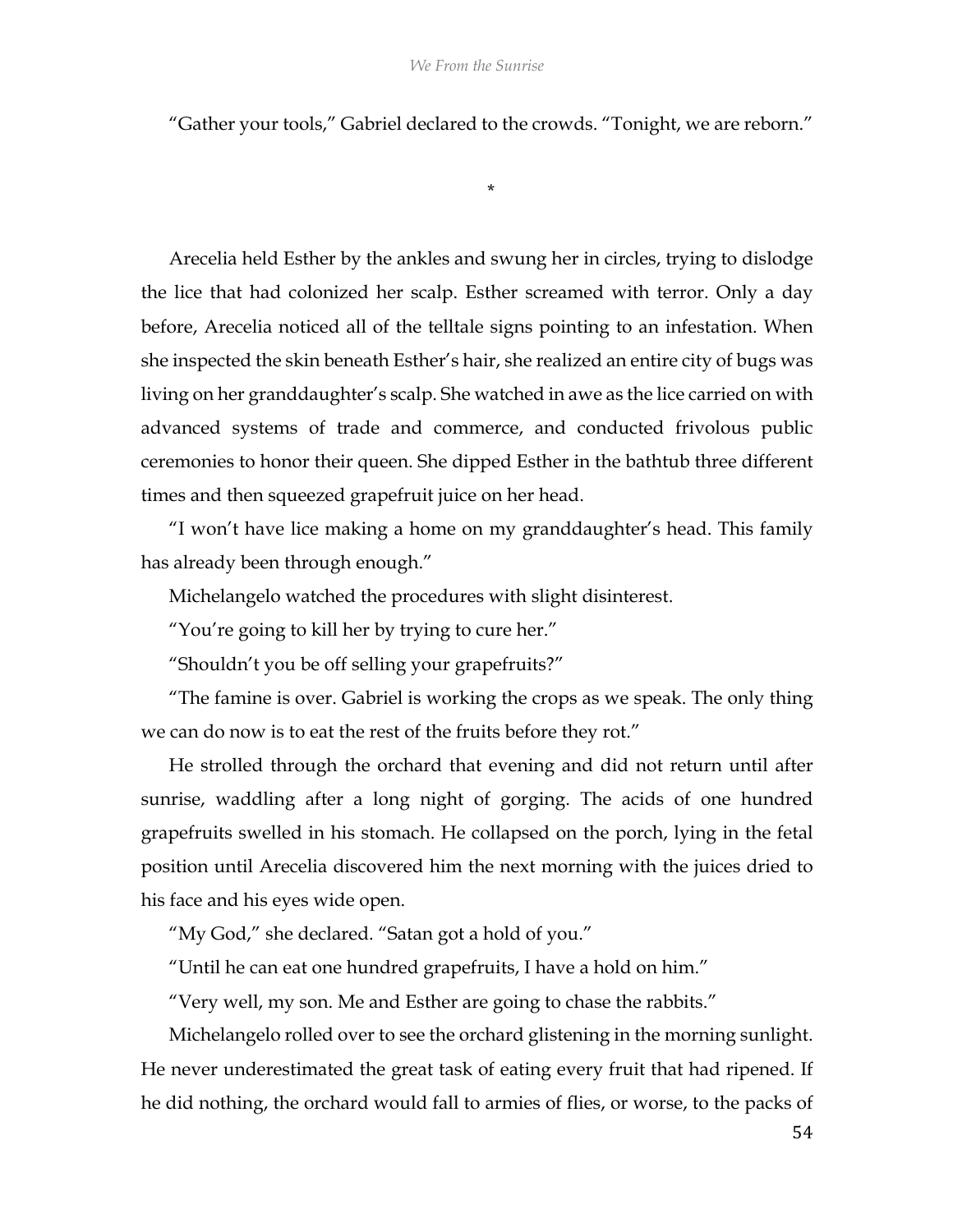"Gather your tools," Gabriel declared to the crowds. "Tonight, we are reborn."

*

Arecelia held Esther by the ankles and swung her in circles, trying to dislodge the lice that had colonized her scalp. Esther screamed with terror. Only a day before, Arecelia noticed all of the telltale signs pointing to an infestation. When she inspected the skin beneath Esther's hair, she realized an entire city of bugs was living on her granddaughter's scalp. She watched in awe as the lice carried on with advanced systems of trade and commerce, and conducted frivolous public ceremonies to honor their queen. She dipped Esther in the bathtub three different times and then squeezed grapefruit juice on her head.

"I won't have lice making a home on my granddaughter's head. This family has already been through enough."

Michelangelo watched the procedures with slight disinterest.

"You're going to kill her by trying to cure her."

"Shouldn't you be off selling your grapefruits?"

"The famine is over. Gabriel is working the crops as we speak. The only thing we can do now is to eat the rest of the fruits before they rot."

He strolled through the orchard that evening and did not return until after sunrise, waddling after a long night of gorging. The acids of one hundred grapefruits swelled in his stomach. He collapsed on the porch, lying in the fetal position until Arecelia discovered him the next morning with the juices dried to his face and his eyes wide open.

"My God," she declared. "Satan got a hold of you."

"Until he can eat one hundred grapefruits, I have a hold on him."

"Very well, my son. Me and Esther are going to chase the rabbits."

Michelangelo rolled over to see the orchard glistening in the morning sunlight. He never underestimated the great task of eating every fruit that had ripened. If he did nothing, the orchard would fall to armies of flies, or worse, to the packs of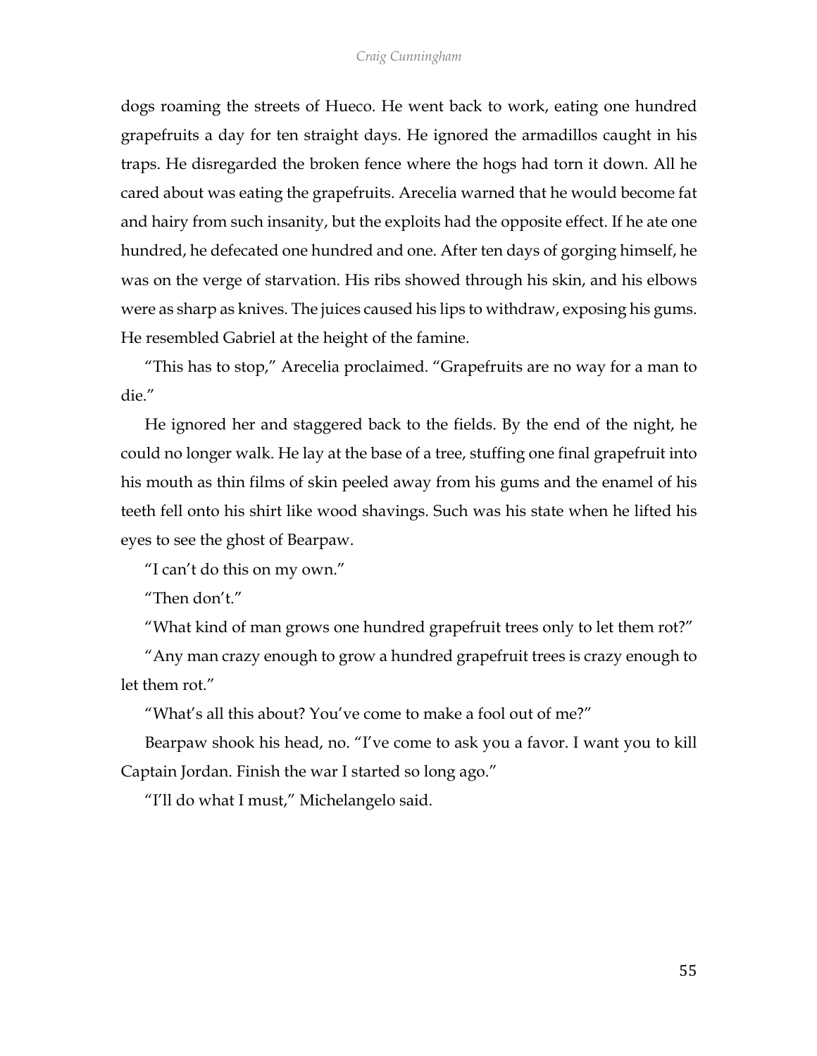dogs roaming the streets of Hueco. He went back to work, eating one hundred grapefruits a day for ten straight days. He ignored the armadillos caught in his traps. He disregarded the broken fence where the hogs had torn it down. All he cared about was eating the grapefruits. Arecelia warned that he would become fat and hairy from such insanity, but the exploits had the opposite effect. If he ate one hundred, he defecated one hundred and one. After ten days of gorging himself, he was on the verge of starvation. His ribs showed through his skin, and his elbows were as sharp as knives. The juices caused his lips to withdraw, exposing his gums. He resembled Gabriel at the height of the famine.

"This has to stop," Arecelia proclaimed. "Grapefruits are no way for a man to die."

He ignored her and staggered back to the fields. By the end of the night, he could no longer walk. He lay at the base of a tree, stuffing one final grapefruit into his mouth as thin films of skin peeled away from his gums and the enamel of his teeth fell onto his shirt like wood shavings. Such was his state when he lifted his eyes to see the ghost of Bearpaw.

"I can't do this on my own."

"Then don't."

"What kind of man grows one hundred grapefruit trees only to let them rot?"

"Any man crazy enough to grow a hundred grapefruit trees is crazy enough to let them rot."

"What's all this about? You've come to make a fool out of me?"

Bearpaw shook his head, no. "I've come to ask you a favor. I want you to kill Captain Jordan. Finish the war I started so long ago."

"I'll do what I must," Michelangelo said.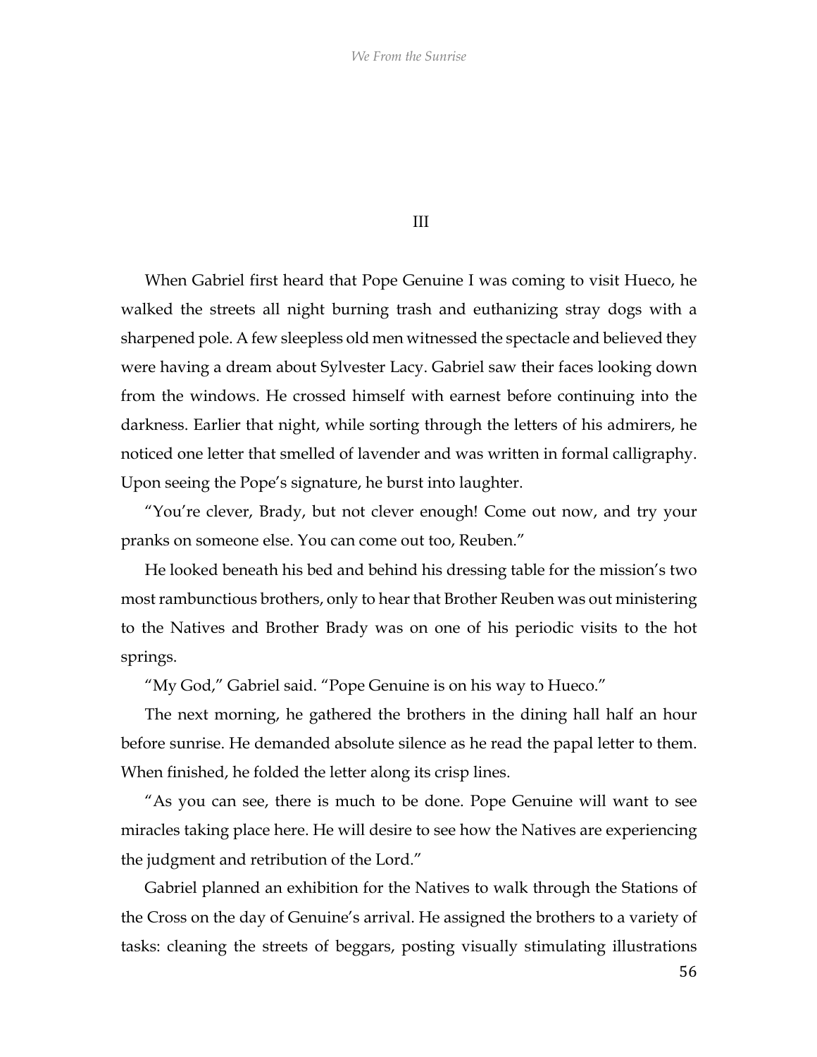## III

When Gabriel first heard that Pope Genuine I was coming to visit Hueco, he walked the streets all night burning trash and euthanizing stray dogs with a sharpened pole. A few sleepless old men witnessed the spectacle and believed they were having a dream about Sylvester Lacy. Gabriel saw their faces looking down from the windows. He crossed himself with earnest before continuing into the darkness. Earlier that night, while sorting through the letters of his admirers, he noticed one letter that smelled of lavender and was written in formal calligraphy. Upon seeing the Pope's signature, he burst into laughter.

"You're clever, Brady, but not clever enough! Come out now, and try your pranks on someone else. You can come out too, Reuben."

He looked beneath his bed and behind his dressing table for the mission's two most rambunctious brothers, only to hear that Brother Reuben was out ministering to the Natives and Brother Brady was on one of his periodic visits to the hot springs.

"My God," Gabriel said. "Pope Genuine is on his way to Hueco."

The next morning, he gathered the brothers in the dining hall half an hour before sunrise. He demanded absolute silence as he read the papal letter to them. When finished, he folded the letter along its crisp lines.

"As you can see, there is much to be done. Pope Genuine will want to see miracles taking place here. He will desire to see how the Natives are experiencing the judgment and retribution of the Lord."

Gabriel planned an exhibition for the Natives to walk through the Stations of the Cross on the day of Genuine's arrival. He assigned the brothers to a variety of tasks: cleaning the streets of beggars, posting visually stimulating illustrations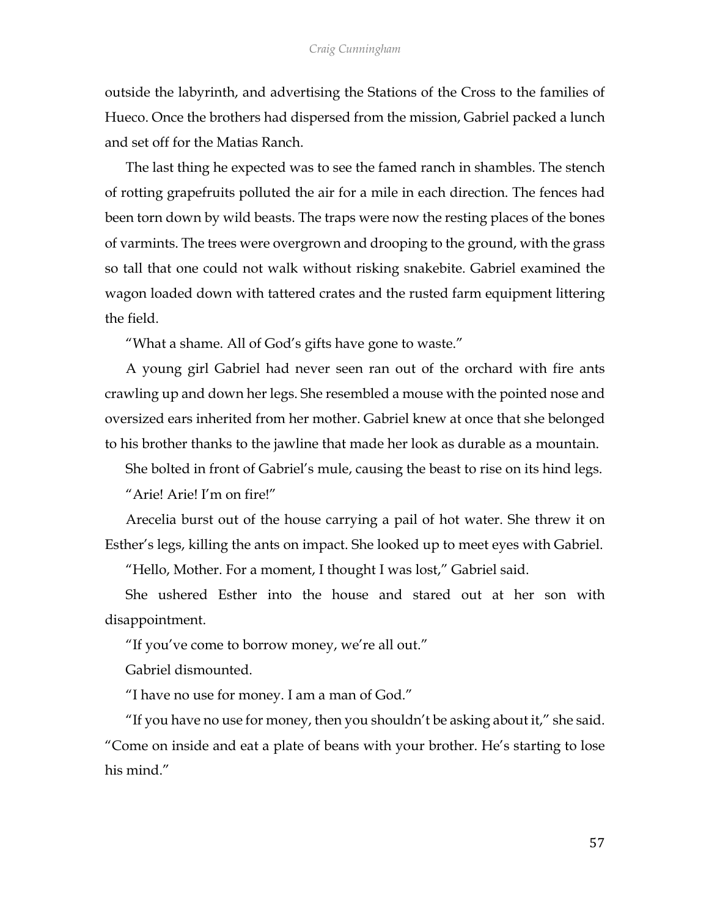outside the labyrinth, and advertising the Stations of the Cross to the families of Hueco. Once the brothers had dispersed from the mission, Gabriel packed a lunch and set off for the Matias Ranch.

The last thing he expected was to see the famed ranch in shambles. The stench of rotting grapefruits polluted the air for a mile in each direction. The fences had been torn down by wild beasts. The traps were now the resting places of the bones of varmints. The trees were overgrown and drooping to the ground, with the grass so tall that one could not walk without risking snakebite. Gabriel examined the wagon loaded down with tattered crates and the rusted farm equipment littering the field.

"What a shame. All of God's gifts have gone to waste."

A young girl Gabriel had never seen ran out of the orchard with fire ants crawling up and down her legs. She resembled a mouse with the pointed nose and oversized ears inherited from her mother. Gabriel knew at once that she belonged to his brother thanks to the jawline that made her look as durable as a mountain.

She bolted in front of Gabriel's mule, causing the beast to rise on its hind legs.

"Arie! Arie! I'm on fire!"

Arecelia burst out of the house carrying a pail of hot water. She threw it on Esther's legs, killing the ants on impact. She looked up to meet eyes with Gabriel.

"Hello, Mother. For a moment, I thought I was lost," Gabriel said.

She ushered Esther into the house and stared out at her son with disappointment.

"If you've come to borrow money, we're all out."

Gabriel dismounted.

"I have no use for money. I am a man of God."

"If you have no use for money, then you shouldn't be asking about it," she said. "Come on inside and eat a plate of beans with your brother. He's starting to lose his mind."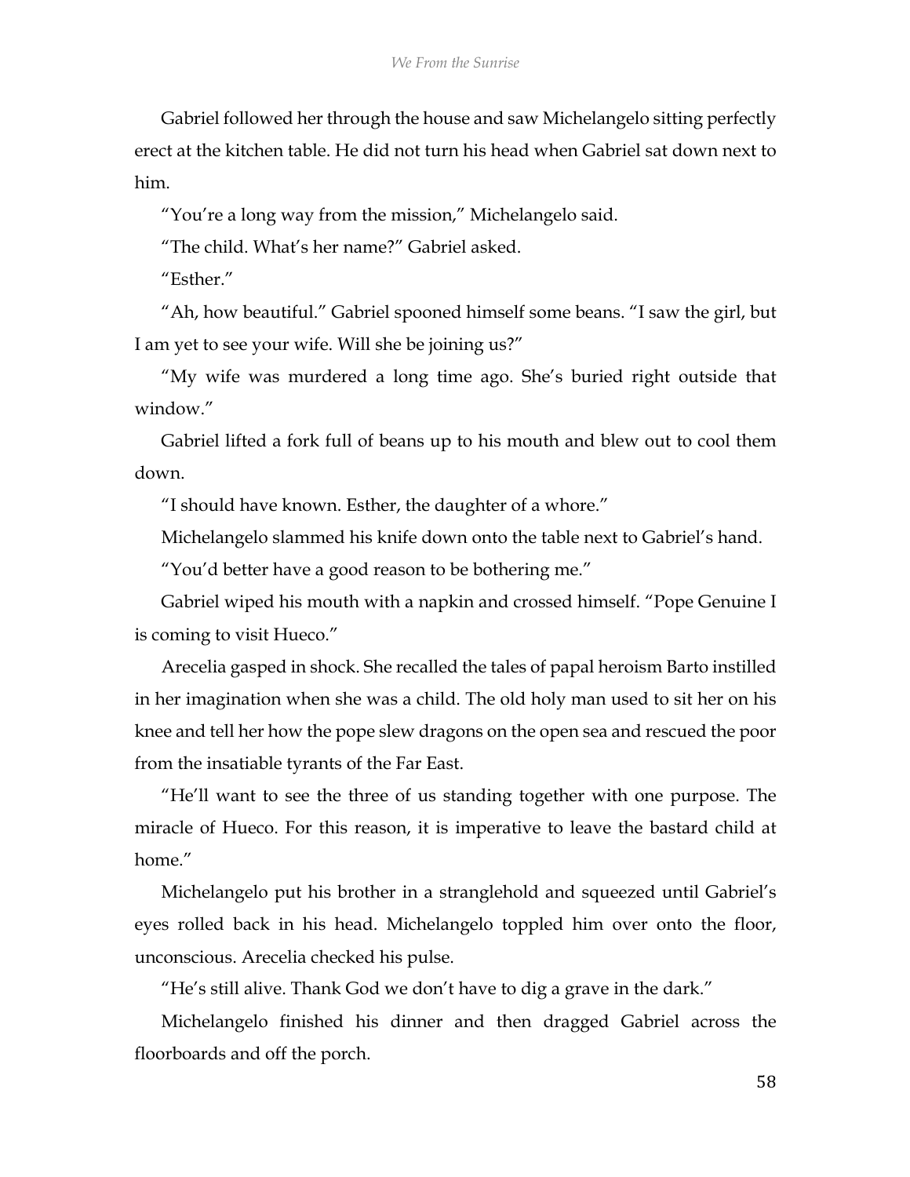Gabriel followed her through the house and saw Michelangelo sitting perfectly erect at the kitchen table. He did not turn his head when Gabriel sat down next to him.

"You're a long way from the mission," Michelangelo said.

"The child. What's her name?" Gabriel asked.

"Esther."

"Ah, how beautiful." Gabriel spooned himself some beans. "I saw the girl, but I am yet to see your wife. Will she be joining us?"

"My wife was murdered a long time ago. She's buried right outside that window."

Gabriel lifted a fork full of beans up to his mouth and blew out to cool them down.

"I should have known. Esther, the daughter of a whore."

Michelangelo slammed his knife down onto the table next to Gabriel's hand.

"You'd better have a good reason to be bothering me."

Gabriel wiped his mouth with a napkin and crossed himself. "Pope Genuine I is coming to visit Hueco."

Arecelia gasped in shock. She recalled the tales of papal heroism Barto instilled in her imagination when she was a child. The old holy man used to sit her on his knee and tell her how the pope slew dragons on the open sea and rescued the poor from the insatiable tyrants of the Far East.

"He'll want to see the three of us standing together with one purpose. The miracle of Hueco. For this reason, it is imperative to leave the bastard child at home."

Michelangelo put his brother in a stranglehold and squeezed until Gabriel's eyes rolled back in his head. Michelangelo toppled him over onto the floor, unconscious. Arecelia checked his pulse.

"He's still alive. Thank God we don't have to dig a grave in the dark."

Michelangelo finished his dinner and then dragged Gabriel across the floorboards and off the porch.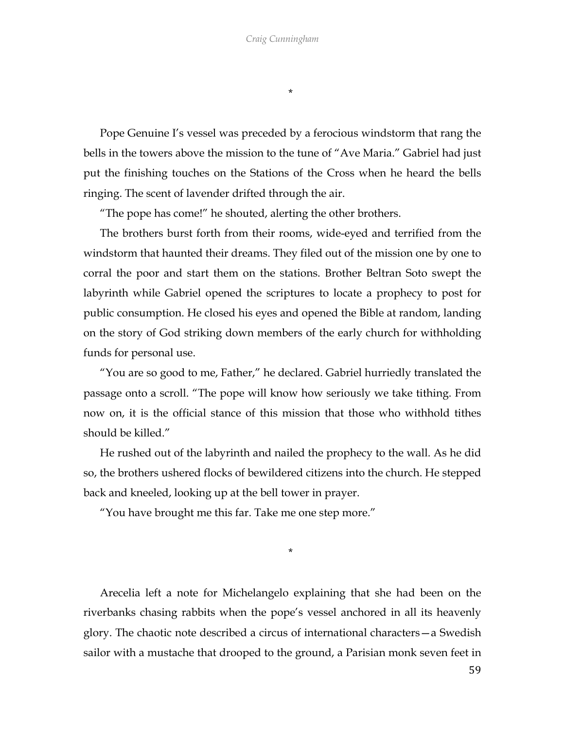*

Pope Genuine I's vessel was preceded by a ferocious windstorm that rang the bells in the towers above the mission to the tune of "Ave Maria." Gabriel had just put the finishing touches on the Stations of the Cross when he heard the bells ringing. The scent of lavender drifted through the air.

"The pope has come!" he shouted, alerting the other brothers.

The brothers burst forth from their rooms, wide-eyed and terrified from the windstorm that haunted their dreams. They filed out of the mission one by one to corral the poor and start them on the stations. Brother Beltran Soto swept the labyrinth while Gabriel opened the scriptures to locate a prophecy to post for public consumption. He closed his eyes and opened the Bible at random, landing on the story of God striking down members of the early church for withholding funds for personal use.

"You are so good to me, Father," he declared. Gabriel hurriedly translated the passage onto a scroll. "The pope will know how seriously we take tithing. From now on, it is the official stance of this mission that those who withhold tithes should be killed."

He rushed out of the labyrinth and nailed the prophecy to the wall. As he did so, the brothers ushered flocks of bewildered citizens into the church. He stepped back and kneeled, looking up at the bell tower in prayer.

"You have brought me this far. Take me one step more."

*

Arecelia left a note for Michelangelo explaining that she had been on the riverbanks chasing rabbits when the pope's vessel anchored in all its heavenly glory. The chaotic note described a circus of international characters—a Swedish sailor with a mustache that drooped to the ground, a Parisian monk seven feet in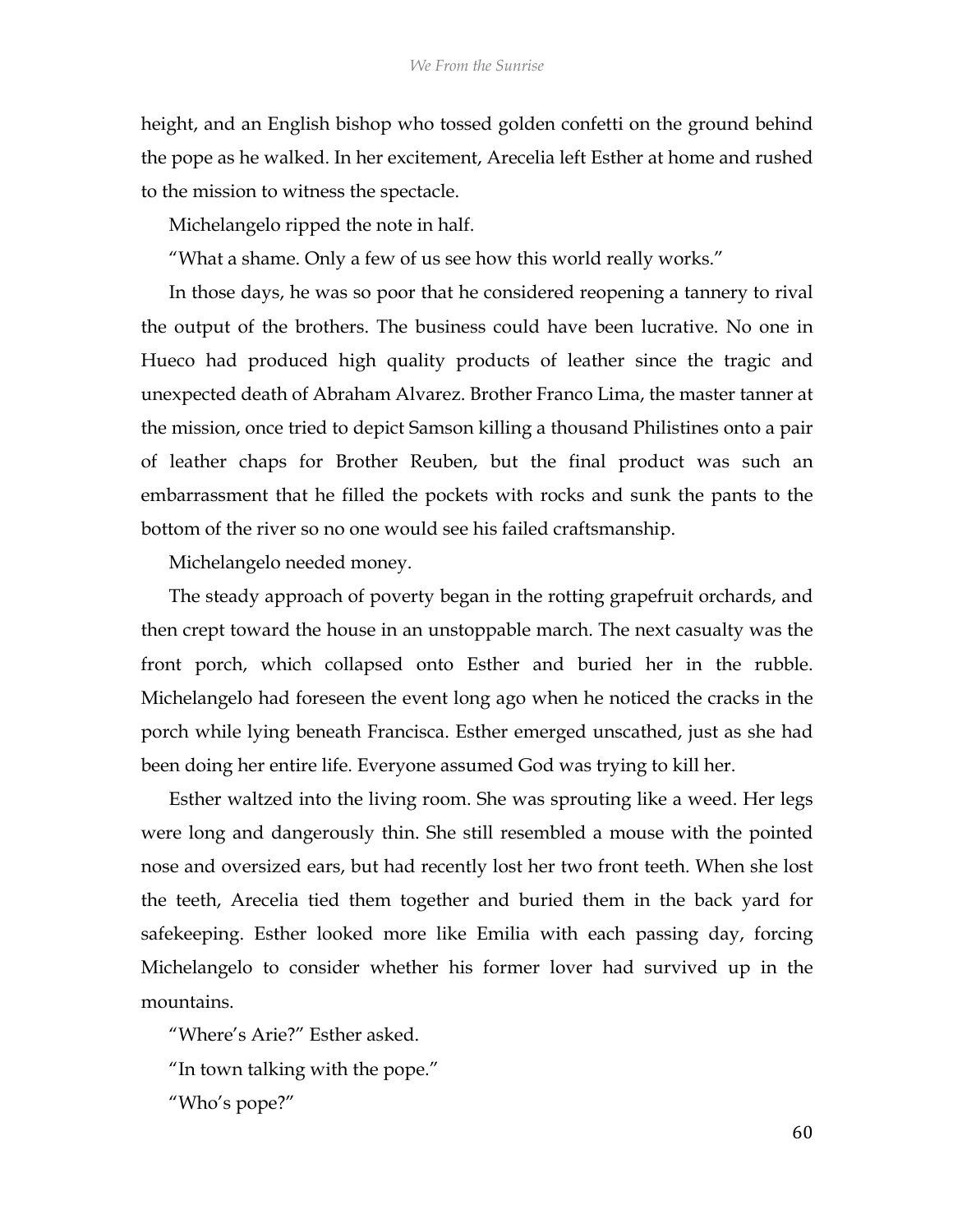height, and an English bishop who tossed golden confetti on the ground behind the pope as he walked. In her excitement, Arecelia left Esther at home and rushed to the mission to witness the spectacle.

Michelangelo ripped the note in half.

"What a shame. Only a few of us see how this world really works."

In those days, he was so poor that he considered reopening a tannery to rival the output of the brothers. The business could have been lucrative. No one in Hueco had produced high quality products of leather since the tragic and unexpected death of Abraham Alvarez. Brother Franco Lima, the master tanner at the mission, once tried to depict Samson killing a thousand Philistines onto a pair of leather chaps for Brother Reuben, but the final product was such an embarrassment that he filled the pockets with rocks and sunk the pants to the bottom of the river so no one would see his failed craftsmanship.

Michelangelo needed money.

The steady approach of poverty began in the rotting grapefruit orchards, and then crept toward the house in an unstoppable march. The next casualty was the front porch, which collapsed onto Esther and buried her in the rubble. Michelangelo had foreseen the event long ago when he noticed the cracks in the porch while lying beneath Francisca. Esther emerged unscathed, just as she had been doing her entire life. Everyone assumed God was trying to kill her.

Esther waltzed into the living room. She was sprouting like a weed. Her legs were long and dangerously thin. She still resembled a mouse with the pointed nose and oversized ears, but had recently lost her two front teeth. When she lost the teeth, Arecelia tied them together and buried them in the back yard for safekeeping. Esther looked more like Emilia with each passing day, forcing Michelangelo to consider whether his former lover had survived up in the mountains.

"Where's Arie?" Esther asked.

"In town talking with the pope."

"Who's pope?"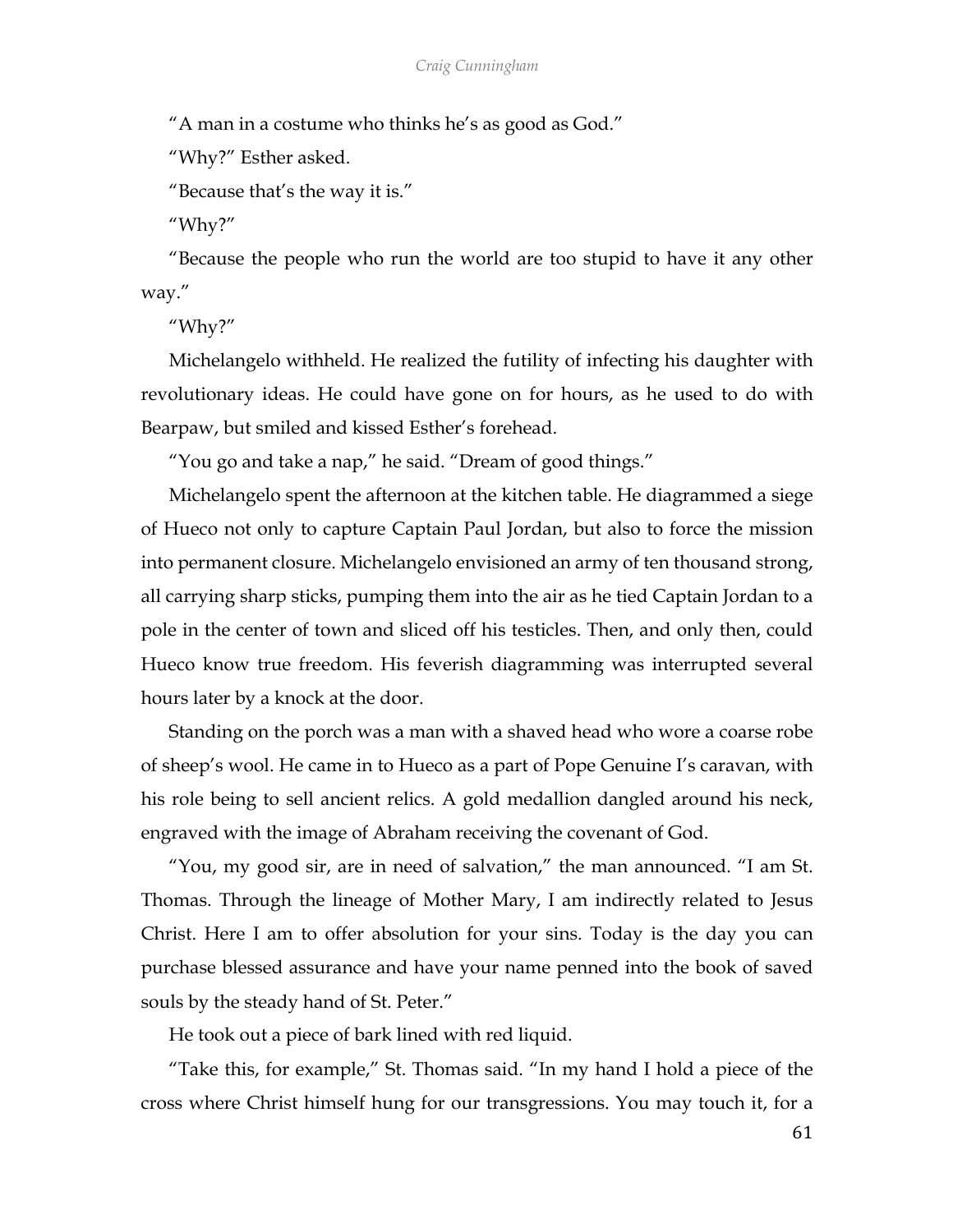"A man in a costume who thinks he's as good as God."

"Why?" Esther asked.

"Because that's the way it is."

"Why?"

"Because the people who run the world are too stupid to have it any other way."

"Why?"

Michelangelo withheld. He realized the futility of infecting his daughter with revolutionary ideas. He could have gone on for hours, as he used to do with Bearpaw, but smiled and kissed Esther's forehead.

"You go and take a nap," he said. "Dream of good things."

Michelangelo spent the afternoon at the kitchen table. He diagrammed a siege of Hueco not only to capture Captain Paul Jordan, but also to force the mission into permanent closure. Michelangelo envisioned an army of ten thousand strong, all carrying sharp sticks, pumping them into the air as he tied Captain Jordan to a pole in the center of town and sliced off his testicles. Then, and only then, could Hueco know true freedom. His feverish diagramming was interrupted several hours later by a knock at the door.

Standing on the porch was a man with a shaved head who wore a coarse robe of sheep's wool. He came in to Hueco as a part of Pope Genuine I's caravan, with his role being to sell ancient relics. A gold medallion dangled around his neck, engraved with the image of Abraham receiving the covenant of God.

"You, my good sir, are in need of salvation," the man announced. "I am St. Thomas. Through the lineage of Mother Mary, I am indirectly related to Jesus Christ. Here I am to offer absolution for your sins. Today is the day you can purchase blessed assurance and have your name penned into the book of saved souls by the steady hand of St. Peter."

He took out a piece of bark lined with red liquid.

"Take this, for example," St. Thomas said. "In my hand I hold a piece of the cross where Christ himself hung for our transgressions. You may touch it, for a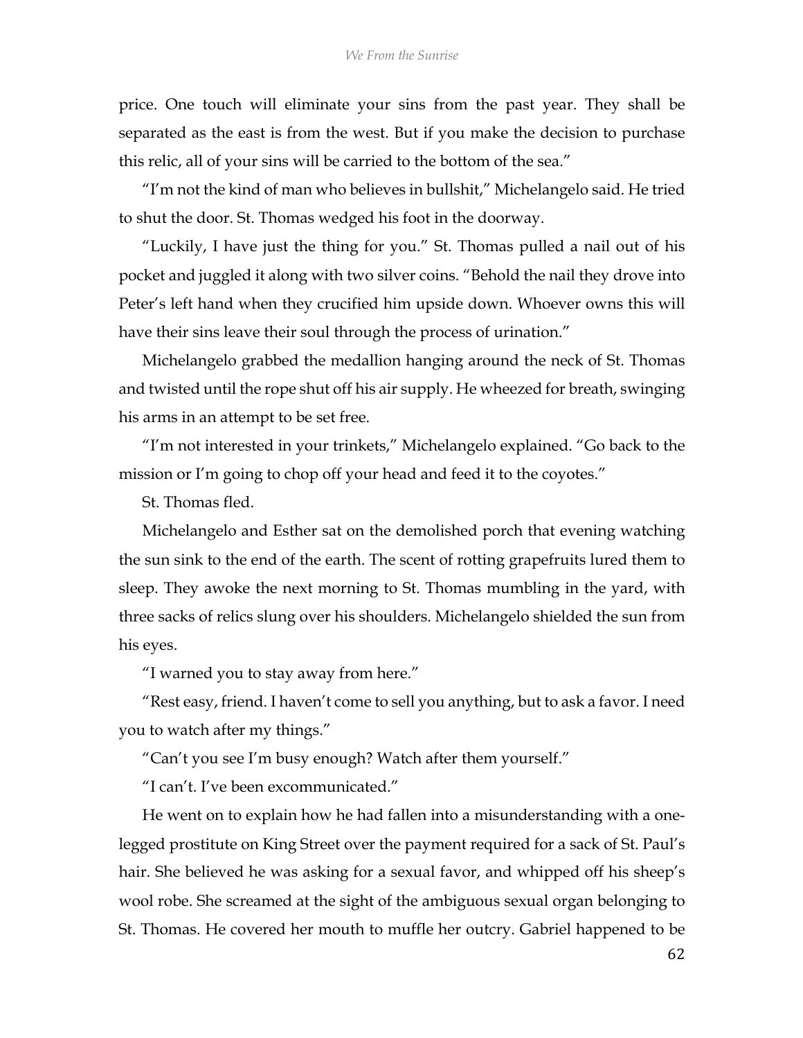price. One touch will eliminate your sins from the past year. They shall be separated as the east is from the west. But if you make the decision to purchase this relic, all of your sins will be carried to the bottom of the sea."

"I'm not the kind of man who believes in bullshit," Michelangelo said. He tried to shut the door. St. Thomas wedged his foot in the doorway.

"Luckily, I have just the thing for you." St. Thomas pulled a nail out of his pocket and juggled it along with two silver coins. "Behold the nail they drove into Peter's left hand when they crucified him upside down. Whoever owns this will have their sins leave their soul through the process of urination."

Michelangelo grabbed the medallion hanging around the neck of St. Thomas and twisted until the rope shut off his air supply. He wheezed for breath, swinging his arms in an attempt to be set free.

"I'm not interested in your trinkets," Michelangelo explained. "Go back to the mission or I'm going to chop off your head and feed it to the coyotes."

St. Thomas fled.

Michelangelo and Esther sat on the demolished porch that evening watching the sun sink to the end of the earth. The scent of rotting grapefruits lured them to sleep. They awoke the next morning to St. Thomas mumbling in the yard, with three sacks of relics slung over his shoulders. Michelangelo shielded the sun from his eyes.

"I warned you to stay away from here."

"Rest easy, friend. I haven't come to sell you anything, but to ask a favor. I need you to watch after my things."

"Can't you see I'm busy enough? Watch after them yourself."

"I can't. I've been excommunicated."

He went on to explain how he had fallen into a misunderstanding with a one-legged prostitute on King Street over the payment required for a sack of St. Paul's hair. She believed he was asking for a sexual favor, and whipped off his sheep's wool robe. She screamed at the sight of the ambiguous sexual organ belonging to St. Thomas. He covered her mouth to muffle her outcry. Gabriel happened to be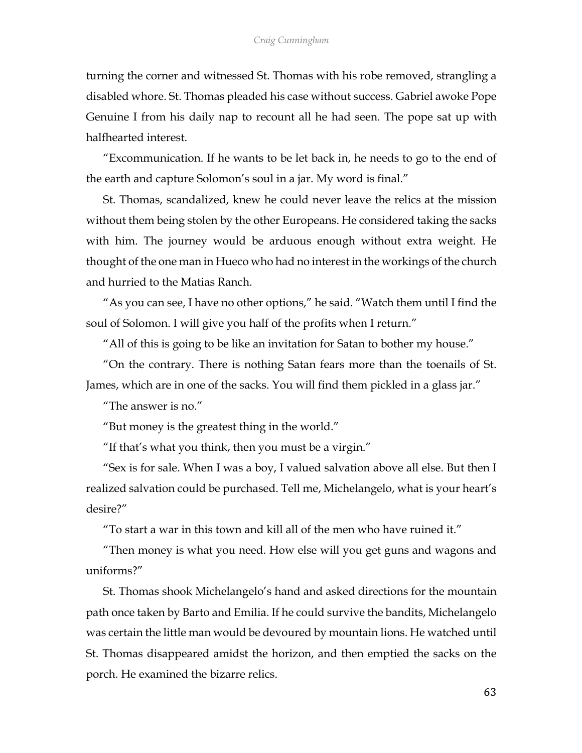turning the corner and witnessed St. Thomas with his robe removed, strangling a disabled whore. St. Thomas pleaded his case without success. Gabriel awoke Pope Genuine I from his daily nap to recount all he had seen. The pope sat up with halfhearted interest.

"Excommunication. If he wants to be let back in, he needs to go to the end of the earth and capture Solomon's soul in a jar. My word is final."

St. Thomas, scandalized, knew he could never leave the relics at the mission without them being stolen by the other Europeans. He considered taking the sacks with him. The journey would be arduous enough without extra weight. He thought of the one man in Hueco who had no interest in the workings of the church and hurried to the Matias Ranch.

"As you can see, I have no other options," he said. "Watch them until I find the soul of Solomon. I will give you half of the profits when I return."

"All of this is going to be like an invitation for Satan to bother my house."

"On the contrary. There is nothing Satan fears more than the toenails of St. James, which are in one of the sacks. You will find them pickled in a glass jar."

"The answer is no."

"But money is the greatest thing in the world."

"If that's what you think, then you must be a virgin."

"Sex is for sale. When I was a boy, I valued salvation above all else. But then I realized salvation could be purchased. Tell me, Michelangelo, what is your heart's desire?"

"To start a war in this town and kill all of the men who have ruined it."

"Then money is what you need. How else will you get guns and wagons and uniforms?"

St. Thomas shook Michelangelo's hand and asked directions for the mountain path once taken by Barto and Emilia. If he could survive the bandits, Michelangelo was certain the little man would be devoured by mountain lions. He watched until St. Thomas disappeared amidst the horizon, and then emptied the sacks on the porch. He examined the bizarre relics.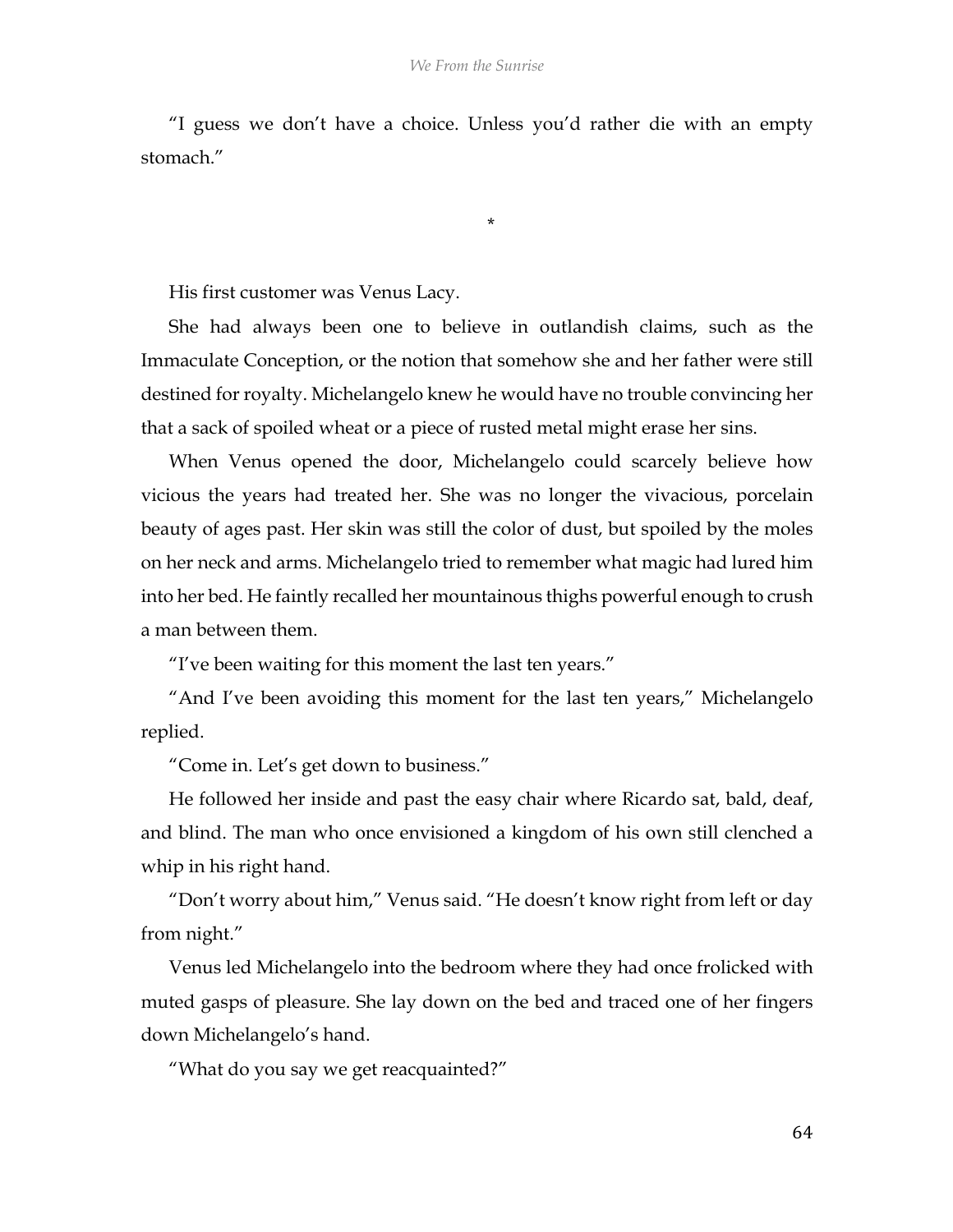"I guess we don't have a choice. Unless you'd rather die with an empty stomach."

*

His first customer was Venus Lacy.

She had always been one to believe in outlandish claims, such as the Immaculate Conception, or the notion that somehow she and her father were still destined for royalty. Michelangelo knew he would have no trouble convincing her that a sack of spoiled wheat or a piece of rusted metal might erase her sins.

When Venus opened the door, Michelangelo could scarcely believe how vicious the years had treated her. She was no longer the vivacious, porcelain beauty of ages past. Her skin was still the color of dust, but spoiled by the moles on her neck and arms. Michelangelo tried to remember what magic had lured him into her bed. He faintly recalled her mountainous thighs powerful enough to crush a man between them.

"I've been waiting for this moment the last ten years."

"And I've been avoiding this moment for the last ten years," Michelangelo replied.

"Come in. Let's get down to business."

He followed her inside and past the easy chair where Ricardo sat, bald, deaf, and blind. The man who once envisioned a kingdom of his own still clenched a whip in his right hand.

"Don't worry about him," Venus said. "He doesn't know right from left or day from night."

Venus led Michelangelo into the bedroom where they had once frolicked with muted gasps of pleasure. She lay down on the bed and traced one of her fingers down Michelangelo's hand.

"What do you say we get reacquainted?"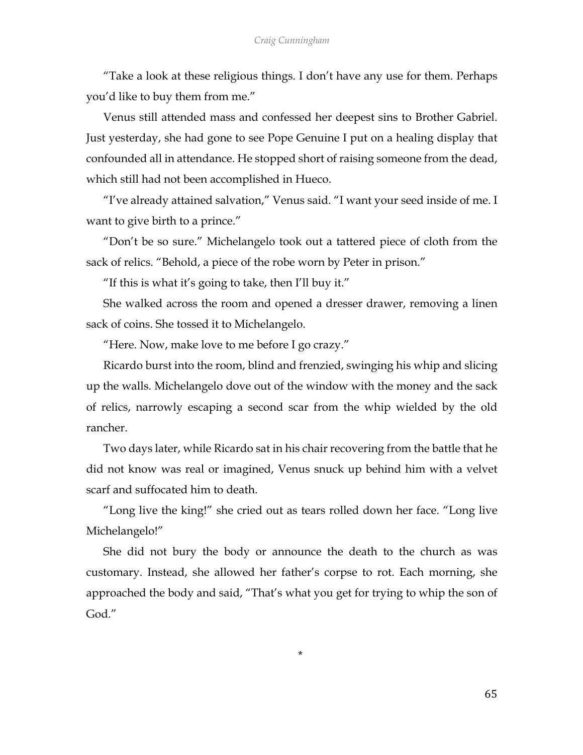"Take a look at these religious things. I don't have any use for them. Perhaps you'd like to buy them from me."

Venus still attended mass and confessed her deepest sins to Brother Gabriel. Just yesterday, she had gone to see Pope Genuine I put on a healing display that confounded all in attendance. He stopped short of raising someone from the dead, which still had not been accomplished in Hueco.

"I've already attained salvation," Venus said. "I want your seed inside of me. I want to give birth to a prince."

"Don't be so sure." Michelangelo took out a tattered piece of cloth from the sack of relics. "Behold, a piece of the robe worn by Peter in prison."

"If this is what it's going to take, then I'll buy it."

She walked across the room and opened a dresser drawer, removing a linen sack of coins. She tossed it to Michelangelo.

"Here. Now, make love to me before I go crazy."

Ricardo burst into the room, blind and frenzied, swinging his whip and slicing up the walls. Michelangelo dove out of the window with the money and the sack of relics, narrowly escaping a second scar from the whip wielded by the old rancher.

Two days later, while Ricardo sat in his chair recovering from the battle that he did not know was real or imagined, Venus snuck up behind him with a velvet scarf and suffocated him to death.

"Long live the king!" she cried out as tears rolled down her face. "Long live Michelangelo!"

She did not bury the body or announce the death to the church as was customary. Instead, she allowed her father's corpse to rot. Each morning, she approached the body and said, "That's what you get for trying to whip the son of God."

*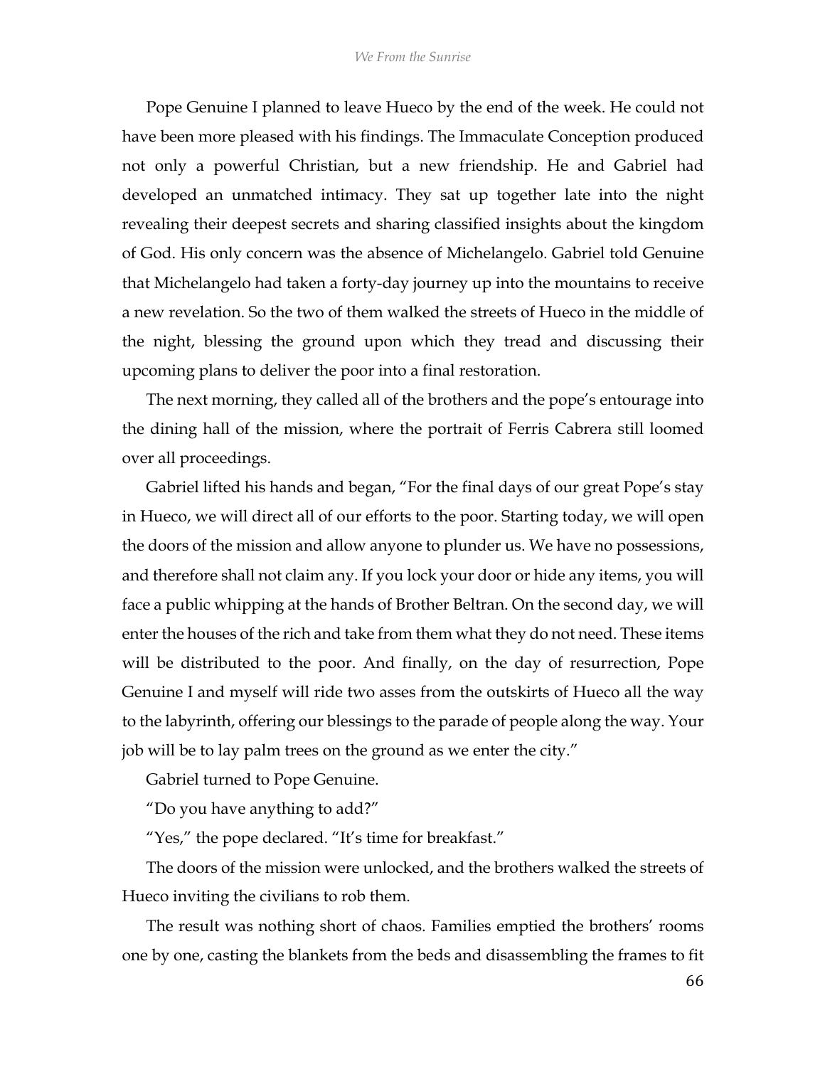Pope Genuine I planned to leave Hueco by the end of the week. He could not have been more pleased with his findings. The Immaculate Conception produced not only a powerful Christian, but a new friendship. He and Gabriel had developed an unmatched intimacy. They sat up together late into the night revealing their deepest secrets and sharing classified insights about the kingdom of God. His only concern was the absence of Michelangelo. Gabriel told Genuine that Michelangelo had taken a forty-day journey up into the mountains to receive a new revelation. So the two of them walked the streets of Hueco in the middle of the night, blessing the ground upon which they tread and discussing their upcoming plans to deliver the poor into a final restoration.

The next morning, they called all of the brothers and the pope's entourage into the dining hall of the mission, where the portrait of Ferris Cabrera still loomed over all proceedings.

Gabriel lifted his hands and began, "For the final days of our great Pope's stay in Hueco, we will direct all of our efforts to the poor. Starting today, we will open the doors of the mission and allow anyone to plunder us. We have no possessions, and therefore shall not claim any. If you lock your door or hide any items, you will face a public whipping at the hands of Brother Beltran. On the second day, we will enter the houses of the rich and take from them what they do not need. These items will be distributed to the poor. And finally, on the day of resurrection, Pope Genuine I and myself will ride two asses from the outskirts of Hueco all the way to the labyrinth, offering our blessings to the parade of people along the way. Your job will be to lay palm trees on the ground as we enter the city."

Gabriel turned to Pope Genuine.

"Do you have anything to add?"

"Yes," the pope declared. "It's time for breakfast."

The doors of the mission were unlocked, and the brothers walked the streets of Hueco inviting the civilians to rob them.

The result was nothing short of chaos. Families emptied the brothers' rooms one by one, casting the blankets from the beds and disassembling the frames to fit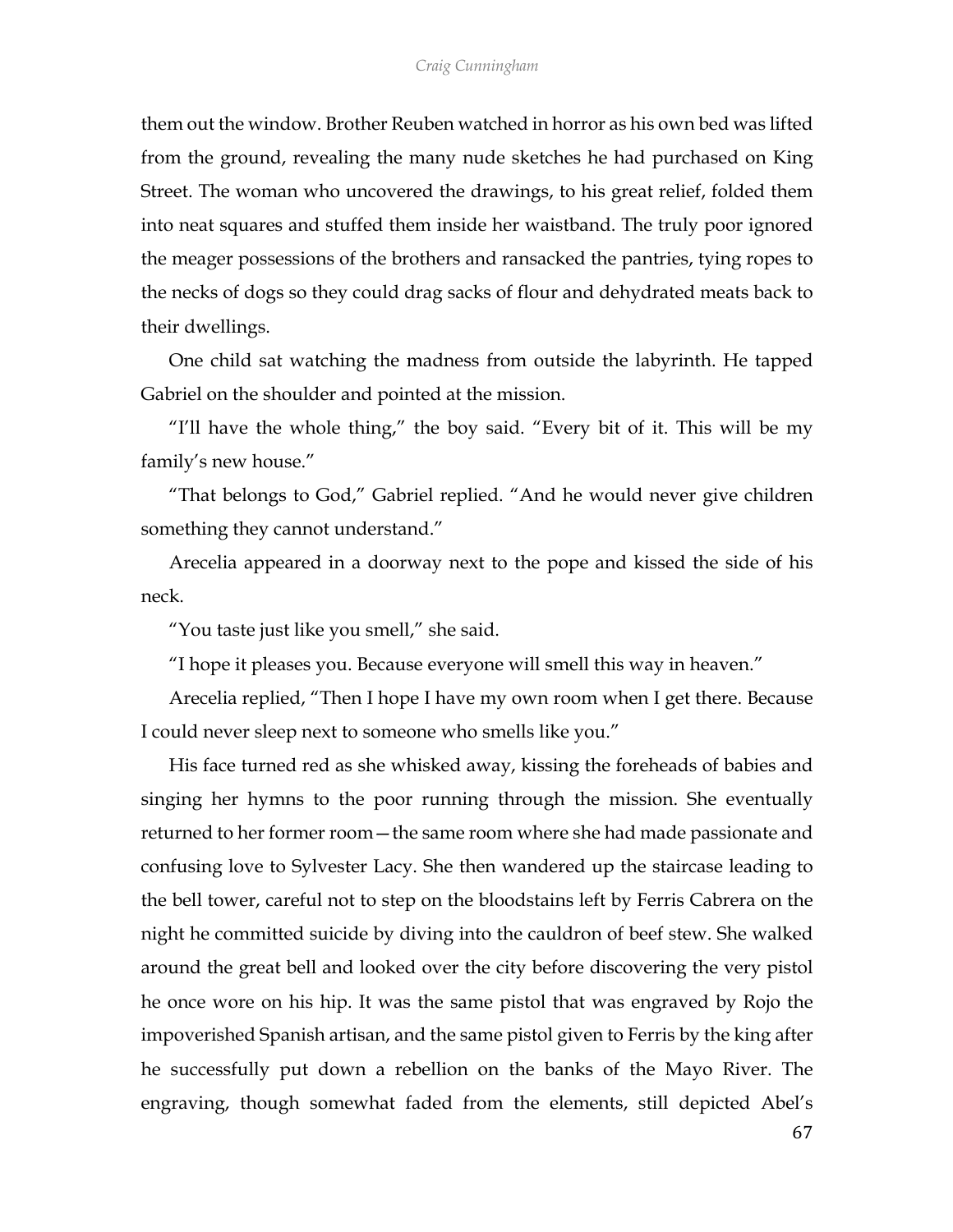them out the window. Brother Reuben watched in horror as his own bed was lifted from the ground, revealing the many nude sketches he had purchased on King Street. The woman who uncovered the drawings, to his great relief, folded them into neat squares and stuffed them inside her waistband. The truly poor ignored the meager possessions of the brothers and ransacked the pantries, tying ropes to the necks of dogs so they could drag sacks of flour and dehydrated meats back to their dwellings.

One child sat watching the madness from outside the labyrinth. He tapped Gabriel on the shoulder and pointed at the mission.

"I'll have the whole thing," the boy said. "Every bit of it. This will be my family's new house."

"That belongs to God," Gabriel replied. "And he would never give children something they cannot understand."

Arecelia appeared in a doorway next to the pope and kissed the side of his neck.

"You taste just like you smell," she said.

"I hope it pleases you. Because everyone will smell this way in heaven."

Arecelia replied, "Then I hope I have my own room when I get there. Because I could never sleep next to someone who smells like you."

His face turned red as she whisked away, kissing the foreheads of babies and singing her hymns to the poor running through the mission. She eventually returned to her former room—the same room where she had made passionate and confusing love to Sylvester Lacy. She then wandered up the staircase leading to the bell tower, careful not to step on the bloodstains left by Ferris Cabrera on the night he committed suicide by diving into the cauldron of beef stew. She walked around the great bell and looked over the city before discovering the very pistol he once wore on his hip. It was the same pistol that was engraved by Rojo the impoverished Spanish artisan, and the same pistol given to Ferris by the king after he successfully put down a rebellion on the banks of the Mayo River. The engraving, though somewhat faded from the elements, still depicted Abel's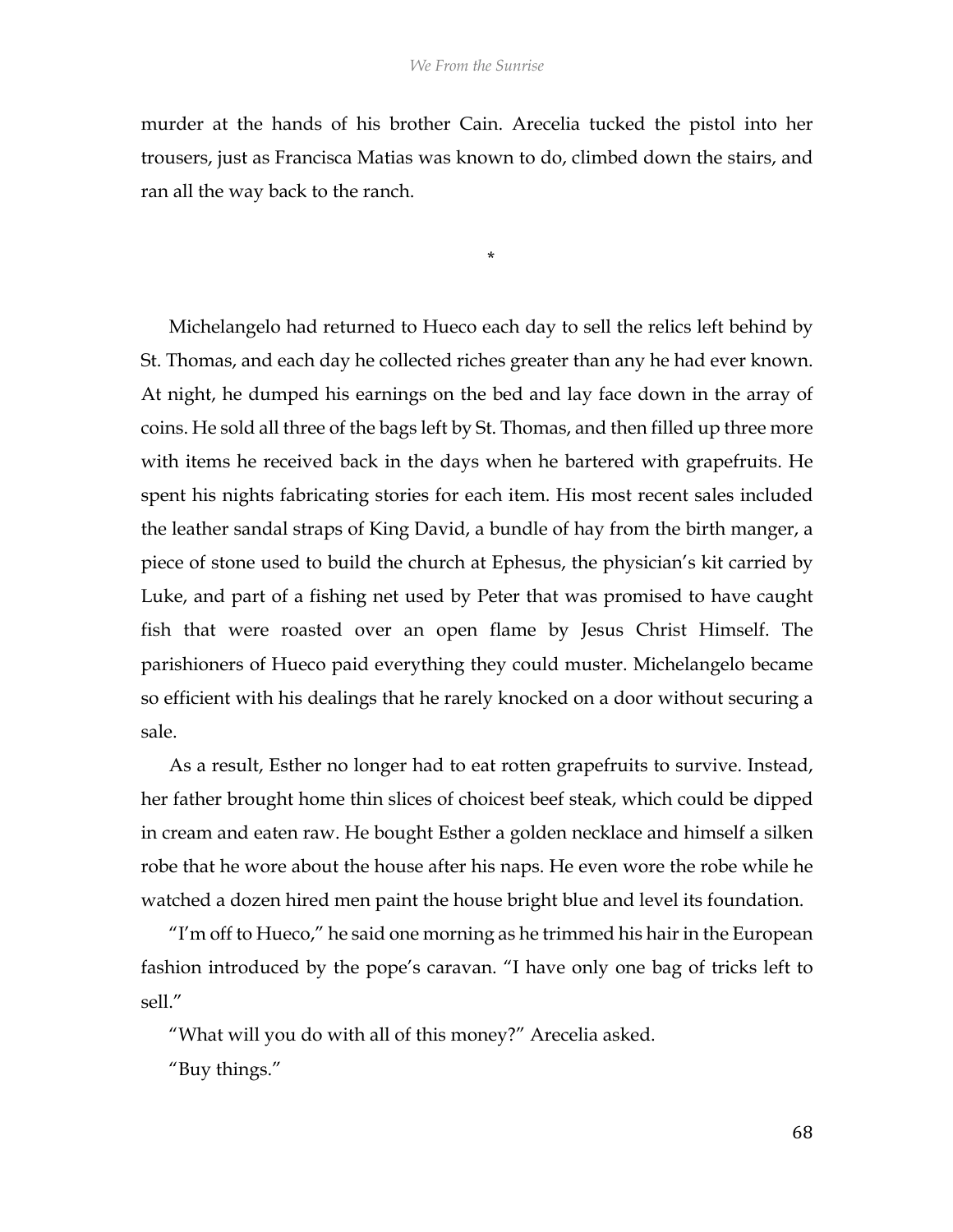murder at the hands of his brother Cain. Arecelia tucked the pistol into her trousers, just as Francisca Matias was known to do, climbed down the stairs, and ran all the way back to the ranch.

*

Michelangelo had returned to Hueco each day to sell the relics left behind by St. Thomas, and each day he collected riches greater than any he had ever known. At night, he dumped his earnings on the bed and lay face down in the array of coins. He sold all three of the bags left by St. Thomas, and then filled up three more with items he received back in the days when he bartered with grapefruits. He spent his nights fabricating stories for each item. His most recent sales included the leather sandal straps of King David, a bundle of hay from the birth manger, a piece of stone used to build the church at Ephesus, the physician's kit carried by Luke, and part of a fishing net used by Peter that was promised to have caught fish that were roasted over an open flame by Jesus Christ Himself. The parishioners of Hueco paid everything they could muster. Michelangelo became so efficient with his dealings that he rarely knocked on a door without securing a sale.

As a result, Esther no longer had to eat rotten grapefruits to survive. Instead, her father brought home thin slices of choicest beef steak, which could be dipped in cream and eaten raw. He bought Esther a golden necklace and himself a silken robe that he wore about the house after his naps. He even wore the robe while he watched a dozen hired men paint the house bright blue and level its foundation.

"I'm off to Hueco," he said one morning as he trimmed his hair in the European fashion introduced by the pope's caravan. "I have only one bag of tricks left to sell."

"What will you do with all of this money?" Arecelia asked.

"Buy things."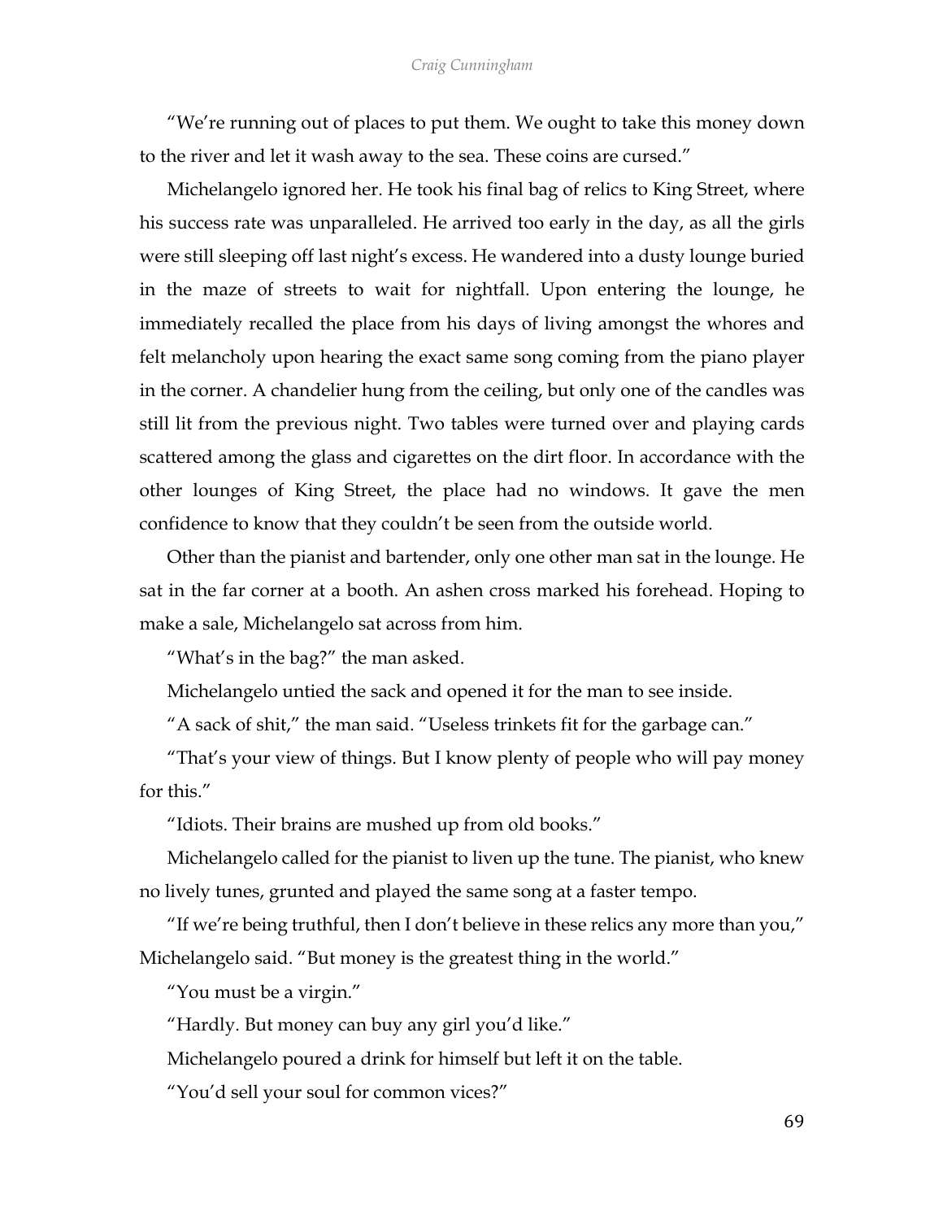"We're running out of places to put them. We ought to take this money down to the river and let it wash away to the sea. These coins are cursed."

Michelangelo ignored her. He took his final bag of relics to King Street, where his success rate was unparalleled. He arrived too early in the day, as all the girls were still sleeping off last night's excess. He wandered into a dusty lounge buried in the maze of streets to wait for nightfall. Upon entering the lounge, he immediately recalled the place from his days of living amongst the whores and felt melancholy upon hearing the exact same song coming from the piano player in the corner. A chandelier hung from the ceiling, but only one of the candles was still lit from the previous night. Two tables were turned over and playing cards scattered among the glass and cigarettes on the dirt floor. In accordance with the other lounges of King Street, the place had no windows. It gave the men confidence to know that they couldn't be seen from the outside world.

Other than the pianist and bartender, only one other man sat in the lounge. He sat in the far corner at a booth. An ashen cross marked his forehead. Hoping to make a sale, Michelangelo sat across from him.

"What's in the bag?" the man asked.

Michelangelo untied the sack and opened it for the man to see inside.

"A sack of shit," the man said. "Useless trinkets fit for the garbage can."

"That's your view of things. But I know plenty of people who will pay money for this."

"Idiots. Their brains are mushed up from old books."

Michelangelo called for the pianist to liven up the tune. The pianist, who knew no lively tunes, grunted and played the same song at a faster tempo.

"If we're being truthful, then I don't believe in these relics any more than you," Michelangelo said. "But money is the greatest thing in the world."

"You must be a virgin."

"Hardly. But money can buy any girl you'd like."

Michelangelo poured a drink for himself but left it on the table.

"You'd sell your soul for common vices?"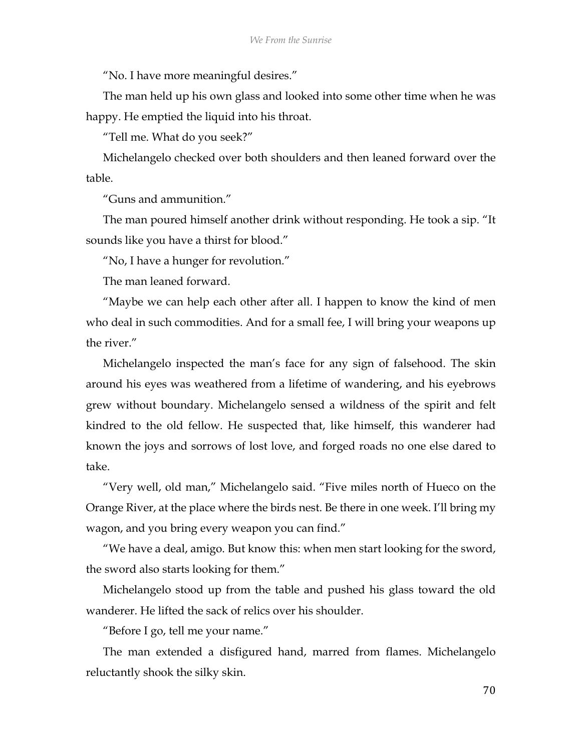"No. I have more meaningful desires."

The man held up his own glass and looked into some other time when he was happy. He emptied the liquid into his throat.

"Tell me. What do you seek?"

Michelangelo checked over both shoulders and then leaned forward over the table.

"Guns and ammunition."

The man poured himself another drink without responding. He took a sip. "It sounds like you have a thirst for blood."

"No, I have a hunger for revolution."

The man leaned forward.

"Maybe we can help each other after all. I happen to know the kind of men who deal in such commodities. And for a small fee, I will bring your weapons up the river."

Michelangelo inspected the man's face for any sign of falsehood. The skin around his eyes was weathered from a lifetime of wandering, and his eyebrows grew without boundary. Michelangelo sensed a wildness of the spirit and felt kindred to the old fellow. He suspected that, like himself, this wanderer had known the joys and sorrows of lost love, and forged roads no one else dared to take.

"Very well, old man," Michelangelo said. "Five miles north of Hueco on the Orange River, at the place where the birds nest. Be there in one week. I'll bring my wagon, and you bring every weapon you can find."

"We have a deal, amigo. But know this: when men start looking for the sword, the sword also starts looking for them."

Michelangelo stood up from the table and pushed his glass toward the old wanderer. He lifted the sack of relics over his shoulder.

"Before I go, tell me your name."

The man extended a disfigured hand, marred from flames. Michelangelo reluctantly shook the silky skin.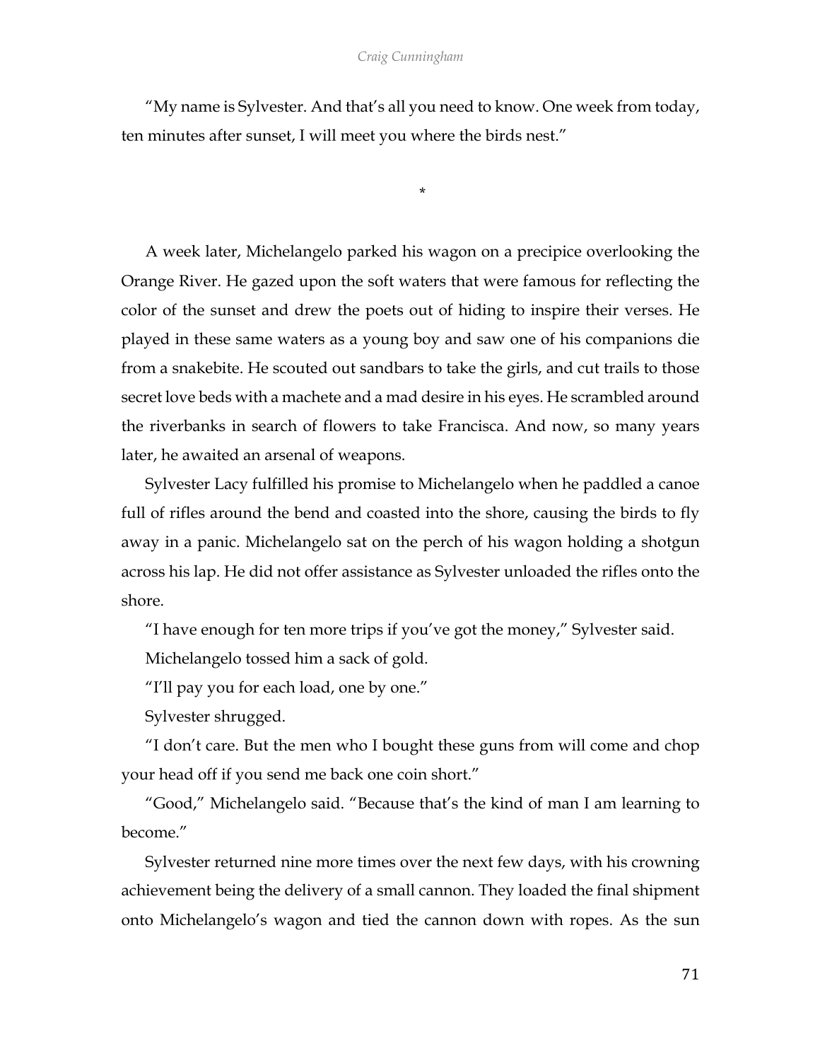"My name is Sylvester. And that's all you need to know. One week from today, ten minutes after sunset, I will meet you where the birds nest."

*

A week later, Michelangelo parked his wagon on a precipice overlooking the Orange River. He gazed upon the soft waters that were famous for reflecting the color of the sunset and drew the poets out of hiding to inspire their verses. He played in these same waters as a young boy and saw one of his companions die from a snakebite. He scouted out sandbars to take the girls, and cut trails to those secret love beds with a machete and a mad desire in his eyes. He scrambled around the riverbanks in search of flowers to take Francisca. And now, so many years later, he awaited an arsenal of weapons.

Sylvester Lacy fulfilled his promise to Michelangelo when he paddled a canoe full of rifles around the bend and coasted into the shore, causing the birds to fly away in a panic. Michelangelo sat on the perch of his wagon holding a shotgun across his lap. He did not offer assistance as Sylvester unloaded the rifles onto the shore.

"I have enough for ten more trips if you've got the money," Sylvester said.

Michelangelo tossed him a sack of gold.

"I'll pay you for each load, one by one."

Sylvester shrugged.

"I don't care. But the men who I bought these guns from will come and chop your head off if you send me back one coin short."

"Good," Michelangelo said. "Because that's the kind of man I am learning to become."

Sylvester returned nine more times over the next few days, with his crowning achievement being the delivery of a small cannon. They loaded the final shipment onto Michelangelo's wagon and tied the cannon down with ropes. As the sun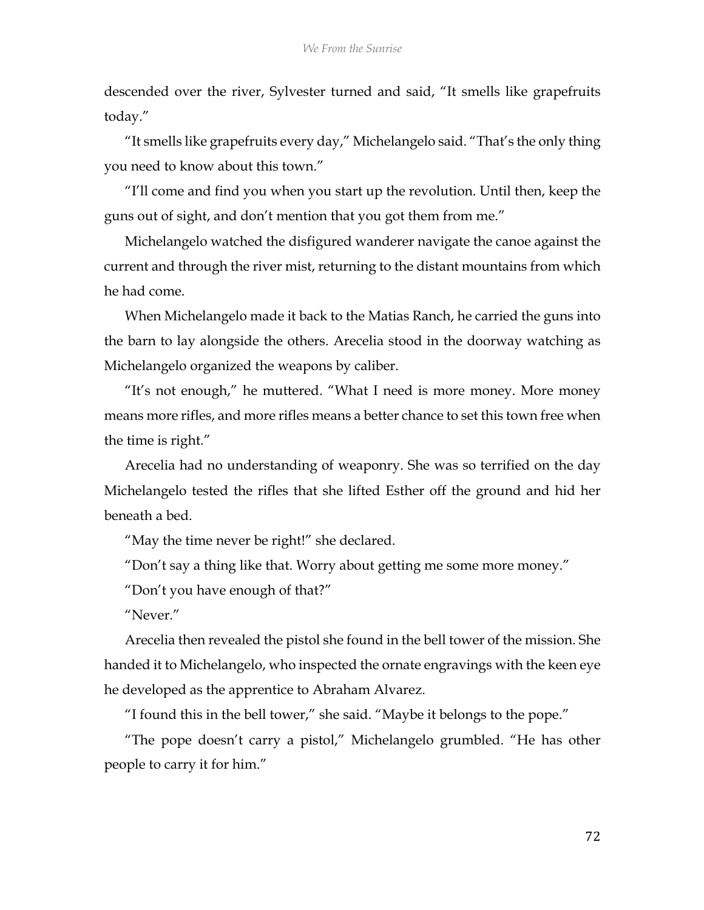descended over the river, Sylvester turned and said, "It smells like grapefruits today."

"It smells like grapefruits every day," Michelangelo said. "That's the only thing you need to know about this town."

"I'll come and find you when you start up the revolution. Until then, keep the guns out of sight, and don't mention that you got them from me."

Michelangelo watched the disfigured wanderer navigate the canoe against the current and through the river mist, returning to the distant mountains from which he had come.

When Michelangelo made it back to the Matias Ranch, he carried the guns into the barn to lay alongside the others. Arecelia stood in the doorway watching as Michelangelo organized the weapons by caliber.

"It's not enough," he muttered. "What I need is more money. More money means more rifles, and more rifles means a better chance to set this town free when the time is right."

Arecelia had no understanding of weaponry. She was so terrified on the day Michelangelo tested the rifles that she lifted Esther off the ground and hid her beneath a bed.

"May the time never be right!" she declared.

"Don't say a thing like that. Worry about getting me some more money."

"Don't you have enough of that?"

"Never."

Arecelia then revealed the pistol she found in the bell tower of the mission. She handed it to Michelangelo, who inspected the ornate engravings with the keen eye he developed as the apprentice to Abraham Alvarez.

"I found this in the bell tower," she said. "Maybe it belongs to the pope."

"The pope doesn't carry a pistol," Michelangelo grumbled. "He has other people to carry it for him."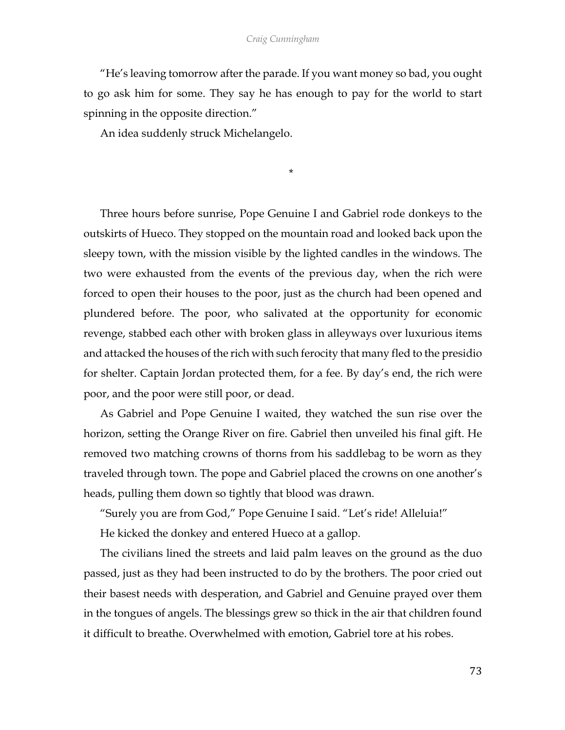"He's leaving tomorrow after the parade. If you want money so bad, you ought to go ask him for some. They say he has enough to pay for the world to start spinning in the opposite direction."

An idea suddenly struck Michelangelo.

*

Three hours before sunrise, Pope Genuine I and Gabriel rode donkeys to the outskirts of Hueco. They stopped on the mountain road and looked back upon the sleepy town, with the mission visible by the lighted candles in the windows. The two were exhausted from the events of the previous day, when the rich were forced to open their houses to the poor, just as the church had been opened and plundered before. The poor, who salivated at the opportunity for economic revenge, stabbed each other with broken glass in alleyways over luxurious items and attacked the houses of the rich with such ferocity that many fled to the presidio for shelter. Captain Jordan protected them, for a fee. By day's end, the rich were poor, and the poor were still poor, or dead.

As Gabriel and Pope Genuine I waited, they watched the sun rise over the horizon, setting the Orange River on fire. Gabriel then unveiled his final gift. He removed two matching crowns of thorns from his saddlebag to be worn as they traveled through town. The pope and Gabriel placed the crowns on one another's heads, pulling them down so tightly that blood was drawn.

"Surely you are from God," Pope Genuine I said. "Let's ride! Alleluia!"

He kicked the donkey and entered Hueco at a gallop.

The civilians lined the streets and laid palm leaves on the ground as the duo passed, just as they had been instructed to do by the brothers. The poor cried out their basest needs with desperation, and Gabriel and Genuine prayed over them in the tongues of angels. The blessings grew so thick in the air that children found it difficult to breathe. Overwhelmed with emotion, Gabriel tore at his robes.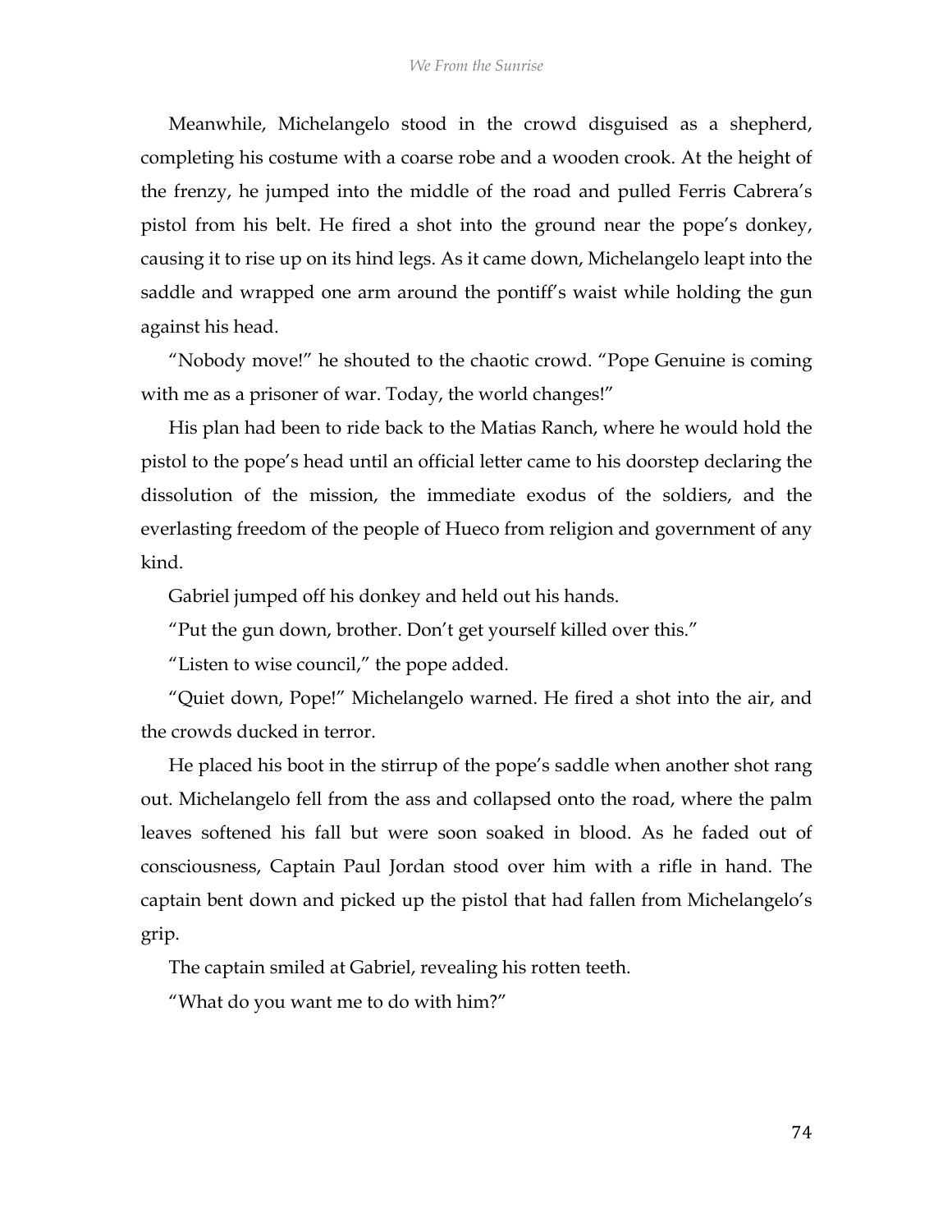Meanwhile, Michelangelo stood in the crowd disguised as a shepherd, completing his costume with a coarse robe and a wooden crook. At the height of the frenzy, he jumped into the middle of the road and pulled Ferris Cabrera's pistol from his belt. He fired a shot into the ground near the pope's donkey, causing it to rise up on its hind legs. As it came down, Michelangelo leapt into the saddle and wrapped one arm around the pontiff's waist while holding the gun against his head.

"Nobody move!" he shouted to the chaotic crowd. "Pope Genuine is coming with me as a prisoner of war. Today, the world changes!"

His plan had been to ride back to the Matias Ranch, where he would hold the pistol to the pope's head until an official letter came to his doorstep declaring the dissolution of the mission, the immediate exodus of the soldiers, and the everlasting freedom of the people of Hueco from religion and government of any kind.

Gabriel jumped off his donkey and held out his hands.

"Put the gun down, brother. Don't get yourself killed over this."

"Listen to wise council," the pope added.

"Quiet down, Pope!" Michelangelo warned. He fired a shot into the air, and the crowds ducked in terror.

He placed his boot in the stirrup of the pope's saddle when another shot rang out. Michelangelo fell from the ass and collapsed onto the road, where the palm leaves softened his fall but were soon soaked in blood. As he faded out of consciousness, Captain Paul Jordan stood over him with a rifle in hand. The captain bent down and picked up the pistol that had fallen from Michelangelo's grip.

The captain smiled at Gabriel, revealing his rotten teeth.

"What do you want me to do with him?"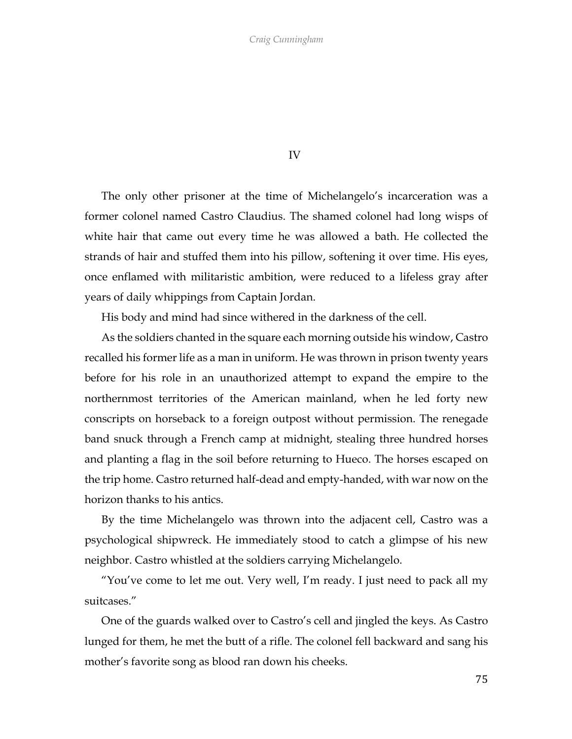# IV

The only other prisoner at the time of Michelangelo's incarceration was a former colonel named Castro Claudius. The shamed colonel had long wisps of white hair that came out every time he was allowed a bath. He collected the strands of hair and stuffed them into his pillow, softening it over time. His eyes, once enflamed with militaristic ambition, were reduced to a lifeless gray after years of daily whippings from Captain Jordan.

His body and mind had since withered in the darkness of the cell.

As the soldiers chanted in the square each morning outside his window, Castro recalled his former life as a man in uniform. He was thrown in prison twenty years before for his role in an unauthorized attempt to expand the empire to the northernmost territories of the American mainland, when he led forty new conscripts on horseback to a foreign outpost without permission. The renegade band snuck through a French camp at midnight, stealing three hundred horses and planting a flag in the soil before returning to Hueco. The horses escaped on the trip home. Castro returned half-dead and empty-handed, with war now on the horizon thanks to his antics.

By the time Michelangelo was thrown into the adjacent cell, Castro was a psychological shipwreck. He immediately stood to catch a glimpse of his new neighbor. Castro whistled at the soldiers carrying Michelangelo.

"You've come to let me out. Very well, I'm ready. I just need to pack all my suitcases."

One of the guards walked over to Castro's cell and jingled the keys. As Castro lunged for them, he met the butt of a rifle. The colonel fell backward and sang his mother's favorite song as blood ran down his cheeks.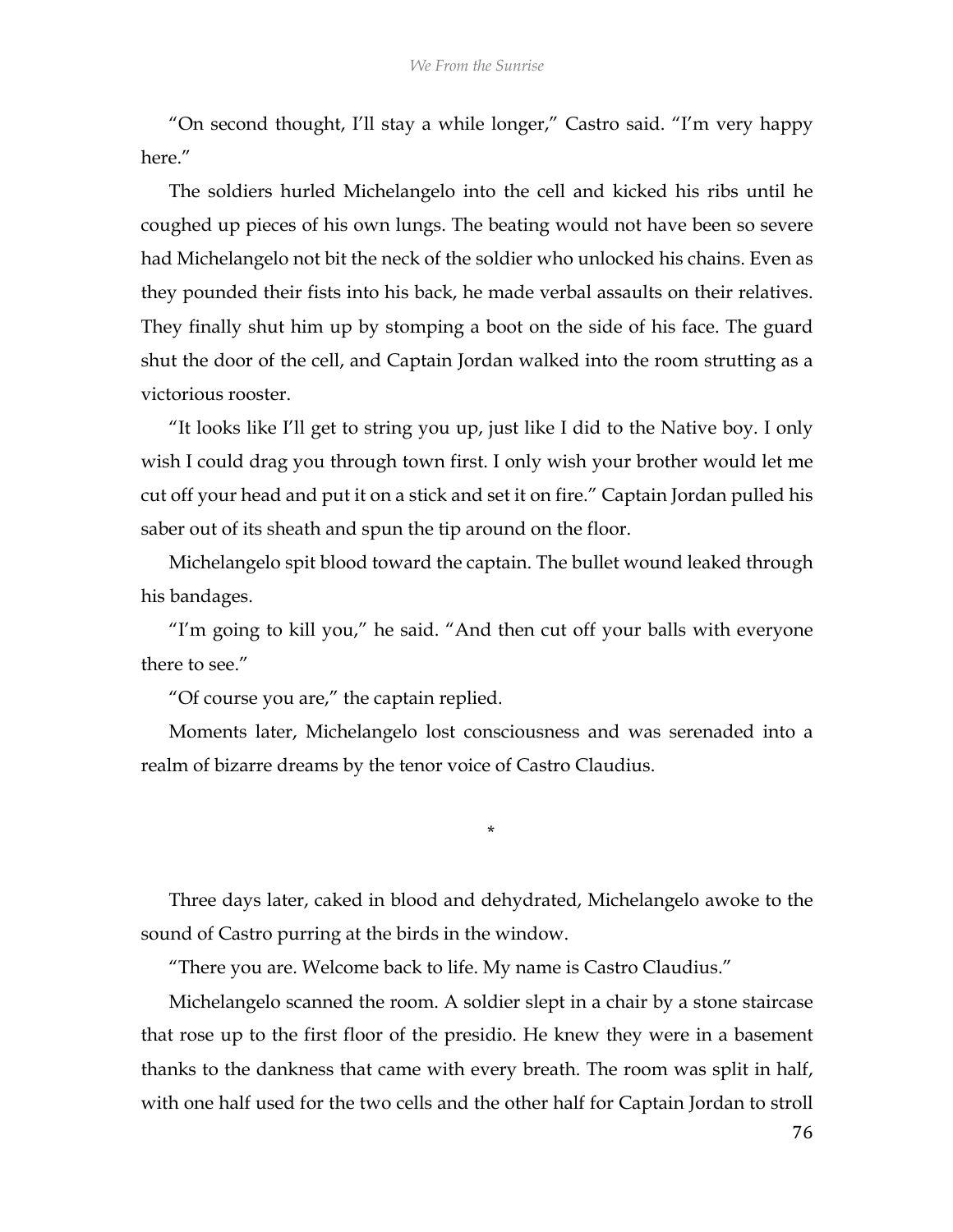"On second thought, I'll stay a while longer," Castro said. "I'm very happy here."

The soldiers hurled Michelangelo into the cell and kicked his ribs until he coughed up pieces of his own lungs. The beating would not have been so severe had Michelangelo not bit the neck of the soldier who unlocked his chains. Even as they pounded their fists into his back, he made verbal assaults on their relatives. They finally shut him up by stomping a boot on the side of his face. The guard shut the door of the cell, and Captain Jordan walked into the room strutting as a victorious rooster.

"It looks like I'll get to string you up, just like I did to the Native boy. I only wish I could drag you through town first. I only wish your brother would let me cut off your head and put it on a stick and set it on fire." Captain Jordan pulled his saber out of its sheath and spun the tip around on the floor.

Michelangelo spit blood toward the captain. The bullet wound leaked through his bandages.

"I'm going to kill you," he said. "And then cut off your balls with everyone there to see."

"Of course you are," the captain replied.

Moments later, Michelangelo lost consciousness and was serenaded into a realm of bizarre dreams by the tenor voice of Castro Claudius.

*

Three days later, caked in blood and dehydrated, Michelangelo awoke to the sound of Castro purring at the birds in the window.

"There you are. Welcome back to life. My name is Castro Claudius."

Michelangelo scanned the room. A soldier slept in a chair by a stone staircase that rose up to the first floor of the presidio. He knew they were in a basement thanks to the dankness that came with every breath. The room was split in half, with one half used for the two cells and the other half for Captain Jordan to stroll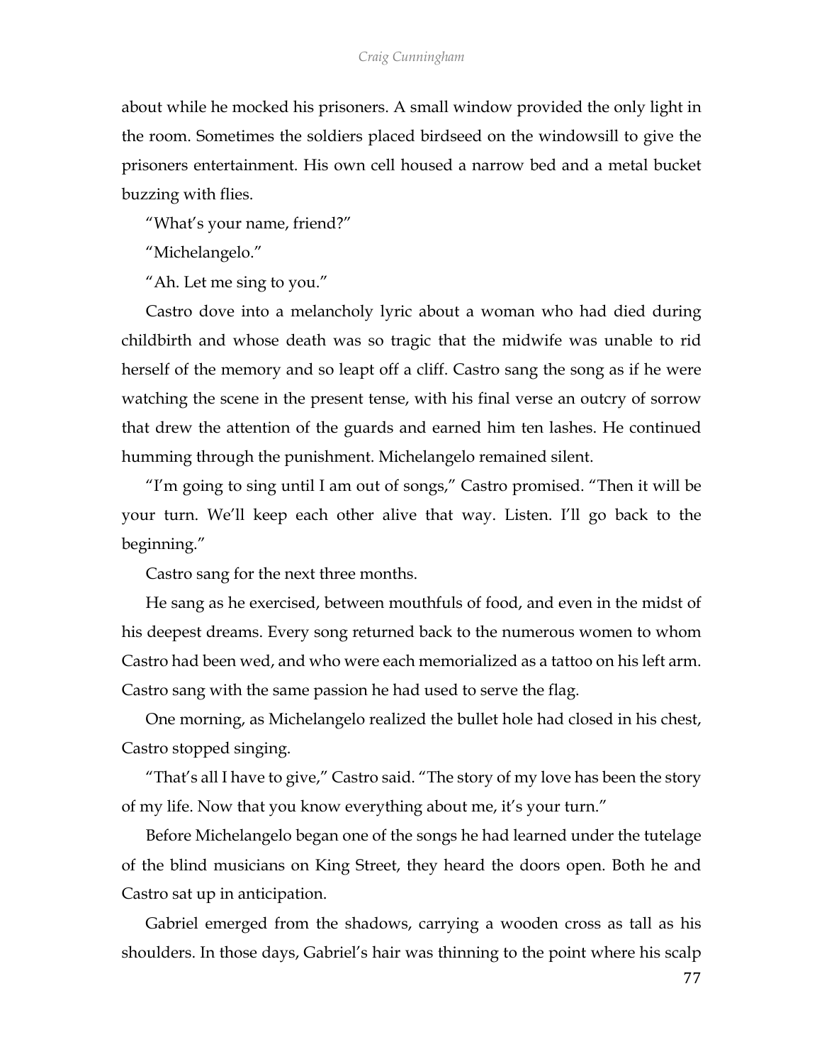about while he mocked his prisoners. A small window provided the only light in the room. Sometimes the soldiers placed birdseed on the windowsill to give the prisoners entertainment. His own cell housed a narrow bed and a metal bucket buzzing with flies.

"What's your name, friend?"

"Michelangelo."

"Ah. Let me sing to you."

Castro dove into a melancholy lyric about a woman who had died during childbirth and whose death was so tragic that the midwife was unable to rid herself of the memory and so leapt off a cliff. Castro sang the song as if he were watching the scene in the present tense, with his final verse an outcry of sorrow that drew the attention of the guards and earned him ten lashes. He continued humming through the punishment. Michelangelo remained silent.

"I'm going to sing until I am out of songs," Castro promised. "Then it will be your turn. We'll keep each other alive that way. Listen. I'll go back to the beginning."

Castro sang for the next three months.

He sang as he exercised, between mouthfuls of food, and even in the midst of his deepest dreams. Every song returned back to the numerous women to whom Castro had been wed, and who were each memorialized as a tattoo on his left arm. Castro sang with the same passion he had used to serve the flag.

One morning, as Michelangelo realized the bullet hole had closed in his chest, Castro stopped singing.

"That's all I have to give," Castro said. "The story of my love has been the story of my life. Now that you know everything about me, it's your turn."

Before Michelangelo began one of the songs he had learned under the tutelage of the blind musicians on King Street, they heard the doors open. Both he and Castro sat up in anticipation.

Gabriel emerged from the shadows, carrying a wooden cross as tall as his shoulders. In those days, Gabriel's hair was thinning to the point where his scalp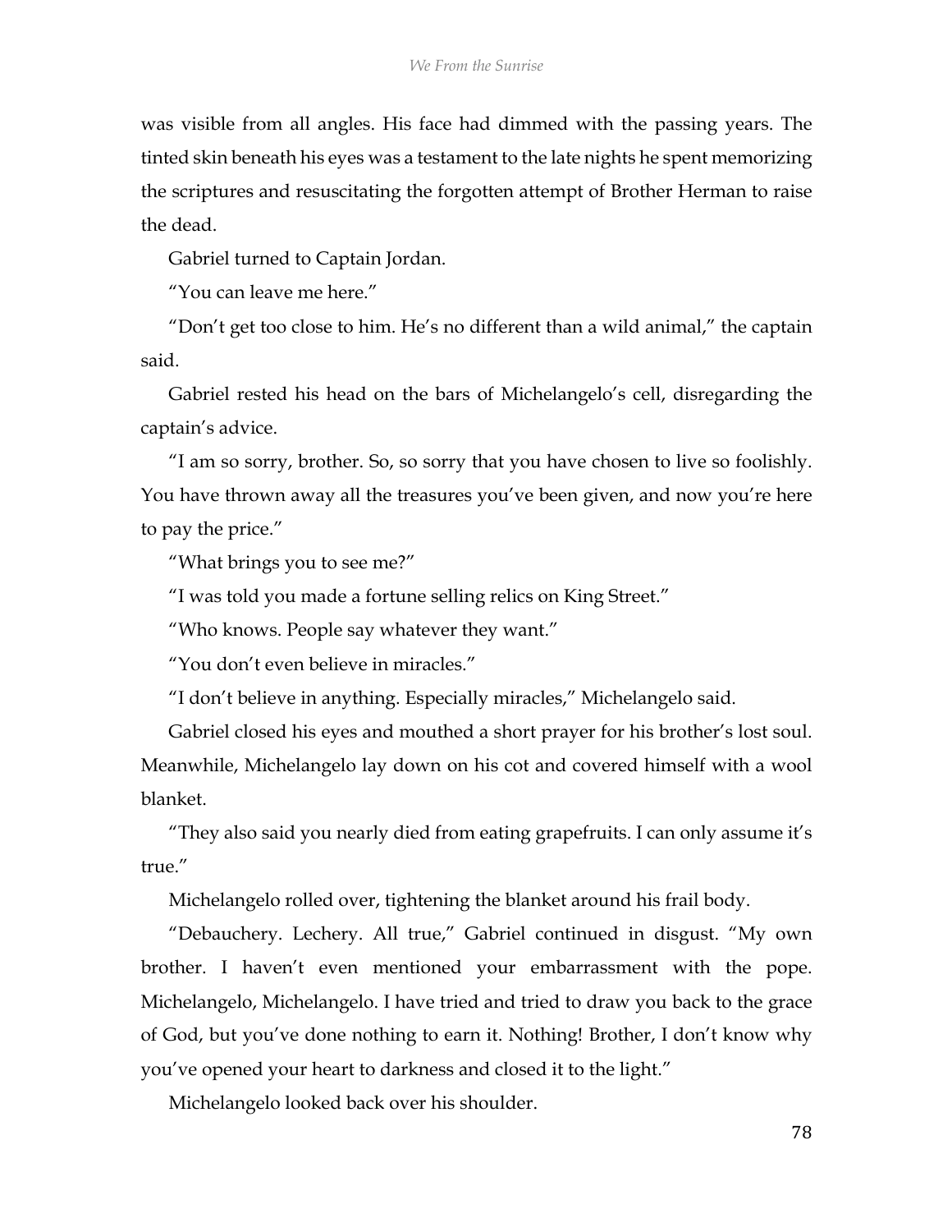was visible from all angles. His face had dimmed with the passing years. The tinted skin beneath his eyes was a testament to the late nights he spent memorizing the scriptures and resuscitating the forgotten attempt of Brother Herman to raise the dead.

Gabriel turned to Captain Jordan.

"You can leave me here."

"Don't get too close to him. He's no different than a wild animal," the captain said.

Gabriel rested his head on the bars of Michelangelo's cell, disregarding the captain's advice.

"I am so sorry, brother. So, so sorry that you have chosen to live so foolishly. You have thrown away all the treasures you've been given, and now you're here to pay the price."

"What brings you to see me?"

"I was told you made a fortune selling relics on King Street."

"Who knows. People say whatever they want."

"You don't even believe in miracles."

"I don't believe in anything. Especially miracles," Michelangelo said.

Gabriel closed his eyes and mouthed a short prayer for his brother's lost soul. Meanwhile, Michelangelo lay down on his cot and covered himself with a wool blanket.

"They also said you nearly died from eating grapefruits. I can only assume it's true."

Michelangelo rolled over, tightening the blanket around his frail body.

"Debauchery. Lechery. All true," Gabriel continued in disgust. "My own brother. I haven't even mentioned your embarrassment with the pope. Michelangelo, Michelangelo. I have tried and tried to draw you back to the grace of God, but you've done nothing to earn it. Nothing! Brother, I don't know why you've opened your heart to darkness and closed it to the light."

Michelangelo looked back over his shoulder.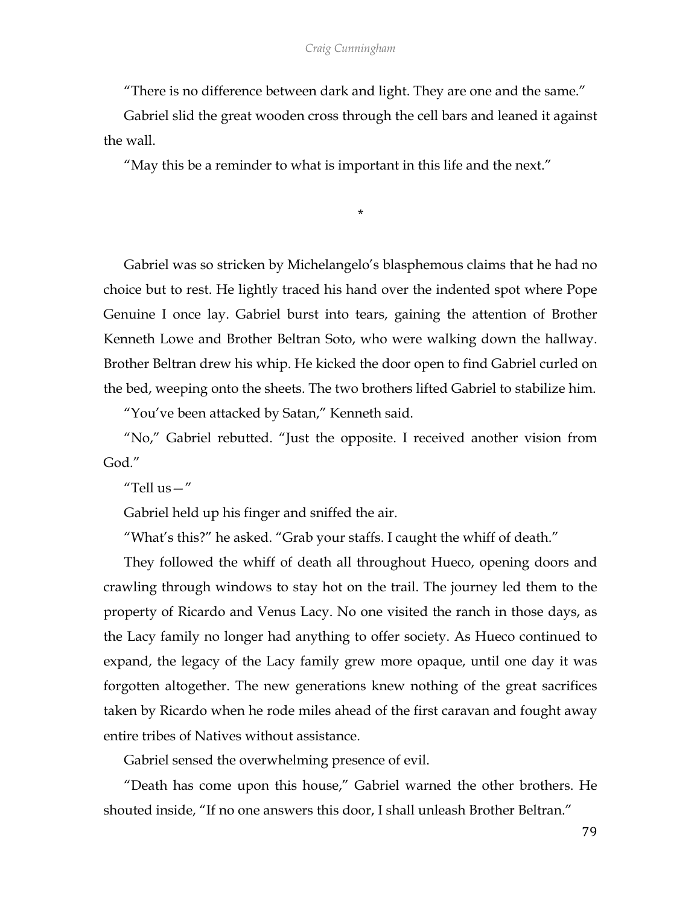“There is no difference between dark and light. They are one and the same.”

Gabriel slid the great wooden cross through the cell bars and leaned it against the wall.

“May this be a reminder to what is important in this life and the next.”

*

Gabriel was so stricken by Michelangelo’s blasphemous claims that he had no choice but to rest. He lightly traced his hand over the indented spot where Pope Genuine I once lay. Gabriel burst into tears, gaining the attention of Brother Kenneth Lowe and Brother Beltran Soto, who were walking down the hallway. Brother Beltran drew his whip. He kicked the door open to find Gabriel curled on the bed, weeping onto the sheets. The two brothers lifted Gabriel to stabilize him.

“You’ve been attacked by Satan,” Kenneth said.

“No,” Gabriel rebutted. “Just the opposite. I received another vision from God.”

“Tell us—”

Gabriel held up his finger and sniffed the air.

“What’s this?” he asked. “Grab your staffs. I caught the whiff of death.”

They followed the whiff of death all throughout Hueco, opening doors and crawling through windows to stay hot on the trail. The journey led them to the property of Ricardo and Venus Lacy. No one visited the ranch in those days, as the Lacy family no longer had anything to offer society. As Hueco continued to expand, the legacy of the Lacy family grew more opaque, until one day it was forgotten altogether. The new generations knew nothing of the great sacrifices taken by Ricardo when he rode miles ahead of the first caravan and fought away entire tribes of Natives without assistance.

Gabriel sensed the overwhelming presence of evil.

“Death has come upon this house,” Gabriel warned the other brothers. He shouted inside, “If no one answers this door, I shall unleash Brother Beltran.”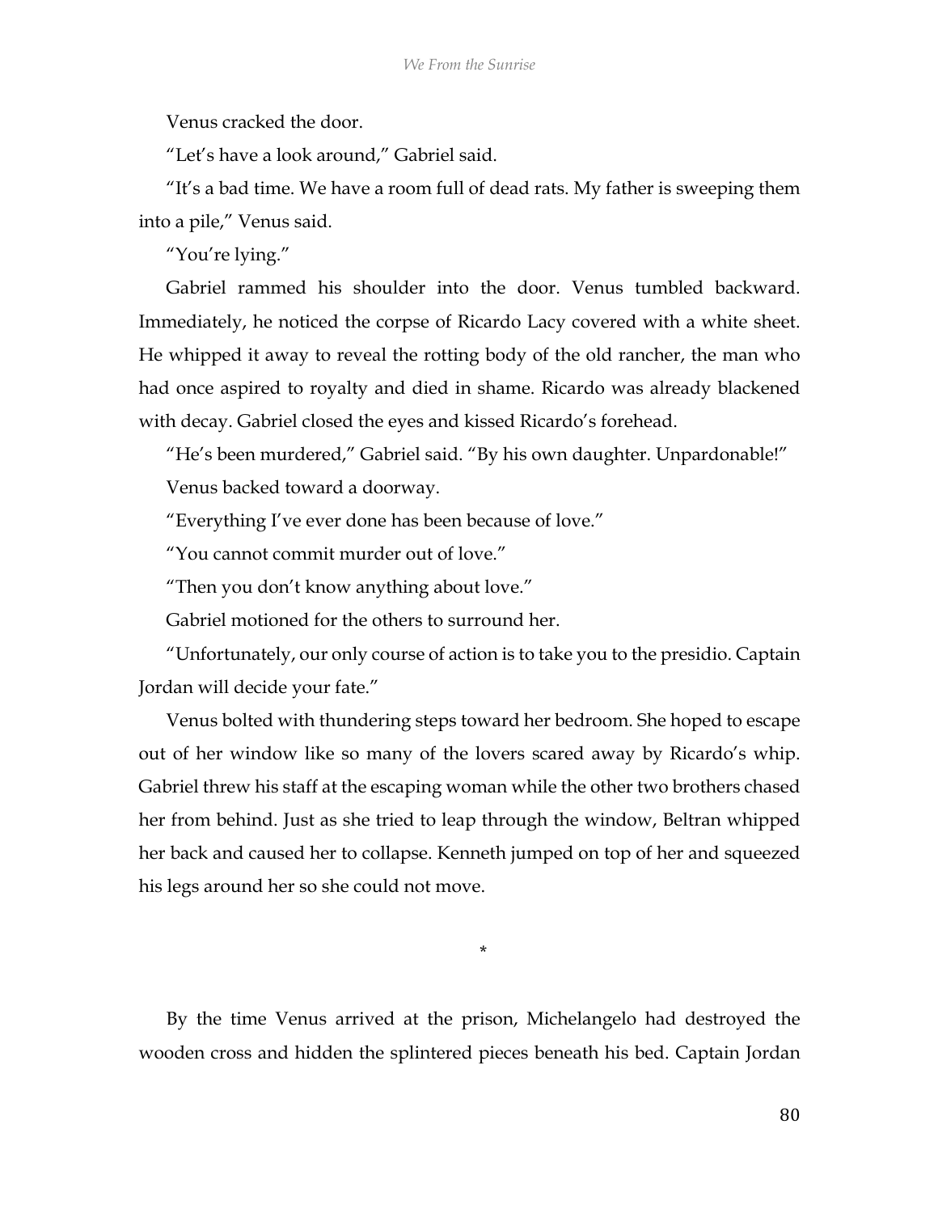Venus cracked the door.

"Let's have a look around," Gabriel said.

"It's a bad time. We have a room full of dead rats. My father is sweeping them into a pile," Venus said.

"You're lying."

Gabriel rammed his shoulder into the door. Venus tumbled backward. Immediately, he noticed the corpse of Ricardo Lacy covered with a white sheet. He whipped it away to reveal the rotting body of the old rancher, the man who had once aspired to royalty and died in shame. Ricardo was already blackened with decay. Gabriel closed the eyes and kissed Ricardo's forehead.

"He's been murdered," Gabriel said. "By his own daughter. Unpardonable!"

Venus backed toward a doorway.

"Everything I've ever done has been because of love."

"You cannot commit murder out of love."

"Then you don't know anything about love."

Gabriel motioned for the others to surround her.

"Unfortunately, our only course of action is to take you to the presidio. Captain Jordan will decide your fate."

Venus bolted with thundering steps toward her bedroom. She hoped to escape out of her window like so many of the lovers scared away by Ricardo's whip. Gabriel threw his staff at the escaping woman while the other two brothers chased her from behind. Just as she tried to leap through the window, Beltran whipped her back and caused her to collapse. Kenneth jumped on top of her and squeezed his legs around her so she could not move.

*

By the time Venus arrived at the prison, Michelangelo had destroyed the wooden cross and hidden the splintered pieces beneath his bed. Captain Jordan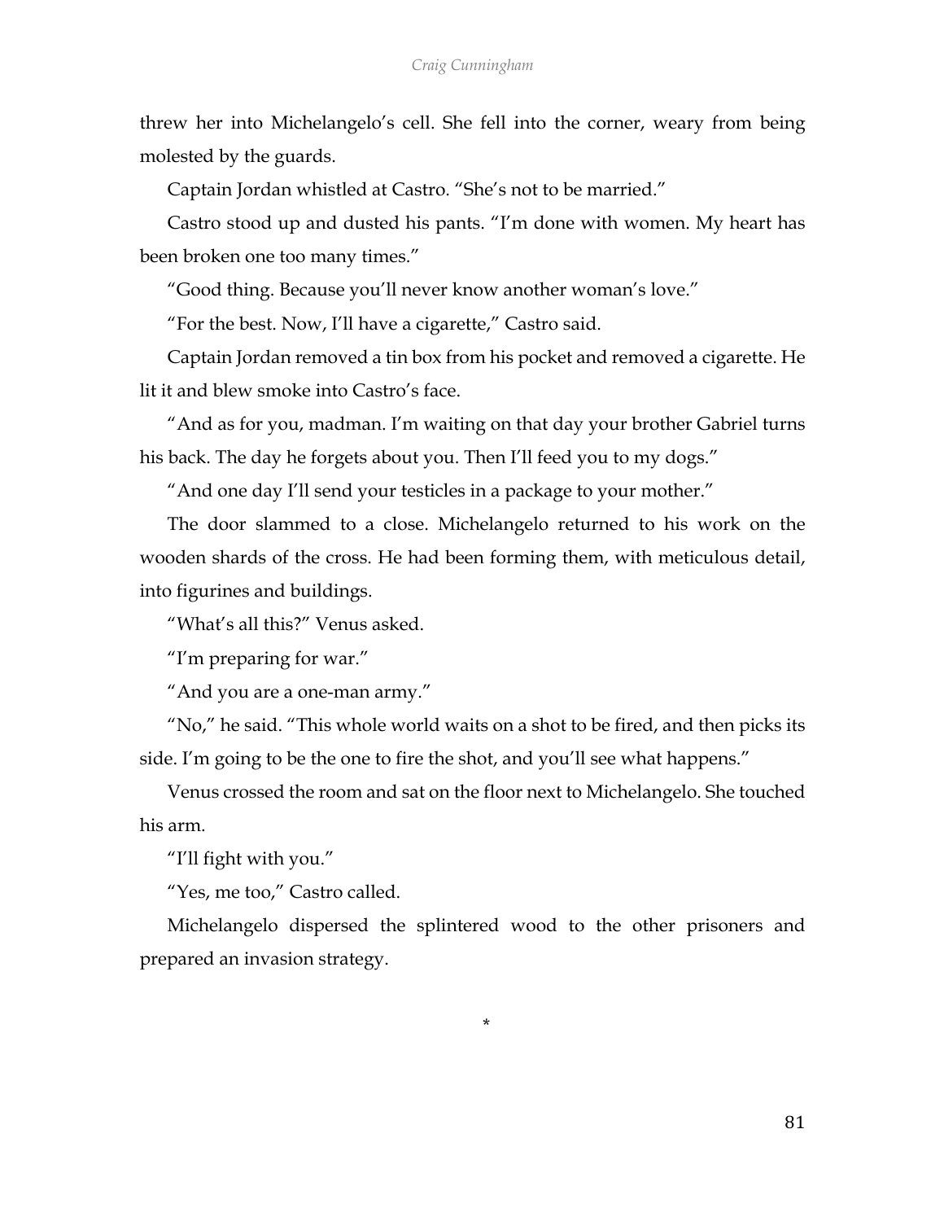threw her into Michelangelo's cell. She fell into the corner, weary from being molested by the guards.

Captain Jordan whistled at Castro. "She's not to be married."

Castro stood up and dusted his pants. "I'm done with women. My heart has been broken one too many times."

"Good thing. Because you'll never know another woman's love."

"For the best. Now, I'll have a cigarette," Castro said.

Captain Jordan removed a tin box from his pocket and removed a cigarette. He lit it and blew smoke into Castro's face.

"And as for you, madman. I'm waiting on that day your brother Gabriel turns his back. The day he forgets about you. Then I'll feed you to my dogs."

"And one day I'll send your testicles in a package to your mother."

The door slammed to a close. Michelangelo returned to his work on the wooden shards of the cross. He had been forming them, with meticulous detail, into figurines and buildings.

"What's all this?" Venus asked.

"I'm preparing for war."

"And you are a one-man army."

"No," he said. "This whole world waits on a shot to be fired, and then picks its side. I'm going to be the one to fire the shot, and you'll see what happens."

Venus crossed the room and sat on the floor next to Michelangelo. She touched his arm.

"I'll fight with you."

"Yes, me too," Castro called.

Michelangelo dispersed the splintered wood to the other prisoners and prepared an invasion strategy.

*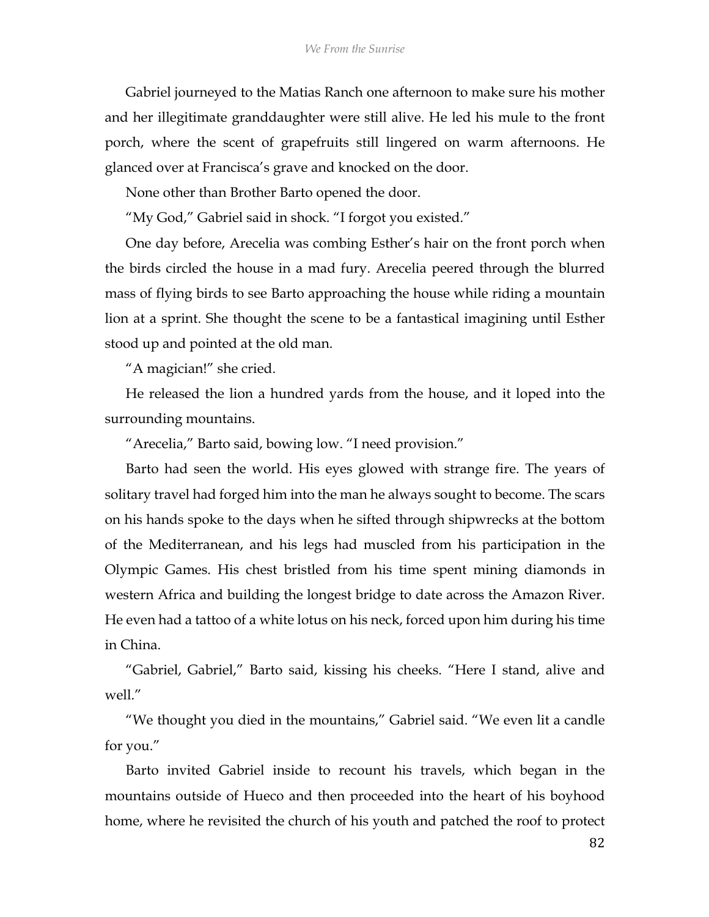Gabriel journeyed to the Matias Ranch one afternoon to make sure his mother and her illegitimate granddaughter were still alive. He led his mule to the front porch, where the scent of grapefruits still lingered on warm afternoons. He glanced over at Francisca's grave and knocked on the door.

None other than Brother Barto opened the door.

"My God," Gabriel said in shock. "I forgot you existed."

One day before, Arecelia was combing Esther's hair on the front porch when the birds circled the house in a mad fury. Arecelia peered through the blurred mass of flying birds to see Barto approaching the house while riding a mountain lion at a sprint. She thought the scene to be a fantastical imagining until Esther stood up and pointed at the old man.

"A magician!" she cried.

He released the lion a hundred yards from the house, and it loped into the surrounding mountains.

"Arecelia," Barto said, bowing low. "I need provision."

Barto had seen the world. His eyes glowed with strange fire. The years of solitary travel had forged him into the man he always sought to become. The scars on his hands spoke to the days when he sifted through shipwrecks at the bottom of the Mediterranean, and his legs had muscled from his participation in the Olympic Games. His chest bristled from his time spent mining diamonds in western Africa and building the longest bridge to date across the Amazon River. He even had a tattoo of a white lotus on his neck, forced upon him during his time in China.

"Gabriel, Gabriel," Barto said, kissing his cheeks. "Here I stand, alive and well."

"We thought you died in the mountains," Gabriel said. "We even lit a candle for you."

Barto invited Gabriel inside to recount his travels, which began in the mountains outside of Hueco and then proceeded into the heart of his boyhood home, where he revisited the church of his youth and patched the roof to protect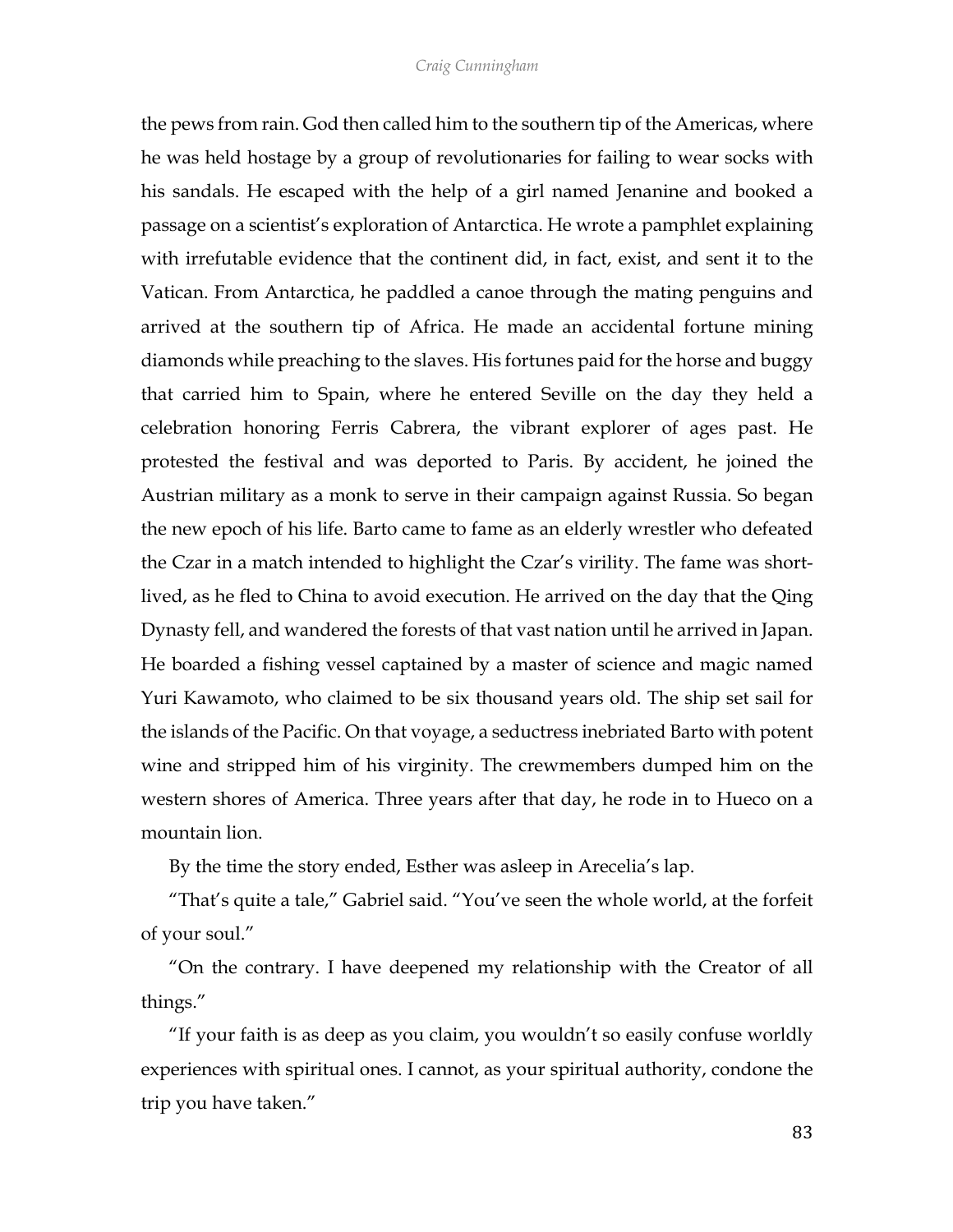the pews from rain. God then called him to the southern tip of the Americas, where he was held hostage by a group of revolutionaries for failing to wear socks with his sandals. He escaped with the help of a girl named Jenanine and booked a passage on a scientist's exploration of Antarctica. He wrote a pamphlet explaining with irrefutable evidence that the continent did, in fact, exist, and sent it to the Vatican. From Antarctica, he paddled a canoe through the mating penguins and arrived at the southern tip of Africa. He made an accidental fortune mining diamonds while preaching to the slaves. His fortunes paid for the horse and buggy that carried him to Spain, where he entered Seville on the day they held a celebration honoring Ferris Cabrera, the vibrant explorer of ages past. He protested the festival and was deported to Paris. By accident, he joined the Austrian military as a monk to serve in their campaign against Russia. So began the new epoch of his life. Barto came to fame as an elderly wrestler who defeated the Czar in a match intended to highlight the Czar's virility. The fame was short-lived, as he fled to China to avoid execution. He arrived on the day that the Qing Dynasty fell, and wandered the forests of that vast nation until he arrived in Japan. He boarded a fishing vessel captained by a master of science and magic named Yuri Kawamoto, who claimed to be six thousand years old. The ship set sail for the islands of the Pacific. On that voyage, a seductress inebriated Barto with potent wine and stripped him of his virginity. The crewmembers dumped him on the western shores of America. Three years after that day, he rode in to Hueco on a mountain lion.

By the time the story ended, Esther was asleep in Arecelia's lap.

"That's quite a tale," Gabriel said. "You've seen the whole world, at the forfeit of your soul."

"On the contrary. I have deepened my relationship with the Creator of all things."

"If your faith is as deep as you claim, you wouldn't so easily confuse worldly experiences with spiritual ones. I cannot, as your spiritual authority, condone the trip you have taken."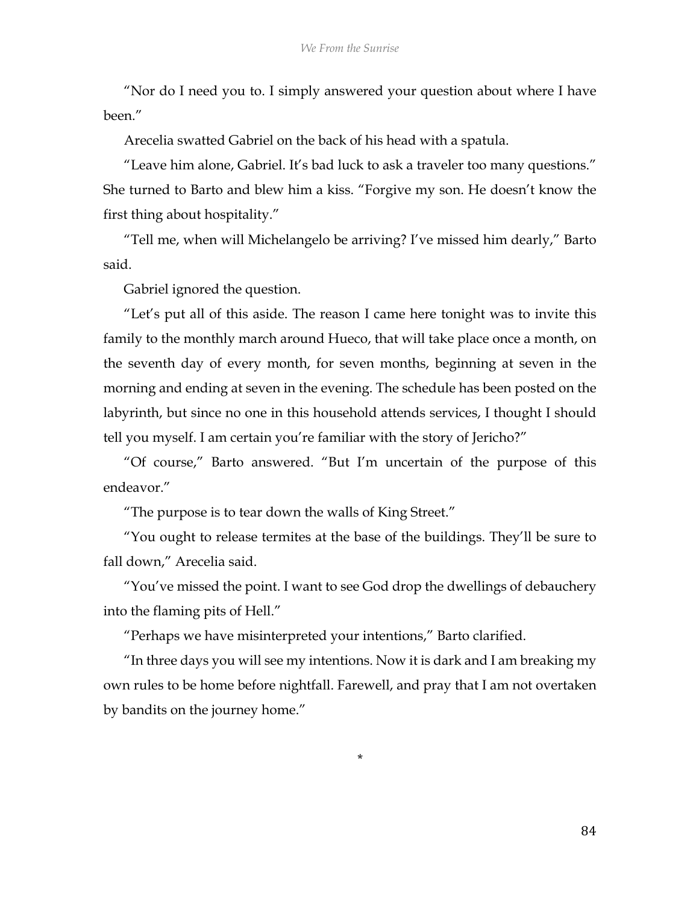"Nor do I need you to. I simply answered your question about where I have been."

Arecelia swatted Gabriel on the back of his head with a spatula.

"Leave him alone, Gabriel. It's bad luck to ask a traveler too many questions." She turned to Barto and blew him a kiss. "Forgive my son. He doesn't know the first thing about hospitality."

"Tell me, when will Michelangelo be arriving? I've missed him dearly," Barto said.

Gabriel ignored the question.

"Let's put all of this aside. The reason I came here tonight was to invite this family to the monthly march around Hueco, that will take place once a month, on the seventh day of every month, for seven months, beginning at seven in the morning and ending at seven in the evening. The schedule has been posted on the labyrinth, but since no one in this household attends services, I thought I should tell you myself. I am certain you're familiar with the story of Jericho?"

"Of course," Barto answered. "But I'm uncertain of the purpose of this endeavor."

"The purpose is to tear down the walls of King Street."

"You ought to release termites at the base of the buildings. They'll be sure to fall down," Arecelia said.

"You've missed the point. I want to see God drop the dwellings of debauchery into the flaming pits of Hell."

"Perhaps we have misinterpreted your intentions," Barto clarified.

"In three days you will see my intentions. Now it is dark and I am breaking my own rules to be home before nightfall. Farewell, and pray that I am not overtaken by bandits on the journey home."

*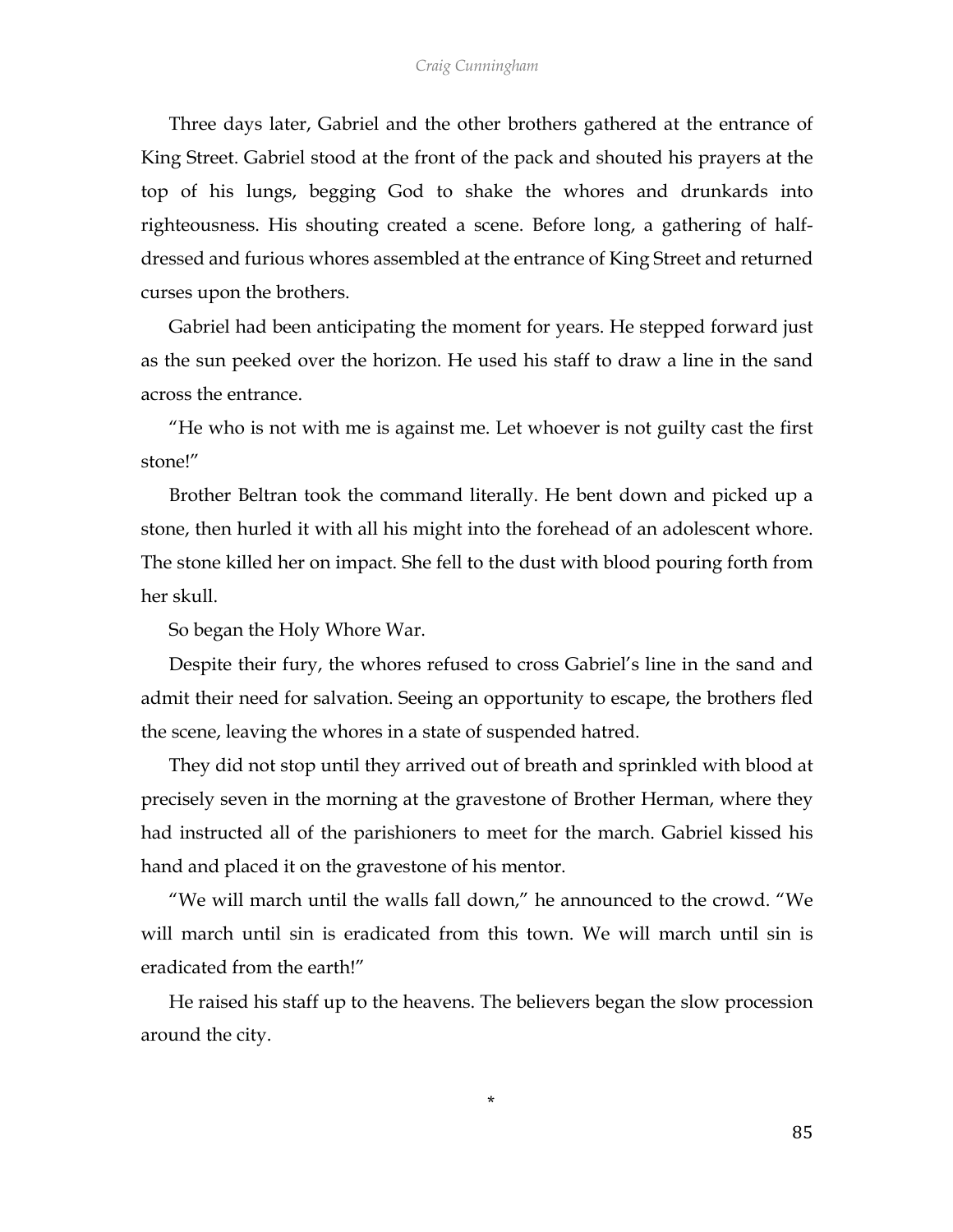Three days later, Gabriel and the other brothers gathered at the entrance of King Street. Gabriel stood at the front of the pack and shouted his prayers at the top of his lungs, begging God to shake the whores and drunkards into righteousness. His shouting created a scene. Before long, a gathering of half-dressed and furious whores assembled at the entrance of King Street and returned curses upon the brothers.

Gabriel had been anticipating the moment for years. He stepped forward just as the sun peeked over the horizon. He used his staff to draw a line in the sand across the entrance.

"He who is not with me is against me. Let whoever is not guilty cast the first stone!"

Brother Beltran took the command literally. He bent down and picked up a stone, then hurled it with all his might into the forehead of an adolescent whore. The stone killed her on impact. She fell to the dust with blood pouring forth from her skull.

So began the Holy Whore War.

Despite their fury, the whores refused to cross Gabriel's line in the sand and admit their need for salvation. Seeing an opportunity to escape, the brothers fled the scene, leaving the whores in a state of suspended hatred.

They did not stop until they arrived out of breath and sprinkled with blood at precisely seven in the morning at the gravestone of Brother Herman, where they had instructed all of the parishioners to meet for the march. Gabriel kissed his hand and placed it on the gravestone of his mentor.

"We will march until the walls fall down," he announced to the crowd. "We will march until sin is eradicated from this town. We will march until sin is eradicated from the earth!"

He raised his staff up to the heavens. The believers began the slow procession around the city.

*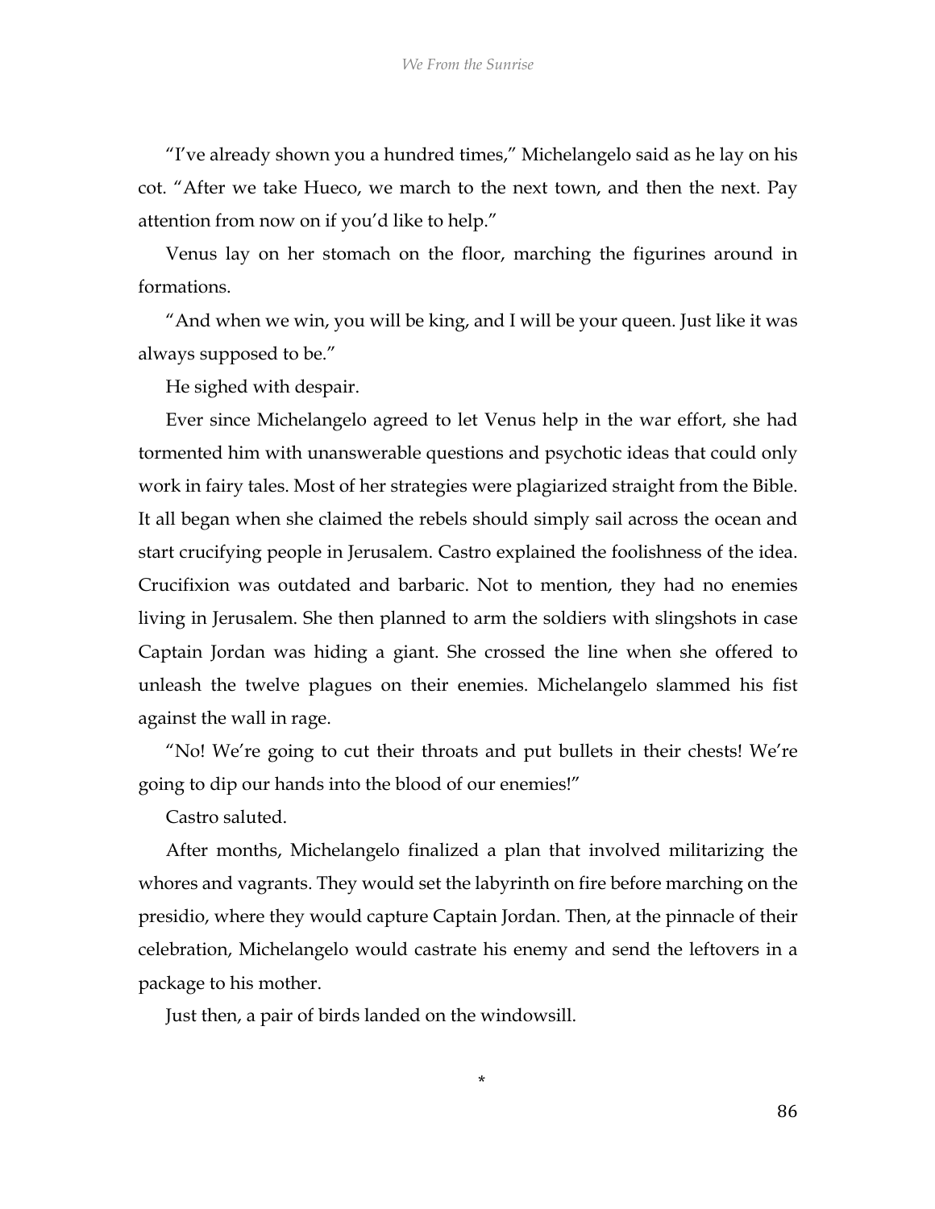"I've already shown you a hundred times," Michelangelo said as he lay on his cot. "After we take Hueco, we march to the next town, and then the next. Pay attention from now on if you'd like to help."

Venus lay on her stomach on the floor, marching the figurines around in formations.

"And when we win, you will be king, and I will be your queen. Just like it was always supposed to be."

He sighed with despair.

Ever since Michelangelo agreed to let Venus help in the war effort, she had tormented him with unanswerable questions and psychotic ideas that could only work in fairy tales. Most of her strategies were plagiarized straight from the Bible. It all began when she claimed the rebels should simply sail across the ocean and start crucifying people in Jerusalem. Castro explained the foolishness of the idea. Crucifixion was outdated and barbaric. Not to mention, they had no enemies living in Jerusalem. She then planned to arm the soldiers with slingshots in case Captain Jordan was hiding a giant. She crossed the line when she offered to unleash the twelve plagues on their enemies. Michelangelo slammed his fist against the wall in rage.

"No! We're going to cut their throats and put bullets in their chests! We're going to dip our hands into the blood of our enemies!"

Castro saluted.

After months, Michelangelo finalized a plan that involved militarizing the whores and vagrants. They would set the labyrinth on fire before marching on the presidio, where they would capture Captain Jordan. Then, at the pinnacle of their celebration, Michelangelo would castrate his enemy and send the leftovers in a package to his mother.

Just then, a pair of birds landed on the windowsill.

*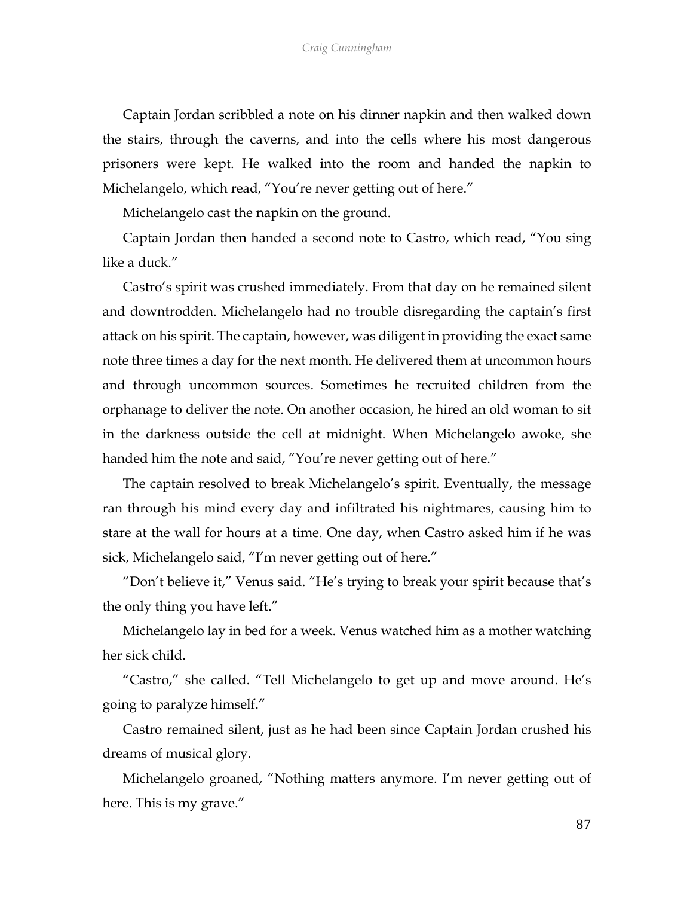Captain Jordan scribbled a note on his dinner napkin and then walked down the stairs, through the caverns, and into the cells where his most dangerous prisoners were kept. He walked into the room and handed the napkin to Michelangelo, which read, "You're never getting out of here."

Michelangelo cast the napkin on the ground.

Captain Jordan then handed a second note to Castro, which read, "You sing like a duck."

Castro's spirit was crushed immediately. From that day on he remained silent and downtrodden. Michelangelo had no trouble disregarding the captain's first attack on his spirit. The captain, however, was diligent in providing the exact same note three times a day for the next month. He delivered them at uncommon hours and through uncommon sources. Sometimes he recruited children from the orphanage to deliver the note. On another occasion, he hired an old woman to sit in the darkness outside the cell at midnight. When Michelangelo awoke, she handed him the note and said, "You're never getting out of here."

The captain resolved to break Michelangelo's spirit. Eventually, the message ran through his mind every day and infiltrated his nightmares, causing him to stare at the wall for hours at a time. One day, when Castro asked him if he was sick, Michelangelo said, "I'm never getting out of here."

"Don't believe it," Venus said. "He's trying to break your spirit because that's the only thing you have left."

Michelangelo lay in bed for a week. Venus watched him as a mother watching her sick child.

"Castro," she called. "Tell Michelangelo to get up and move around. He's going to paralyze himself."

Castro remained silent, just as he had been since Captain Jordan crushed his dreams of musical glory.

Michelangelo groaned, "Nothing matters anymore. I'm never getting out of here. This is my grave."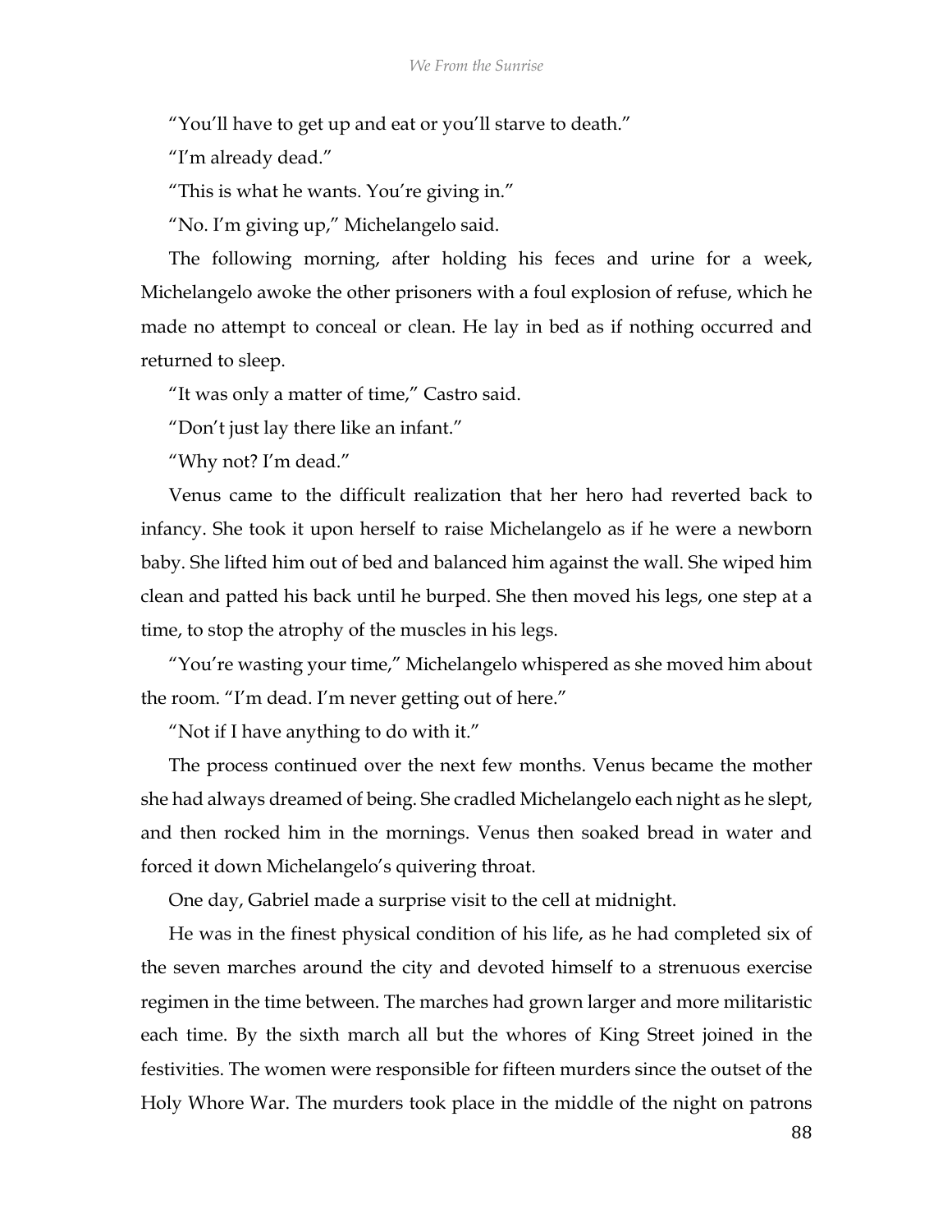"You'll have to get up and eat or you'll starve to death."

"I'm already dead."

"This is what he wants. You're giving in."

"No. I'm giving up," Michelangelo said.

The following morning, after holding his feces and urine for a week, Michelangelo awoke the other prisoners with a foul explosion of refuse, which he made no attempt to conceal or clean. He lay in bed as if nothing occurred and returned to sleep.

"It was only a matter of time," Castro said.

"Don't just lay there like an infant."

"Why not? I'm dead."

Venus came to the difficult realization that her hero had reverted back to infancy. She took it upon herself to raise Michelangelo as if he were a newborn baby. She lifted him out of bed and balanced him against the wall. She wiped him clean and patted his back until he burped. She then moved his legs, one step at a time, to stop the atrophy of the muscles in his legs.

"You're wasting your time," Michelangelo whispered as she moved him about the room. "I'm dead. I'm never getting out of here."

"Not if I have anything to do with it."

The process continued over the next few months. Venus became the mother she had always dreamed of being. She cradled Michelangelo each night as he slept, and then rocked him in the mornings. Venus then soaked bread in water and forced it down Michelangelo's quivering throat.

One day, Gabriel made a surprise visit to the cell at midnight.

He was in the finest physical condition of his life, as he had completed six of the seven marches around the city and devoted himself to a strenuous exercise regimen in the time between. The marches had grown larger and more militaristic each time. By the sixth march all but the whores of King Street joined in the festivities. The women were responsible for fifteen murders since the outset of the Holy Whore War. The murders took place in the middle of the night on patrons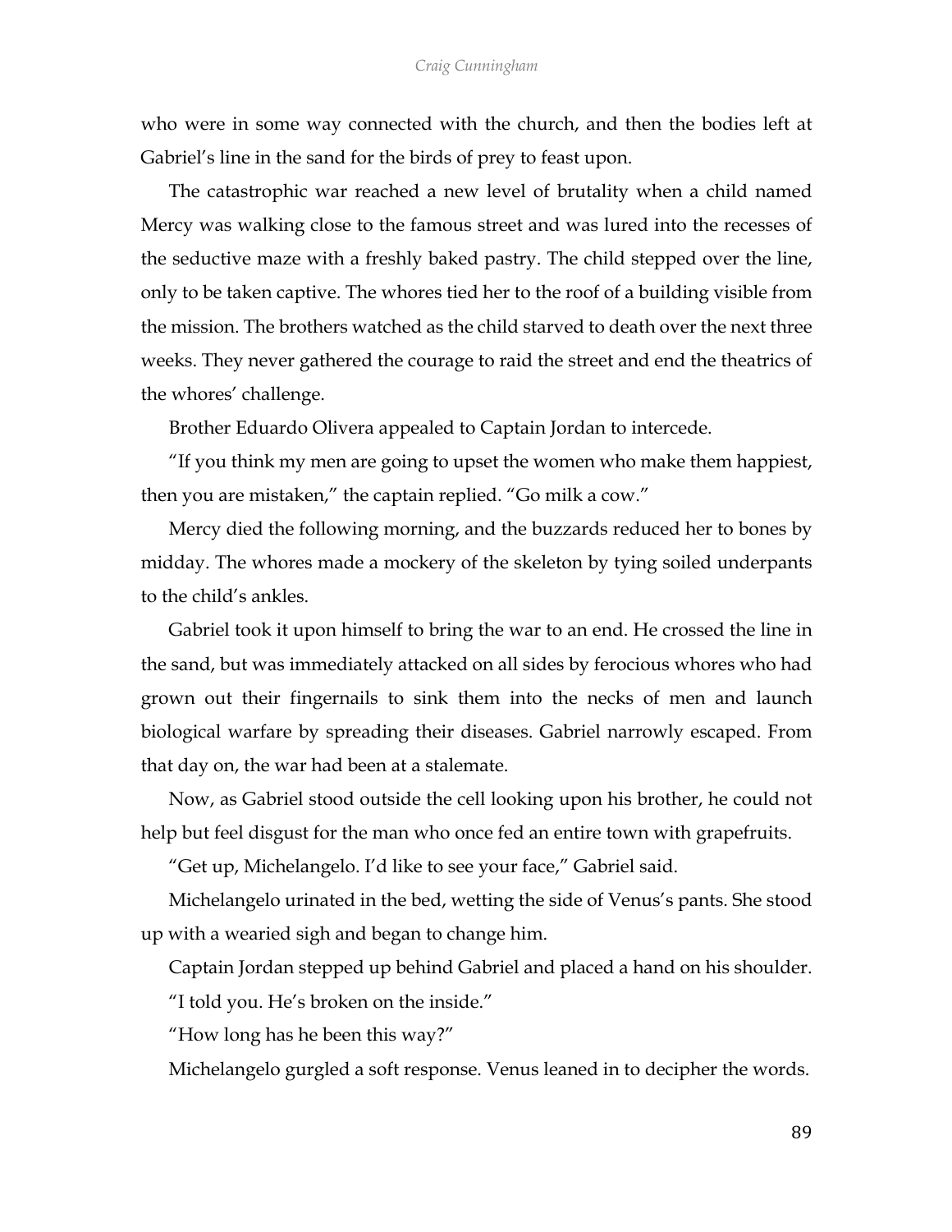who were in some way connected with the church, and then the bodies left at Gabriel's line in the sand for the birds of prey to feast upon.

The catastrophic war reached a new level of brutality when a child named Mercy was walking close to the famous street and was lured into the recesses of the seductive maze with a freshly baked pastry. The child stepped over the line, only to be taken captive. The whores tied her to the roof of a building visible from the mission. The brothers watched as the child starved to death over the next three weeks. They never gathered the courage to raid the street and end the theatrics of the whores' challenge.

Brother Eduardo Olivera appealed to Captain Jordan to intercede.

"If you think my men are going to upset the women who make them happiest, then you are mistaken," the captain replied. "Go milk a cow."

Mercy died the following morning, and the buzzards reduced her to bones by midday. The whores made a mockery of the skeleton by tying soiled underpants to the child's ankles.

Gabriel took it upon himself to bring the war to an end. He crossed the line in the sand, but was immediately attacked on all sides by ferocious whores who had grown out their fingernails to sink them into the necks of men and launch biological warfare by spreading their diseases. Gabriel narrowly escaped. From that day on, the war had been at a stalemate.

Now, as Gabriel stood outside the cell looking upon his brother, he could not help but feel disgust for the man who once fed an entire town with grapefruits.

"Get up, Michelangelo. I'd like to see your face," Gabriel said.

Michelangelo urinated in the bed, wetting the side of Venus's pants. She stood up with a wearied sigh and began to change him.

Captain Jordan stepped up behind Gabriel and placed a hand on his shoulder.

"I told you. He's broken on the inside."

"How long has he been this way?"

Michelangelo gurgled a soft response. Venus leaned in to decipher the words.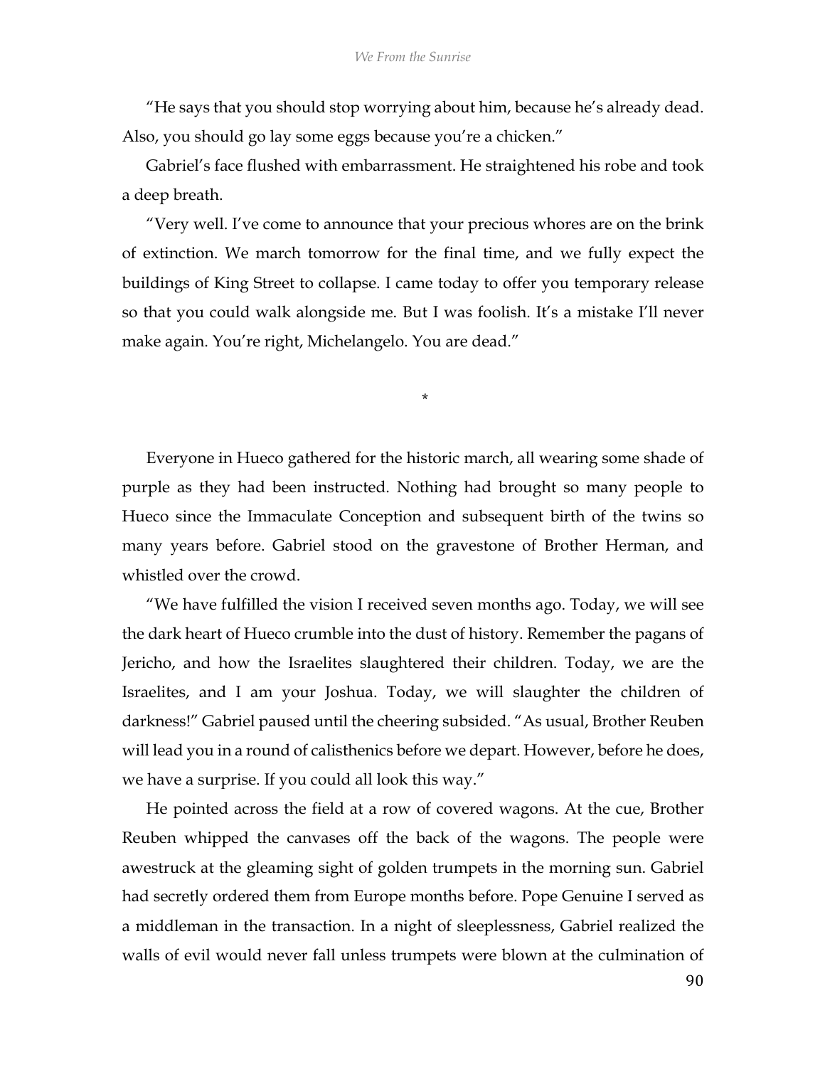"He says that you should stop worrying about him, because he's already dead. Also, you should go lay some eggs because you're a chicken."

Gabriel's face flushed with embarrassment. He straightened his robe and took a deep breath.

"Very well. I've come to announce that your precious whores are on the brink of extinction. We march tomorrow for the final time, and we fully expect the buildings of King Street to collapse. I came today to offer you temporary release so that you could walk alongside me. But I was foolish. It's a mistake I'll never make again. You're right, Michelangelo. You are dead."

*

Everyone in Hueco gathered for the historic march, all wearing some shade of purple as they had been instructed. Nothing had brought so many people to Hueco since the Immaculate Conception and subsequent birth of the twins so many years before. Gabriel stood on the gravestone of Brother Herman, and whistled over the crowd.

"We have fulfilled the vision I received seven months ago. Today, we will see the dark heart of Hueco crumble into the dust of history. Remember the pagans of Jericho, and how the Israelites slaughtered their children. Today, we are the Israelites, and I am your Joshua. Today, we will slaughter the children of darkness!" Gabriel paused until the cheering subsided. "As usual, Brother Reuben will lead you in a round of calisthenics before we depart. However, before he does, we have a surprise. If you could all look this way."

He pointed across the field at a row of covered wagons. At the cue, Brother Reuben whipped the canvases off the back of the wagons. The people were awestruck at the gleaming sight of golden trumpets in the morning sun. Gabriel had secretly ordered them from Europe months before. Pope Genuine I served as a middleman in the transaction. In a night of sleeplessness, Gabriel realized the walls of evil would never fall unless trumpets were blown at the culmination of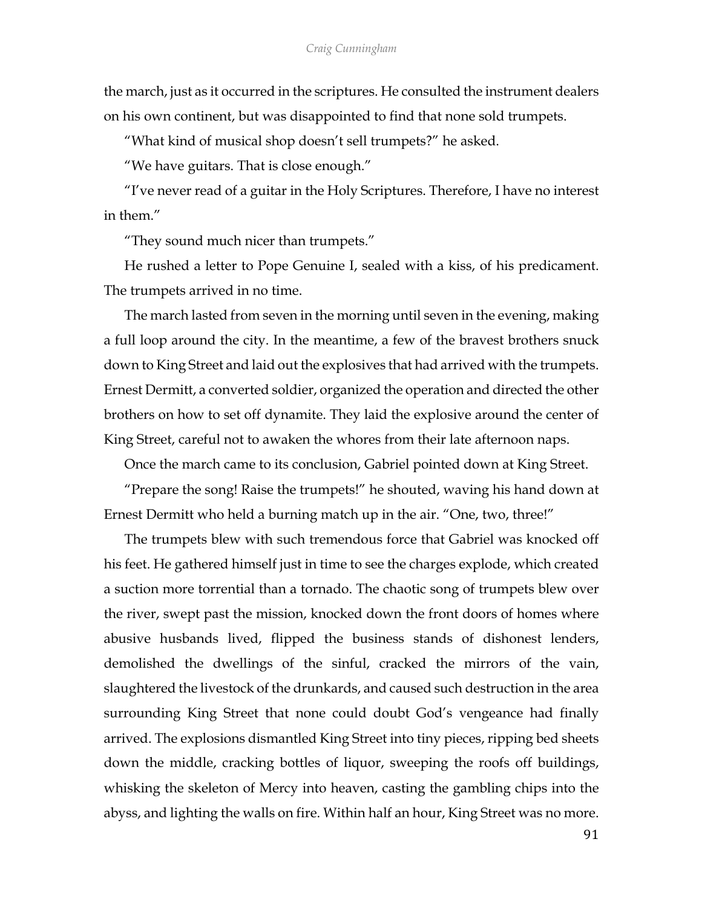the march, just as it occurred in the scriptures. He consulted the instrument dealers on his own continent, but was disappointed to find that none sold trumpets.

"What kind of musical shop doesn't sell trumpets?" he asked.

"We have guitars. That is close enough."

"I've never read of a guitar in the Holy Scriptures. Therefore, I have no interest in them."

"They sound much nicer than trumpets."

He rushed a letter to Pope Genuine I, sealed with a kiss, of his predicament. The trumpets arrived in no time.

The march lasted from seven in the morning until seven in the evening, making a full loop around the city. In the meantime, a few of the bravest brothers snuck down to King Street and laid out the explosives that had arrived with the trumpets. Ernest Dermitt, a converted soldier, organized the operation and directed the other brothers on how to set off dynamite. They laid the explosive around the center of King Street, careful not to awaken the whores from their late afternoon naps.

Once the march came to its conclusion, Gabriel pointed down at King Street.

"Prepare the song! Raise the trumpets!" he shouted, waving his hand down at Ernest Dermitt who held a burning match up in the air. "One, two, three!"

The trumpets blew with such tremendous force that Gabriel was knocked off his feet. He gathered himself just in time to see the charges explode, which created a suction more torrential than a tornado. The chaotic song of trumpets blew over the river, swept past the mission, knocked down the front doors of homes where abusive husbands lived, flipped the business stands of dishonest lenders, demolished the dwellings of the sinful, cracked the mirrors of the vain, slaughtered the livestock of the drunkards, and caused such destruction in the area surrounding King Street that none could doubt God's vengeance had finally arrived. The explosions dismantled King Street into tiny pieces, ripping bed sheets down the middle, cracking bottles of liquor, sweeping the roofs off buildings, whisking the skeleton of Mercy into heaven, casting the gambling chips into the abyss, and lighting the walls on fire. Within half an hour, King Street was no more.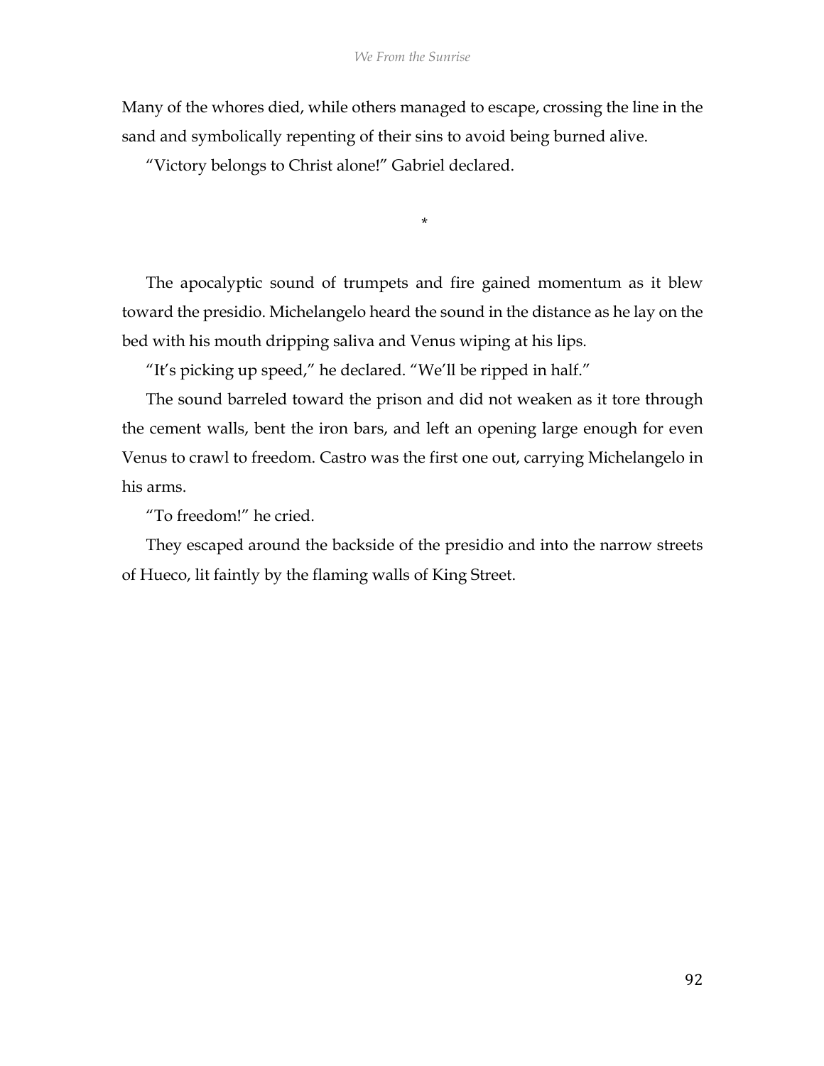Many of the whores died, while others managed to escape, crossing the line in the sand and symbolically repenting of their sins to avoid being burned alive.

"Victory belongs to Christ alone!" Gabriel declared.

*

The apocalyptic sound of trumpets and fire gained momentum as it blew toward the presidio. Michelangelo heard the sound in the distance as he lay on the bed with his mouth dripping saliva and Venus wiping at his lips.

"It's picking up speed," he declared. "We'll be ripped in half."

The sound barreled toward the prison and did not weaken as it tore through the cement walls, bent the iron bars, and left an opening large enough for even Venus to crawl to freedom. Castro was the first one out, carrying Michelangelo in his arms.

"To freedom!" he cried.

They escaped around the backside of the presidio and into the narrow streets of Hueco, lit faintly by the flaming walls of King Street.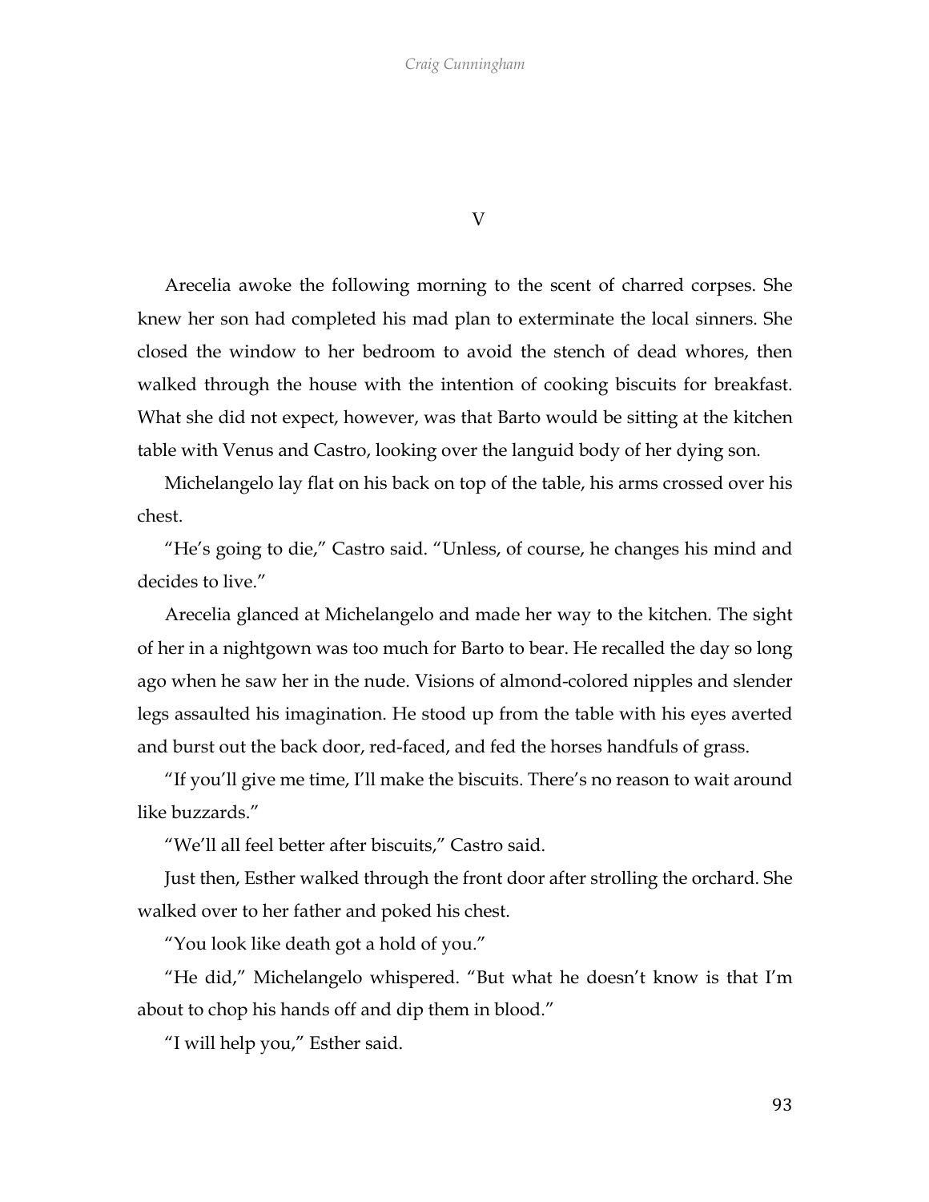## V

Arecelia awoke the following morning to the scent of charred corpses. She knew her son had completed his mad plan to exterminate the local sinners. She closed the window to her bedroom to avoid the stench of dead whores, then walked through the house with the intention of cooking biscuits for breakfast. What she did not expect, however, was that Barto would be sitting at the kitchen table with Venus and Castro, looking over the languid body of her dying son.

Michelangelo lay flat on his back on top of the table, his arms crossed over his chest.

"He's going to die," Castro said. "Unless, of course, he changes his mind and decides to live."

Arecelia glanced at Michelangelo and made her way to the kitchen. The sight of her in a nightgown was too much for Barto to bear. He recalled the day so long ago when he saw her in the nude. Visions of almond-colored nipples and slender legs assaulted his imagination. He stood up from the table with his eyes averted and burst out the back door, red-faced, and fed the horses handfuls of grass.

"If you'll give me time, I'll make the biscuits. There's no reason to wait around like buzzards."

"We'll all feel better after biscuits," Castro said.

Just then, Esther walked through the front door after strolling the orchard. She walked over to her father and poked his chest.

"You look like death got a hold of you."

"He did," Michelangelo whispered. "But what he doesn't know is that I'm about to chop his hands off and dip them in blood."

"I will help you," Esther said.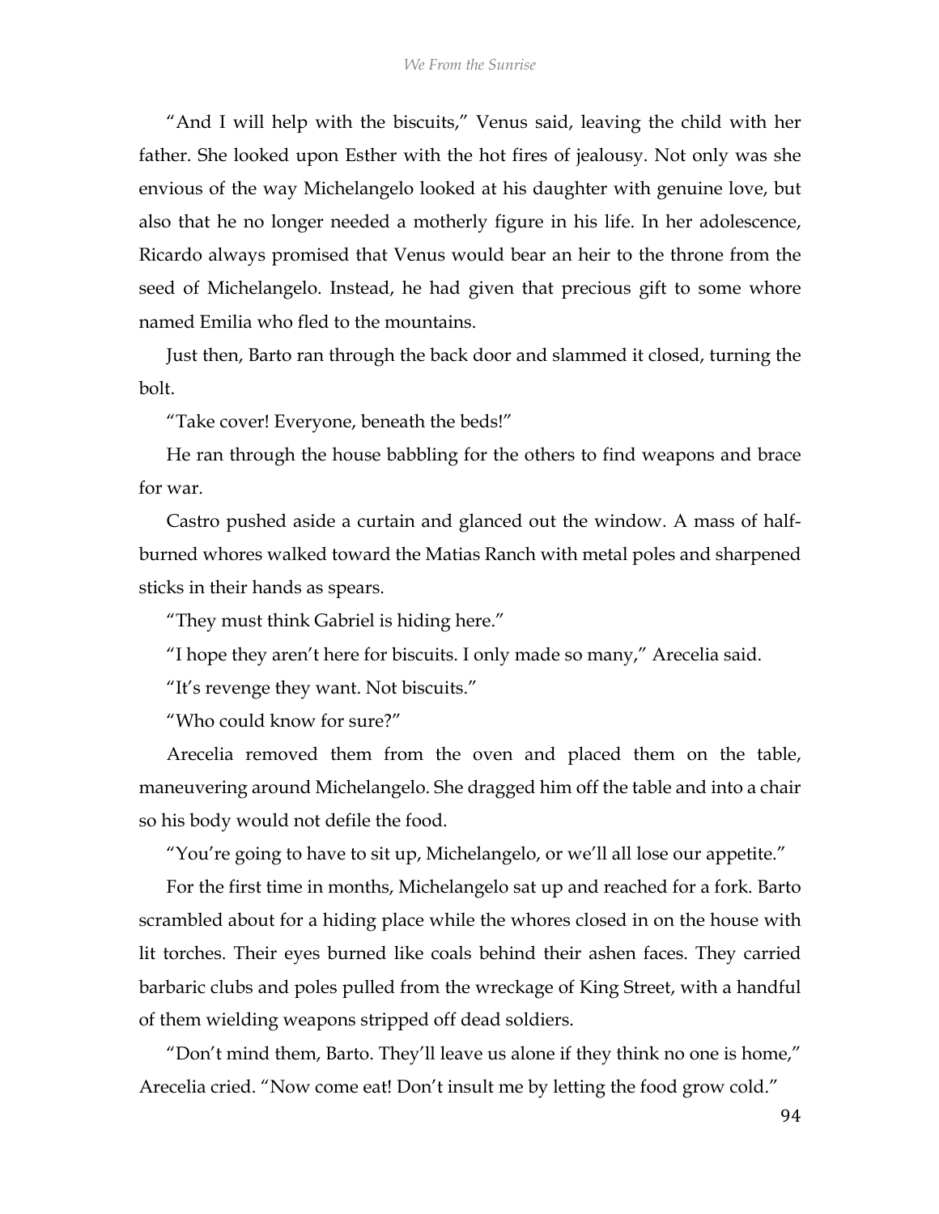"And I will help with the biscuits," Venus said, leaving the child with her father. She looked upon Esther with the hot fires of jealousy. Not only was she envious of the way Michelangelo looked at his daughter with genuine love, but also that he no longer needed a motherly figure in his life. In her adolescence, Ricardo always promised that Venus would bear an heir to the throne from the seed of Michelangelo. Instead, he had given that precious gift to some whore named Emilia who fled to the mountains.

Just then, Barto ran through the back door and slammed it closed, turning the bolt.

"Take cover! Everyone, beneath the beds!"

He ran through the house babbling for the others to find weapons and brace for war.

Castro pushed aside a curtain and glanced out the window. A mass of half-burned whores walked toward the Matias Ranch with metal poles and sharpened sticks in their hands as spears.

"They must think Gabriel is hiding here."

"I hope they aren't here for biscuits. I only made so many," Arecelia said.

"It's revenge they want. Not biscuits."

"Who could know for sure?"

Arecelia removed them from the oven and placed them on the table, maneuvering around Michelangelo. She dragged him off the table and into a chair so his body would not defile the food.

"You're going to have to sit up, Michelangelo, or we'll all lose our appetite."

For the first time in months, Michelangelo sat up and reached for a fork. Barto scrambled about for a hiding place while the whores closed in on the house with lit torches. Their eyes burned like coals behind their ashen faces. They carried barbaric clubs and poles pulled from the wreckage of King Street, with a handful of them wielding weapons stripped off dead soldiers.

"Don't mind them, Barto. They'll leave us alone if they think no one is home," Arecelia cried. "Now come eat! Don't insult me by letting the food grow cold."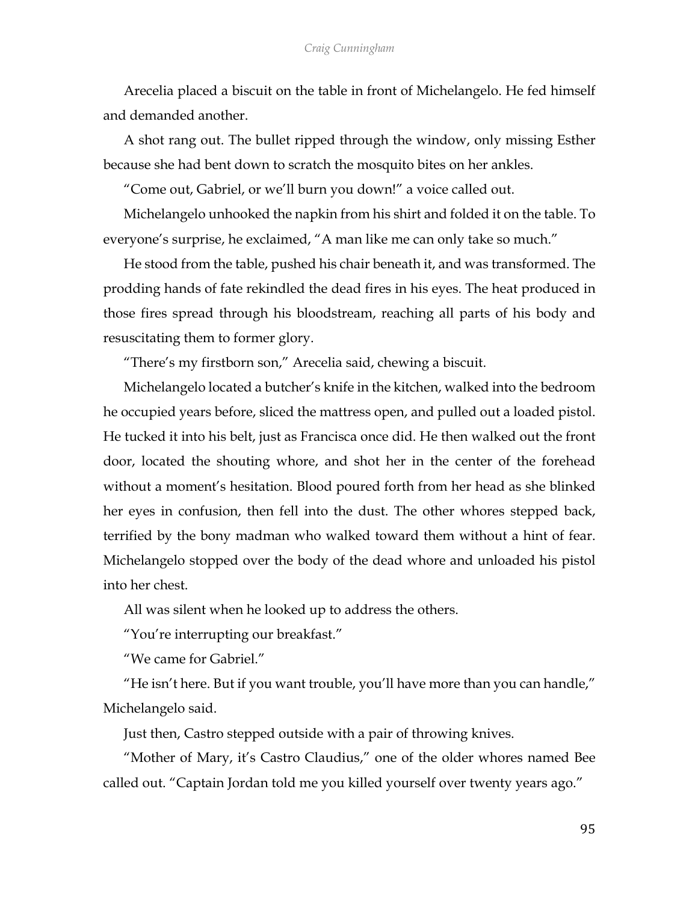Arecelia placed a biscuit on the table in front of Michelangelo. He fed himself and demanded another.

A shot rang out. The bullet ripped through the window, only missing Esther because she had bent down to scratch the mosquito bites on her ankles.

"Come out, Gabriel, or we'll burn you down!" a voice called out.

Michelangelo unhooked the napkin from his shirt and folded it on the table. To everyone's surprise, he exclaimed, "A man like me can only take so much."

He stood from the table, pushed his chair beneath it, and was transformed. The prodding hands of fate rekindled the dead fires in his eyes. The heat produced in those fires spread through his bloodstream, reaching all parts of his body and resuscitating them to former glory.

"There's my firstborn son," Arecelia said, chewing a biscuit.

Michelangelo located a butcher's knife in the kitchen, walked into the bedroom he occupied years before, sliced the mattress open, and pulled out a loaded pistol. He tucked it into his belt, just as Francisca once did. He then walked out the front door, located the shouting whore, and shot her in the center of the forehead without a moment's hesitation. Blood poured forth from her head as she blinked her eyes in confusion, then fell into the dust. The other whores stepped back, terrified by the bony madman who walked toward them without a hint of fear. Michelangelo stopped over the body of the dead whore and unloaded his pistol into her chest.

All was silent when he looked up to address the others.

"You're interrupting our breakfast."

"We came for Gabriel."

"He isn't here. But if you want trouble, you'll have more than you can handle," Michelangelo said.

Just then, Castro stepped outside with a pair of throwing knives.

"Mother of Mary, it's Castro Claudius," one of the older whores named Bee called out. "Captain Jordan told me you killed yourself over twenty years ago."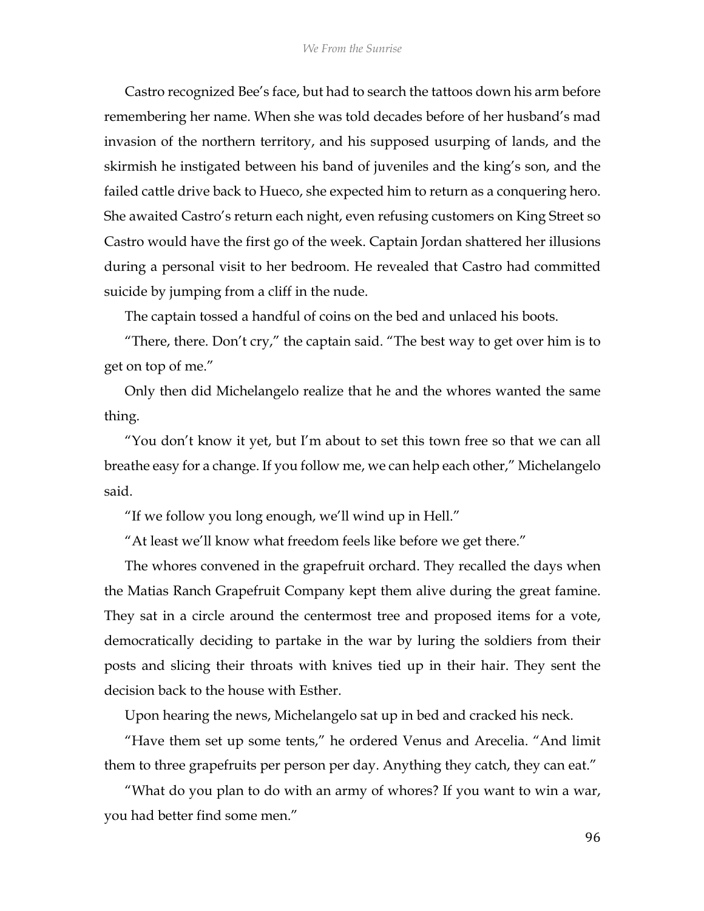Castro recognized Bee's face, but had to search the tattoos down his arm before remembering her name. When she was told decades before of her husband's mad invasion of the northern territory, and his supposed usurping of lands, and the skirmish he instigated between his band of juveniles and the king's son, and the failed cattle drive back to Hueco, she expected him to return as a conquering hero. She awaited Castro's return each night, even refusing customers on King Street so Castro would have the first go of the week. Captain Jordan shattered her illusions during a personal visit to her bedroom. He revealed that Castro had committed suicide by jumping from a cliff in the nude.

The captain tossed a handful of coins on the bed and unlaced his boots.

"There, there. Don't cry," the captain said. "The best way to get over him is to get on top of me."

Only then did Michelangelo realize that he and the whores wanted the same thing.

"You don't know it yet, but I'm about to set this town free so that we can all breathe easy for a change. If you follow me, we can help each other," Michelangelo said.

"If we follow you long enough, we'll wind up in Hell."

"At least we'll know what freedom feels like before we get there."

The whores convened in the grapefruit orchard. They recalled the days when the Matias Ranch Grapefruit Company kept them alive during the great famine. They sat in a circle around the centermost tree and proposed items for a vote, democratically deciding to partake in the war by luring the soldiers from their posts and slicing their throats with knives tied up in their hair. They sent the decision back to the house with Esther.

Upon hearing the news, Michelangelo sat up in bed and cracked his neck.

"Have them set up some tents," he ordered Venus and Arecelia. "And limit them to three grapefruits per person per day. Anything they catch, they can eat."

"What do you plan to do with an army of whores? If you want to win a war, you had better find some men."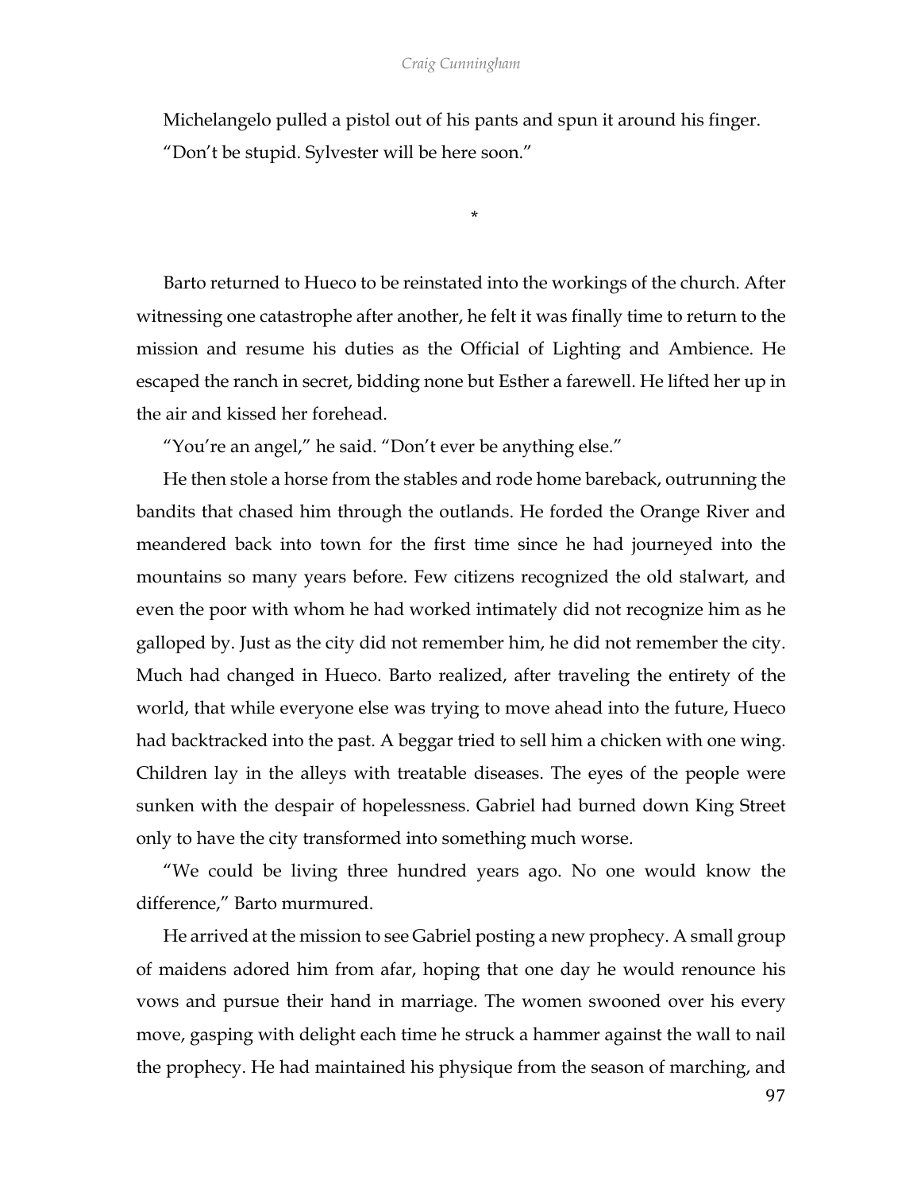Michelangelo pulled a pistol out of his pants and spun it around his finger.

"Don't be stupid. Sylvester will be here soon."

*

Barto returned to Hueco to be reinstated into the workings of the church. After witnessing one catastrophe after another, he felt it was finally time to return to the mission and resume his duties as the Official of Lighting and Ambience. He escaped the ranch in secret, bidding none but Esther a farewell. He lifted her up in the air and kissed her forehead.

"You're an angel," he said. "Don't ever be anything else."

He then stole a horse from the stables and rode home bareback, outrunning the bandits that chased him through the outlands. He forded the Orange River and meandered back into town for the first time since he had journeyed into the mountains so many years before. Few citizens recognized the old stalwart, and even the poor with whom he had worked intimately did not recognize him as he galloped by. Just as the city did not remember him, he did not remember the city. Much had changed in Hueco. Barto realized, after traveling the entirety of the world, that while everyone else was trying to move ahead into the future, Hueco had backtracked into the past. A beggar tried to sell him a chicken with one wing. Children lay in the alleys with treatable diseases. The eyes of the people were sunken with the despair of hopelessness. Gabriel had burned down King Street only to have the city transformed into something much worse.

"We could be living three hundred years ago. No one would know the difference," Barto murmured.

He arrived at the mission to see Gabriel posting a new prophecy. A small group of maidens adored him from afar, hoping that one day he would renounce his vows and pursue their hand in marriage. The women swooned over his every move, gasping with delight each time he struck a hammer against the wall to nail the prophecy. He had maintained his physique from the season of marching, and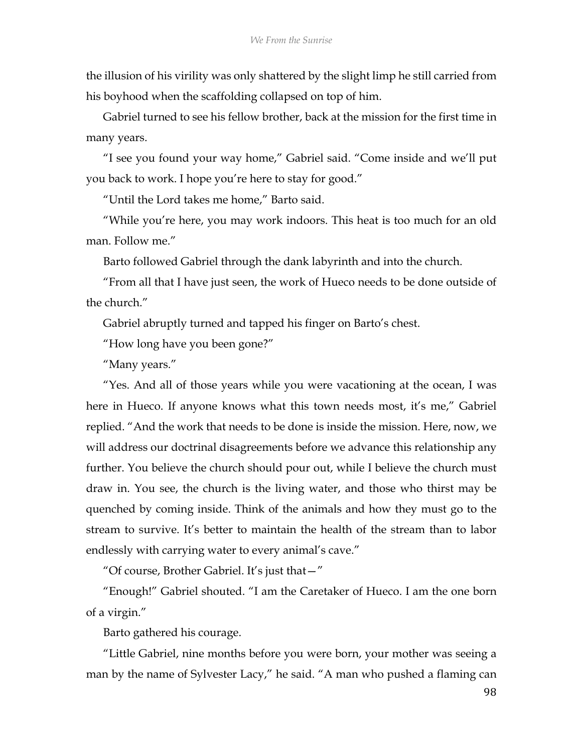the illusion of his virility was only shattered by the slight limp he still carried from his boyhood when the scaffolding collapsed on top of him.

Gabriel turned to see his fellow brother, back at the mission for the first time in many years.

"I see you found your way home," Gabriel said. "Come inside and we'll put you back to work. I hope you're here to stay for good."

"Until the Lord takes me home," Barto said.

"While you're here, you may work indoors. This heat is too much for an old man. Follow me."

Barto followed Gabriel through the dank labyrinth and into the church.

"From all that I have just seen, the work of Hueco needs to be done outside of the church."

Gabriel abruptly turned and tapped his finger on Barto's chest.

"How long have you been gone?"

"Many years."

"Yes. And all of those years while you were vacationing at the ocean, I was here in Hueco. If anyone knows what this town needs most, it's me," Gabriel replied. "And the work that needs to be done is inside the mission. Here, now, we will address our doctrinal disagreements before we advance this relationship any further. You believe the church should pour out, while I believe the church must draw in. You see, the church is the living water, and those who thirst may be quenched by coming inside. Think of the animals and how they must go to the stream to survive. It's better to maintain the health of the stream than to labor endlessly with carrying water to every animal's cave."

"Of course, Brother Gabriel. It's just that—"

"Enough!" Gabriel shouted. "I am the Caretaker of Hueco. I am the one born of a virgin."

Barto gathered his courage.

"Little Gabriel, nine months before you were born, your mother was seeing a man by the name of Sylvester Lacy," he said. "A man who pushed a flaming can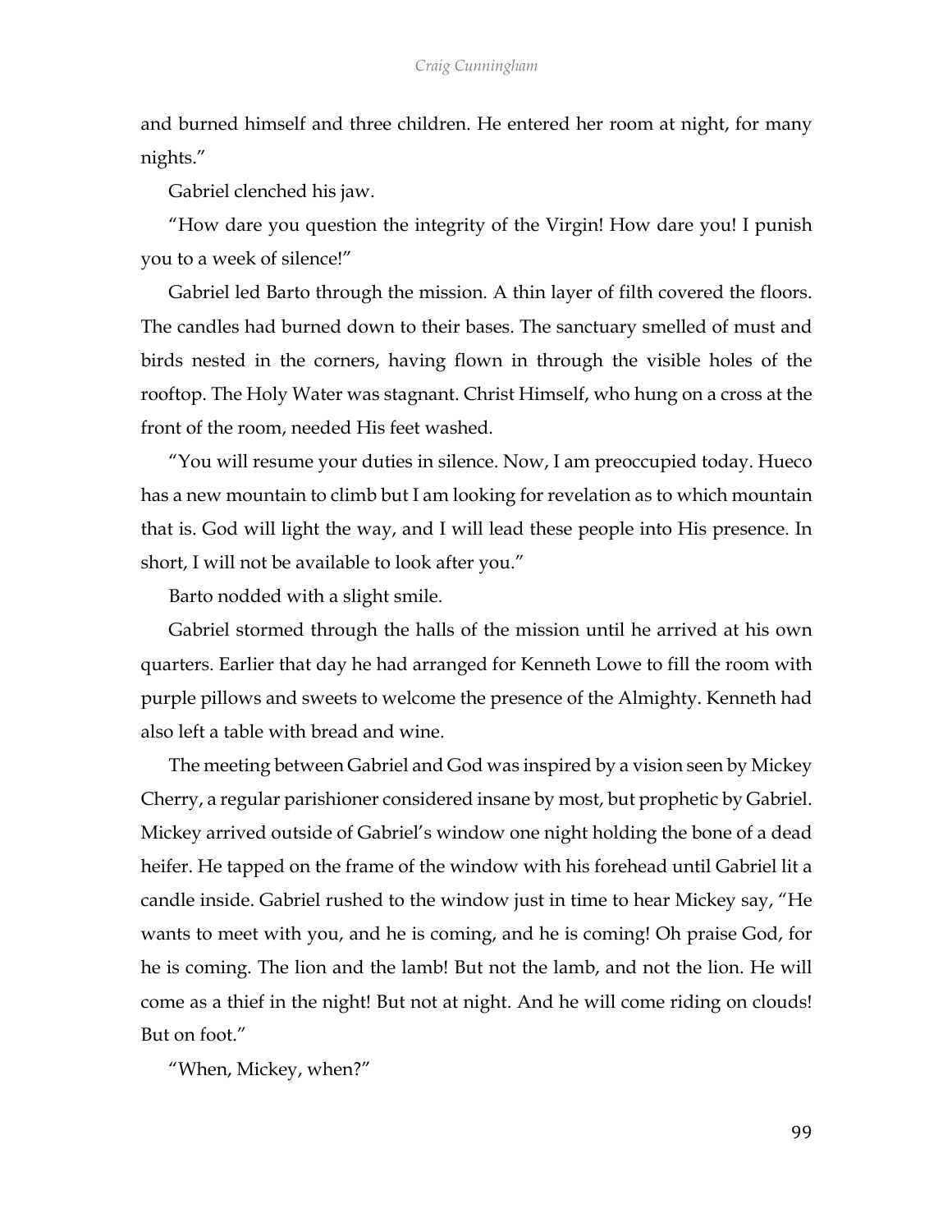and burned himself and three children. He entered her room at night, for many nights."

Gabriel clenched his jaw.

"How dare you question the integrity of the Virgin! How dare you! I punish you to a week of silence!"

Gabriel led Barto through the mission. A thin layer of filth covered the floors. The candles had burned down to their bases. The sanctuary smelled of must and birds nested in the corners, having flown in through the visible holes of the rooftop. The Holy Water was stagnant. Christ Himself, who hung on a cross at the front of the room, needed His feet washed.

"You will resume your duties in silence. Now, I am preoccupied today. Hueco has a new mountain to climb but I am looking for revelation as to which mountain that is. God will light the way, and I will lead these people into His presence. In short, I will not be available to look after you."

Barto nodded with a slight smile.

Gabriel stormed through the halls of the mission until he arrived at his own quarters. Earlier that day he had arranged for Kenneth Lowe to fill the room with purple pillows and sweets to welcome the presence of the Almighty. Kenneth had also left a table with bread and wine.

The meeting between Gabriel and God was inspired by a vision seen by Mickey Cherry, a regular parishioner considered insane by most, but prophetic by Gabriel. Mickey arrived outside of Gabriel's window one night holding the bone of a dead heifer. He tapped on the frame of the window with his forehead until Gabriel lit a candle inside. Gabriel rushed to the window just in time to hear Mickey say, "He wants to meet with you, and he is coming, and he is coming! Oh praise God, for he is coming. The lion and the lamb! But not the lamb, and not the lion. He will come as a thief in the night! But not at night. And he will come riding on clouds! But on foot."

"When, Mickey, when?"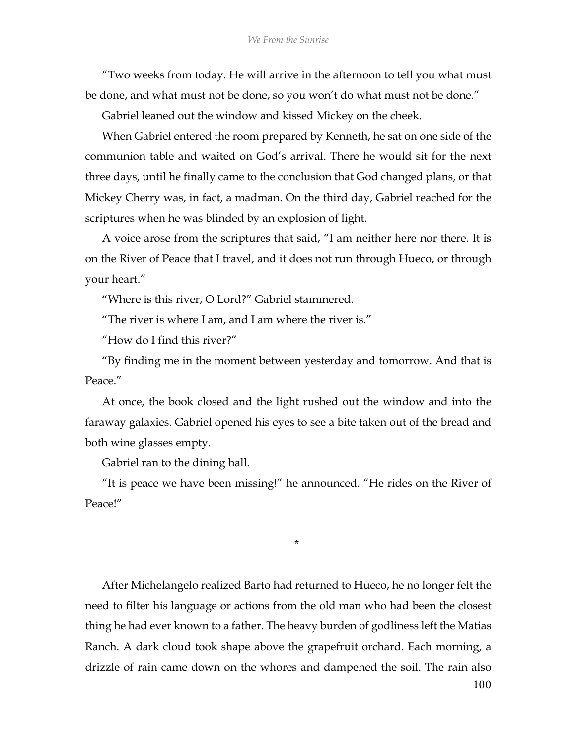"Two weeks from today. He will arrive in the afternoon to tell you what must be done, and what must not be done, so you won't do what must not be done."

Gabriel leaned out the window and kissed Mickey on the cheek.

When Gabriel entered the room prepared by Kenneth, he sat on one side of the communion table and waited on God's arrival. There he would sit for the next three days, until he finally came to the conclusion that God changed plans, or that Mickey Cherry was, in fact, a madman. On the third day, Gabriel reached for the scriptures when he was blinded by an explosion of light.

A voice arose from the scriptures that said, "I am neither here nor there. It is on the River of Peace that I travel, and it does not run through Hueco, or through your heart."

"Where is this river, O Lord?" Gabriel stammered.

"The river is where I am, and I am where the river is."

"How do I find this river?"

"By finding me in the moment between yesterday and tomorrow. And that is Peace."

At once, the book closed and the light rushed out the window and into the faraway galaxies. Gabriel opened his eyes to see a bite taken out of the bread and both wine glasses empty.

Gabriel ran to the dining hall.

"It is peace we have been missing!" he announced. "He rides on the River of Peace!"

*

After Michelangelo realized Barto had returned to Hueco, he no longer felt the need to filter his language or actions from the old man who had been the closest thing he had ever known to a father. The heavy burden of godliness left the Matias Ranch. A dark cloud took shape above the grapefruit orchard. Each morning, a drizzle of rain came down on the whores and dampened the soil. The rain also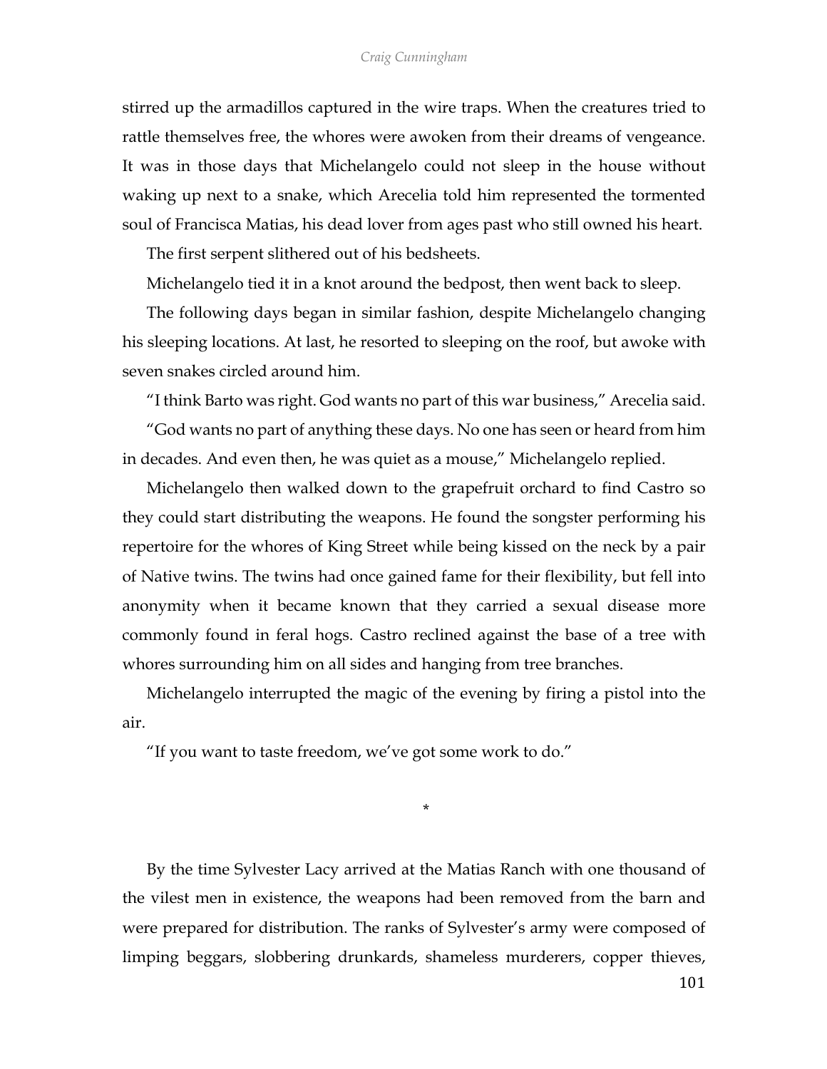stirred up the armadillos captured in the wire traps. When the creatures tried to rattle themselves free, the whores were awoken from their dreams of vengeance. It was in those days that Michelangelo could not sleep in the house without waking up next to a snake, which Arecelia told him represented the tormented soul of Francisca Matias, his dead lover from ages past who still owned his heart.

The first serpent slithered out of his bedsheets.

Michelangelo tied it in a knot around the bedpost, then went back to sleep.

The following days began in similar fashion, despite Michelangelo changing his sleeping locations. At last, he resorted to sleeping on the roof, but awoke with seven snakes circled around him.

"I think Barto was right. God wants no part of this war business," Arecelia said.

"God wants no part of anything these days. No one has seen or heard from him in decades. And even then, he was quiet as a mouse," Michelangelo replied.

Michelangelo then walked down to the grapefruit orchard to find Castro so they could start distributing the weapons. He found the songster performing his repertoire for the whores of King Street while being kissed on the neck by a pair of Native twins. The twins had once gained fame for their flexibility, but fell into anonymity when it became known that they carried a sexual disease more commonly found in feral hogs. Castro reclined against the base of a tree with whores surrounding him on all sides and hanging from tree branches.

Michelangelo interrupted the magic of the evening by firing a pistol into the air.

"If you want to taste freedom, we've got some work to do."

*

By the time Sylvester Lacy arrived at the Matias Ranch with one thousand of the vilest men in existence, the weapons had been removed from the barn and were prepared for distribution. The ranks of Sylvester's army were composed of limping beggars, slobbering drunkards, shameless murderers, copper thieves,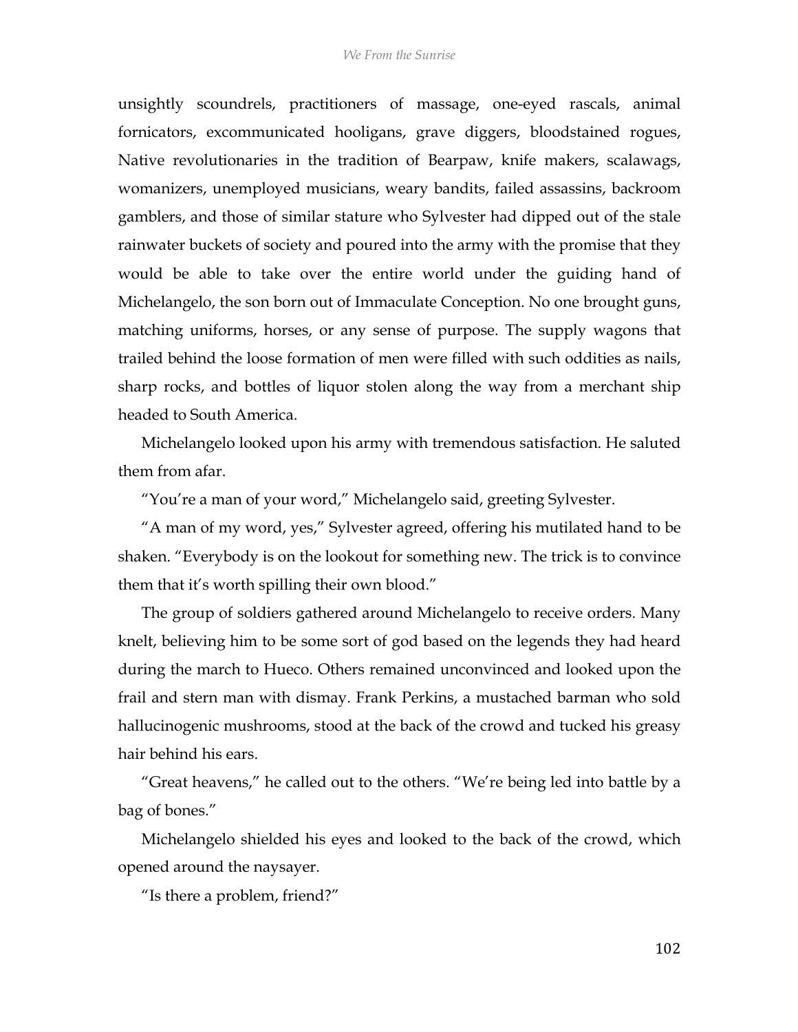unsightly scoundrels, practitioners of massage, one-eyed rascals, animal fornicators, excommunicated hooligans, grave diggers, bloodstained rogues, Native revolutionaries in the tradition of Bearpaw, knife makers, scalawags, womanizers, unemployed musicians, weary bandits, failed assassins, backroom gamblers, and those of similar stature who Sylvester had dipped out of the stale rainwater buckets of society and poured into the army with the promise that they would be able to take over the entire world under the guiding hand of Michelangelo, the son born out of Immaculate Conception. No one brought guns, matching uniforms, horses, or any sense of purpose. The supply wagons that trailed behind the loose formation of men were filled with such oddities as nails, sharp rocks, and bottles of liquor stolen along the way from a merchant ship headed to South America.

Michelangelo looked upon his army with tremendous satisfaction. He saluted them from afar.

"You're a man of your word," Michelangelo said, greeting Sylvester.

"A man of my word, yes," Sylvester agreed, offering his mutilated hand to be shaken. "Everybody is on the lookout for something new. The trick is to convince them that it's worth spilling their own blood."

The group of soldiers gathered around Michelangelo to receive orders. Many knelt, believing him to be some sort of god based on the legends they had heard during the march to Hueco. Others remained unconvinced and looked upon the frail and stern man with dismay. Frank Perkins, a mustached barman who sold hallucinogenic mushrooms, stood at the back of the crowd and tucked his greasy hair behind his ears.

"Great heavens," he called out to the others. "We're being led into battle by a bag of bones."

Michelangelo shielded his eyes and looked to the back of the crowd, which opened around the naysayer.

"Is there a problem, friend?"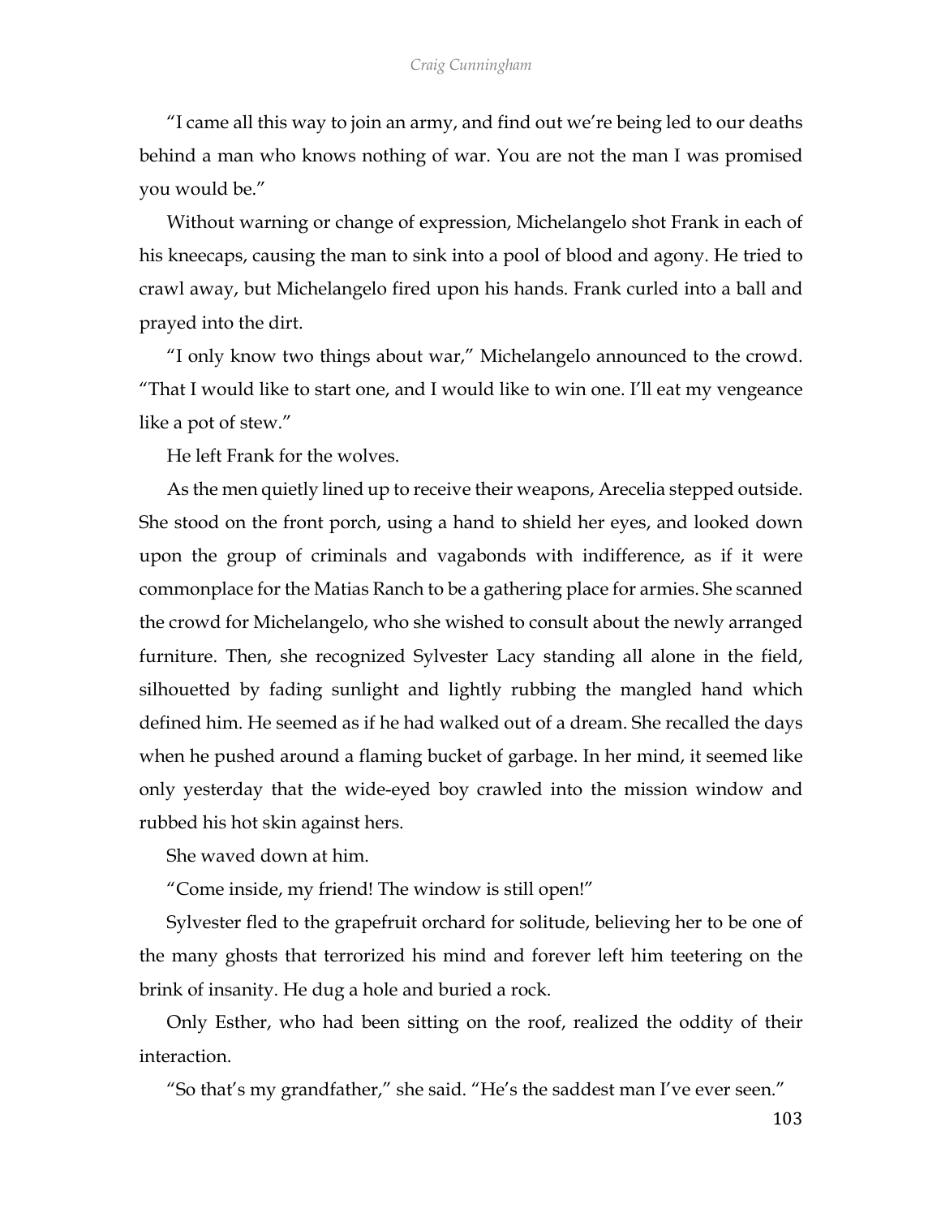"I came all this way to join an army, and find out we're being led to our deaths behind a man who knows nothing of war. You are not the man I was promised you would be."

Without warning or change of expression, Michelangelo shot Frank in each of his kneecaps, causing the man to sink into a pool of blood and agony. He tried to crawl away, but Michelangelo fired upon his hands. Frank curled into a ball and prayed into the dirt.

"I only know two things about war," Michelangelo announced to the crowd. "That I would like to start one, and I would like to win one. I'll eat my vengeance like a pot of stew."

He left Frank for the wolves.

As the men quietly lined up to receive their weapons, Arecelia stepped outside. She stood on the front porch, using a hand to shield her eyes, and looked down upon the group of criminals and vagabonds with indifference, as if it were commonplace for the Matias Ranch to be a gathering place for armies. She scanned the crowd for Michelangelo, who she wished to consult about the newly arranged furniture. Then, she recognized Sylvester Lacy standing all alone in the field, silhouetted by fading sunlight and lightly rubbing the mangled hand which defined him. He seemed as if he had walked out of a dream. She recalled the days when he pushed around a flaming bucket of garbage. In her mind, it seemed like only yesterday that the wide-eyed boy crawled into the mission window and rubbed his hot skin against hers.

She waved down at him.

"Come inside, my friend! The window is still open!"

Sylvester fled to the grapefruit orchard for solitude, believing her to be one of the many ghosts that terrorized his mind and forever left him teetering on the brink of insanity. He dug a hole and buried a rock.

Only Esther, who had been sitting on the roof, realized the oddity of their interaction.

"So that's my grandfather," she said. "He's the saddest man I've ever seen."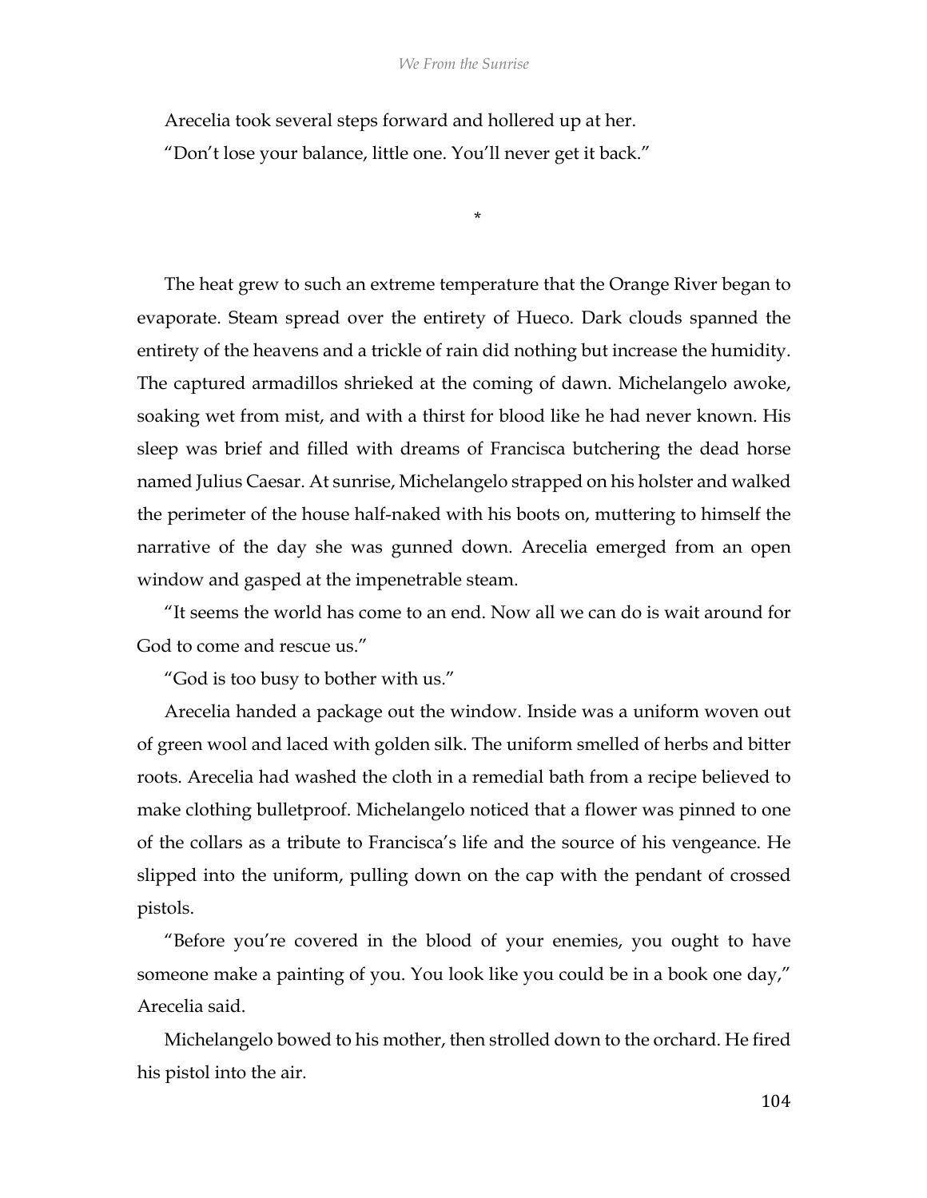Arecelia took several steps forward and hollered up at her.

"Don't lose your balance, little one. You'll never get it back."

*

The heat grew to such an extreme temperature that the Orange River began to evaporate. Steam spread over the entirety of Hueco. Dark clouds spanned the entirety of the heavens and a trickle of rain did nothing but increase the humidity. The captured armadillos shrieked at the coming of dawn. Michelangelo awoke, soaking wet from mist, and with a thirst for blood like he had never known. His sleep was brief and filled with dreams of Francisca butchering the dead horse named Julius Caesar. At sunrise, Michelangelo strapped on his holster and walked the perimeter of the house half-naked with his boots on, muttering to himself the narrative of the day she was gunned down. Arecelia emerged from an open window and gasped at the impenetrable steam.

"It seems the world has come to an end. Now all we can do is wait around for God to come and rescue us."

"God is too busy to bother with us."

Arecelia handed a package out the window. Inside was a uniform woven out of green wool and laced with golden silk. The uniform smelled of herbs and bitter roots. Arecelia had washed the cloth in a remedial bath from a recipe believed to make clothing bulletproof. Michelangelo noticed that a flower was pinned to one of the collars as a tribute to Francisca's life and the source of his vengeance. He slipped into the uniform, pulling down on the cap with the pendant of crossed pistols.

"Before you're covered in the blood of your enemies, you ought to have someone make a painting of you. You look like you could be in a book one day," Arecelia said.

Michelangelo bowed to his mother, then strolled down to the orchard. He fired his pistol into the air.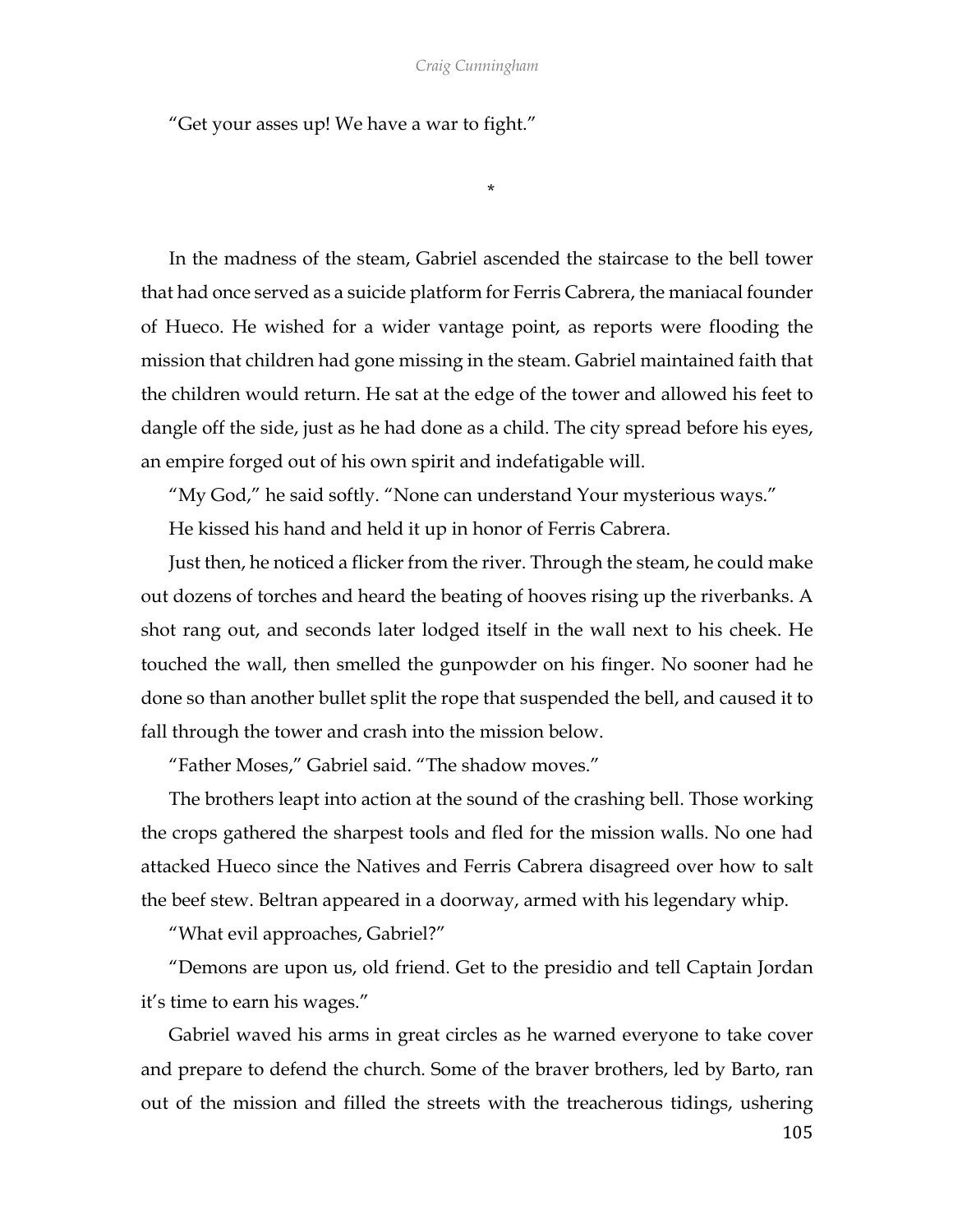"Get your asses up! We have a war to fight."

*

In the madness of the steam, Gabriel ascended the staircase to the bell tower that had once served as a suicide platform for Ferris Cabrera, the maniacal founder of Hueco. He wished for a wider vantage point, as reports were flooding the mission that children had gone missing in the steam. Gabriel maintained faith that the children would return. He sat at the edge of the tower and allowed his feet to dangle off the side, just as he had done as a child. The city spread before his eyes, an empire forged out of his own spirit and indefatigable will.

"My God," he said softly. "None can understand Your mysterious ways."

He kissed his hand and held it up in honor of Ferris Cabrera.

Just then, he noticed a flicker from the river. Through the steam, he could make out dozens of torches and heard the beating of hooves rising up the riverbanks. A shot rang out, and seconds later lodged itself in the wall next to his cheek. He touched the wall, then smelled the gunpowder on his finger. No sooner had he done so than another bullet split the rope that suspended the bell, and caused it to fall through the tower and crash into the mission below.

"Father Moses," Gabriel said. "The shadow moves."

The brothers leapt into action at the sound of the crashing bell. Those working the crops gathered the sharpest tools and fled for the mission walls. No one had attacked Hueco since the Natives and Ferris Cabrera disagreed over how to salt the beef stew. Beltran appeared in a doorway, armed with his legendary whip.

"What evil approaches, Gabriel?"

"Demons are upon us, old friend. Get to the presidio and tell Captain Jordan it's time to earn his wages."

Gabriel waved his arms in great circles as he warned everyone to take cover and prepare to defend the church. Some of the braver brothers, led by Barto, ran out of the mission and filled the streets with the treacherous tidings, ushering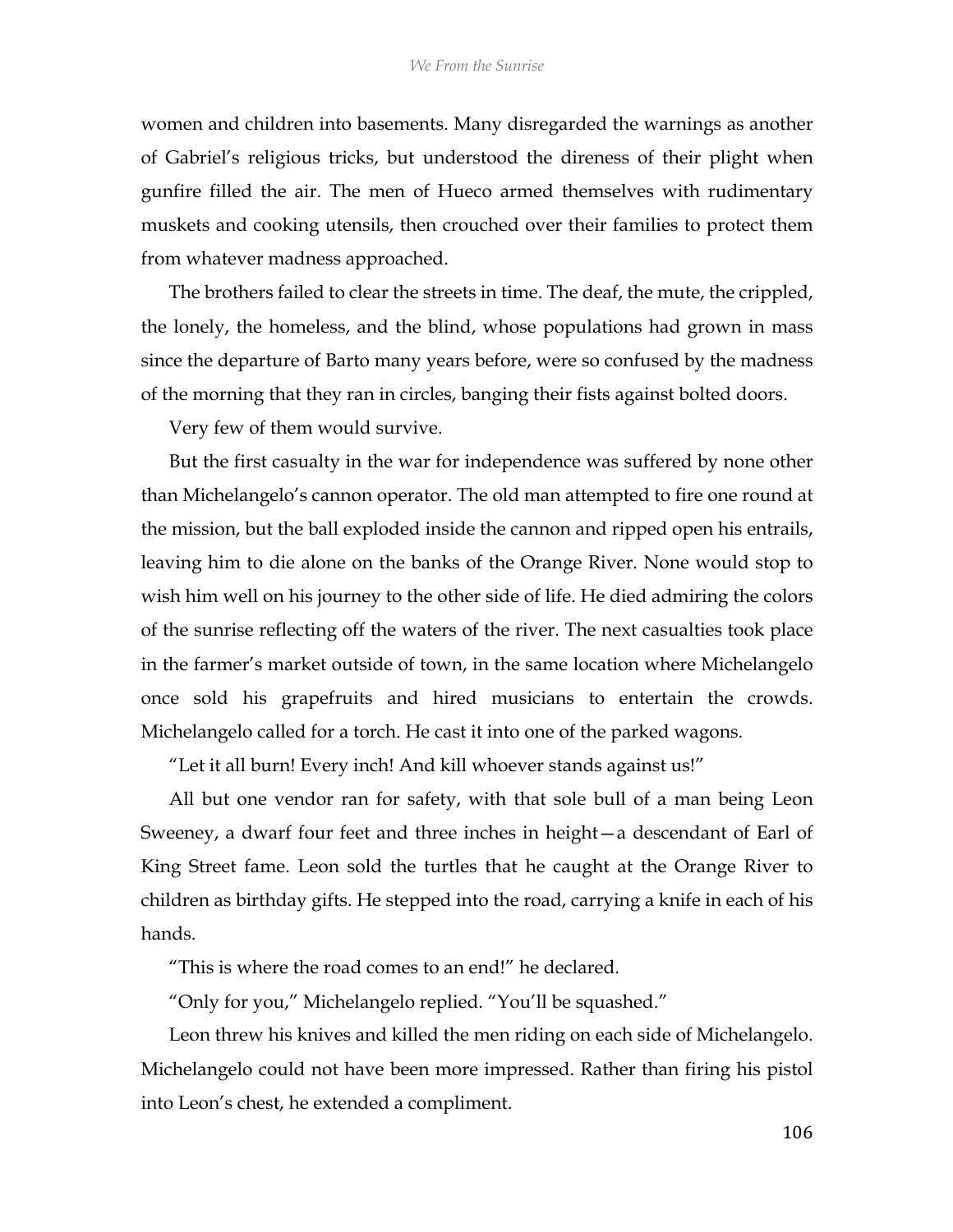women and children into basements. Many disregarded the warnings as another of Gabriel's religious tricks, but understood the direness of their plight when gunfire filled the air. The men of Hueco armed themselves with rudimentary muskets and cooking utensils, then crouched over their families to protect them from whatever madness approached.

The brothers failed to clear the streets in time. The deaf, the mute, the crippled, the lonely, the homeless, and the blind, whose populations had grown in mass since the departure of Barto many years before, were so confused by the madness of the morning that they ran in circles, banging their fists against bolted doors.

Very few of them would survive.

But the first casualty in the war for independence was suffered by none other than Michelangelo's cannon operator. The old man attempted to fire one round at the mission, but the ball exploded inside the cannon and ripped open his entrails, leaving him to die alone on the banks of the Orange River. None would stop to wish him well on his journey to the other side of life. He died admiring the colors of the sunrise reflecting off the waters of the river. The next casualties took place in the farmer's market outside of town, in the same location where Michelangelo once sold his grapefruits and hired musicians to entertain the crowds. Michelangelo called for a torch. He cast it into one of the parked wagons.

"Let it all burn! Every inch! And kill whoever stands against us!"

All but one vendor ran for safety, with that sole bull of a man being Leon Sweeney, a dwarf four feet and three inches in height—a descendant of Earl of King Street fame. Leon sold the turtles that he caught at the Orange River to children as birthday gifts. He stepped into the road, carrying a knife in each of his hands.

"This is where the road comes to an end!" he declared.

"Only for you," Michelangelo replied. "You'll be squashed."

Leon threw his knives and killed the men riding on each side of Michelangelo. Michelangelo could not have been more impressed. Rather than firing his pistol into Leon's chest, he extended a compliment.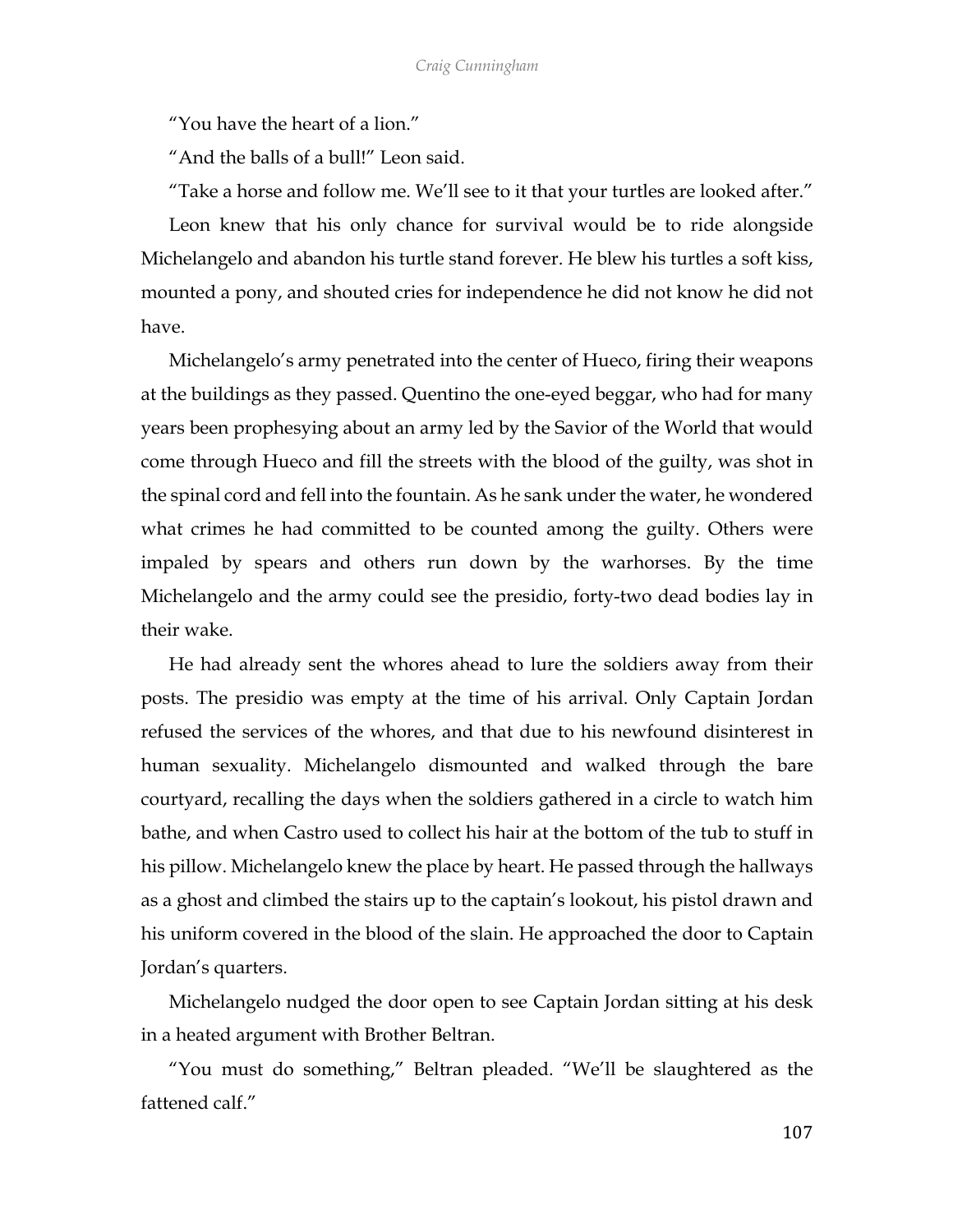"You have the heart of a lion."

"And the balls of a bull!" Leon said.

"Take a horse and follow me. We'll see to it that your turtles are looked after."

Leon knew that his only chance for survival would be to ride alongside Michelangelo and abandon his turtle stand forever. He blew his turtles a soft kiss, mounted a pony, and shouted cries for independence he did not know he did not have.

Michelangelo's army penetrated into the center of Hueco, firing their weapons at the buildings as they passed. Quentino the one-eyed beggar, who had for many years been prophesying about an army led by the Savior of the World that would come through Hueco and fill the streets with the blood of the guilty, was shot in the spinal cord and fell into the fountain. As he sank under the water, he wondered what crimes he had committed to be counted among the guilty. Others were impaled by spears and others run down by the warhorses. By the time Michelangelo and the army could see the presidio, forty-two dead bodies lay in their wake.

He had already sent the whores ahead to lure the soldiers away from their posts. The presidio was empty at the time of his arrival. Only Captain Jordan refused the services of the whores, and that due to his newfound disinterest in human sexuality. Michelangelo dismounted and walked through the bare courtyard, recalling the days when the soldiers gathered in a circle to watch him bathe, and when Castro used to collect his hair at the bottom of the tub to stuff in his pillow. Michelangelo knew the place by heart. He passed through the hallways as a ghost and climbed the stairs up to the captain's lookout, his pistol drawn and his uniform covered in the blood of the slain. He approached the door to Captain Jordan's quarters.

Michelangelo nudged the door open to see Captain Jordan sitting at his desk in a heated argument with Brother Beltran.

"You must do something," Beltran pleaded. "We'll be slaughtered as the fattened calf."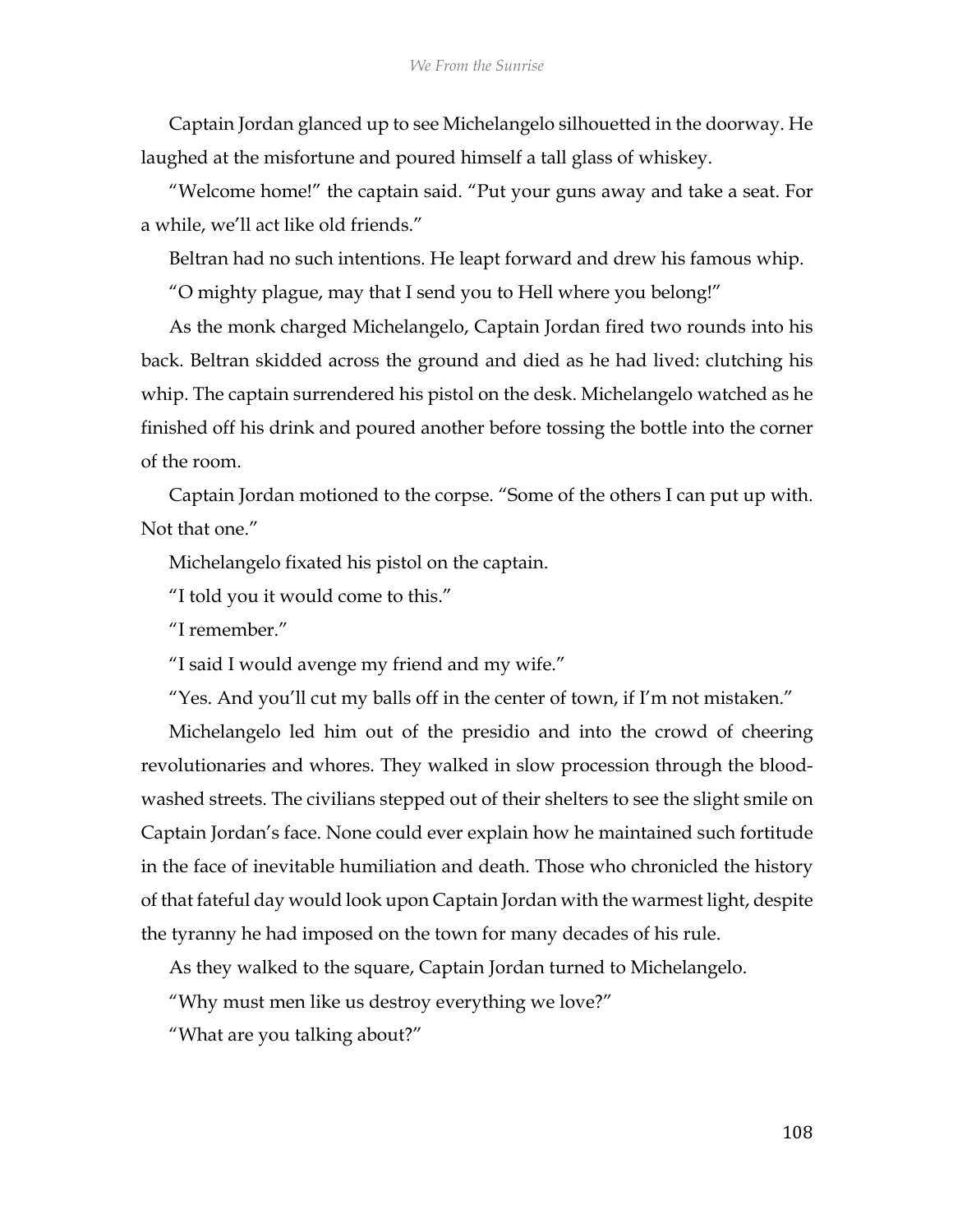Captain Jordan glanced up to see Michelangelo silhouetted in the doorway. He laughed at the misfortune and poured himself a tall glass of whiskey.

"Welcome home!" the captain said. "Put your guns away and take a seat. For a while, we'll act like old friends."

Beltran had no such intentions. He leapt forward and drew his famous whip.

"O mighty plague, may that I send you to Hell where you belong!"

As the monk charged Michelangelo, Captain Jordan fired two rounds into his back. Beltran skidded across the ground and died as he had lived: clutching his whip. The captain surrendered his pistol on the desk. Michelangelo watched as he finished off his drink and poured another before tossing the bottle into the corner of the room.

Captain Jordan motioned to the corpse. "Some of the others I can put up with. Not that one."

Michelangelo fixated his pistol on the captain.

"I told you it would come to this."

"I remember."

"I said I would avenge my friend and my wife."

"Yes. And you'll cut my balls off in the center of town, if I'm not mistaken."

Michelangelo led him out of the presidio and into the crowd of cheering revolutionaries and whores. They walked in slow procession through the blood-washed streets. The civilians stepped out of their shelters to see the slight smile on Captain Jordan's face. None could ever explain how he maintained such fortitude in the face of inevitable humiliation and death. Those who chronicled the history of that fateful day would look upon Captain Jordan with the warmest light, despite the tyranny he had imposed on the town for many decades of his rule.

As they walked to the square, Captain Jordan turned to Michelangelo.

"Why must men like us destroy everything we love?"

"What are you talking about?"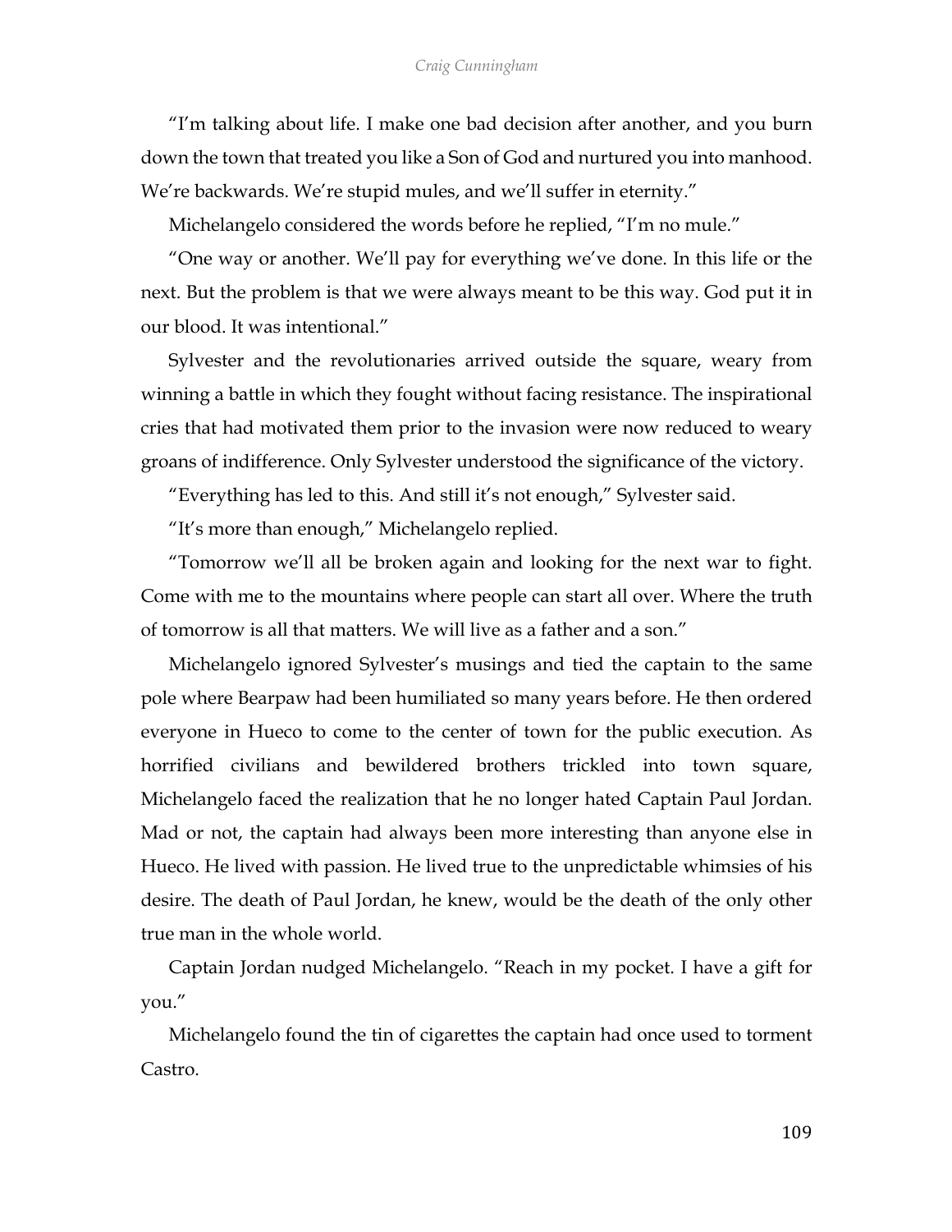"I'm talking about life. I make one bad decision after another, and you burn down the town that treated you like a Son of God and nurtured you into manhood. We're backwards. We're stupid mules, and we'll suffer in eternity."

Michelangelo considered the words before he replied, "I'm no mule."

"One way or another. We'll pay for everything we've done. In this life or the next. But the problem is that we were always meant to be this way. God put it in our blood. It was intentional."

Sylvester and the revolutionaries arrived outside the square, weary from winning a battle in which they fought without facing resistance. The inspirational cries that had motivated them prior to the invasion were now reduced to weary groans of indifference. Only Sylvester understood the significance of the victory.

"Everything has led to this. And still it's not enough," Sylvester said.

"It's more than enough," Michelangelo replied.

"Tomorrow we'll all be broken again and looking for the next war to fight. Come with me to the mountains where people can start all over. Where the truth of tomorrow is all that matters. We will live as a father and a son."

Michelangelo ignored Sylvester's musings and tied the captain to the same pole where Bearpaw had been humiliated so many years before. He then ordered everyone in Hueco to come to the center of town for the public execution. As horrified civilians and bewildered brothers trickled into town square, Michelangelo faced the realization that he no longer hated Captain Paul Jordan. Mad or not, the captain had always been more interesting than anyone else in Hueco. He lived with passion. He lived true to the unpredictable whimsies of his desire. The death of Paul Jordan, he knew, would be the death of the only other true man in the whole world.

Captain Jordan nudged Michelangelo. "Reach in my pocket. I have a gift for you."

Michelangelo found the tin of cigarettes the captain had once used to torment Castro.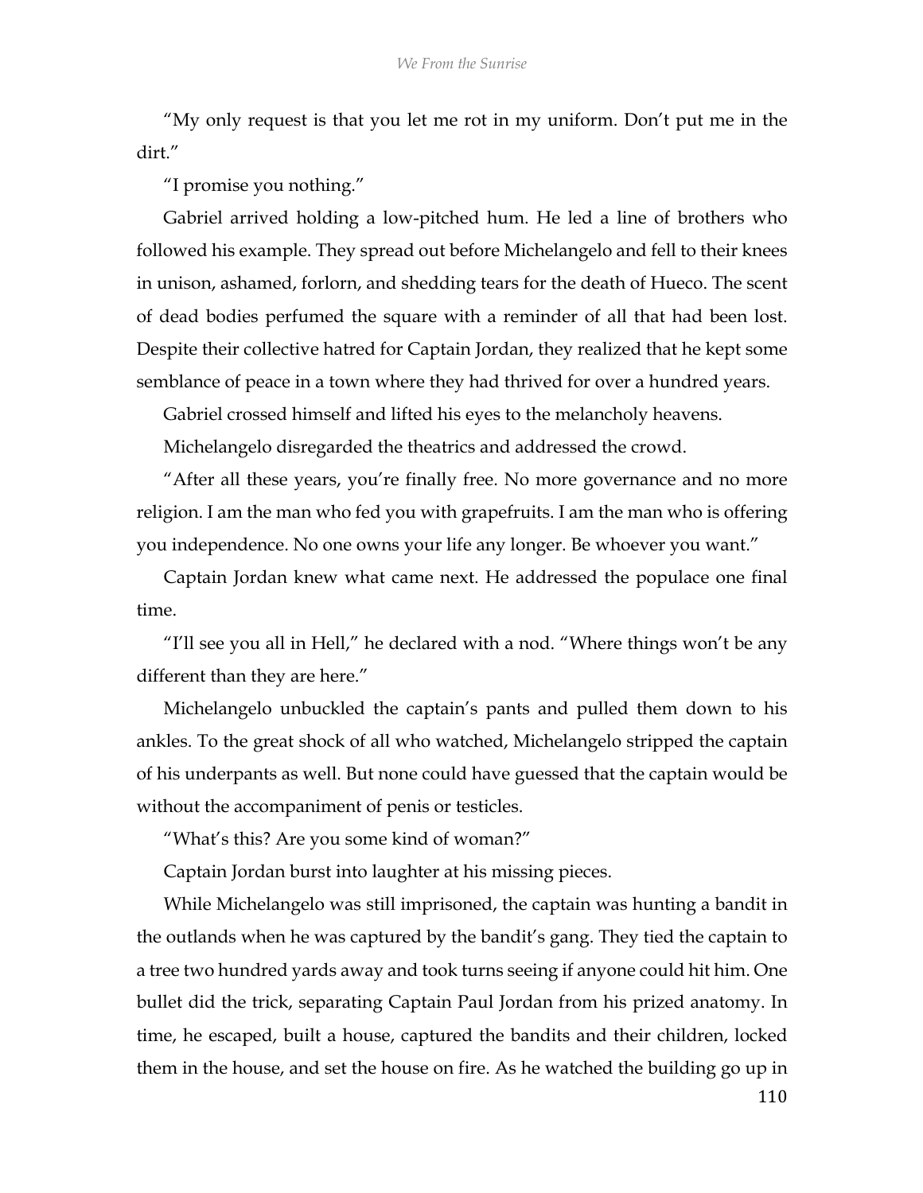"My only request is that you let me rot in my uniform. Don't put me in the dirt."

"I promise you nothing."

Gabriel arrived holding a low-pitched hum. He led a line of brothers who followed his example. They spread out before Michelangelo and fell to their knees in unison, ashamed, forlorn, and shedding tears for the death of Hueco. The scent of dead bodies perfumed the square with a reminder of all that had been lost. Despite their collective hatred for Captain Jordan, they realized that he kept some semblance of peace in a town where they had thrived for over a hundred years.

Gabriel crossed himself and lifted his eyes to the melancholy heavens.

Michelangelo disregarded the theatrics and addressed the crowd.

"After all these years, you're finally free. No more governance and no more religion. I am the man who fed you with grapefruits. I am the man who is offering you independence. No one owns your life any longer. Be whoever you want."

Captain Jordan knew what came next. He addressed the populace one final time.

"I'll see you all in Hell," he declared with a nod. "Where things won't be any different than they are here."

Michelangelo unbuckled the captain's pants and pulled them down to his ankles. To the great shock of all who watched, Michelangelo stripped the captain of his underpants as well. But none could have guessed that the captain would be without the accompaniment of penis or testicles.

"What's this? Are you some kind of woman?"

Captain Jordan burst into laughter at his missing pieces.

While Michelangelo was still imprisoned, the captain was hunting a bandit in the outlands when he was captured by the bandit's gang. They tied the captain to a tree two hundred yards away and took turns seeing if anyone could hit him. One bullet did the trick, separating Captain Paul Jordan from his prized anatomy. In time, he escaped, built a house, captured the bandits and their children, locked them in the house, and set the house on fire. As he watched the building go up in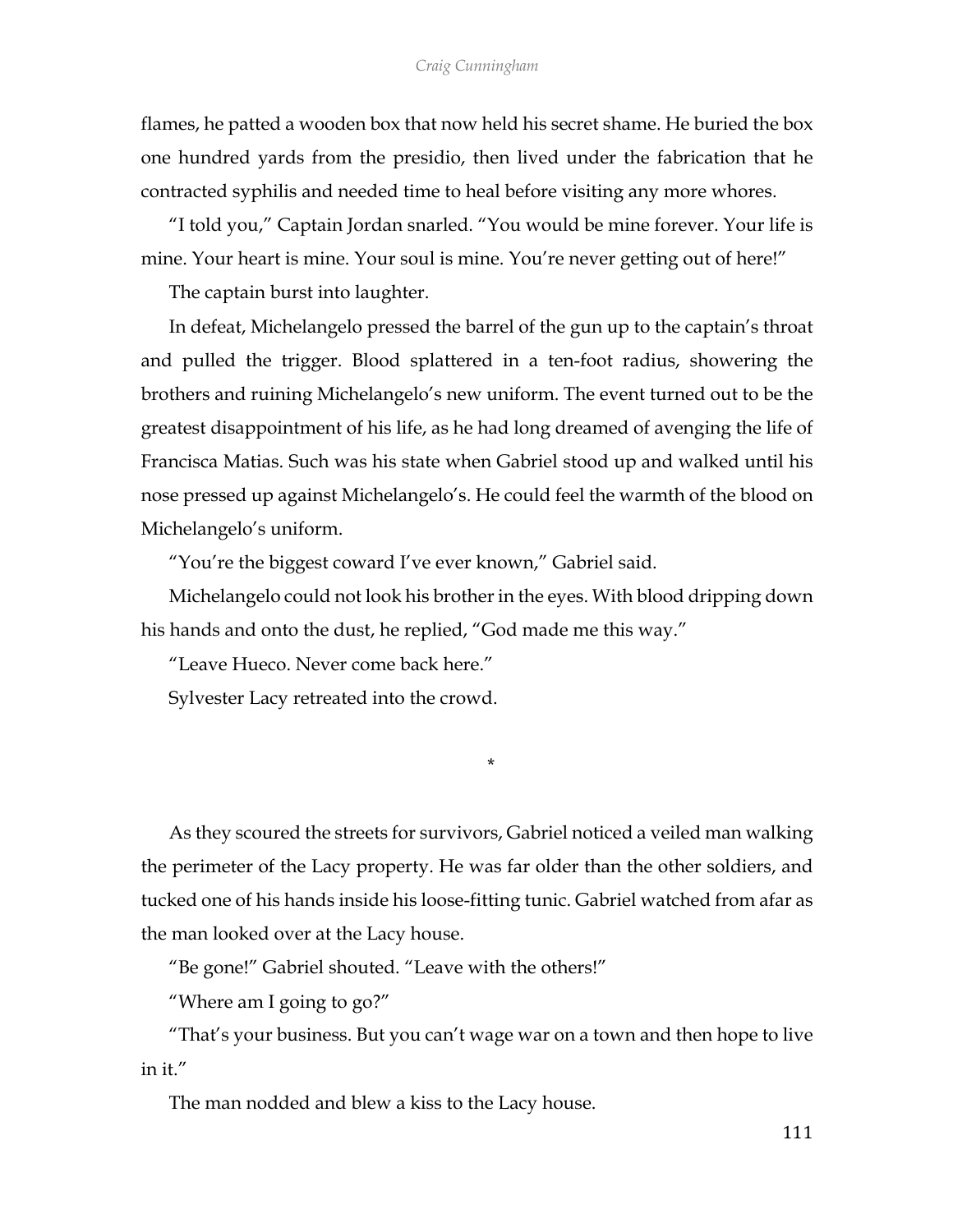flames, he patted a wooden box that now held his secret shame. He buried the box one hundred yards from the presidio, then lived under the fabrication that he contracted syphilis and needed time to heal before visiting any more whores.

"I told you," Captain Jordan snarled. "You would be mine forever. Your life is mine. Your heart is mine. Your soul is mine. You're never getting out of here!"

The captain burst into laughter.

In defeat, Michelangelo pressed the barrel of the gun up to the captain's throat and pulled the trigger. Blood splattered in a ten-foot radius, showering the brothers and ruining Michelangelo's new uniform. The event turned out to be the greatest disappointment of his life, as he had long dreamed of avenging the life of Francisca Matias. Such was his state when Gabriel stood up and walked until his nose pressed up against Michelangelo's. He could feel the warmth of the blood on Michelangelo's uniform.

"You're the biggest coward I've ever known," Gabriel said.

Michelangelo could not look his brother in the eyes. With blood dripping down his hands and onto the dust, he replied, "God made me this way."

"Leave Hueco. Never come back here."

Sylvester Lacy retreated into the crowd.

*

As they scoured the streets for survivors, Gabriel noticed a veiled man walking the perimeter of the Lacy property. He was far older than the other soldiers, and tucked one of his hands inside his loose-fitting tunic. Gabriel watched from afar as the man looked over at the Lacy house.

"Be gone!" Gabriel shouted. "Leave with the others!"

"Where am I going to go?"

"That's your business. But you can't wage war on a town and then hope to live in it."

The man nodded and blew a kiss to the Lacy house.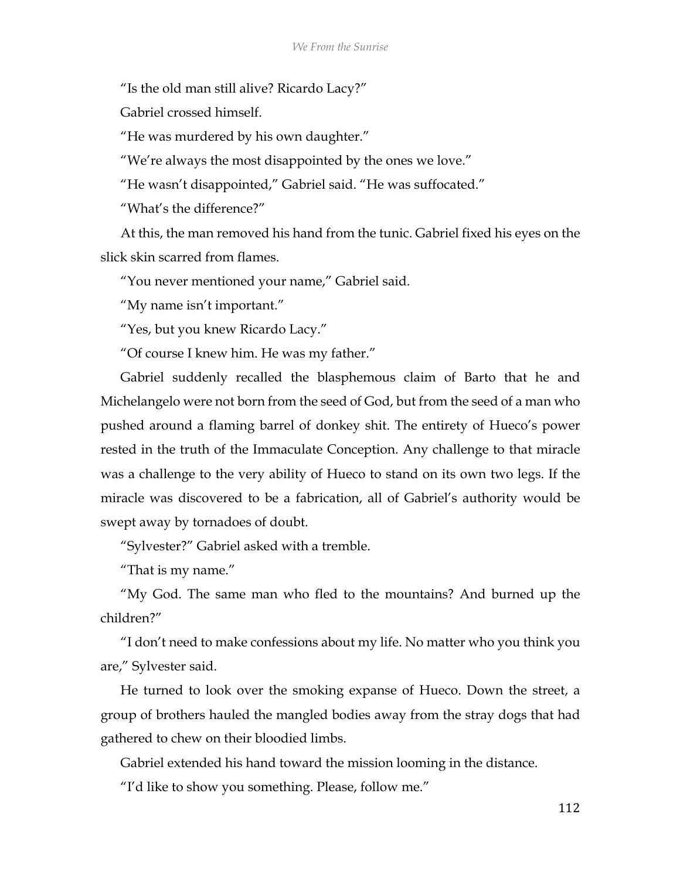"Is the old man still alive? Ricardo Lacy?"

Gabriel crossed himself.

"He was murdered by his own daughter."

"We're always the most disappointed by the ones we love."

"He wasn't disappointed," Gabriel said. "He was suffocated."

"What's the difference?"

At this, the man removed his hand from the tunic. Gabriel fixed his eyes on the slick skin scarred from flames.

"You never mentioned your name," Gabriel said.

"My name isn't important."

"Yes, but you knew Ricardo Lacy."

"Of course I knew him. He was my father."

Gabriel suddenly recalled the blasphemous claim of Barto that he and Michelangelo were not born from the seed of God, but from the seed of a man who pushed around a flaming barrel of donkey shit. The entirety of Hueco's power rested in the truth of the Immaculate Conception. Any challenge to that miracle was a challenge to the very ability of Hueco to stand on its own two legs. If the miracle was discovered to be a fabrication, all of Gabriel's authority would be swept away by tornadoes of doubt.

"Sylvester?" Gabriel asked with a tremble.

"That is my name."

"My God. The same man who fled to the mountains? And burned up the children?"

"I don't need to make confessions about my life. No matter who you think you are," Sylvester said.

He turned to look over the smoking expanse of Hueco. Down the street, a group of brothers hauled the mangled bodies away from the stray dogs that had gathered to chew on their bloodied limbs.

Gabriel extended his hand toward the mission looming in the distance.

"I'd like to show you something. Please, follow me."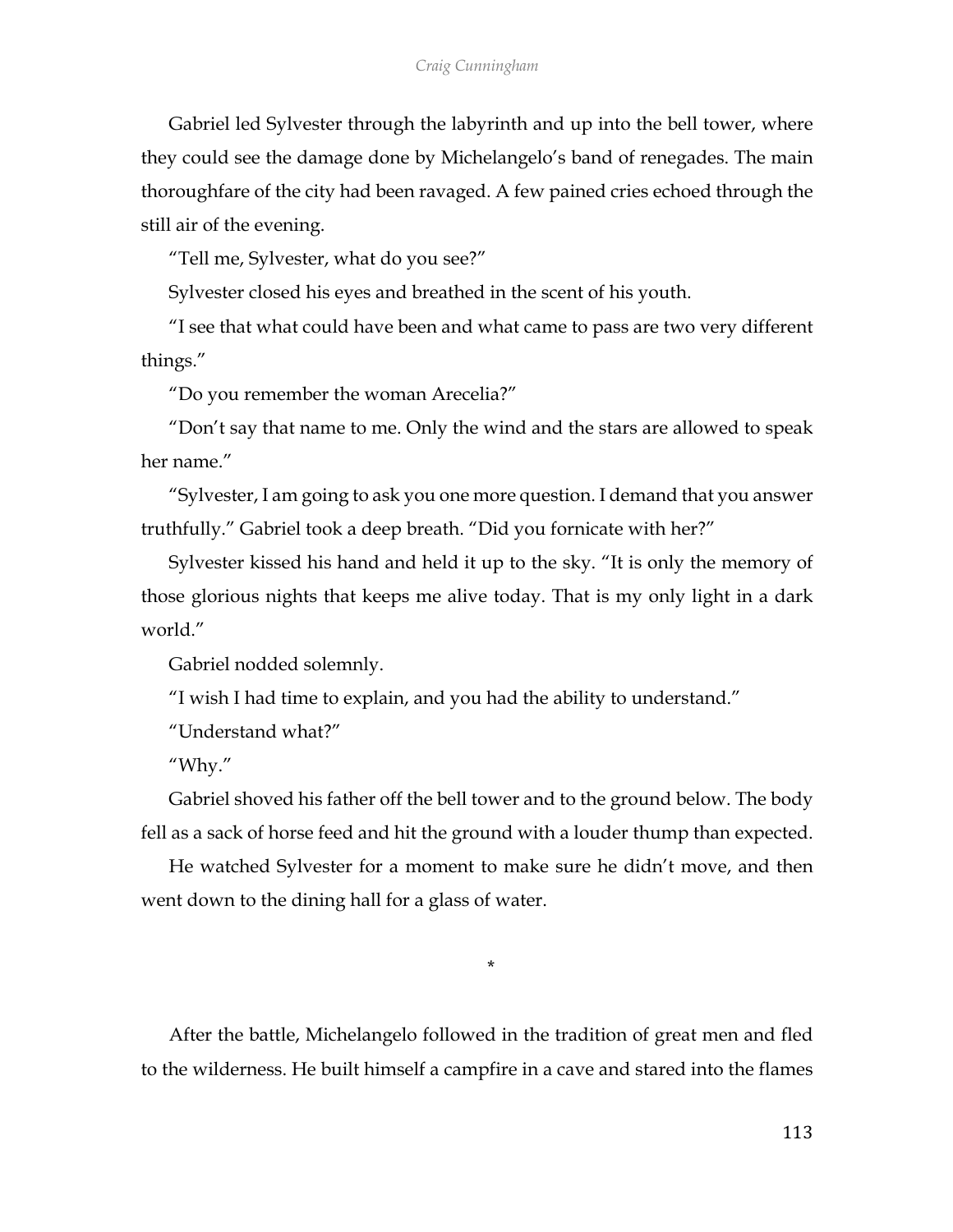Gabriel led Sylvester through the labyrinth and up into the bell tower, where they could see the damage done by Michelangelo's band of renegades. The main thoroughfare of the city had been ravaged. A few pained cries echoed through the still air of the evening.

"Tell me, Sylvester, what do you see?"

Sylvester closed his eyes and breathed in the scent of his youth.

"I see that what could have been and what came to pass are two very different things."

"Do you remember the woman Arecelia?"

"Don't say that name to me. Only the wind and the stars are allowed to speak her name."

"Sylvester, I am going to ask you one more question. I demand that you answer truthfully." Gabriel took a deep breath. "Did you fornicate with her?"

Sylvester kissed his hand and held it up to the sky. "It is only the memory of those glorious nights that keeps me alive today. That is my only light in a dark world."

Gabriel nodded solemnly.

"I wish I had time to explain, and you had the ability to understand."

"Understand what?"

"Why."

Gabriel shoved his father off the bell tower and to the ground below. The body fell as a sack of horse feed and hit the ground with a louder thump than expected.

He watched Sylvester for a moment to make sure he didn't move, and then went down to the dining hall for a glass of water.

*

After the battle, Michelangelo followed in the tradition of great men and fled to the wilderness. He built himself a campfire in a cave and stared into the flames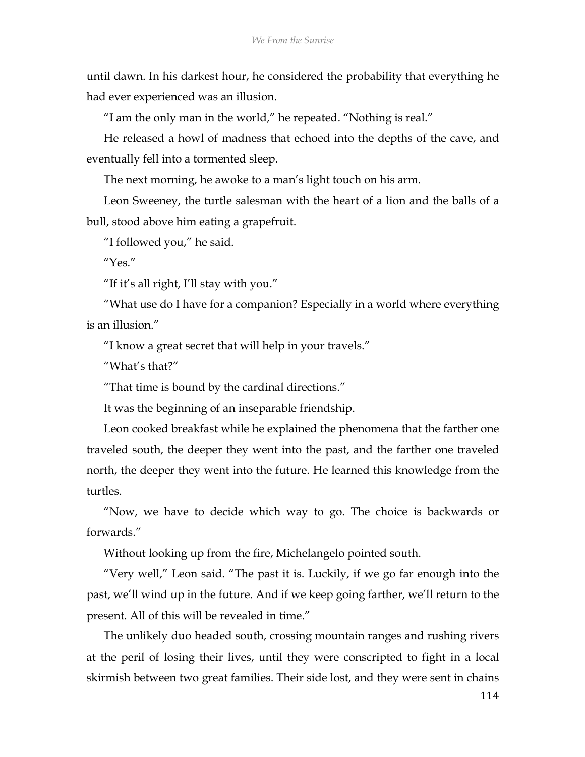until dawn. In his darkest hour, he considered the probability that everything he had ever experienced was an illusion.

"I am the only man in the world," he repeated. "Nothing is real."

He released a howl of madness that echoed into the depths of the cave, and eventually fell into a tormented sleep.

The next morning, he awoke to a man's light touch on his arm.

Leon Sweeney, the turtle salesman with the heart of a lion and the balls of a bull, stood above him eating a grapefruit.

"I followed you," he said.

"Yes."

"If it's all right, I'll stay with you."

"What use do I have for a companion? Especially in a world where everything is an illusion."

"I know a great secret that will help in your travels."

"What's that?"

"That time is bound by the cardinal directions."

It was the beginning of an inseparable friendship.

Leon cooked breakfast while he explained the phenomena that the farther one traveled south, the deeper they went into the past, and the farther one traveled north, the deeper they went into the future. He learned this knowledge from the turtles.

"Now, we have to decide which way to go. The choice is backwards or forwards."

Without looking up from the fire, Michelangelo pointed south.

"Very well," Leon said. "The past it is. Luckily, if we go far enough into the past, we'll wind up in the future. And if we keep going farther, we'll return to the present. All of this will be revealed in time."

The unlikely duo headed south, crossing mountain ranges and rushing rivers at the peril of losing their lives, until they were conscripted to fight in a local skirmish between two great families. Their side lost, and they were sent in chains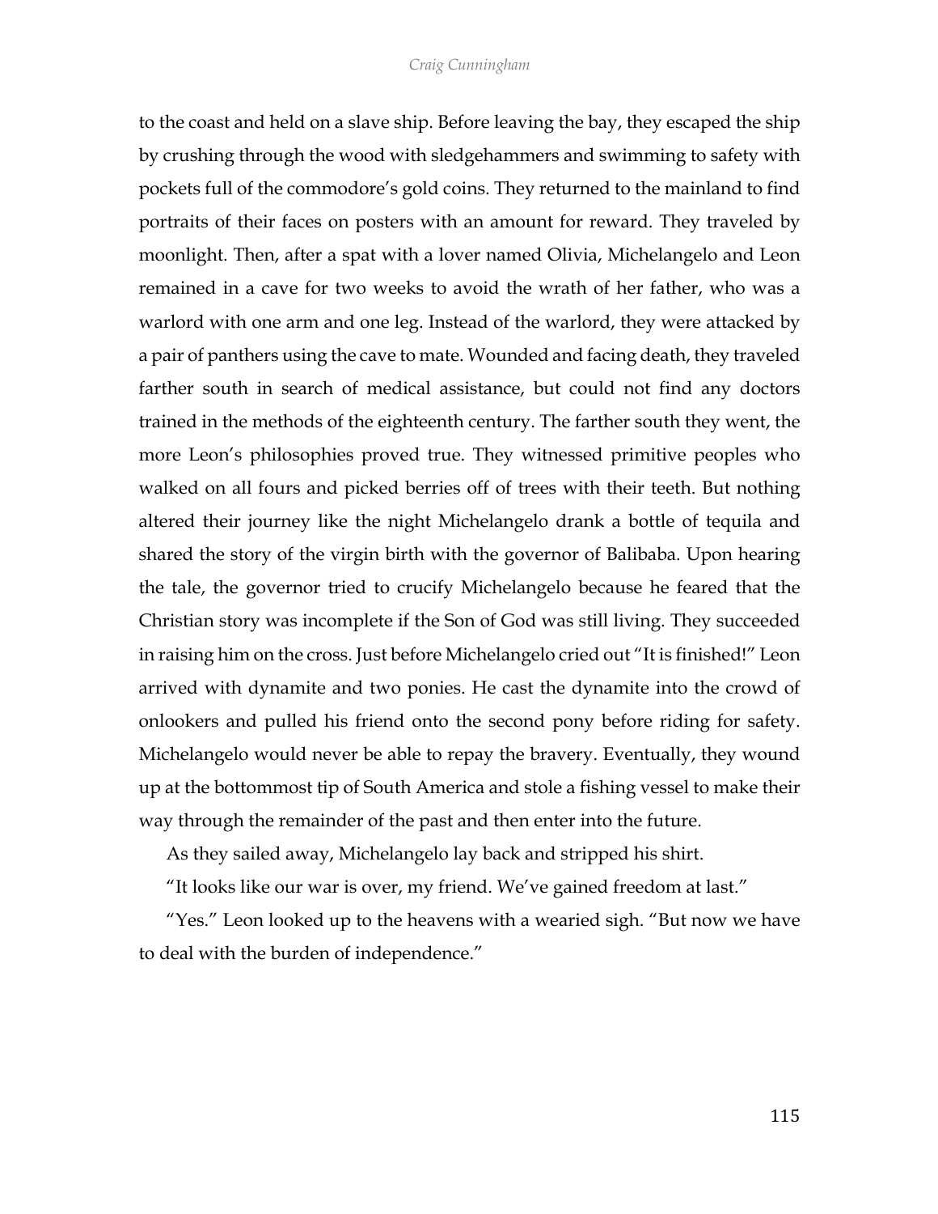to the coast and held on a slave ship. Before leaving the bay, they escaped the ship by crushing through the wood with sledgehammers and swimming to safety with pockets full of the commodore's gold coins. They returned to the mainland to find portraits of their faces on posters with an amount for reward. They traveled by moonlight. Then, after a spat with a lover named Olivia, Michelangelo and Leon remained in a cave for two weeks to avoid the wrath of her father, who was a warlord with one arm and one leg. Instead of the warlord, they were attacked by a pair of panthers using the cave to mate. Wounded and facing death, they traveled farther south in search of medical assistance, but could not find any doctors trained in the methods of the eighteenth century. The farther south they went, the more Leon's philosophies proved true. They witnessed primitive peoples who walked on all fours and picked berries off of trees with their teeth. But nothing altered their journey like the night Michelangelo drank a bottle of tequila and shared the story of the virgin birth with the governor of Balibaba. Upon hearing the tale, the governor tried to crucify Michelangelo because he feared that the Christian story was incomplete if the Son of God was still living. They succeeded in raising him on the cross. Just before Michelangelo cried out "It is finished!" Leon arrived with dynamite and two ponies. He cast the dynamite into the crowd of onlookers and pulled his friend onto the second pony before riding for safety. Michelangelo would never be able to repay the bravery. Eventually, they wound up at the bottommost tip of South America and stole a fishing vessel to make their way through the remainder of the past and then enter into the future.

As they sailed away, Michelangelo lay back and stripped his shirt.

"It looks like our war is over, my friend. We've gained freedom at last."

"Yes." Leon looked up to the heavens with a wearied sigh. "But now we have to deal with the burden of independence."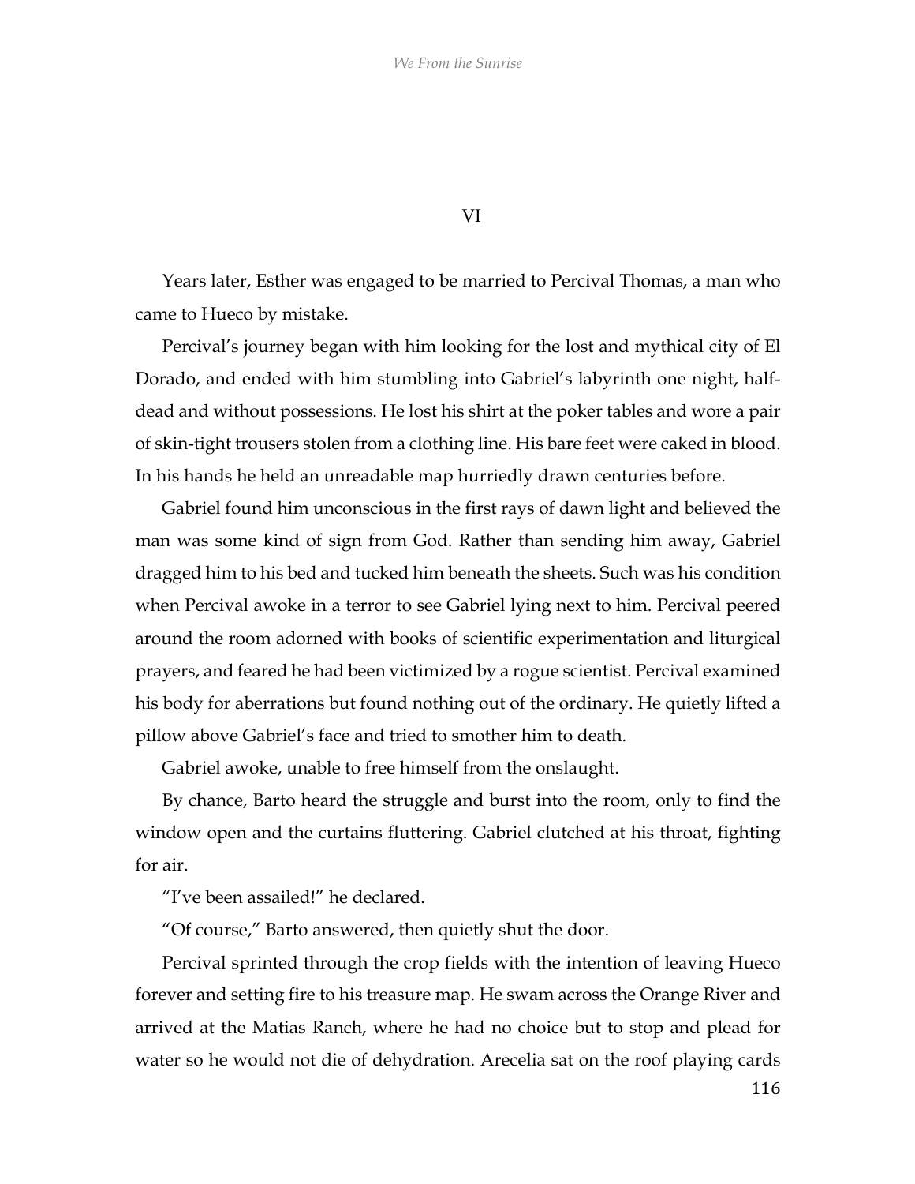## VI

Years later, Esther was engaged to be married to Percival Thomas, a man who came to Hueco by mistake.

Percival's journey began with him looking for the lost and mythical city of El Dorado, and ended with him stumbling into Gabriel's labyrinth one night, half-dead and without possessions. He lost his shirt at the poker tables and wore a pair of skin-tight trousers stolen from a clothing line. His bare feet were caked in blood. In his hands he held an unreadable map hurriedly drawn centuries before.

Gabriel found him unconscious in the first rays of dawn light and believed the man was some kind of sign from God. Rather than sending him away, Gabriel dragged him to his bed and tucked him beneath the sheets. Such was his condition when Percival awoke in a terror to see Gabriel lying next to him. Percival peered around the room adorned with books of scientific experimentation and liturgical prayers, and feared he had been victimized by a rogue scientist. Percival examined his body for aberrations but found nothing out of the ordinary. He quietly lifted a pillow above Gabriel's face and tried to smother him to death.

Gabriel awoke, unable to free himself from the onslaught.

By chance, Barto heard the struggle and burst into the room, only to find the window open and the curtains fluttering. Gabriel clutched at his throat, fighting for air.

"I've been assailed!" he declared.

"Of course," Barto answered, then quietly shut the door.

Percival sprinted through the crop fields with the intention of leaving Hueco forever and setting fire to his treasure map. He swam across the Orange River and arrived at the Matias Ranch, where he had no choice but to stop and plead for water so he would not die of dehydration. Arecelia sat on the roof playing cards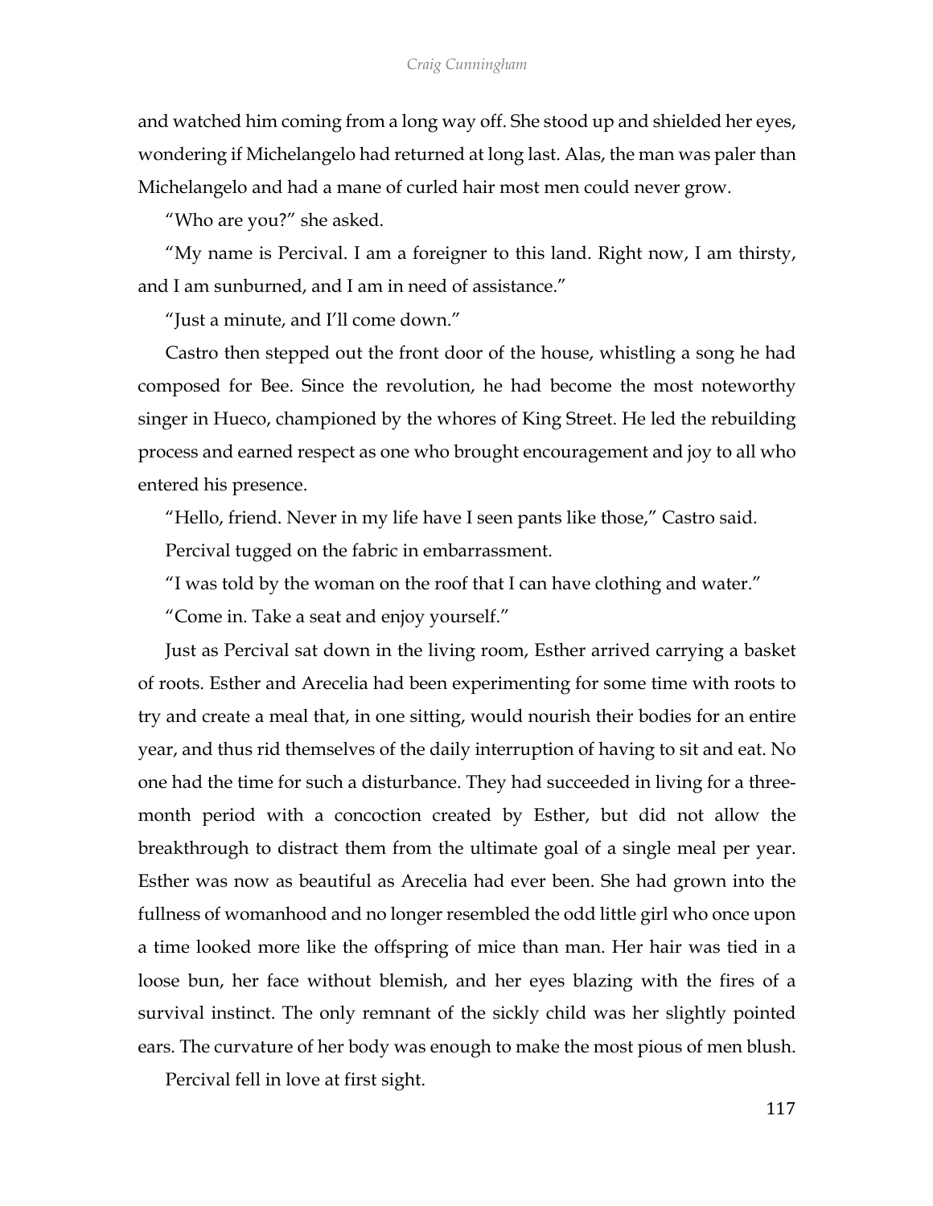and watched him coming from a long way off. She stood up and shielded her eyes, wondering if Michelangelo had returned at long last. Alas, the man was paler than Michelangelo and had a mane of curled hair most men could never grow.

"Who are you?" she asked.

"My name is Percival. I am a foreigner to this land. Right now, I am thirsty, and I am sunburned, and I am in need of assistance."

"Just a minute, and I'll come down."

Castro then stepped out the front door of the house, whistling a song he had composed for Bee. Since the revolution, he had become the most noteworthy singer in Hueco, championed by the whores of King Street. He led the rebuilding process and earned respect as one who brought encouragement and joy to all who entered his presence.

"Hello, friend. Never in my life have I seen pants like those," Castro said.

Percival tugged on the fabric in embarrassment.

"I was told by the woman on the roof that I can have clothing and water."

"Come in. Take a seat and enjoy yourself."

Just as Percival sat down in the living room, Esther arrived carrying a basket of roots. Esther and Arecelia had been experimenting for some time with roots to try and create a meal that, in one sitting, would nourish their bodies for an entire year, and thus rid themselves of the daily interruption of having to sit and eat. No one had the time for such a disturbance. They had succeeded in living for a three-month period with a concoction created by Esther, but did not allow the breakthrough to distract them from the ultimate goal of a single meal per year. Esther was now as beautiful as Arecelia had ever been. She had grown into the fullness of womanhood and no longer resembled the odd little girl who once upon a time looked more like the offspring of mice than man. Her hair was tied in a loose bun, her face without blemish, and her eyes blazing with the fires of a survival instinct. The only remnant of the sickly child was her slightly pointed ears. The curvature of her body was enough to make the most pious of men blush.

Percival fell in love at first sight.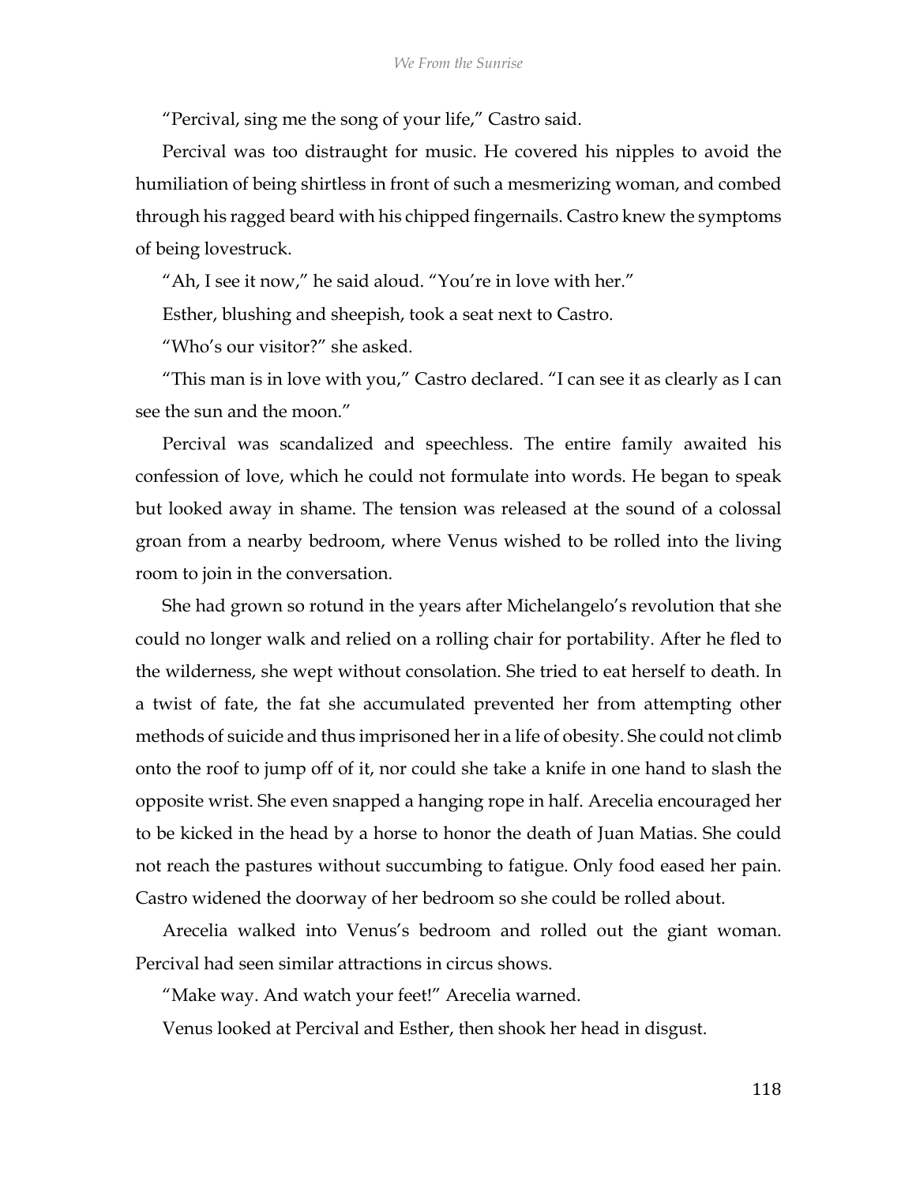"Percival, sing me the song of your life," Castro said.

Percival was too distraught for music. He covered his nipples to avoid the humiliation of being shirtless in front of such a mesmerizing woman, and combed through his ragged beard with his chipped fingernails. Castro knew the symptoms of being lovestruck.

"Ah, I see it now," he said aloud. "You're in love with her."

Esther, blushing and sheepish, took a seat next to Castro.

"Who's our visitor?" she asked.

"This man is in love with you," Castro declared. "I can see it as clearly as I can see the sun and the moon."

Percival was scandalized and speechless. The entire family awaited his confession of love, which he could not formulate into words. He began to speak but looked away in shame. The tension was released at the sound of a colossal groan from a nearby bedroom, where Venus wished to be rolled into the living room to join in the conversation.

She had grown so rotund in the years after Michelangelo's revolution that she could no longer walk and relied on a rolling chair for portability. After he fled to the wilderness, she wept without consolation. She tried to eat herself to death. In a twist of fate, the fat she accumulated prevented her from attempting other methods of suicide and thus imprisoned her in a life of obesity. She could not climb onto the roof to jump off of it, nor could she take a knife in one hand to slash the opposite wrist. She even snapped a hanging rope in half. Arecelia encouraged her to be kicked in the head by a horse to honor the death of Juan Matias. She could not reach the pastures without succumbing to fatigue. Only food eased her pain. Castro widened the doorway of her bedroom so she could be rolled about.

Arecelia walked into Venus's bedroom and rolled out the giant woman. Percival had seen similar attractions in circus shows.

"Make way. And watch your feet!" Arecelia warned.

Venus looked at Percival and Esther, then shook her head in disgust.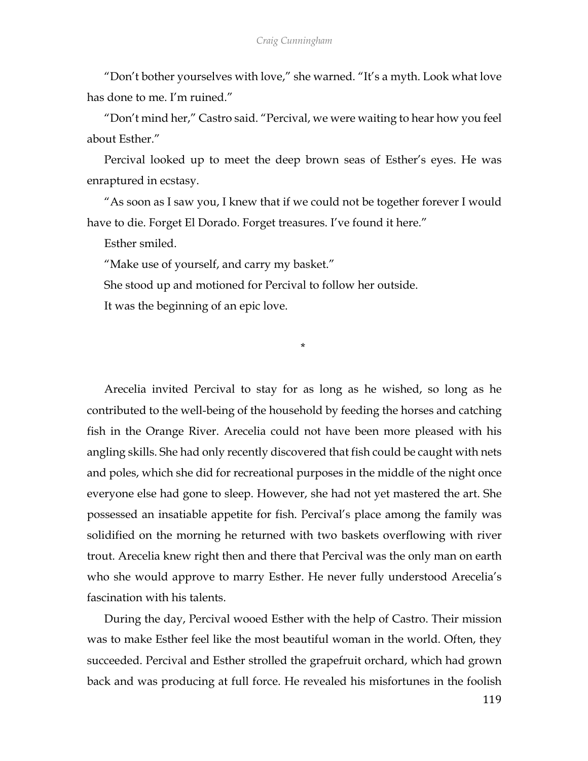“Don’t bother yourselves with love,” she warned. “It’s a myth. Look what love has done to me. I’m ruined.”

“Don’t mind her,” Castro said. “Percival, we were waiting to hear how you feel about Esther.”

Percival looked up to meet the deep brown seas of Esther’s eyes. He was enraptured in ecstasy.

“As soon as I saw you, I knew that if we could not be together forever I would have to die. Forget El Dorado. Forget treasures. I’ve found it here.”

Esther smiled.

“Make use of yourself, and carry my basket.”

She stood up and motioned for Percival to follow her outside.

It was the beginning of an epic love.

*

Arecelia invited Percival to stay for as long as he wished, so long as he contributed to the well-being of the household by feeding the horses and catching fish in the Orange River. Arecelia could not have been more pleased with his angling skills. She had only recently discovered that fish could be caught with nets and poles, which she did for recreational purposes in the middle of the night once everyone else had gone to sleep. However, she had not yet mastered the art. She possessed an insatiable appetite for fish. Percival’s place among the family was solidified on the morning he returned with two baskets overflowing with river trout. Arecelia knew right then and there that Percival was the only man on earth who she would approve to marry Esther. He never fully understood Arecelia’s fascination with his talents.

During the day, Percival wooed Esther with the help of Castro. Their mission was to make Esther feel like the most beautiful woman in the world. Often, they succeeded. Percival and Esther strolled the grapefruit orchard, which had grown back and was producing at full force. He revealed his misfortunes in the foolish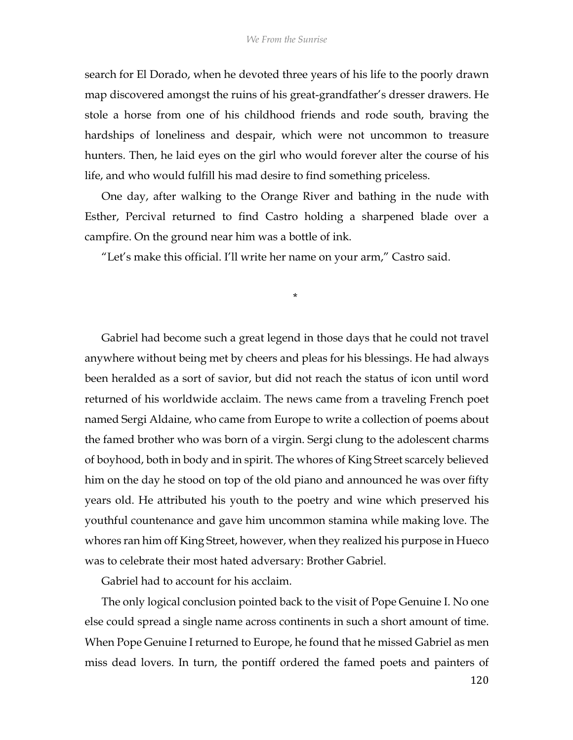search for El Dorado, when he devoted three years of his life to the poorly drawn map discovered amongst the ruins of his great-grandfather's dresser drawers. He stole a horse from one of his childhood friends and rode south, braving the hardships of loneliness and despair, which were not uncommon to treasure hunters. Then, he laid eyes on the girl who would forever alter the course of his life, and who would fulfill his mad desire to find something priceless.

One day, after walking to the Orange River and bathing in the nude with Esther, Percival returned to find Castro holding a sharpened blade over a campfire. On the ground near him was a bottle of ink.

"Let's make this official. I'll write her name on your arm," Castro said.

*

Gabriel had become such a great legend in those days that he could not travel anywhere without being met by cheers and pleas for his blessings. He had always been heralded as a sort of savior, but did not reach the status of icon until word returned of his worldwide acclaim. The news came from a traveling French poet named Sergi Aldaine, who came from Europe to write a collection of poems about the famed brother who was born of a virgin. Sergi clung to the adolescent charms of boyhood, both in body and in spirit. The whores of King Street scarcely believed him on the day he stood on top of the old piano and announced he was over fifty years old. He attributed his youth to the poetry and wine which preserved his youthful countenance and gave him uncommon stamina while making love. The whores ran him off King Street, however, when they realized his purpose in Hueco was to celebrate their most hated adversary: Brother Gabriel.

Gabriel had to account for his acclaim.

The only logical conclusion pointed back to the visit of Pope Genuine I. No one else could spread a single name across continents in such a short amount of time. When Pope Genuine I returned to Europe, he found that he missed Gabriel as men miss dead lovers. In turn, the pontiff ordered the famed poets and painters of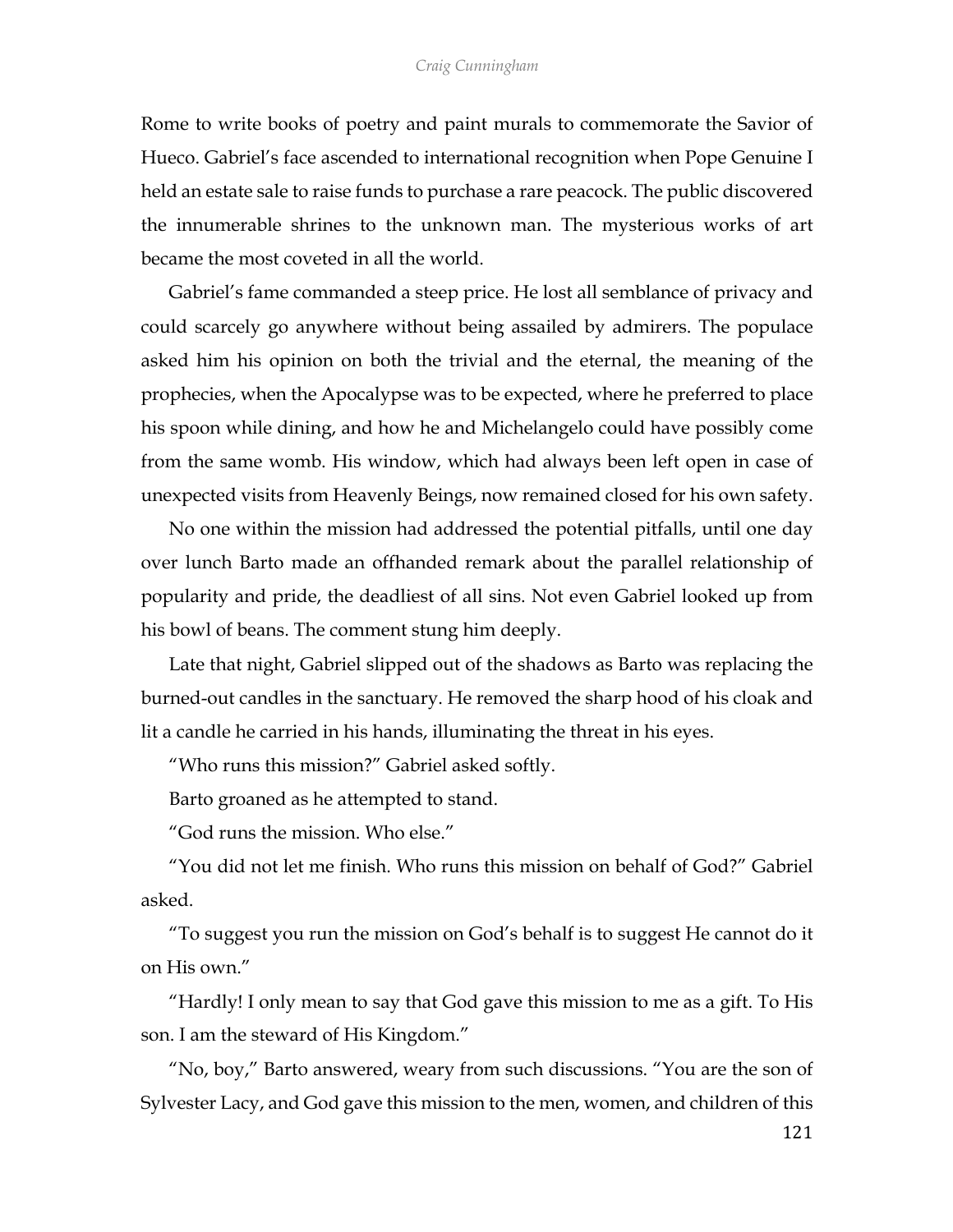Rome to write books of poetry and paint murals to commemorate the Savior of Hueco. Gabriel's face ascended to international recognition when Pope Genuine I held an estate sale to raise funds to purchase a rare peacock. The public discovered the innumerable shrines to the unknown man. The mysterious works of art became the most coveted in all the world.

Gabriel's fame commanded a steep price. He lost all semblance of privacy and could scarcely go anywhere without being assailed by admirers. The populace asked him his opinion on both the trivial and the eternal, the meaning of the prophecies, when the Apocalypse was to be expected, where he preferred to place his spoon while dining, and how he and Michelangelo could have possibly come from the same womb. His window, which had always been left open in case of unexpected visits from Heavenly Beings, now remained closed for his own safety.

No one within the mission had addressed the potential pitfalls, until one day over lunch Barto made an offhanded remark about the parallel relationship of popularity and pride, the deadliest of all sins. Not even Gabriel looked up from his bowl of beans. The comment stung him deeply.

Late that night, Gabriel slipped out of the shadows as Barto was replacing the burned-out candles in the sanctuary. He removed the sharp hood of his cloak and lit a candle he carried in his hands, illuminating the threat in his eyes.

"Who runs this mission?" Gabriel asked softly.

Barto groaned as he attempted to stand.

"God runs the mission. Who else."

"You did not let me finish. Who runs this mission on behalf of God?" Gabriel asked.

"To suggest you run the mission on God's behalf is to suggest He cannot do it on His own."

"Hardly! I only mean to say that God gave this mission to me as a gift. To His son. I am the steward of His Kingdom."

"No, boy," Barto answered, weary from such discussions. "You are the son of Sylvester Lacy, and God gave this mission to the men, women, and children of this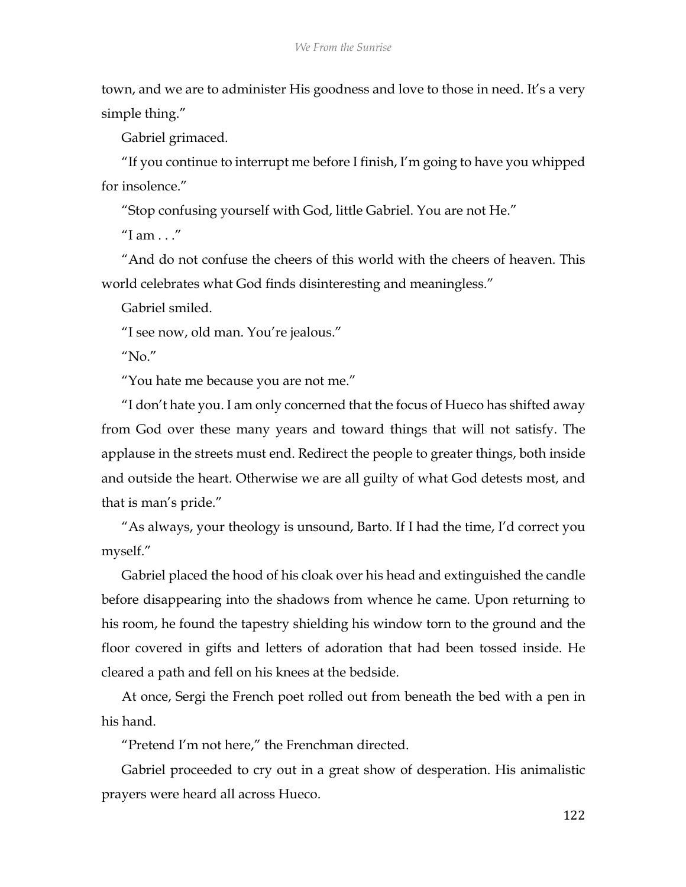town, and we are to administer His goodness and love to those in need. It's a very simple thing."

Gabriel grimaced.

"If you continue to interrupt me before I finish, I'm going to have you whipped for insolence."

"Stop confusing yourself with God, little Gabriel. You are not He."

"I am . . ."

"And do not confuse the cheers of this world with the cheers of heaven. This world celebrates what God finds disinteresting and meaningless."

Gabriel smiled.

"I see now, old man. You're jealous."

"No."

"You hate me because you are not me."

"I don't hate you. I am only concerned that the focus of Hueco has shifted away from God over these many years and toward things that will not satisfy. The applause in the streets must end. Redirect the people to greater things, both inside and outside the heart. Otherwise we are all guilty of what God detests most, and that is man's pride."

"As always, your theology is unsound, Barto. If I had the time, I'd correct you myself."

Gabriel placed the hood of his cloak over his head and extinguished the candle before disappearing into the shadows from whence he came. Upon returning to his room, he found the tapestry shielding his window torn to the ground and the floor covered in gifts and letters of adoration that had been tossed inside. He cleared a path and fell on his knees at the bedside.

At once, Sergi the French poet rolled out from beneath the bed with a pen in his hand.

"Pretend I'm not here," the Frenchman directed.

Gabriel proceeded to cry out in a great show of desperation. His animalistic prayers were heard all across Hueco.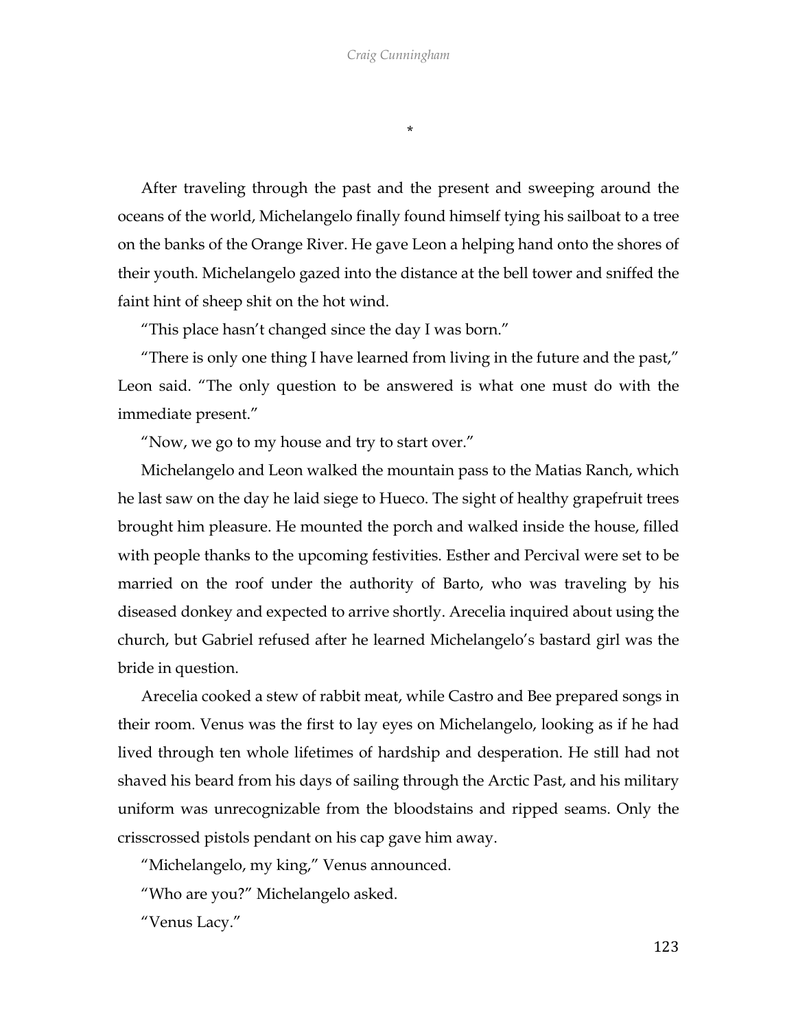*

After traveling through the past and the present and sweeping around the oceans of the world, Michelangelo finally found himself tying his sailboat to a tree on the banks of the Orange River. He gave Leon a helping hand onto the shores of their youth. Michelangelo gazed into the distance at the bell tower and sniffed the faint hint of sheep shit on the hot wind.

"This place hasn't changed since the day I was born."

"There is only one thing I have learned from living in the future and the past," Leon said. "The only question to be answered is what one must do with the immediate present."

"Now, we go to my house and try to start over."

Michelangelo and Leon walked the mountain pass to the Matias Ranch, which he last saw on the day he laid siege to Hueco. The sight of healthy grapefruit trees brought him pleasure. He mounted the porch and walked inside the house, filled with people thanks to the upcoming festivities. Esther and Percival were set to be married on the roof under the authority of Barto, who was traveling by his diseased donkey and expected to arrive shortly. Arecelia inquired about using the church, but Gabriel refused after he learned Michelangelo's bastard girl was the bride in question.

Arecelia cooked a stew of rabbit meat, while Castro and Bee prepared songs in their room. Venus was the first to lay eyes on Michelangelo, looking as if he had lived through ten whole lifetimes of hardship and desperation. He still had not shaved his beard from his days of sailing through the Arctic Past, and his military uniform was unrecognizable from the bloodstains and ripped seams. Only the crisscrossed pistols pendant on his cap gave him away.

"Michelangelo, my king," Venus announced.

"Who are you?" Michelangelo asked.

"Venus Lacy."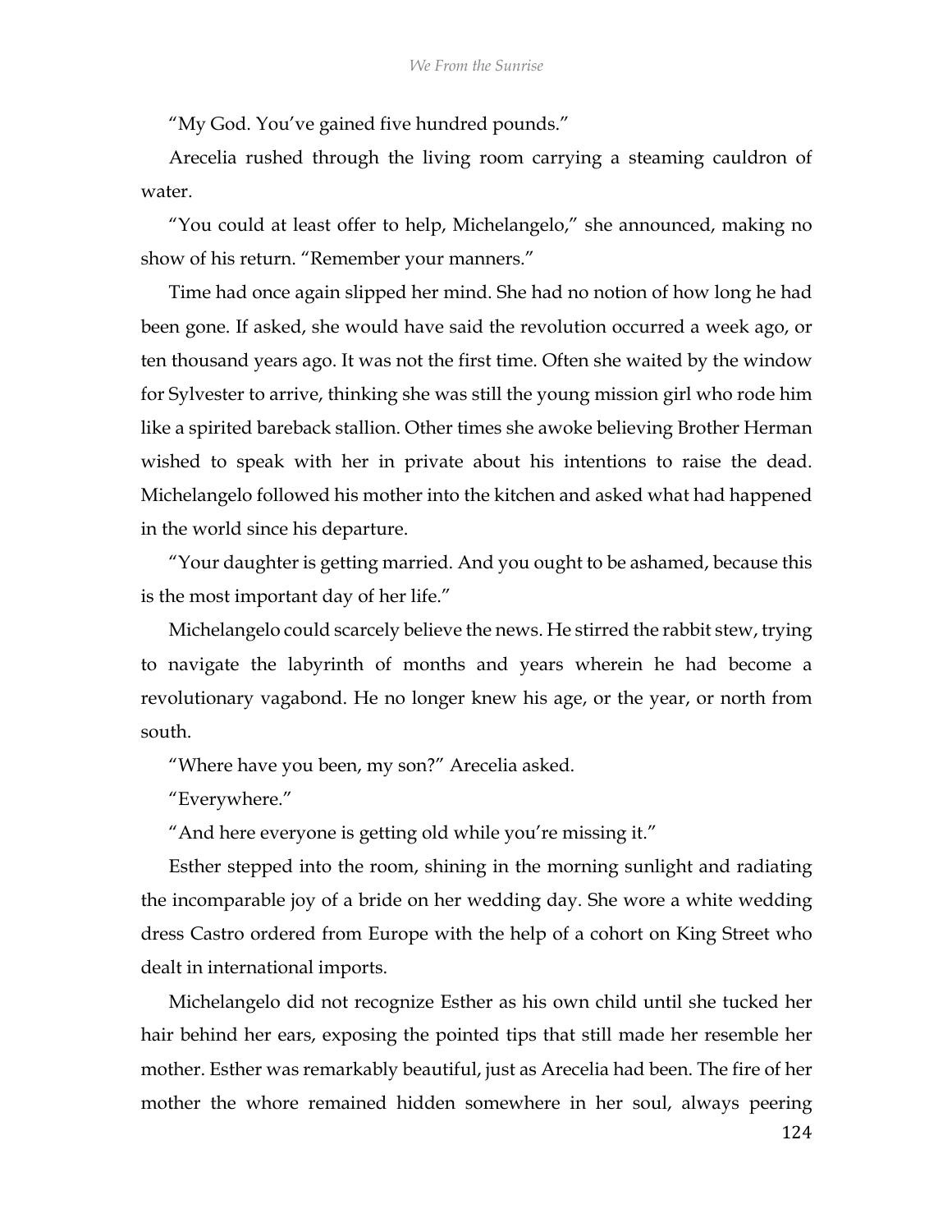"My God. You've gained five hundred pounds."

Arecelia rushed through the living room carrying a steaming cauldron of water.

"You could at least offer to help, Michelangelo," she announced, making no show of his return. "Remember your manners."

Time had once again slipped her mind. She had no notion of how long he had been gone. If asked, she would have said the revolution occurred a week ago, or ten thousand years ago. It was not the first time. Often she waited by the window for Sylvester to arrive, thinking she was still the young mission girl who rode him like a spirited bareback stallion. Other times she awoke believing Brother Herman wished to speak with her in private about his intentions to raise the dead. Michelangelo followed his mother into the kitchen and asked what had happened in the world since his departure.

"Your daughter is getting married. And you ought to be ashamed, because this is the most important day of her life."

Michelangelo could scarcely believe the news. He stirred the rabbit stew, trying to navigate the labyrinth of months and years wherein he had become a revolutionary vagabond. He no longer knew his age, or the year, or north from south.

"Where have you been, my son?" Arecelia asked.

"Everywhere."

"And here everyone is getting old while you're missing it."

Esther stepped into the room, shining in the morning sunlight and radiating the incomparable joy of a bride on her wedding day. She wore a white wedding dress Castro ordered from Europe with the help of a cohort on King Street who dealt in international imports.

Michelangelo did not recognize Esther as his own child until she tucked her hair behind her ears, exposing the pointed tips that still made her resemble her mother. Esther was remarkably beautiful, just as Arecelia had been. The fire of her mother the whore remained hidden somewhere in her soul, always peering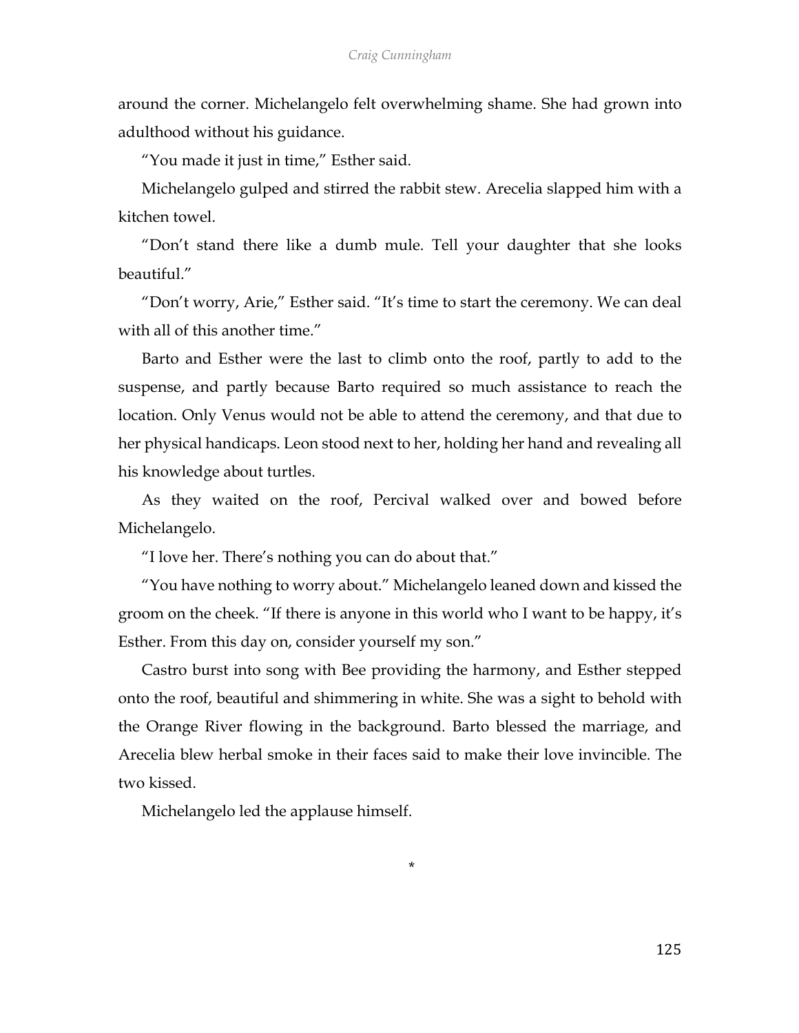around the corner. Michelangelo felt overwhelming shame. She had grown into adulthood without his guidance.

"You made it just in time," Esther said.

Michelangelo gulped and stirred the rabbit stew. Arecelia slapped him with a kitchen towel.

"Don't stand there like a dumb mule. Tell your daughter that she looks beautiful."

"Don't worry, Arie," Esther said. "It's time to start the ceremony. We can deal with all of this another time."

Barto and Esther were the last to climb onto the roof, partly to add to the suspense, and partly because Barto required so much assistance to reach the location. Only Venus would not be able to attend the ceremony, and that due to her physical handicaps. Leon stood next to her, holding her hand and revealing all his knowledge about turtles.

As they waited on the roof, Percival walked over and bowed before Michelangelo.

"I love her. There's nothing you can do about that."

"You have nothing to worry about." Michelangelo leaned down and kissed the groom on the cheek. "If there is anyone in this world who I want to be happy, it's Esther. From this day on, consider yourself my son."

Castro burst into song with Bee providing the harmony, and Esther stepped onto the roof, beautiful and shimmering in white. She was a sight to behold with the Orange River flowing in the background. Barto blessed the marriage, and Arecelia blew herbal smoke in their faces said to make their love invincible. The two kissed.

Michelangelo led the applause himself.

*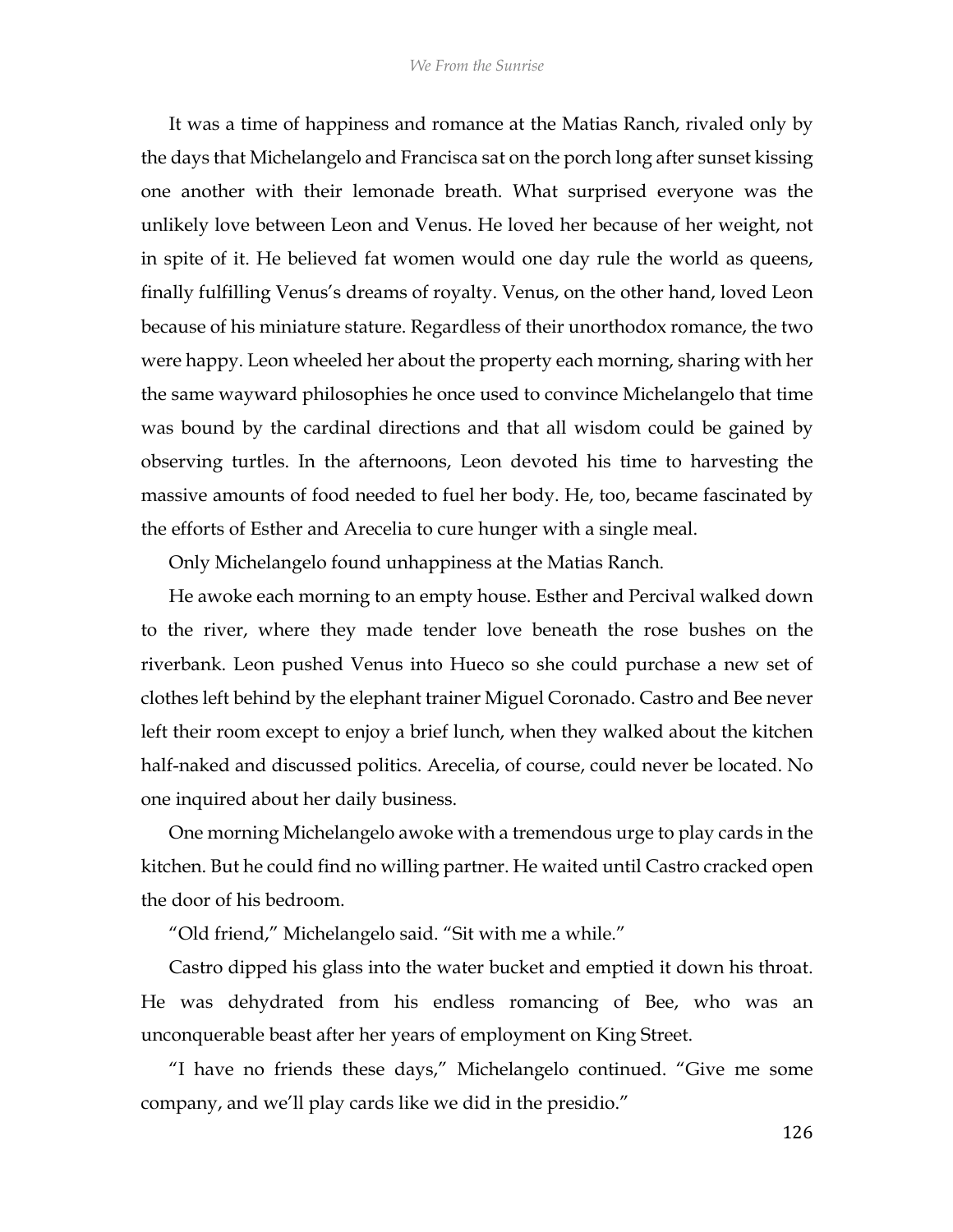It was a time of happiness and romance at the Matias Ranch, rivaled only by the days that Michelangelo and Francisca sat on the porch long after sunset kissing one another with their lemonade breath. What surprised everyone was the unlikely love between Leon and Venus. He loved her because of her weight, not in spite of it. He believed fat women would one day rule the world as queens, finally fulfilling Venus's dreams of royalty. Venus, on the other hand, loved Leon because of his miniature stature. Regardless of their unorthodox romance, the two were happy. Leon wheeled her about the property each morning, sharing with her the same wayward philosophies he once used to convince Michelangelo that time was bound by the cardinal directions and that all wisdom could be gained by observing turtles. In the afternoons, Leon devoted his time to harvesting the massive amounts of food needed to fuel her body. He, too, became fascinated by the efforts of Esther and Arecelia to cure hunger with a single meal.

Only Michelangelo found unhappiness at the Matias Ranch.

He awoke each morning to an empty house. Esther and Percival walked down to the river, where they made tender love beneath the rose bushes on the riverbank. Leon pushed Venus into Hueco so she could purchase a new set of clothes left behind by the elephant trainer Miguel Coronado. Castro and Bee never left their room except to enjoy a brief lunch, when they walked about the kitchen half-naked and discussed politics. Arecelia, of course, could never be located. No one inquired about her daily business.

One morning Michelangelo awoke with a tremendous urge to play cards in the kitchen. But he could find no willing partner. He waited until Castro cracked open the door of his bedroom.

"Old friend," Michelangelo said. "Sit with me a while."

Castro dipped his glass into the water bucket and emptied it down his throat. He was dehydrated from his endless romancing of Bee, who was an unconquerable beast after her years of employment on King Street.

"I have no friends these days," Michelangelo continued. "Give me some company, and we'll play cards like we did in the presidio."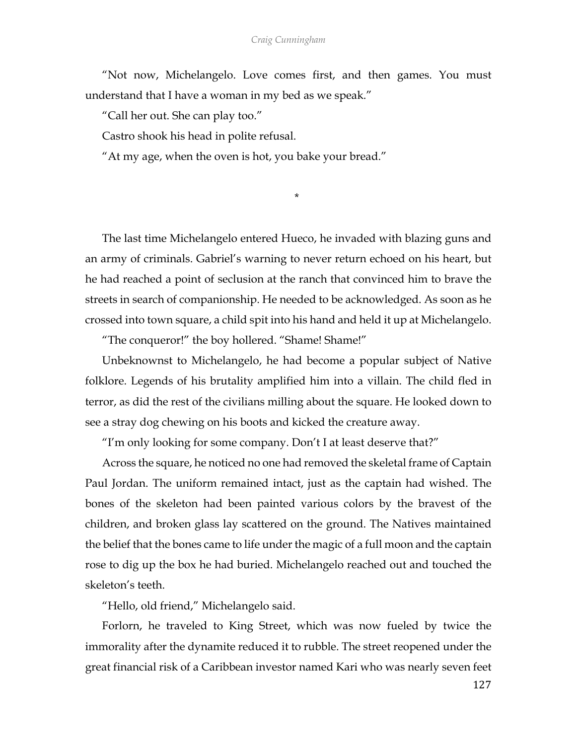"Not now, Michelangelo. Love comes first, and then games. You must understand that I have a woman in my bed as we speak."

"Call her out. She can play too."

Castro shook his head in polite refusal.

"At my age, when the oven is hot, you bake your bread."

*

The last time Michelangelo entered Hueco, he invaded with blazing guns and an army of criminals. Gabriel's warning to never return echoed on his heart, but he had reached a point of seclusion at the ranch that convinced him to brave the streets in search of companionship. He needed to be acknowledged. As soon as he crossed into town square, a child spit into his hand and held it up at Michelangelo.

"The conqueror!" the boy hollered. "Shame! Shame!"

Unbeknownst to Michelangelo, he had become a popular subject of Native folklore. Legends of his brutality amplified him into a villain. The child fled in terror, as did the rest of the civilians milling about the square. He looked down to see a stray dog chewing on his boots and kicked the creature away.

"I'm only looking for some company. Don't I at least deserve that?"

Across the square, he noticed no one had removed the skeletal frame of Captain Paul Jordan. The uniform remained intact, just as the captain had wished. The bones of the skeleton had been painted various colors by the bravest of the children, and broken glass lay scattered on the ground. The Natives maintained the belief that the bones came to life under the magic of a full moon and the captain rose to dig up the box he had buried. Michelangelo reached out and touched the skeleton's teeth.

"Hello, old friend," Michelangelo said.

Forlorn, he traveled to King Street, which was now fueled by twice the immorality after the dynamite reduced it to rubble. The street reopened under the great financial risk of a Caribbean investor named Kari who was nearly seven feet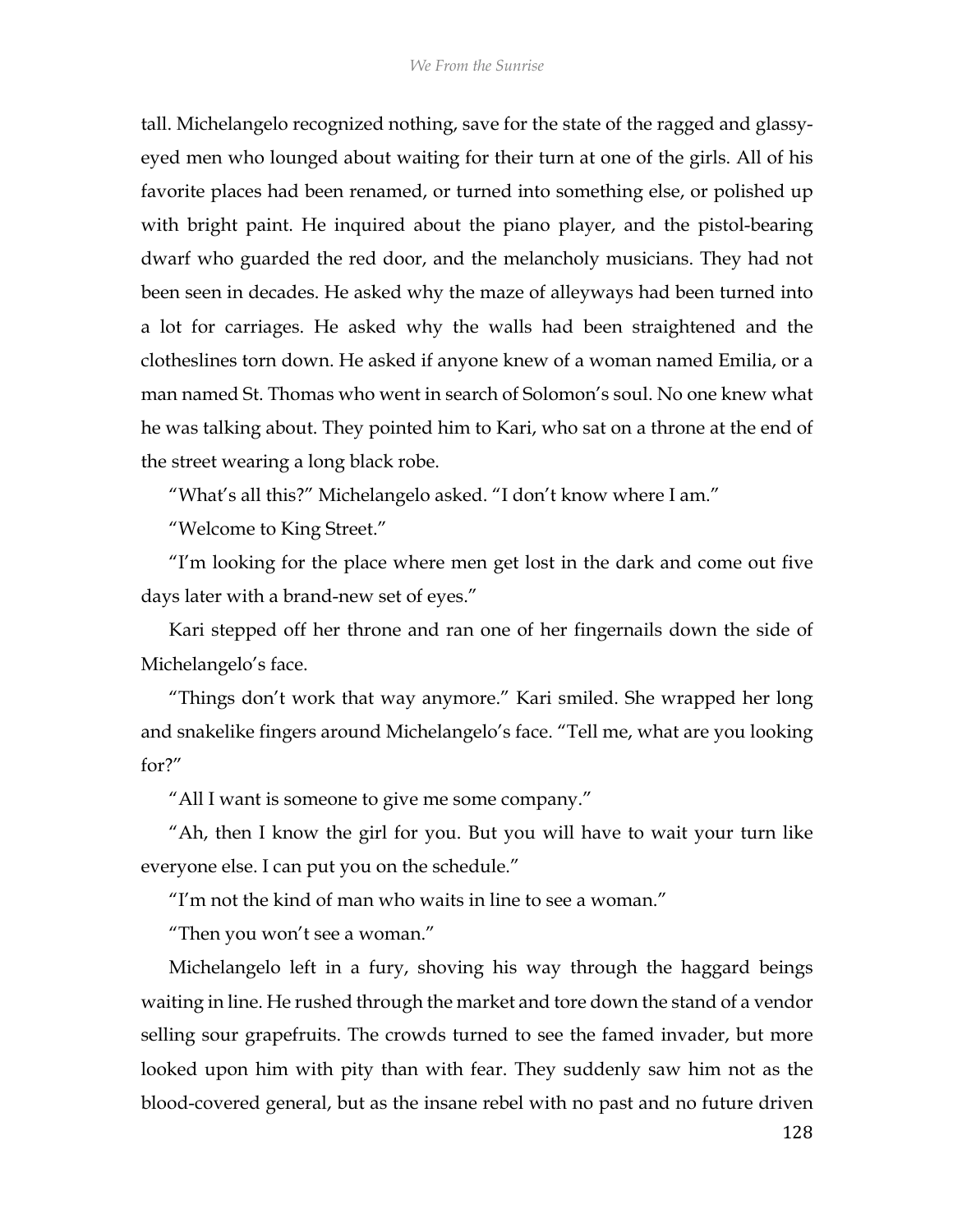tall. Michelangelo recognized nothing, save for the state of the ragged and glassy-eyed men who lounged about waiting for their turn at one of the girls. All of his favorite places had been renamed, or turned into something else, or polished up with bright paint. He inquired about the piano player, and the pistol-bearing dwarf who guarded the red door, and the melancholy musicians. They had not been seen in decades. He asked why the maze of alleyways had been turned into a lot for carriages. He asked why the walls had been straightened and the clotheslines torn down. He asked if anyone knew of a woman named Emilia, or a man named St. Thomas who went in search of Solomon's soul. No one knew what he was talking about. They pointed him to Kari, who sat on a throne at the end of the street wearing a long black robe.

"What's all this?" Michelangelo asked. "I don't know where I am."

"Welcome to King Street."

"I'm looking for the place where men get lost in the dark and come out five days later with a brand-new set of eyes."

Kari stepped off her throne and ran one of her fingernails down the side of Michelangelo's face.

"Things don't work that way anymore." Kari smiled. She wrapped her long and snakelike fingers around Michelangelo's face. "Tell me, what are you looking for?"

"All I want is someone to give me some company."

"Ah, then I know the girl for you. But you will have to wait your turn like everyone else. I can put you on the schedule."

"I'm not the kind of man who waits in line to see a woman."

"Then you won't see a woman."

Michelangelo left in a fury, shoving his way through the haggard beings waiting in line. He rushed through the market and tore down the stand of a vendor selling sour grapefruits. The crowds turned to see the famed invader, but more looked upon him with pity than with fear. They suddenly saw him not as the blood-covered general, but as the insane rebel with no past and no future driven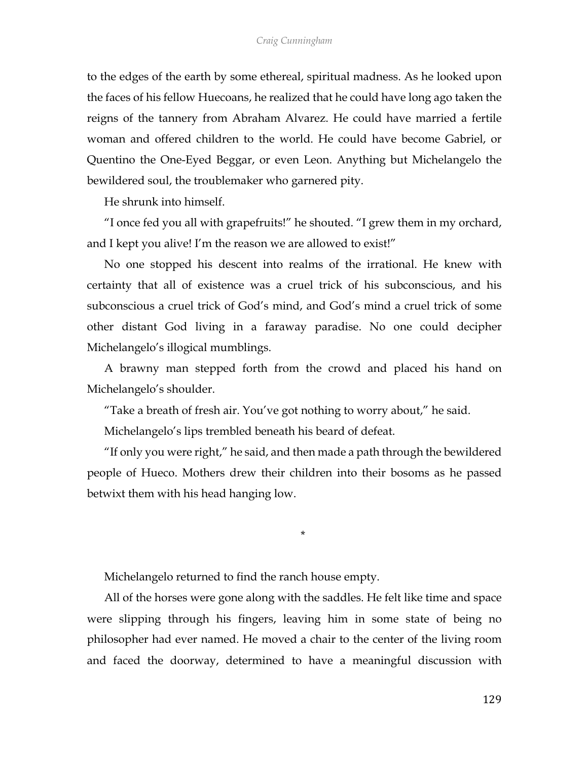to the edges of the earth by some ethereal, spiritual madness. As he looked upon the faces of his fellow Huecoans, he realized that he could have long ago taken the reigns of the tannery from Abraham Alvarez. He could have married a fertile woman and offered children to the world. He could have become Gabriel, or Quentino the One-Eyed Beggar, or even Leon. Anything but Michelangelo the bewildered soul, the troublemaker who garnered pity.

He shrunk into himself.

"I once fed you all with grapefruits!" he shouted. "I grew them in my orchard, and I kept you alive! I'm the reason we are allowed to exist!"

No one stopped his descent into realms of the irrational. He knew with certainty that all of existence was a cruel trick of his subconscious, and his subconscious a cruel trick of God's mind, and God's mind a cruel trick of some other distant God living in a faraway paradise. No one could decipher Michelangelo's illogical mumblings.

A brawny man stepped forth from the crowd and placed his hand on Michelangelo's shoulder.

"Take a breath of fresh air. You've got nothing to worry about," he said.

Michelangelo's lips trembled beneath his beard of defeat.

"If only you were right," he said, and then made a path through the bewildered people of Hueco. Mothers drew their children into their bosoms as he passed betwixt them with his head hanging low.

*

Michelangelo returned to find the ranch house empty.

All of the horses were gone along with the saddles. He felt like time and space were slipping through his fingers, leaving him in some state of being no philosopher had ever named. He moved a chair to the center of the living room and faced the doorway, determined to have a meaningful discussion with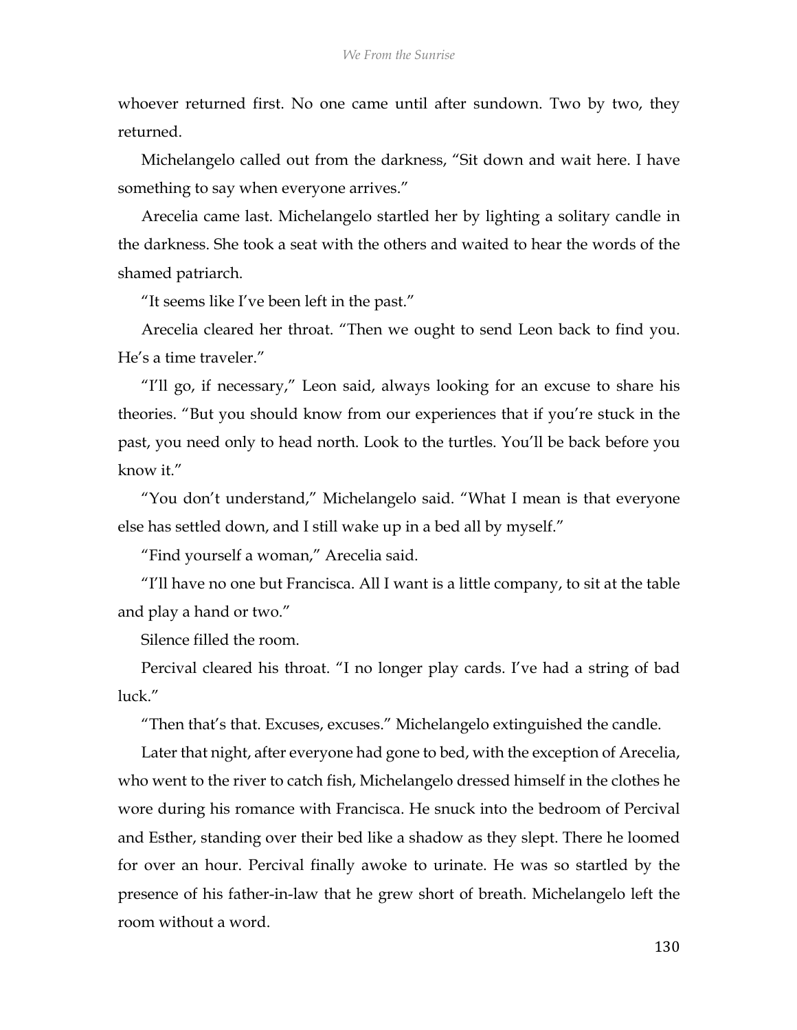whoever returned first. No one came until after sundown. Two by two, they returned.

Michelangelo called out from the darkness, "Sit down and wait here. I have something to say when everyone arrives."

Arecelia came last. Michelangelo startled her by lighting a solitary candle in the darkness. She took a seat with the others and waited to hear the words of the shamed patriarch.

"It seems like I've been left in the past."

Arecelia cleared her throat. "Then we ought to send Leon back to find you. He's a time traveler."

"I'll go, if necessary," Leon said, always looking for an excuse to share his theories. "But you should know from our experiences that if you're stuck in the past, you need only to head north. Look to the turtles. You'll be back before you know it."

"You don't understand," Michelangelo said. "What I mean is that everyone else has settled down, and I still wake up in a bed all by myself."

"Find yourself a woman," Arecelia said.

"I'll have no one but Francisca. All I want is a little company, to sit at the table and play a hand or two."

Silence filled the room.

Percival cleared his throat. "I no longer play cards. I've had a string of bad luck."

"Then that's that. Excuses, excuses." Michelangelo extinguished the candle.

Later that night, after everyone had gone to bed, with the exception of Arecelia, who went to the river to catch fish, Michelangelo dressed himself in the clothes he wore during his romance with Francisca. He snuck into the bedroom of Percival and Esther, standing over their bed like a shadow as they slept. There he loomed for over an hour. Percival finally awoke to urinate. He was so startled by the presence of his father-in-law that he grew short of breath. Michelangelo left the room without a word.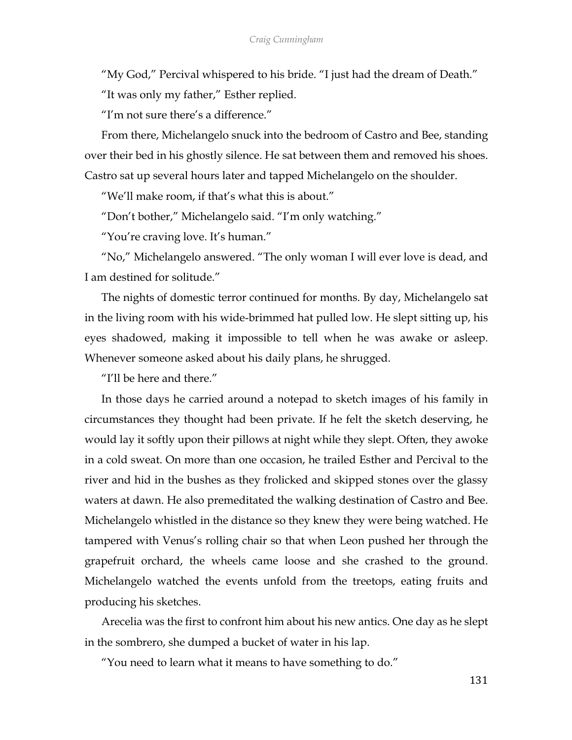"My God," Percival whispered to his bride. "I just had the dream of Death."

"It was only my father," Esther replied.

"I'm not sure there's a difference."

From there, Michelangelo snuck into the bedroom of Castro and Bee, standing over their bed in his ghostly silence. He sat between them and removed his shoes. Castro sat up several hours later and tapped Michelangelo on the shoulder.

"We'll make room, if that's what this is about."

"Don't bother," Michelangelo said. "I'm only watching."

"You're craving love. It's human."

"No," Michelangelo answered. "The only woman I will ever love is dead, and I am destined for solitude."

The nights of domestic terror continued for months. By day, Michelangelo sat in the living room with his wide-brimmed hat pulled low. He slept sitting up, his eyes shadowed, making it impossible to tell when he was awake or asleep. Whenever someone asked about his daily plans, he shrugged.

"I'll be here and there."

In those days he carried around a notepad to sketch images of his family in circumstances they thought had been private. If he felt the sketch deserving, he would lay it softly upon their pillows at night while they slept. Often, they awoke in a cold sweat. On more than one occasion, he trailed Esther and Percival to the river and hid in the bushes as they frolicked and skipped stones over the glassy waters at dawn. He also premeditated the walking destination of Castro and Bee. Michelangelo whistled in the distance so they knew they were being watched. He tampered with Venus's rolling chair so that when Leon pushed her through the grapefruit orchard, the wheels came loose and she crashed to the ground. Michelangelo watched the events unfold from the treetops, eating fruits and producing his sketches.

Arecelia was the first to confront him about his new antics. One day as he slept in the sombrero, she dumped a bucket of water in his lap.

"You need to learn what it means to have something to do."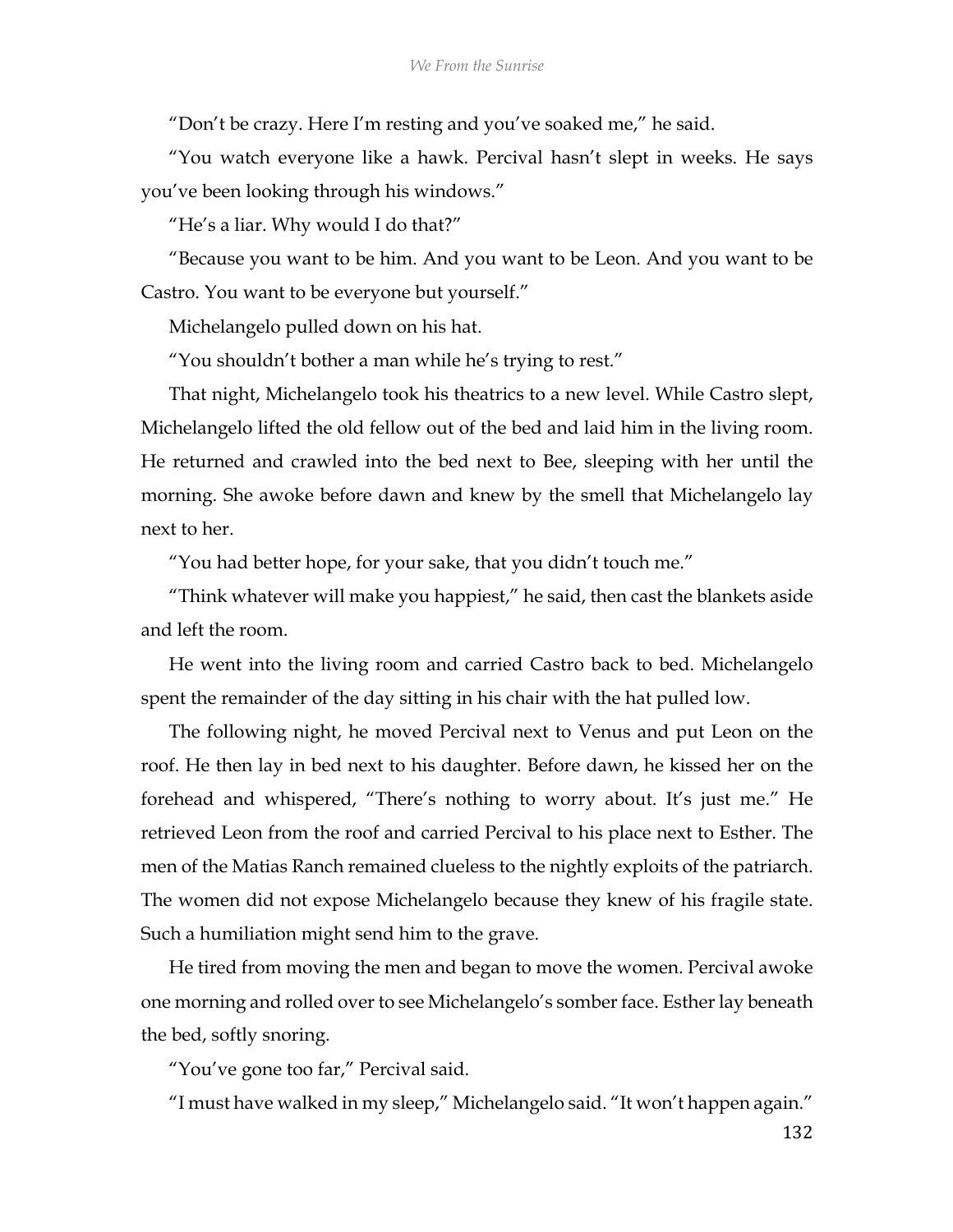"Don't be crazy. Here I'm resting and you've soaked me," he said.

"You watch everyone like a hawk. Percival hasn't slept in weeks. He says you've been looking through his windows."

"He's a liar. Why would I do that?"

"Because you want to be him. And you want to be Leon. And you want to be Castro. You want to be everyone but yourself."

Michelangelo pulled down on his hat.

"You shouldn't bother a man while he's trying to rest."

That night, Michelangelo took his theatrics to a new level. While Castro slept, Michelangelo lifted the old fellow out of the bed and laid him in the living room. He returned and crawled into the bed next to Bee, sleeping with her until the morning. She awoke before dawn and knew by the smell that Michelangelo lay next to her.

"You had better hope, for your sake, that you didn't touch me."

"Think whatever will make you happiest," he said, then cast the blankets aside and left the room.

He went into the living room and carried Castro back to bed. Michelangelo spent the remainder of the day sitting in his chair with the hat pulled low.

The following night, he moved Percival next to Venus and put Leon on the roof. He then lay in bed next to his daughter. Before dawn, he kissed her on the forehead and whispered, "There's nothing to worry about. It's just me." He retrieved Leon from the roof and carried Percival to his place next to Esther. The men of the Matias Ranch remained clueless to the nightly exploits of the patriarch. The women did not expose Michelangelo because they knew of his fragile state. Such a humiliation might send him to the grave.

He tired from moving the men and began to move the women. Percival awoke one morning and rolled over to see Michelangelo's somber face. Esther lay beneath the bed, softly snoring.

"You've gone too far," Percival said.

"I must have walked in my sleep," Michelangelo said. "It won't happen again."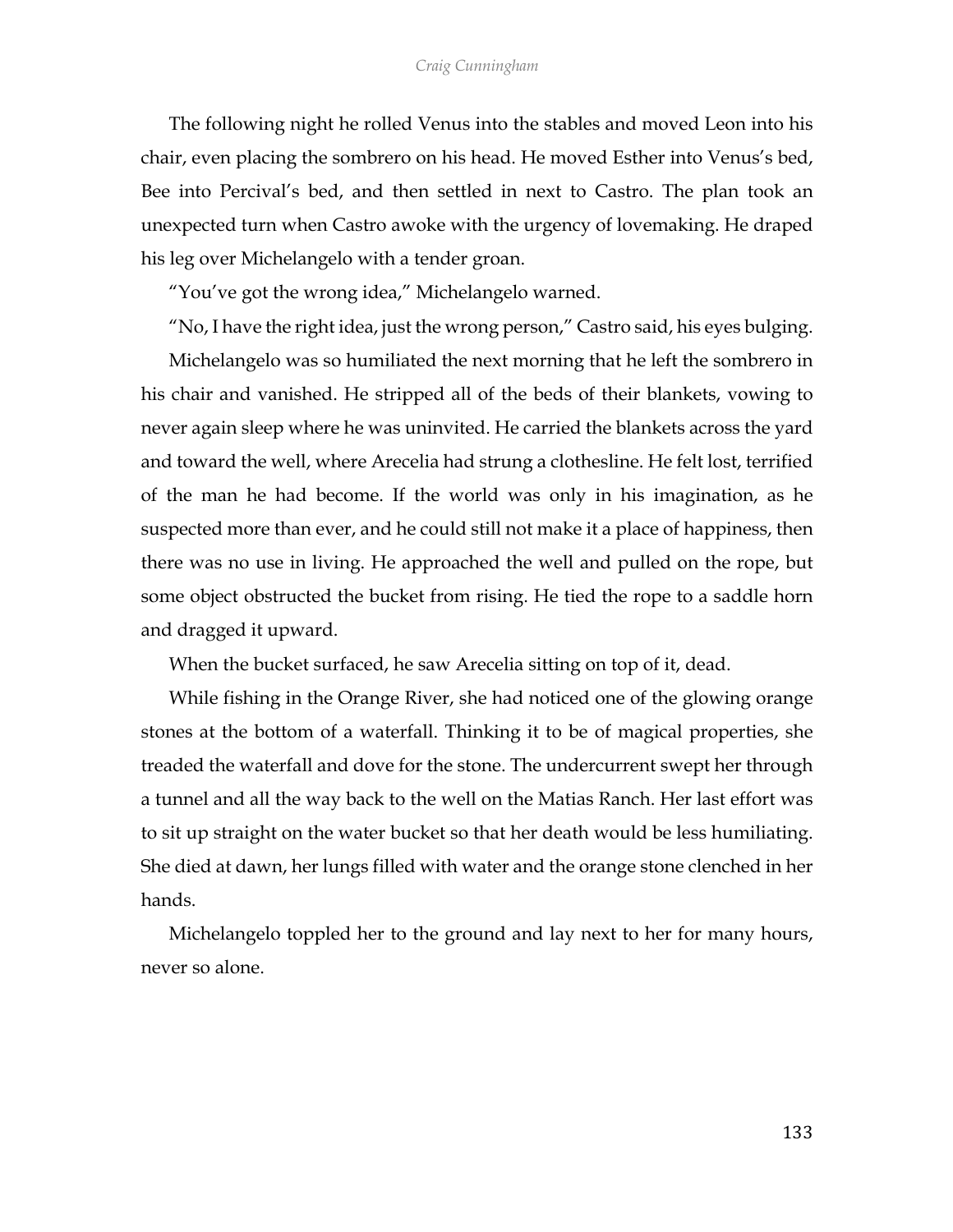The following night he rolled Venus into the stables and moved Leon into his chair, even placing the sombrero on his head. He moved Esther into Venus's bed, Bee into Percival's bed, and then settled in next to Castro. The plan took an unexpected turn when Castro awoke with the urgency of lovemaking. He draped his leg over Michelangelo with a tender groan.

"You've got the wrong idea," Michelangelo warned.

"No, I have the right idea, just the wrong person," Castro said, his eyes bulging.

Michelangelo was so humiliated the next morning that he left the sombrero in his chair and vanished. He stripped all of the beds of their blankets, vowing to never again sleep where he was uninvited. He carried the blankets across the yard and toward the well, where Arecelia had strung a clothesline. He felt lost, terrified of the man he had become. If the world was only in his imagination, as he suspected more than ever, and he could still not make it a place of happiness, then there was no use in living. He approached the well and pulled on the rope, but some object obstructed the bucket from rising. He tied the rope to a saddle horn and dragged it upward.

When the bucket surfaced, he saw Arecelia sitting on top of it, dead.

While fishing in the Orange River, she had noticed one of the glowing orange stones at the bottom of a waterfall. Thinking it to be of magical properties, she treaded the waterfall and dove for the stone. The undercurrent swept her through a tunnel and all the way back to the well on the Matias Ranch. Her last effort was to sit up straight on the water bucket so that her death would be less humiliating. She died at dawn, her lungs filled with water and the orange stone clenched in her hands.

Michelangelo toppled her to the ground and lay next to her for many hours, never so alone.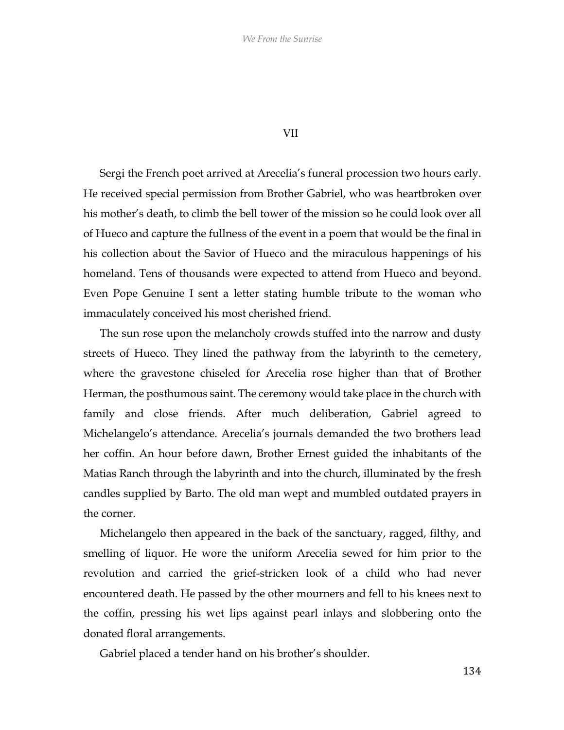## VII

Sergi the French poet arrived at Arecelia's funeral procession two hours early. He received special permission from Brother Gabriel, who was heartbroken over his mother's death, to climb the bell tower of the mission so he could look over all of Hueco and capture the fullness of the event in a poem that would be the final in his collection about the Savior of Hueco and the miraculous happenings of his homeland. Tens of thousands were expected to attend from Hueco and beyond. Even Pope Genuine I sent a letter stating humble tribute to the woman who immaculately conceived his most cherished friend.

The sun rose upon the melancholy crowds stuffed into the narrow and dusty streets of Hueco. They lined the pathway from the labyrinth to the cemetery, where the gravestone chiseled for Arecelia rose higher than that of Brother Herman, the posthumous saint. The ceremony would take place in the church with family and close friends. After much deliberation, Gabriel agreed to Michelangelo's attendance. Arecelia's journals demanded the two brothers lead her coffin. An hour before dawn, Brother Ernest guided the inhabitants of the Matias Ranch through the labyrinth and into the church, illuminated by the fresh candles supplied by Barto. The old man wept and mumbled outdated prayers in the corner.

Michelangelo then appeared in the back of the sanctuary, ragged, filthy, and smelling of liquor. He wore the uniform Arecelia sewed for him prior to the revolution and carried the grief-stricken look of a child who had never encountered death. He passed by the other mourners and fell to his knees next to the coffin, pressing his wet lips against pearl inlays and slobbering onto the donated floral arrangements.

Gabriel placed a tender hand on his brother's shoulder.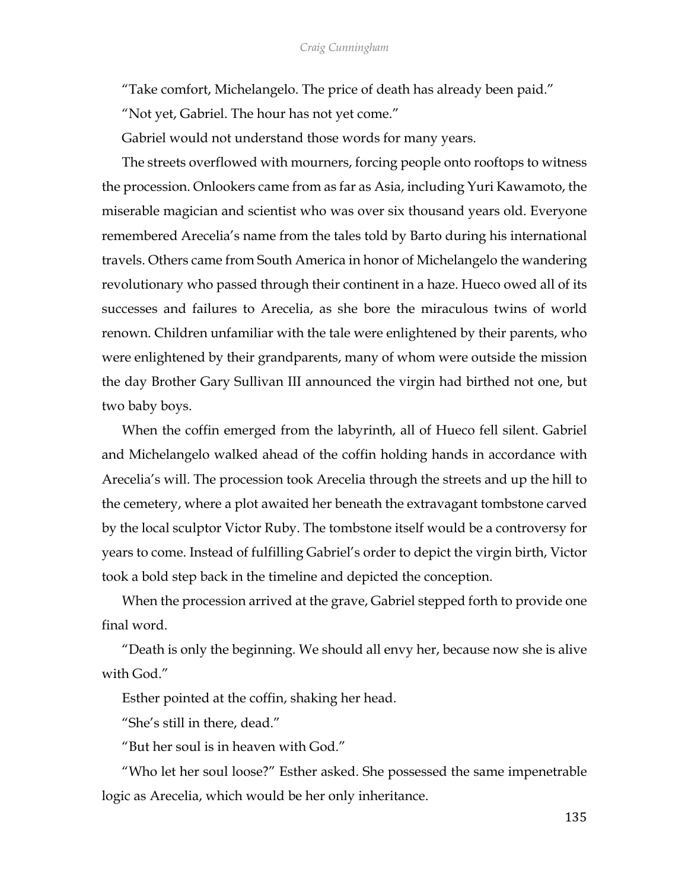"Take comfort, Michelangelo. The price of death has already been paid."

"Not yet, Gabriel. The hour has not yet come."

Gabriel would not understand those words for many years.

The streets overflowed with mourners, forcing people onto rooftops to witness the procession. Onlookers came from as far as Asia, including Yuri Kawamoto, the miserable magician and scientist who was over six thousand years old. Everyone remembered Arecelia's name from the tales told by Barto during his international travels. Others came from South America in honor of Michelangelo the wandering revolutionary who passed through their continent in a haze. Hueco owed all of its successes and failures to Arecelia, as she bore the miraculous twins of world renown. Children unfamiliar with the tale were enlightened by their parents, who were enlightened by their grandparents, many of whom were outside the mission the day Brother Gary Sullivan III announced the virgin had birthed not one, but two baby boys.

When the coffin emerged from the labyrinth, all of Hueco fell silent. Gabriel and Michelangelo walked ahead of the coffin holding hands in accordance with Arecelia's will. The procession took Arecelia through the streets and up the hill to the cemetery, where a plot awaited her beneath the extravagant tombstone carved by the local sculptor Victor Ruby. The tombstone itself would be a controversy for years to come. Instead of fulfilling Gabriel's order to depict the virgin birth, Victor took a bold step back in the timeline and depicted the conception.

When the procession arrived at the grave, Gabriel stepped forth to provide one final word.

"Death is only the beginning. We should all envy her, because now she is alive with God."

Esther pointed at the coffin, shaking her head.

"She's still in there, dead."

"But her soul is in heaven with God."

"Who let her soul loose?" Esther asked. She possessed the same impenetrable logic as Arecelia, which would be her only inheritance.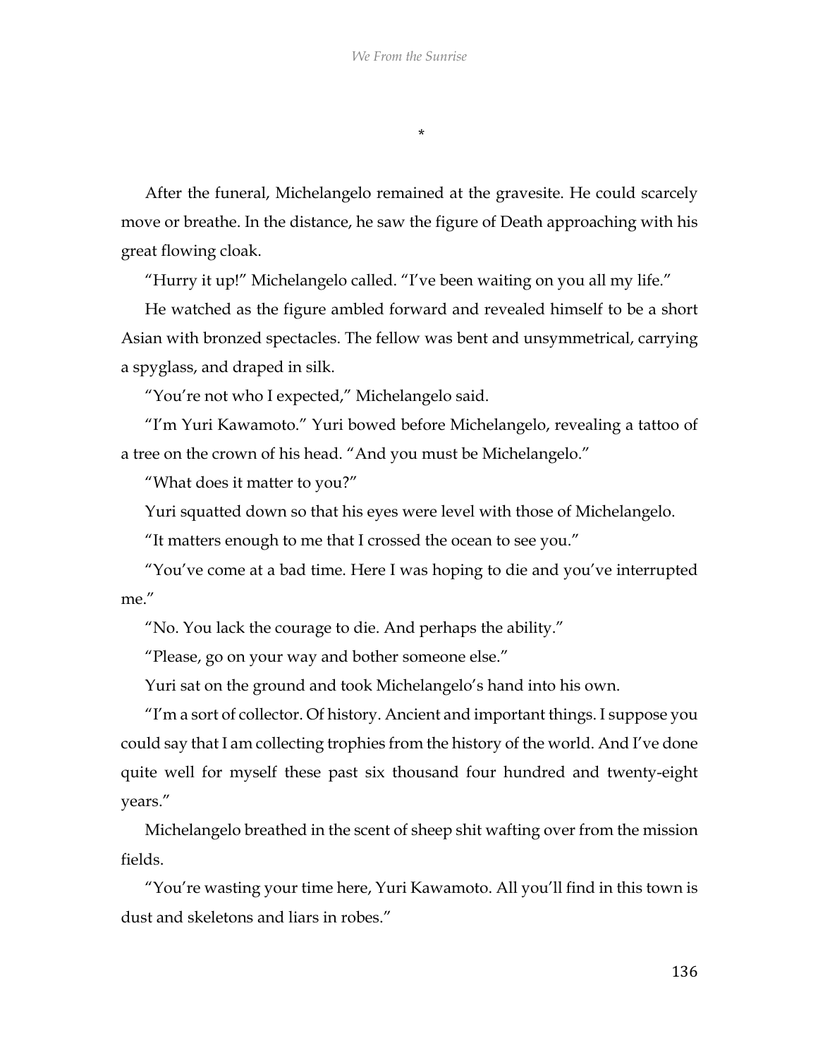*

After the funeral, Michelangelo remained at the gravesite. He could scarcely move or breathe. In the distance, he saw the figure of Death approaching with his great flowing cloak.

"Hurry it up!" Michelangelo called. "I've been waiting on you all my life."

He watched as the figure ambled forward and revealed himself to be a short Asian with bronzed spectacles. The fellow was bent and unsymmetrical, carrying a spyglass, and draped in silk.

"You're not who I expected," Michelangelo said.

"I'm Yuri Kawamoto." Yuri bowed before Michelangelo, revealing a tattoo of a tree on the crown of his head. "And you must be Michelangelo."

"What does it matter to you?"

Yuri squatted down so that his eyes were level with those of Michelangelo.

"It matters enough to me that I crossed the ocean to see you."

"You've come at a bad time. Here I was hoping to die and you've interrupted me."

"No. You lack the courage to die. And perhaps the ability."

"Please, go on your way and bother someone else."

Yuri sat on the ground and took Michelangelo's hand into his own.

"I'm a sort of collector. Of history. Ancient and important things. I suppose you could say that I am collecting trophies from the history of the world. And I've done quite well for myself these past six thousand four hundred and twenty-eight years."

Michelangelo breathed in the scent of sheep shit wafting over from the mission fields.

"You're wasting your time here, Yuri Kawamoto. All you'll find in this town is dust and skeletons and liars in robes."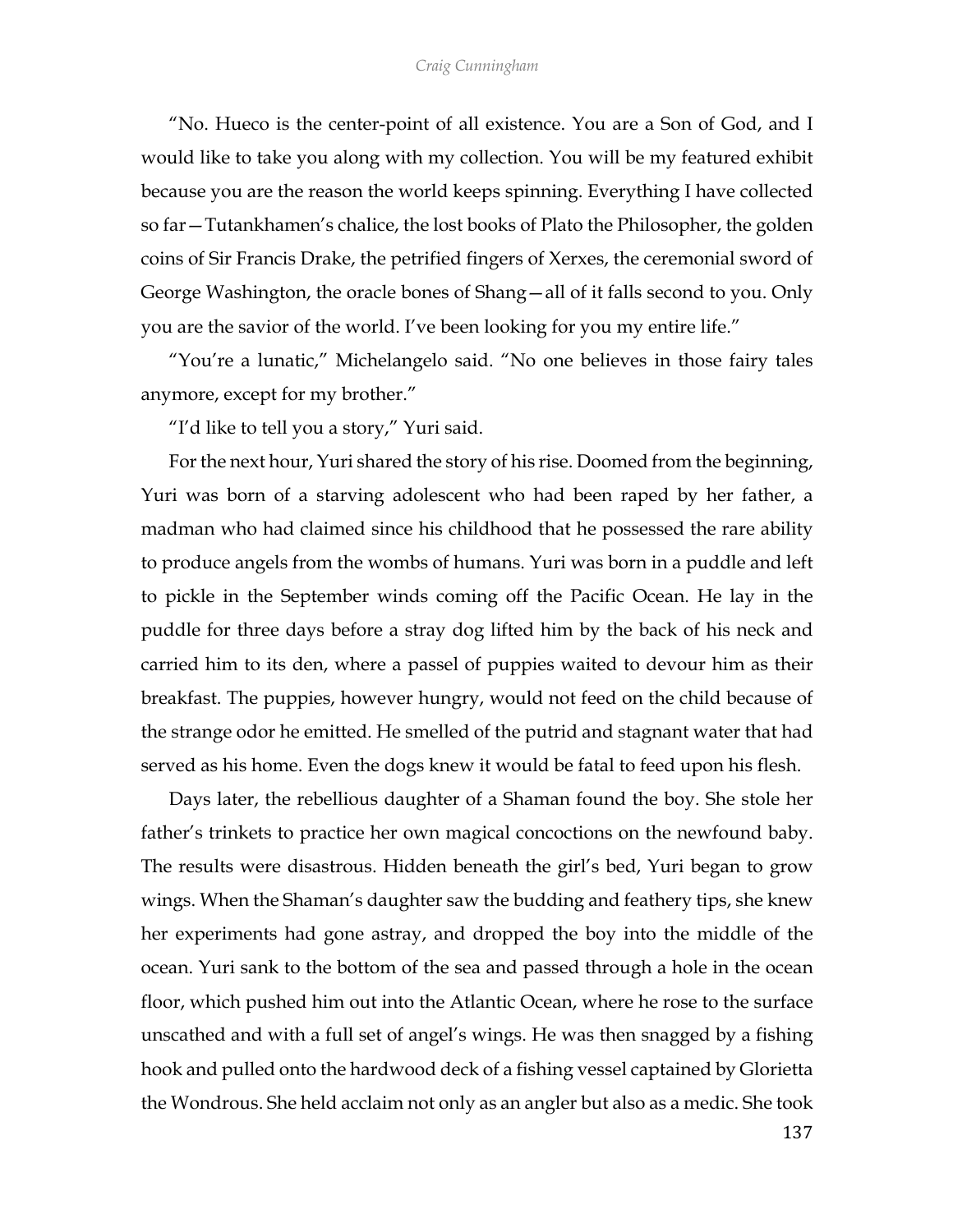"No. Hueco is the center-point of all existence. You are a Son of God, and I would like to take you along with my collection. You will be my featured exhibit because you are the reason the world keeps spinning. Everything I have collected so far—Tutankhamen's chalice, the lost books of Plato the Philosopher, the golden coins of Sir Francis Drake, the petrified fingers of Xerxes, the ceremonial sword of George Washington, the oracle bones of Shang—all of it falls second to you. Only you are the savior of the world. I've been looking for you my entire life."

"You're a lunatic," Michelangelo said. "No one believes in those fairy tales anymore, except for my brother."

"I'd like to tell you a story," Yuri said.

For the next hour, Yuri shared the story of his rise. Doomed from the beginning, Yuri was born of a starving adolescent who had been raped by her father, a madman who had claimed since his childhood that he possessed the rare ability to produce angels from the wombs of humans. Yuri was born in a puddle and left to pickle in the September winds coming off the Pacific Ocean. He lay in the puddle for three days before a stray dog lifted him by the back of his neck and carried him to its den, where a passel of puppies waited to devour him as their breakfast. The puppies, however hungry, would not feed on the child because of the strange odor he emitted. He smelled of the putrid and stagnant water that had served as his home. Even the dogs knew it would be fatal to feed upon his flesh.

Days later, the rebellious daughter of a Shaman found the boy. She stole her father's trinkets to practice her own magical concoctions on the newfound baby. The results were disastrous. Hidden beneath the girl's bed, Yuri began to grow wings. When the Shaman's daughter saw the budding and feathery tips, she knew her experiments had gone astray, and dropped the boy into the middle of the ocean. Yuri sank to the bottom of the sea and passed through a hole in the ocean floor, which pushed him out into the Atlantic Ocean, where he rose to the surface unscathed and with a full set of angel's wings. He was then snagged by a fishing hook and pulled onto the hardwood deck of a fishing vessel captained by Glorietta the Wondrous. She held acclaim not only as an angler but also as a medic. She took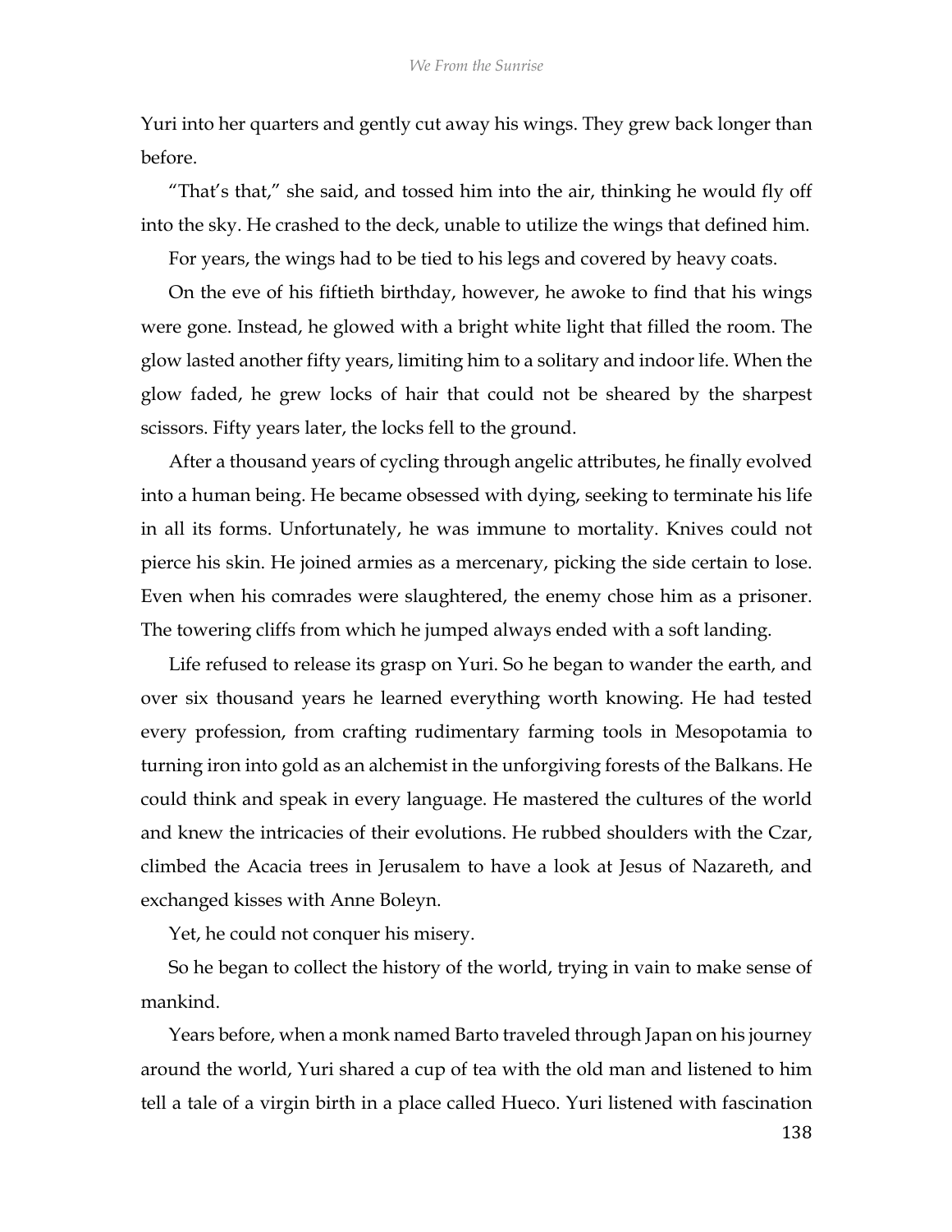Yuri into her quarters and gently cut away his wings. They grew back longer than before.

"That's that," she said, and tossed him into the air, thinking he would fly off into the sky. He crashed to the deck, unable to utilize the wings that defined him.

For years, the wings had to be tied to his legs and covered by heavy coats.

On the eve of his fiftieth birthday, however, he awoke to find that his wings were gone. Instead, he glowed with a bright white light that filled the room. The glow lasted another fifty years, limiting him to a solitary and indoor life. When the glow faded, he grew locks of hair that could not be sheared by the sharpest scissors. Fifty years later, the locks fell to the ground.

After a thousand years of cycling through angelic attributes, he finally evolved into a human being. He became obsessed with dying, seeking to terminate his life in all its forms. Unfortunately, he was immune to mortality. Knives could not pierce his skin. He joined armies as a mercenary, picking the side certain to lose. Even when his comrades were slaughtered, the enemy chose him as a prisoner. The towering cliffs from which he jumped always ended with a soft landing.

Life refused to release its grasp on Yuri. So he began to wander the earth, and over six thousand years he learned everything worth knowing. He had tested every profession, from crafting rudimentary farming tools in Mesopotamia to turning iron into gold as an alchemist in the unforgiving forests of the Balkans. He could think and speak in every language. He mastered the cultures of the world and knew the intricacies of their evolutions. He rubbed shoulders with the Czar, climbed the Acacia trees in Jerusalem to have a look at Jesus of Nazareth, and exchanged kisses with Anne Boleyn.

Yet, he could not conquer his misery.

So he began to collect the history of the world, trying in vain to make sense of mankind.

Years before, when a monk named Barto traveled through Japan on his journey around the world, Yuri shared a cup of tea with the old man and listened to him tell a tale of a virgin birth in a place called Hueco. Yuri listened with fascination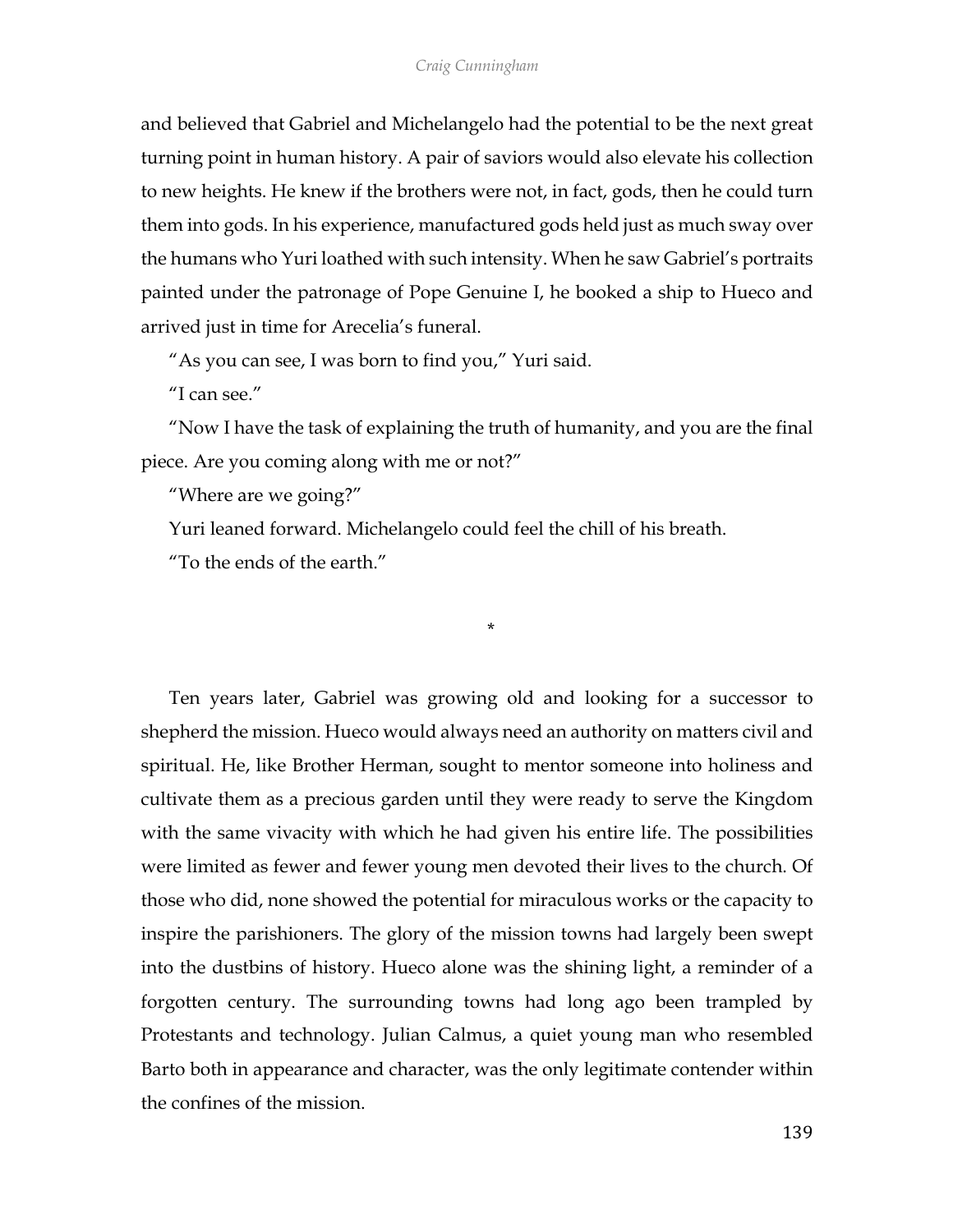and believed that Gabriel and Michelangelo had the potential to be the next great turning point in human history. A pair of saviors would also elevate his collection to new heights. He knew if the brothers were not, in fact, gods, then he could turn them into gods. In his experience, manufactured gods held just as much sway over the humans who Yuri loathed with such intensity. When he saw Gabriel's portraits painted under the patronage of Pope Genuine I, he booked a ship to Hueco and arrived just in time for Arecelia's funeral.

"As you can see, I was born to find you," Yuri said.

"I can see."

"Now I have the task of explaining the truth of humanity, and you are the final piece. Are you coming along with me or not?"

"Where are we going?"

Yuri leaned forward. Michelangelo could feel the chill of his breath.

"To the ends of the earth."

*

Ten years later, Gabriel was growing old and looking for a successor to shepherd the mission. Hueco would always need an authority on matters civil and spiritual. He, like Brother Herman, sought to mentor someone into holiness and cultivate them as a precious garden until they were ready to serve the Kingdom with the same vivacity with which he had given his entire life. The possibilities were limited as fewer and fewer young men devoted their lives to the church. Of those who did, none showed the potential for miraculous works or the capacity to inspire the parishioners. The glory of the mission towns had largely been swept into the dustbins of history. Hueco alone was the shining light, a reminder of a forgotten century. The surrounding towns had long ago been trampled by Protestants and technology. Julian Calmus, a quiet young man who resembled Barto both in appearance and character, was the only legitimate contender within the confines of the mission.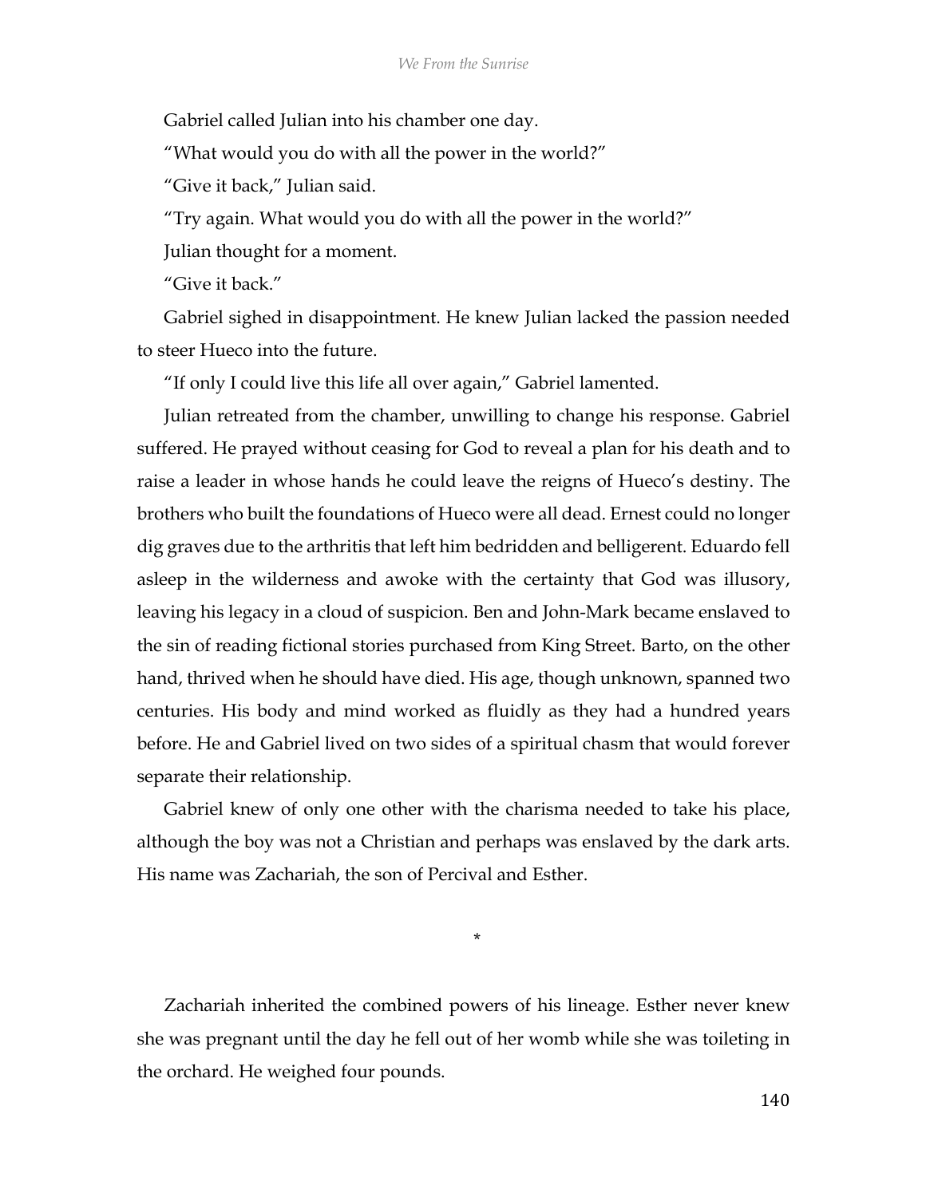Gabriel called Julian into his chamber one day.

"What would you do with all the power in the world?"

"Give it back," Julian said.

"Try again. What would you do with all the power in the world?"

Julian thought for a moment.

"Give it back."

Gabriel sighed in disappointment. He knew Julian lacked the passion needed to steer Hueco into the future.

"If only I could live this life all over again," Gabriel lamented.

Julian retreated from the chamber, unwilling to change his response. Gabriel suffered. He prayed without ceasing for God to reveal a plan for his death and to raise a leader in whose hands he could leave the reigns of Hueco's destiny. The brothers who built the foundations of Hueco were all dead. Ernest could no longer dig graves due to the arthritis that left him bedridden and belligerent. Eduardo fell asleep in the wilderness and awoke with the certainty that God was illusory, leaving his legacy in a cloud of suspicion. Ben and John-Mark became enslaved to the sin of reading fictional stories purchased from King Street. Barto, on the other hand, thrived when he should have died. His age, though unknown, spanned two centuries. His body and mind worked as fluidly as they had a hundred years before. He and Gabriel lived on two sides of a spiritual chasm that would forever separate their relationship.

Gabriel knew of only one other with the charisma needed to take his place, although the boy was not a Christian and perhaps was enslaved by the dark arts. His name was Zachariah, the son of Percival and Esther.

*

Zachariah inherited the combined powers of his lineage. Esther never knew she was pregnant until the day he fell out of her womb while she was toileting in the orchard. He weighed four pounds.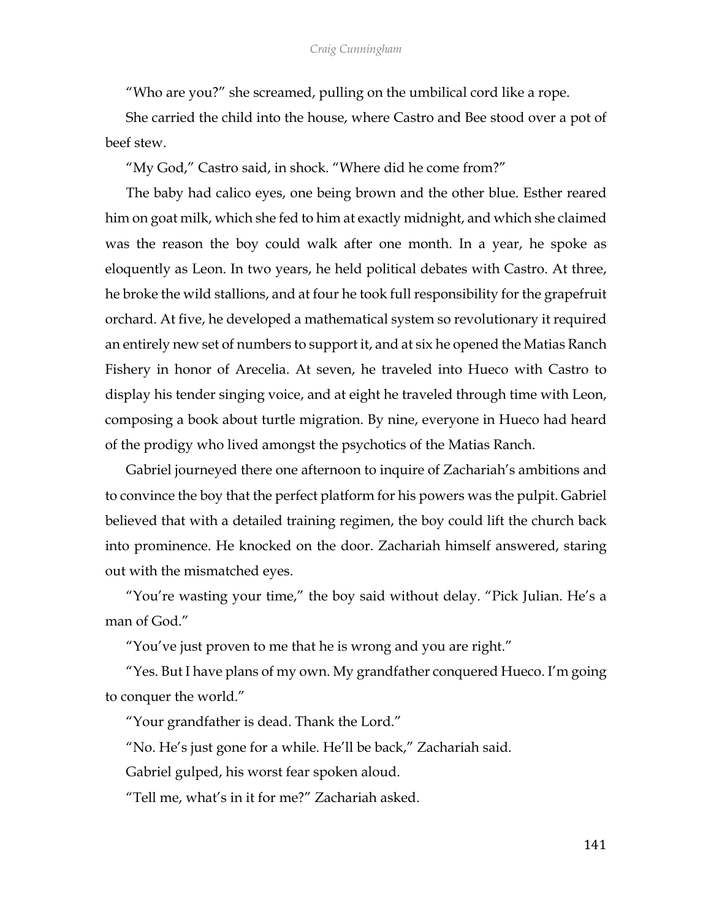"Who are you?" she screamed, pulling on the umbilical cord like a rope.

She carried the child into the house, where Castro and Bee stood over a pot of beef stew.

"My God," Castro said, in shock. "Where did he come from?"

The baby had calico eyes, one being brown and the other blue. Esther reared him on goat milk, which she fed to him at exactly midnight, and which she claimed was the reason the boy could walk after one month. In a year, he spoke as eloquently as Leon. In two years, he held political debates with Castro. At three, he broke the wild stallions, and at four he took full responsibility for the grapefruit orchard. At five, he developed a mathematical system so revolutionary it required an entirely new set of numbers to support it, and at six he opened the Matias Ranch Fishery in honor of Arecelia. At seven, he traveled into Hueco with Castro to display his tender singing voice, and at eight he traveled through time with Leon, composing a book about turtle migration. By nine, everyone in Hueco had heard of the prodigy who lived amongst the psychotics of the Matias Ranch.

Gabriel journeyed there one afternoon to inquire of Zachariah's ambitions and to convince the boy that the perfect platform for his powers was the pulpit. Gabriel believed that with a detailed training regimen, the boy could lift the church back into prominence. He knocked on the door. Zachariah himself answered, staring out with the mismatched eyes.

"You're wasting your time," the boy said without delay. "Pick Julian. He's a man of God."

"You've just proven to me that he is wrong and you are right."

"Yes. But I have plans of my own. My grandfather conquered Hueco. I'm going to conquer the world."

"Your grandfather is dead. Thank the Lord."

"No. He's just gone for a while. He'll be back," Zachariah said.

Gabriel gulped, his worst fear spoken aloud.

"Tell me, what's in it for me?" Zachariah asked.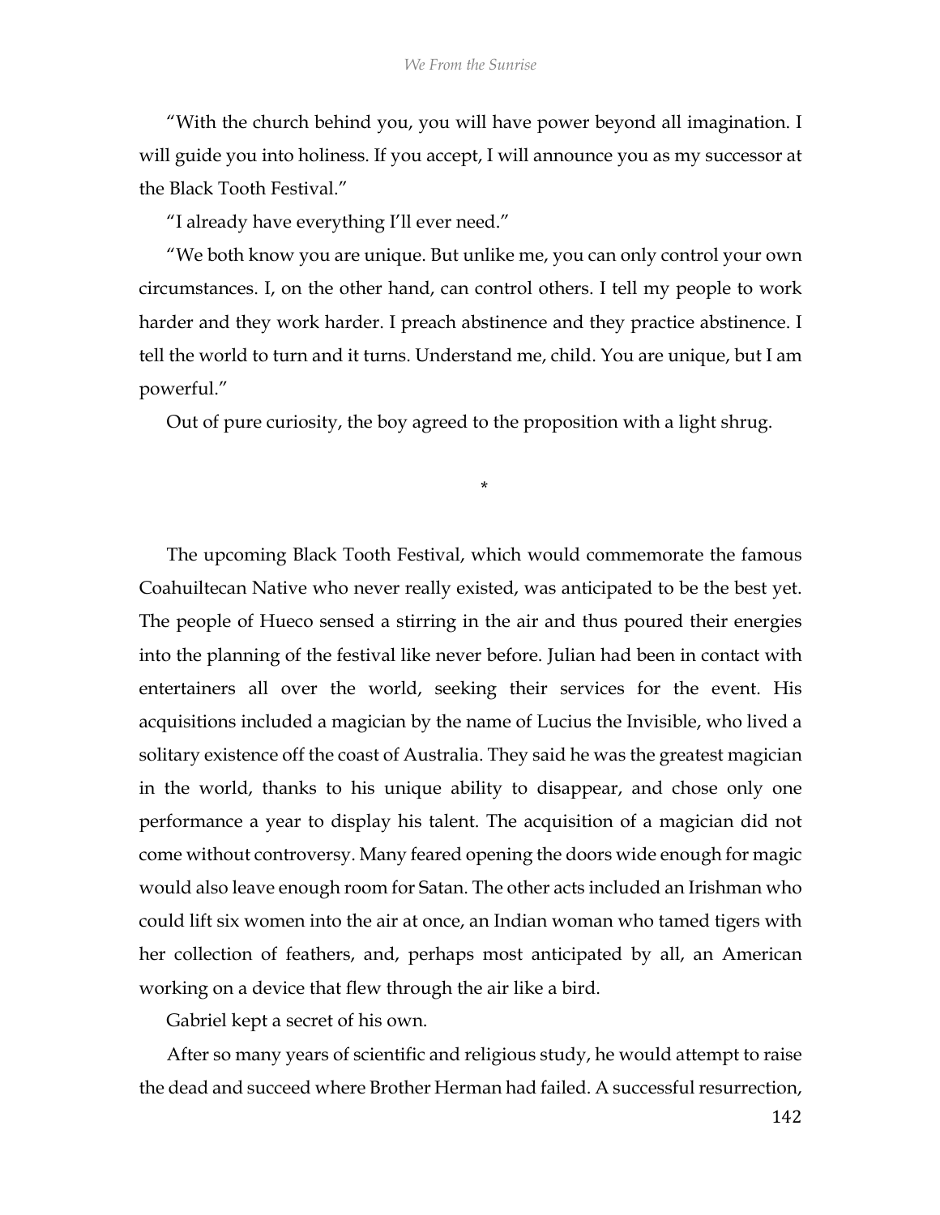“With the church behind you, you will have power beyond all imagination. I will guide you into holiness. If you accept, I will announce you as my successor at the Black Tooth Festival.”

“I already have everything I’ll ever need.”

“We both know you are unique. But unlike me, you can only control your own circumstances. I, on the other hand, can control others. I tell my people to work harder and they work harder. I preach abstinence and they practice abstinence. I tell the world to turn and it turns. Understand me, child. You are unique, but I am powerful.”

Out of pure curiosity, the boy agreed to the proposition with a light shrug.

*

The upcoming Black Tooth Festival, which would commemorate the famous Coahuiltecan Native who never really existed, was anticipated to be the best yet. The people of Hueco sensed a stirring in the air and thus poured their energies into the planning of the festival like never before. Julian had been in contact with entertainers all over the world, seeking their services for the event. His acquisitions included a magician by the name of Lucius the Invisible, who lived a solitary existence off the coast of Australia. They said he was the greatest magician in the world, thanks to his unique ability to disappear, and chose only one performance a year to display his talent. The acquisition of a magician did not come without controversy. Many feared opening the doors wide enough for magic would also leave enough room for Satan. The other acts included an Irishman who could lift six women into the air at once, an Indian woman who tamed tigers with her collection of feathers, and, perhaps most anticipated by all, an American working on a device that flew through the air like a bird.

Gabriel kept a secret of his own.

After so many years of scientific and religious study, he would attempt to raise the dead and succeed where Brother Herman had failed. A successful resurrection,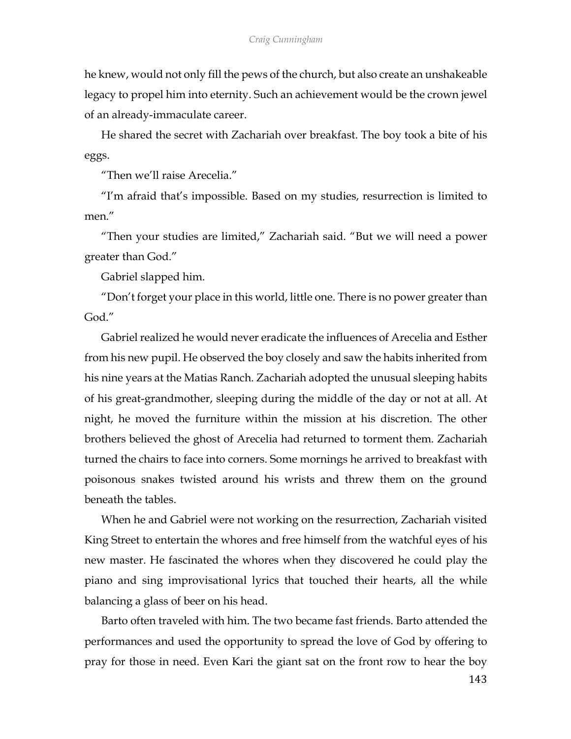he knew, would not only fill the pews of the church, but also create an unshakeable legacy to propel him into eternity. Such an achievement would be the crown jewel of an already-immaculate career.

He shared the secret with Zachariah over breakfast. The boy took a bite of his eggs.

"Then we'll raise Arecelia."

"I'm afraid that's impossible. Based on my studies, resurrection is limited to men."

"Then your studies are limited," Zachariah said. "But we will need a power greater than God."

Gabriel slapped him.

"Don't forget your place in this world, little one. There is no power greater than God."

Gabriel realized he would never eradicate the influences of Arecelia and Esther from his new pupil. He observed the boy closely and saw the habits inherited from his nine years at the Matias Ranch. Zachariah adopted the unusual sleeping habits of his great-grandmother, sleeping during the middle of the day or not at all. At night, he moved the furniture within the mission at his discretion. The other brothers believed the ghost of Arecelia had returned to torment them. Zachariah turned the chairs to face into corners. Some mornings he arrived to breakfast with poisonous snakes twisted around his wrists and threw them on the ground beneath the tables.

When he and Gabriel were not working on the resurrection, Zachariah visited King Street to entertain the whores and free himself from the watchful eyes of his new master. He fascinated the whores when they discovered he could play the piano and sing improvisational lyrics that touched their hearts, all the while balancing a glass of beer on his head.

Barto often traveled with him. The two became fast friends. Barto attended the performances and used the opportunity to spread the love of God by offering to pray for those in need. Even Kari the giant sat on the front row to hear the boy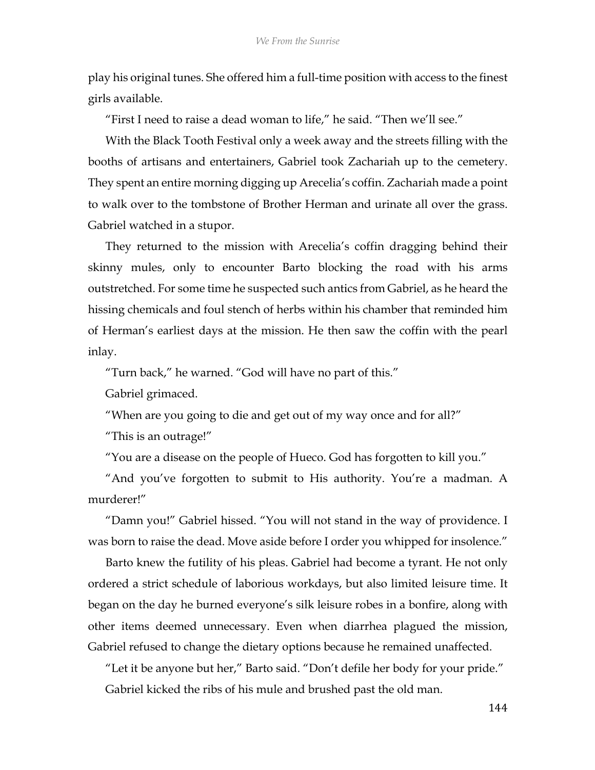play his original tunes. She offered him a full-time position with access to the finest girls available.

"First I need to raise a dead woman to life," he said. "Then we'll see."

With the Black Tooth Festival only a week away and the streets filling with the booths of artisans and entertainers, Gabriel took Zachariah up to the cemetery. They spent an entire morning digging up Arecelia's coffin. Zachariah made a point to walk over to the tombstone of Brother Herman and urinate all over the grass. Gabriel watched in a stupor.

They returned to the mission with Arecelia's coffin dragging behind their skinny mules, only to encounter Barto blocking the road with his arms outstretched. For some time he suspected such antics from Gabriel, as he heard the hissing chemicals and foul stench of herbs within his chamber that reminded him of Herman's earliest days at the mission. He then saw the coffin with the pearl inlay.

"Turn back," he warned. "God will have no part of this."

Gabriel grimaced.

"When are you going to die and get out of my way once and for all?"

"This is an outrage!"

"You are a disease on the people of Hueco. God has forgotten to kill you."

"And you've forgotten to submit to His authority. You're a madman. A murderer!"

"Damn you!" Gabriel hissed. "You will not stand in the way of providence. I was born to raise the dead. Move aside before I order you whipped for insolence."

Barto knew the futility of his pleas. Gabriel had become a tyrant. He not only ordered a strict schedule of laborious workdays, but also limited leisure time. It began on the day he burned everyone's silk leisure robes in a bonfire, along with other items deemed unnecessary. Even when diarrhea plagued the mission, Gabriel refused to change the dietary options because he remained unaffected.

"Let it be anyone but her," Barto said. "Don't defile her body for your pride."

Gabriel kicked the ribs of his mule and brushed past the old man.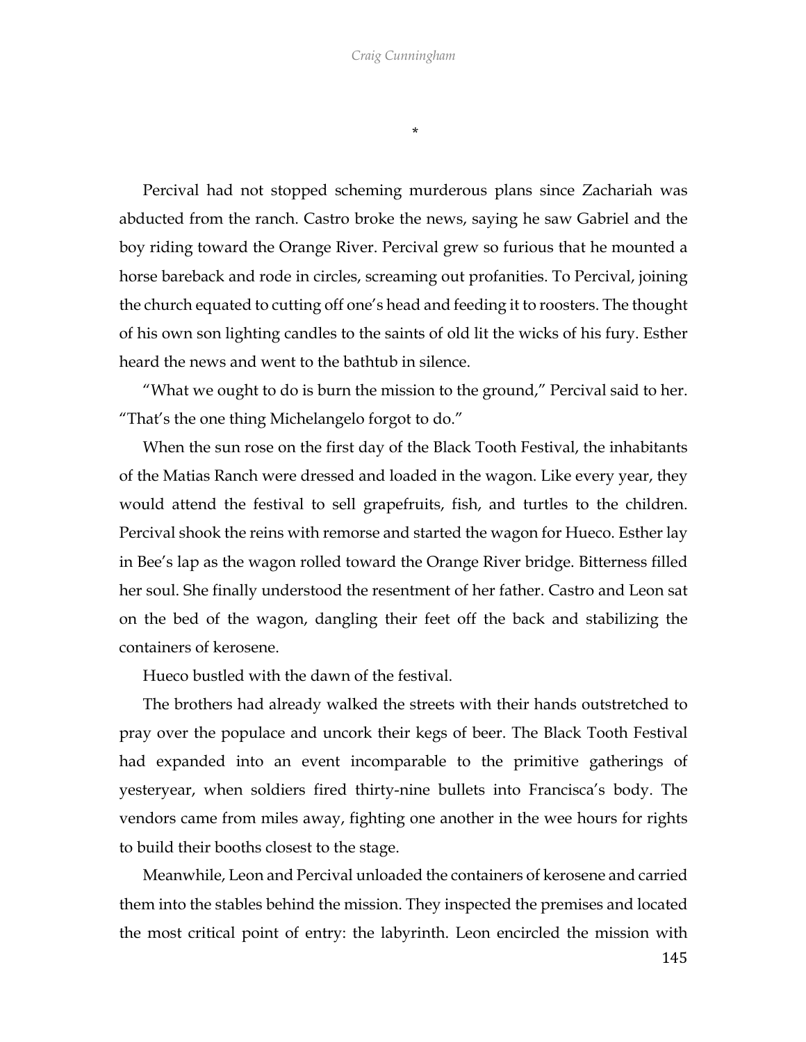*

Percival had not stopped scheming murderous plans since Zachariah was abducted from the ranch. Castro broke the news, saying he saw Gabriel and the boy riding toward the Orange River. Percival grew so furious that he mounted a horse bareback and rode in circles, screaming out profanities. To Percival, joining the church equated to cutting off one's head and feeding it to roosters. The thought of his own son lighting candles to the saints of old lit the wicks of his fury. Esther heard the news and went to the bathtub in silence.

"What we ought to do is burn the mission to the ground," Percival said to her. "That's the one thing Michelangelo forgot to do."

When the sun rose on the first day of the Black Tooth Festival, the inhabitants of the Matias Ranch were dressed and loaded in the wagon. Like every year, they would attend the festival to sell grapefruits, fish, and turtles to the children. Percival shook the reins with remorse and started the wagon for Hueco. Esther lay in Bee's lap as the wagon rolled toward the Orange River bridge. Bitterness filled her soul. She finally understood the resentment of her father. Castro and Leon sat on the bed of the wagon, dangling their feet off the back and stabilizing the containers of kerosene.

Hueco bustled with the dawn of the festival.

The brothers had already walked the streets with their hands outstretched to pray over the populace and uncork their kegs of beer. The Black Tooth Festival had expanded into an event incomparable to the primitive gatherings of yesteryear, when soldiers fired thirty-nine bullets into Francisca's body. The vendors came from miles away, fighting one another in the wee hours for rights to build their booths closest to the stage.

Meanwhile, Leon and Percival unloaded the containers of kerosene and carried them into the stables behind the mission. They inspected the premises and located the most critical point of entry: the labyrinth. Leon encircled the mission with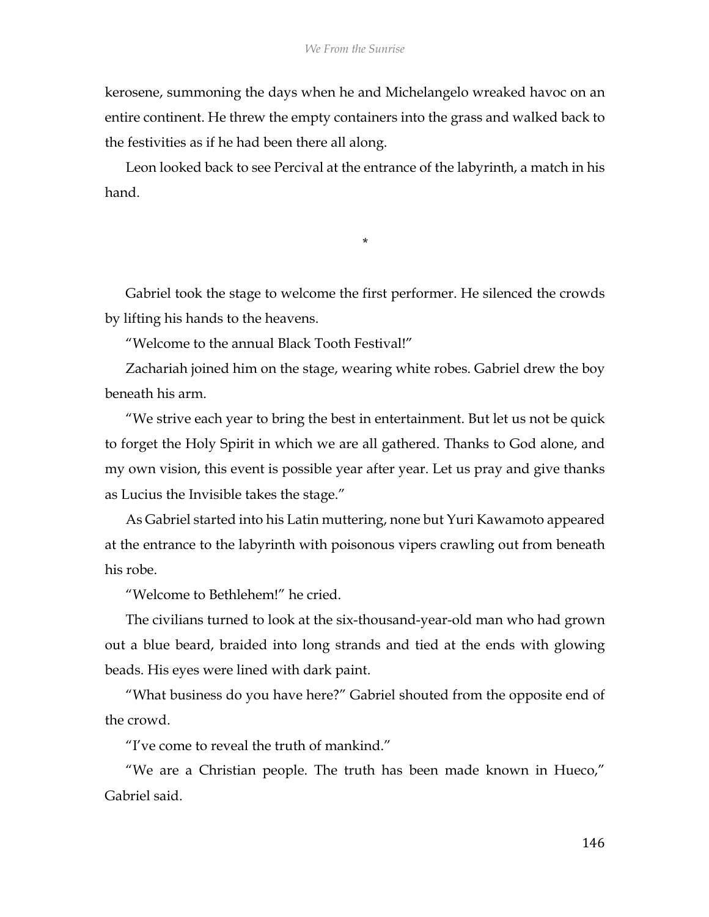kerosene, summoning the days when he and Michelangelo wreaked havoc on an entire continent. He threw the empty containers into the grass and walked back to the festivities as if he had been there all along.

Leon looked back to see Percival at the entrance of the labyrinth, a match in his hand.

*

Gabriel took the stage to welcome the first performer. He silenced the crowds by lifting his hands to the heavens.

"Welcome to the annual Black Tooth Festival!"

Zachariah joined him on the stage, wearing white robes. Gabriel drew the boy beneath his arm.

"We strive each year to bring the best in entertainment. But let us not be quick to forget the Holy Spirit in which we are all gathered. Thanks to God alone, and my own vision, this event is possible year after year. Let us pray and give thanks as Lucius the Invisible takes the stage."

As Gabriel started into his Latin muttering, none but Yuri Kawamoto appeared at the entrance to the labyrinth with poisonous vipers crawling out from beneath his robe.

"Welcome to Bethlehem!" he cried.

The civilians turned to look at the six-thousand-year-old man who had grown out a blue beard, braided into long strands and tied at the ends with glowing beads. His eyes were lined with dark paint.

"What business do you have here?" Gabriel shouted from the opposite end of the crowd.

"I've come to reveal the truth of mankind."

"We are a Christian people. The truth has been made known in Hueco," Gabriel said.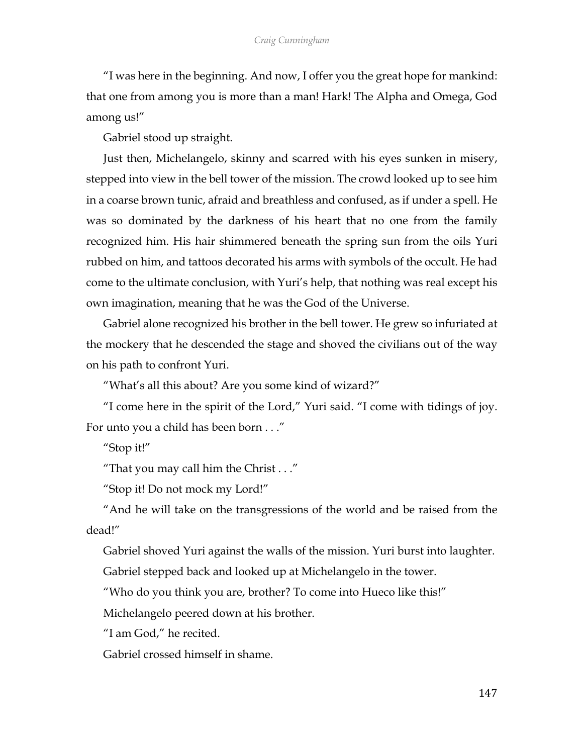"I was here in the beginning. And now, I offer you the great hope for mankind: that one from among you is more than a man! Hark! The Alpha and Omega, God among us!"

Gabriel stood up straight.

Just then, Michelangelo, skinny and scarred with his eyes sunken in misery, stepped into view in the bell tower of the mission. The crowd looked up to see him in a coarse brown tunic, afraid and breathless and confused, as if under a spell. He was so dominated by the darkness of his heart that no one from the family recognized him. His hair shimmered beneath the spring sun from the oils Yuri rubbed on him, and tattoos decorated his arms with symbols of the occult. He had come to the ultimate conclusion, with Yuri's help, that nothing was real except his own imagination, meaning that he was the God of the Universe.

Gabriel alone recognized his brother in the bell tower. He grew so infuriated at the mockery that he descended the stage and shoved the civilians out of the way on his path to confront Yuri.

"What's all this about? Are you some kind of wizard?"

"I come here in the spirit of the Lord," Yuri said. "I come with tidings of joy. For unto you a child has been born . . ."

"Stop it!"

"That you may call him the Christ . . ."

"Stop it! Do not mock my Lord!"

"And he will take on the transgressions of the world and be raised from the dead!"

Gabriel shoved Yuri against the walls of the mission. Yuri burst into laughter.

Gabriel stepped back and looked up at Michelangelo in the tower.

"Who do you think you are, brother? To come into Hueco like this!"

Michelangelo peered down at his brother.

"I am God," he recited.

Gabriel crossed himself in shame.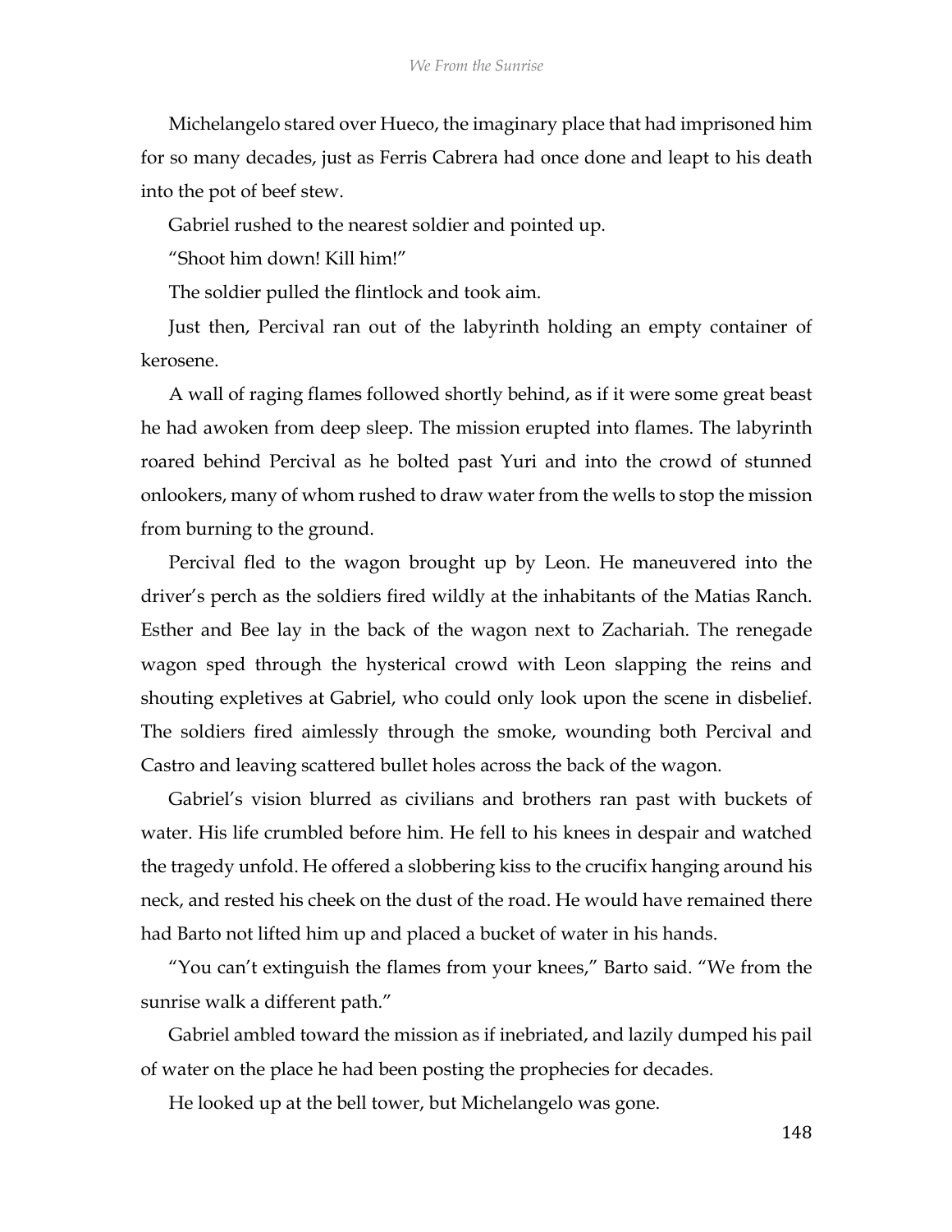Michelangelo stared over Hueco, the imaginary place that had imprisoned him for so many decades, just as Ferris Cabrera had once done and leapt to his death into the pot of beef stew.

Gabriel rushed to the nearest soldier and pointed up.

"Shoot him down! Kill him!"

The soldier pulled the flintlock and took aim.

Just then, Percival ran out of the labyrinth holding an empty container of kerosene.

A wall of raging flames followed shortly behind, as if it were some great beast he had awoken from deep sleep. The mission erupted into flames. The labyrinth roared behind Percival as he bolted past Yuri and into the crowd of stunned onlookers, many of whom rushed to draw water from the wells to stop the mission from burning to the ground.

Percival fled to the wagon brought up by Leon. He maneuvered into the driver's perch as the soldiers fired wildly at the inhabitants of the Matias Ranch. Esther and Bee lay in the back of the wagon next to Zachariah. The renegade wagon sped through the hysterical crowd with Leon slapping the reins and shouting expletives at Gabriel, who could only look upon the scene in disbelief. The soldiers fired aimlessly through the smoke, wounding both Percival and Castro and leaving scattered bullet holes across the back of the wagon.

Gabriel's vision blurred as civilians and brothers ran past with buckets of water. His life crumbled before him. He fell to his knees in despair and watched the tragedy unfold. He offered a slobbering kiss to the crucifix hanging around his neck, and rested his cheek on the dust of the road. He would have remained there had Barto not lifted him up and placed a bucket of water in his hands.

"You can't extinguish the flames from your knees," Barto said. "We from the sunrise walk a different path."

Gabriel ambled toward the mission as if inebriated, and lazily dumped his pail of water on the place he had been posting the prophecies for decades.

He looked up at the bell tower, but Michelangelo was gone.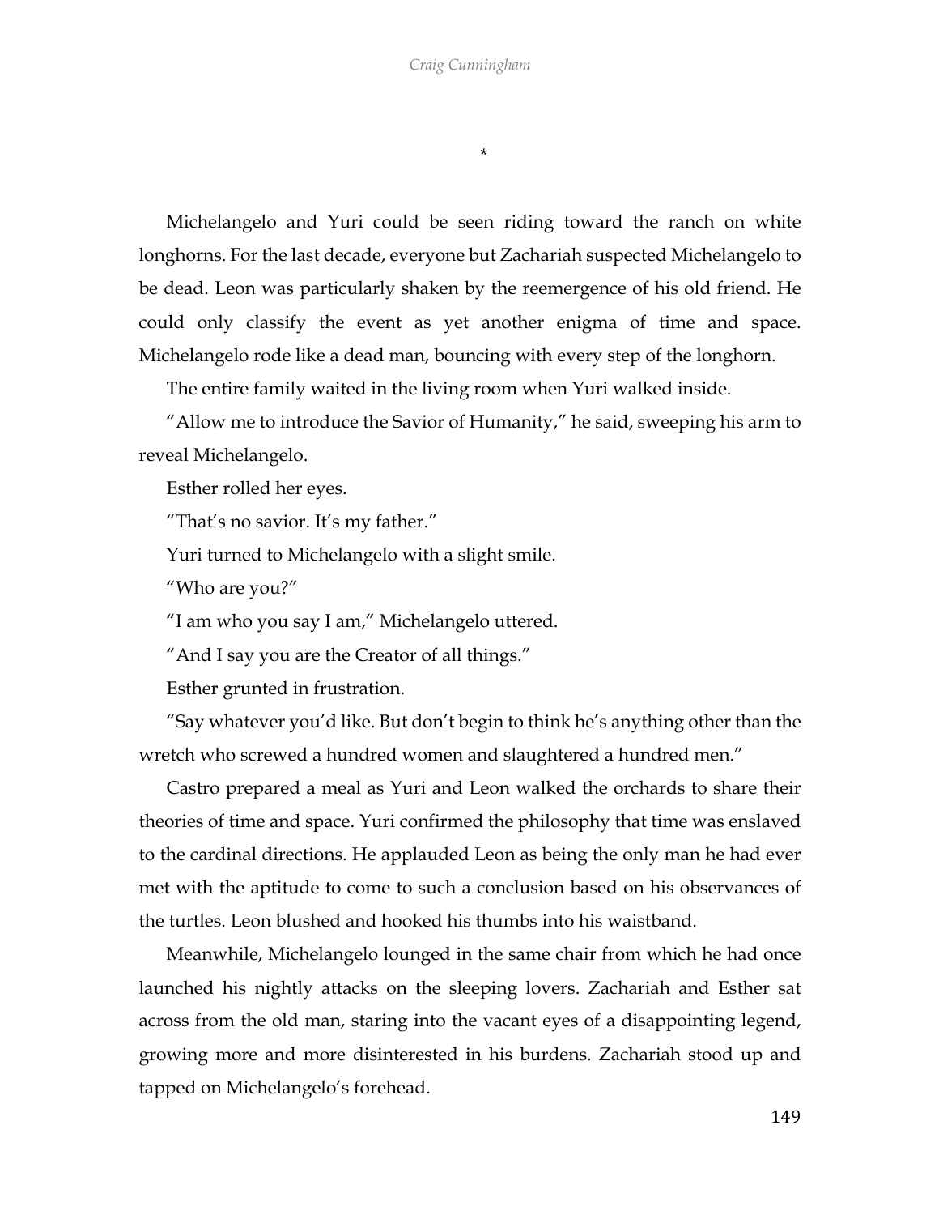*

Michelangelo and Yuri could be seen riding toward the ranch on white longhorns. For the last decade, everyone but Zachariah suspected Michelangelo to be dead. Leon was particularly shaken by the reemergence of his old friend. He could only classify the event as yet another enigma of time and space. Michelangelo rode like a dead man, bouncing with every step of the longhorn.

The entire family waited in the living room when Yuri walked inside.

"Allow me to introduce the Savior of Humanity," he said, sweeping his arm to reveal Michelangelo.

Esther rolled her eyes.

"That's no savior. It's my father."

Yuri turned to Michelangelo with a slight smile.

"Who are you?"

"I am who you say I am," Michelangelo uttered.

"And I say you are the Creator of all things."

Esther grunted in frustration.

"Say whatever you'd like. But don't begin to think he's anything other than the wretch who screwed a hundred women and slaughtered a hundred men."

Castro prepared a meal as Yuri and Leon walked the orchards to share their theories of time and space. Yuri confirmed the philosophy that time was enslaved to the cardinal directions. He applauded Leon as being the only man he had ever met with the aptitude to come to such a conclusion based on his observances of the turtles. Leon blushed and hooked his thumbs into his waistband.

Meanwhile, Michelangelo lounged in the same chair from which he had once launched his nightly attacks on the sleeping lovers. Zachariah and Esther sat across from the old man, staring into the vacant eyes of a disappointing legend, growing more and more disinterested in his burdens. Zachariah stood up and tapped on Michelangelo's forehead.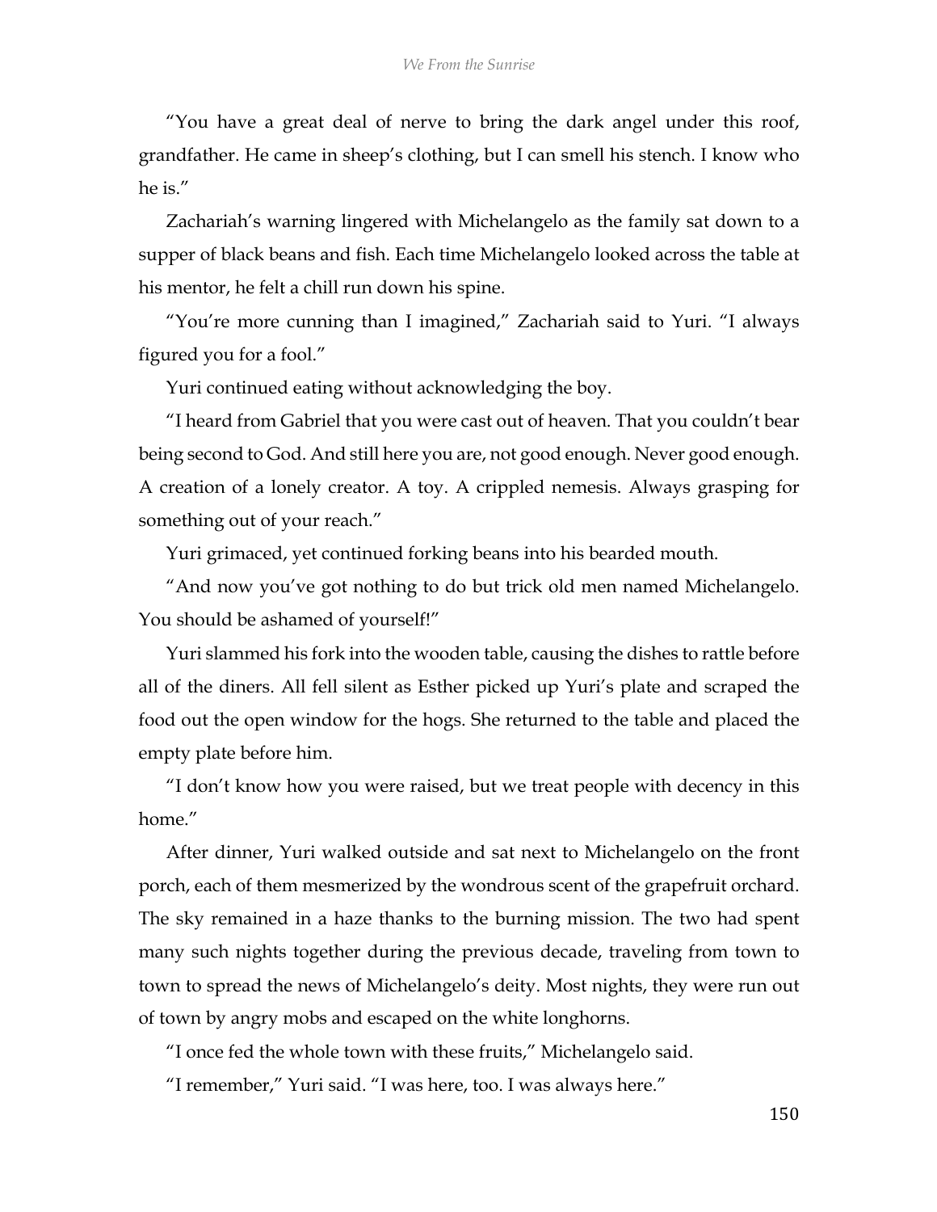"You have a great deal of nerve to bring the dark angel under this roof, grandfather. He came in sheep's clothing, but I can smell his stench. I know who he is."

Zachariah's warning lingered with Michelangelo as the family sat down to a supper of black beans and fish. Each time Michelangelo looked across the table at his mentor, he felt a chill run down his spine.

"You're more cunning than I imagined," Zachariah said to Yuri. "I always figured you for a fool."

Yuri continued eating without acknowledging the boy.

"I heard from Gabriel that you were cast out of heaven. That you couldn't bear being second to God. And still here you are, not good enough. Never good enough. A creation of a lonely creator. A toy. A crippled nemesis. Always grasping for something out of your reach."

Yuri grimaced, yet continued forking beans into his bearded mouth.

"And now you've got nothing to do but trick old men named Michelangelo. You should be ashamed of yourself!"

Yuri slammed his fork into the wooden table, causing the dishes to rattle before all of the diners. All fell silent as Esther picked up Yuri's plate and scraped the food out the open window for the hogs. She returned to the table and placed the empty plate before him.

"I don't know how you were raised, but we treat people with decency in this home."

After dinner, Yuri walked outside and sat next to Michelangelo on the front porch, each of them mesmerized by the wondrous scent of the grapefruit orchard. The sky remained in a haze thanks to the burning mission. The two had spent many such nights together during the previous decade, traveling from town to town to spread the news of Michelangelo's deity. Most nights, they were run out of town by angry mobs and escaped on the white longhorns.

"I once fed the whole town with these fruits," Michelangelo said.

"I remember," Yuri said. "I was here, too. I was always here."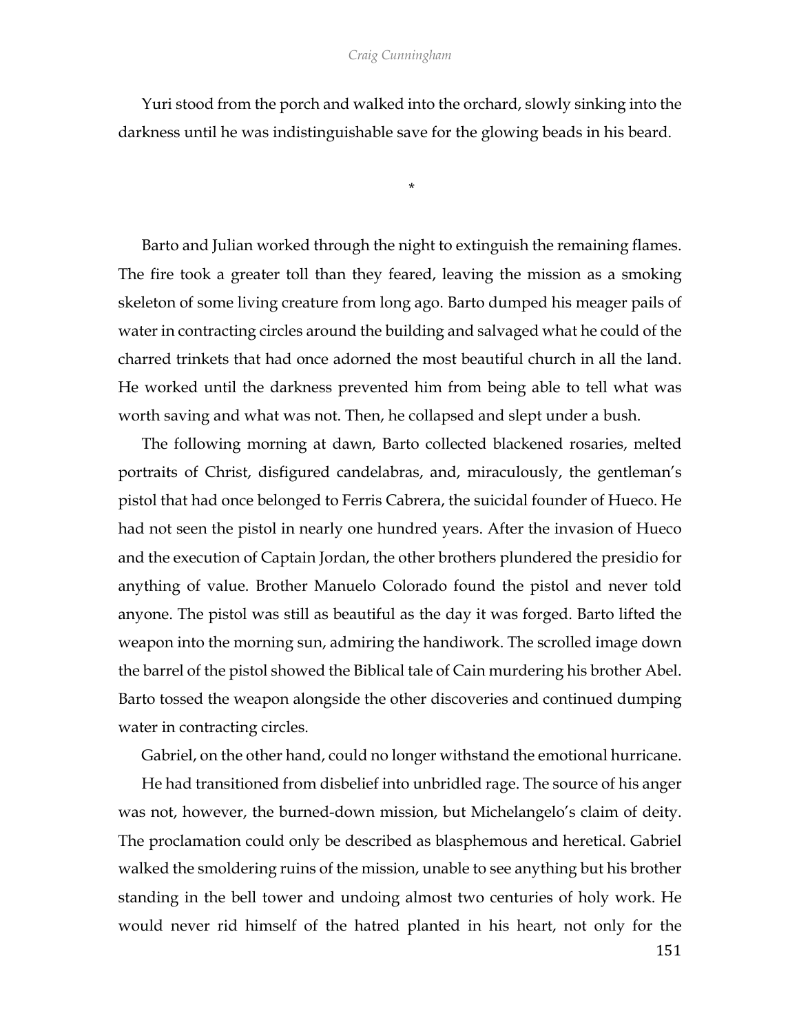Yuri stood from the porch and walked into the orchard, slowly sinking into the darkness until he was indistinguishable save for the glowing beads in his beard.

*

Barto and Julian worked through the night to extinguish the remaining flames. The fire took a greater toll than they feared, leaving the mission as a smoking skeleton of some living creature from long ago. Barto dumped his meager pails of water in contracting circles around the building and salvaged what he could of the charred trinkets that had once adorned the most beautiful church in all the land. He worked until the darkness prevented him from being able to tell what was worth saving and what was not. Then, he collapsed and slept under a bush.

The following morning at dawn, Barto collected blackened rosaries, melted portraits of Christ, disfigured candelabras, and, miraculously, the gentleman's pistol that had once belonged to Ferris Cabrera, the suicidal founder of Hueco. He had not seen the pistol in nearly one hundred years. After the invasion of Hueco and the execution of Captain Jordan, the other brothers plundered the presidio for anything of value. Brother Manuelo Colorado found the pistol and never told anyone. The pistol was still as beautiful as the day it was forged. Barto lifted the weapon into the morning sun, admiring the handiwork. The scrolled image down the barrel of the pistol showed the Biblical tale of Cain murdering his brother Abel. Barto tossed the weapon alongside the other discoveries and continued dumping water in contracting circles.

Gabriel, on the other hand, could no longer withstand the emotional hurricane.

He had transitioned from disbelief into unbridled rage. The source of his anger was not, however, the burned-down mission, but Michelangelo's claim of deity. The proclamation could only be described as blasphemous and heretical. Gabriel walked the smoldering ruins of the mission, unable to see anything but his brother standing in the bell tower and undoing almost two centuries of holy work. He would never rid himself of the hatred planted in his heart, not only for the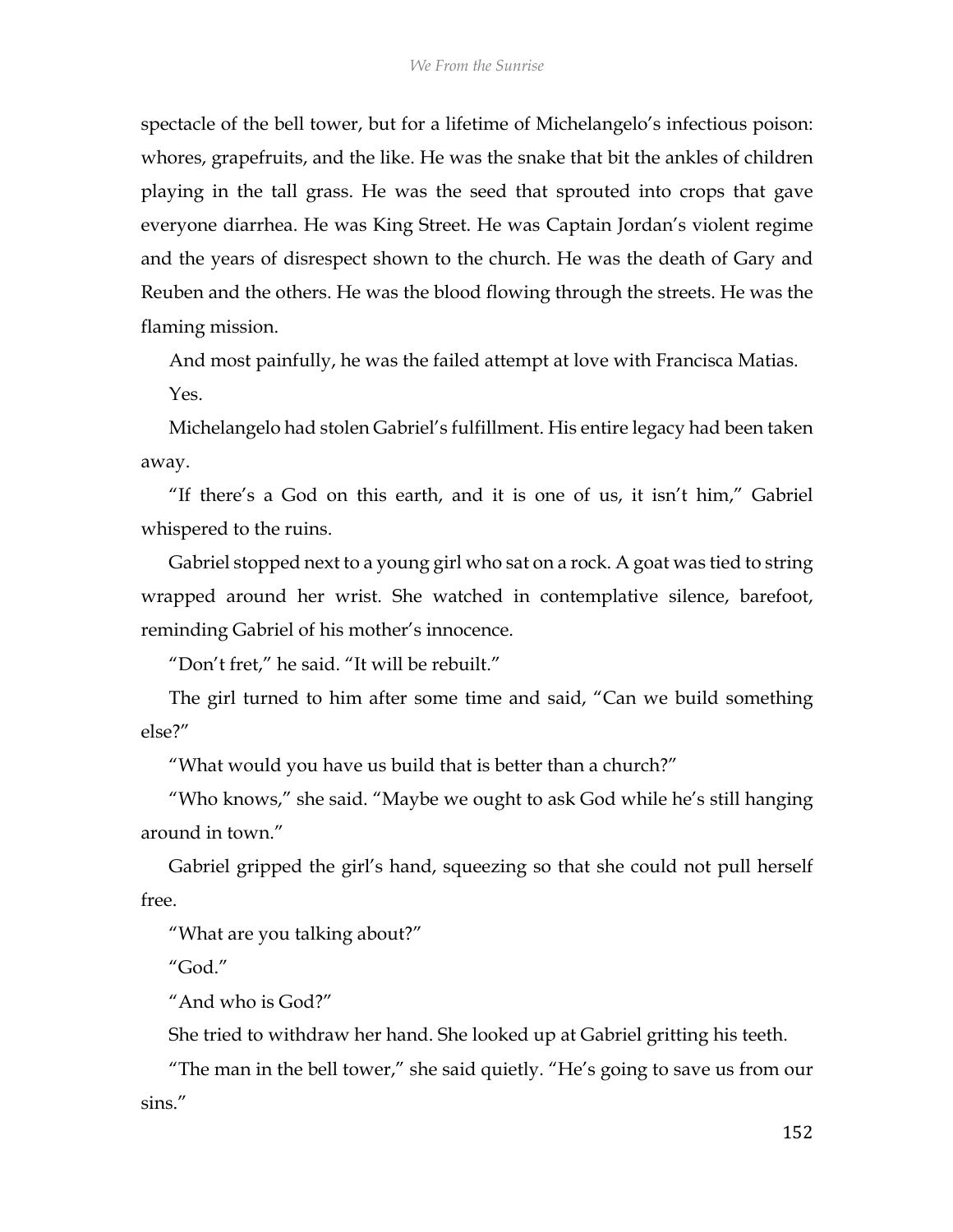spectacle of the bell tower, but for a lifetime of Michelangelo's infectious poison: whores, grapefruits, and the like. He was the snake that bit the ankles of children playing in the tall grass. He was the seed that sprouted into crops that gave everyone diarrhea. He was King Street. He was Captain Jordan's violent regime and the years of disrespect shown to the church. He was the death of Gary and Reuben and the others. He was the blood flowing through the streets. He was the flaming mission.

And most painfully, he was the failed attempt at love with Francisca Matias.

Yes.

Michelangelo had stolen Gabriel's fulfillment. His entire legacy had been taken away.

"If there's a God on this earth, and it is one of us, it isn't him," Gabriel whispered to the ruins.

Gabriel stopped next to a young girl who sat on a rock. A goat was tied to string wrapped around her wrist. She watched in contemplative silence, barefoot, reminding Gabriel of his mother's innocence.

"Don't fret," he said. "It will be rebuilt."

The girl turned to him after some time and said, "Can we build something else?"

"What would you have us build that is better than a church?"

"Who knows," she said. "Maybe we ought to ask God while he's still hanging around in town."

Gabriel gripped the girl's hand, squeezing so that she could not pull herself free.

"What are you talking about?"

"God."

"And who is God?"

She tried to withdraw her hand. She looked up at Gabriel gritting his teeth.

"The man in the bell tower," she said quietly. "He's going to save us from our sins."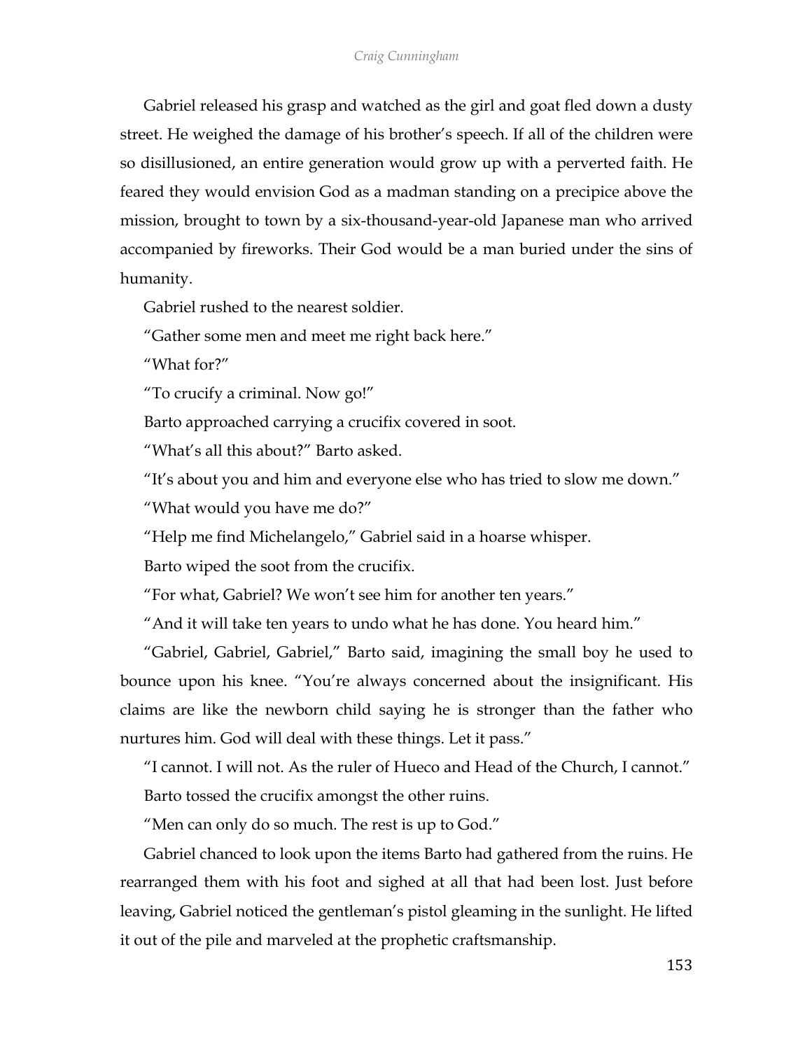Gabriel released his grasp and watched as the girl and goat fled down a dusty street. He weighed the damage of his brother's speech. If all of the children were so disillusioned, an entire generation would grow up with a perverted faith. He feared they would envision God as a madman standing on a precipice above the mission, brought to town by a six-thousand-year-old Japanese man who arrived accompanied by fireworks. Their God would be a man buried under the sins of humanity.

Gabriel rushed to the nearest soldier.

"Gather some men and meet me right back here."

"What for?"

"To crucify a criminal. Now go!"

Barto approached carrying a crucifix covered in soot.

"What's all this about?" Barto asked.

"It's about you and him and everyone else who has tried to slow me down."

"What would you have me do?"

"Help me find Michelangelo," Gabriel said in a hoarse whisper.

Barto wiped the soot from the crucifix.

"For what, Gabriel? We won't see him for another ten years."

"And it will take ten years to undo what he has done. You heard him."

"Gabriel, Gabriel, Gabriel," Barto said, imagining the small boy he used to bounce upon his knee. "You're always concerned about the insignificant. His claims are like the newborn child saying he is stronger than the father who nurtures him. God will deal with these things. Let it pass."

"I cannot. I will not. As the ruler of Hueco and Head of the Church, I cannot."

Barto tossed the crucifix amongst the other ruins.

"Men can only do so much. The rest is up to God."

Gabriel chanced to look upon the items Barto had gathered from the ruins. He rearranged them with his foot and sighed at all that had been lost. Just before leaving, Gabriel noticed the gentleman's pistol gleaming in the sunlight. He lifted it out of the pile and marveled at the prophetic craftsmanship.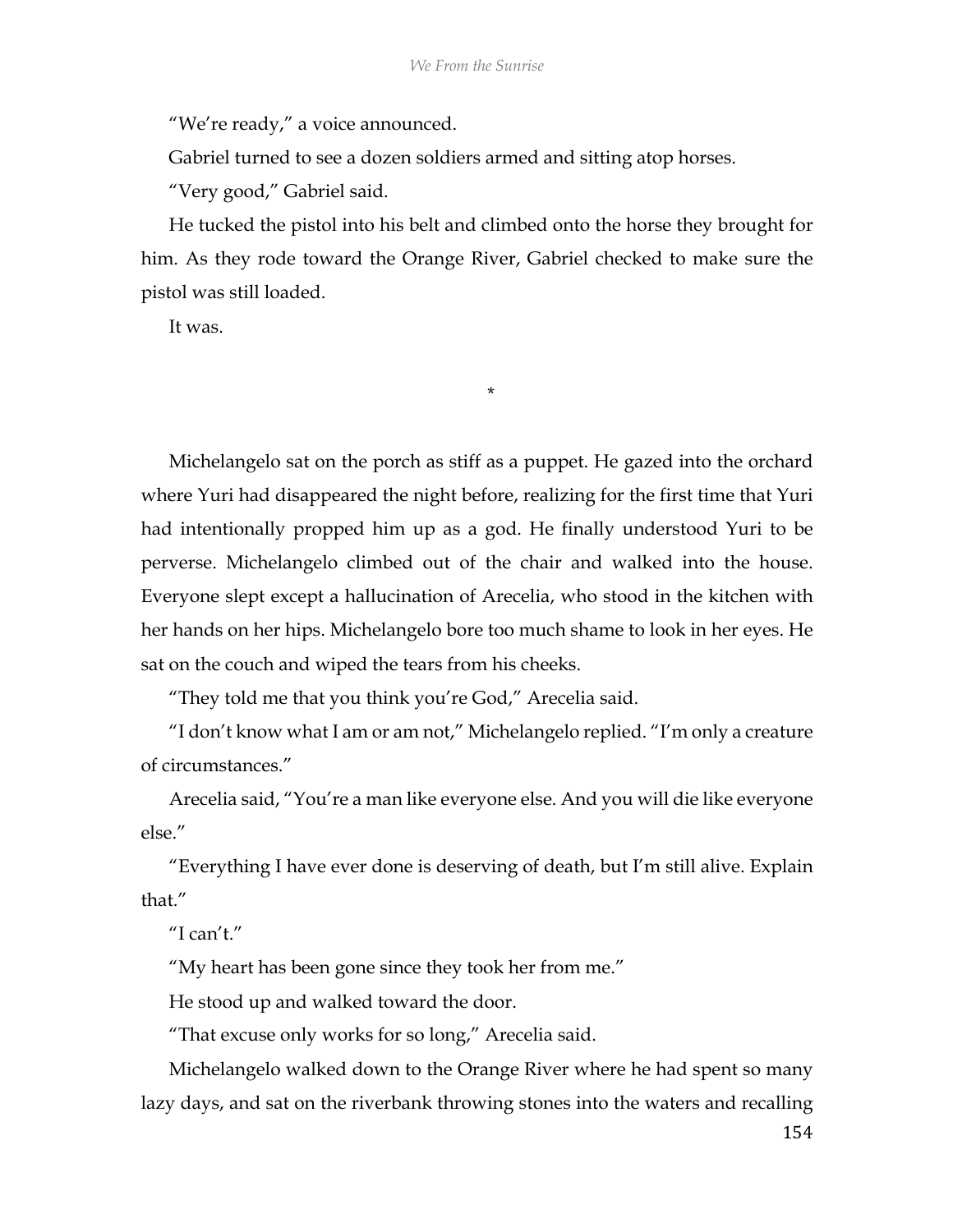"We're ready," a voice announced.

Gabriel turned to see a dozen soldiers armed and sitting atop horses.

"Very good," Gabriel said.

He tucked the pistol into his belt and climbed onto the horse they brought for him. As they rode toward the Orange River, Gabriel checked to make sure the pistol was still loaded.

It was.

*

Michelangelo sat on the porch as stiff as a puppet. He gazed into the orchard where Yuri had disappeared the night before, realizing for the first time that Yuri had intentionally propped him up as a god. He finally understood Yuri to be perverse. Michelangelo climbed out of the chair and walked into the house. Everyone slept except a hallucination of Arecelia, who stood in the kitchen with her hands on her hips. Michelangelo bore too much shame to look in her eyes. He sat on the couch and wiped the tears from his cheeks.

"They told me that you think you're God," Arecelia said.

"I don't know what I am or am not," Michelangelo replied. "I'm only a creature of circumstances."

Arecelia said, "You're a man like everyone else. And you will die like everyone else."

"Everything I have ever done is deserving of death, but I'm still alive. Explain that."

"I can't."

"My heart has been gone since they took her from me."

He stood up and walked toward the door.

"That excuse only works for so long," Arecelia said.

Michelangelo walked down to the Orange River where he had spent so many lazy days, and sat on the riverbank throwing stones into the waters and recalling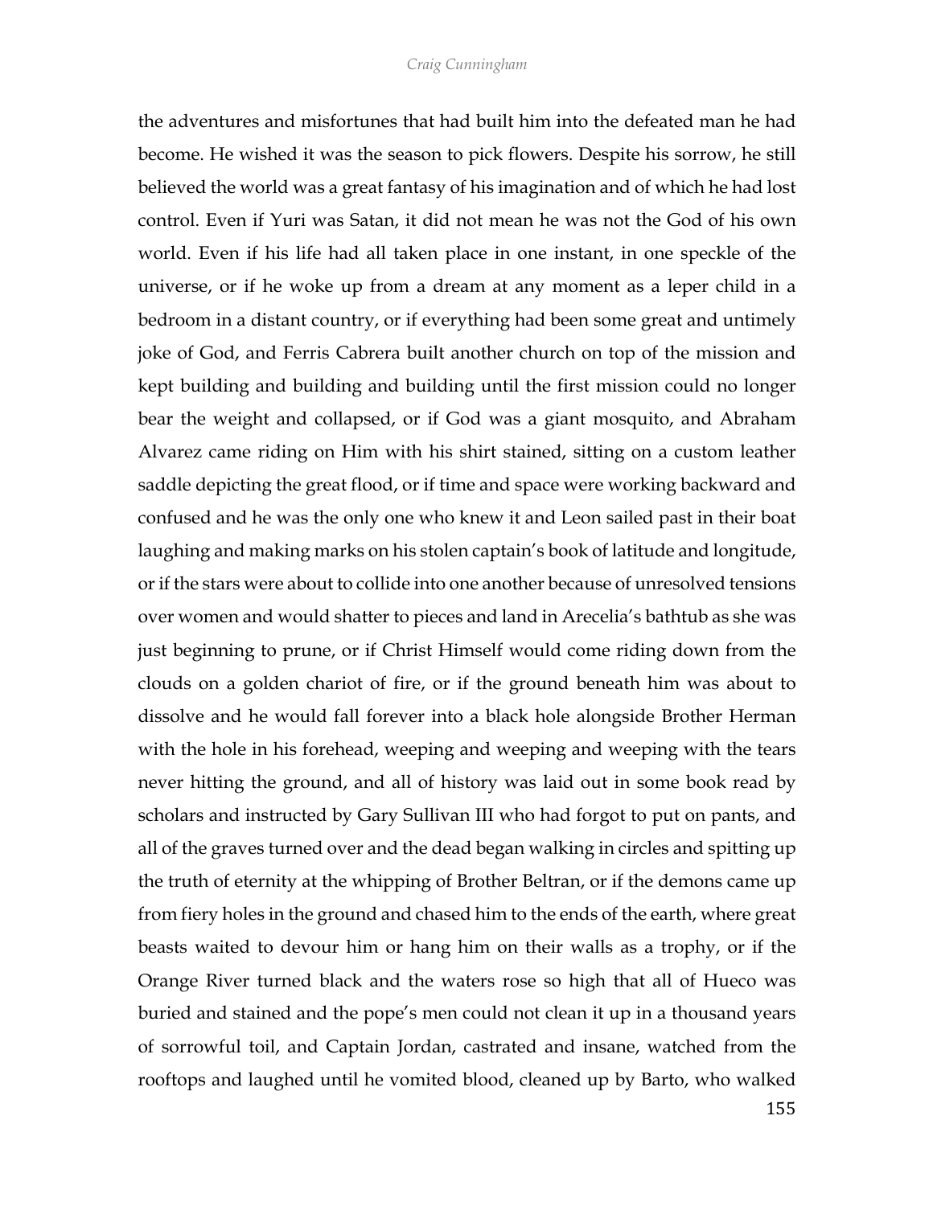the adventures and misfortunes that had built him into the defeated man he had become. He wished it was the season to pick flowers. Despite his sorrow, he still believed the world was a great fantasy of his imagination and of which he had lost control. Even if Yuri was Satan, it did not mean he was not the God of his own world. Even if his life had all taken place in one instant, in one speckle of the universe, or if he woke up from a dream at any moment as a leper child in a bedroom in a distant country, or if everything had been some great and untimely joke of God, and Ferris Cabrera built another church on top of the mission and kept building and building and building until the first mission could no longer bear the weight and collapsed, or if God was a giant mosquito, and Abraham Alvarez came riding on Him with his shirt stained, sitting on a custom leather saddle depicting the great flood, or if time and space were working backward and confused and he was the only one who knew it and Leon sailed past in their boat laughing and making marks on his stolen captain's book of latitude and longitude, or if the stars were about to collide into one another because of unresolved tensions over women and would shatter to pieces and land in Arecelia's bathtub as she was just beginning to prune, or if Christ Himself would come riding down from the clouds on a golden chariot of fire, or if the ground beneath him was about to dissolve and he would fall forever into a black hole alongside Brother Herman with the hole in his forehead, weeping and weeping and weeping with the tears never hitting the ground, and all of history was laid out in some book read by scholars and instructed by Gary Sullivan III who had forgot to put on pants, and all of the graves turned over and the dead began walking in circles and spitting up the truth of eternity at the whipping of Brother Beltran, or if the demons came up from fiery holes in the ground and chased him to the ends of the earth, where great beasts waited to devour him or hang him on their walls as a trophy, or if the Orange River turned black and the waters rose so high that all of Hueco was buried and stained and the pope's men could not clean it up in a thousand years of sorrowful toil, and Captain Jordan, castrated and insane, watched from the rooftops and laughed until he vomited blood, cleaned up by Barto, who walked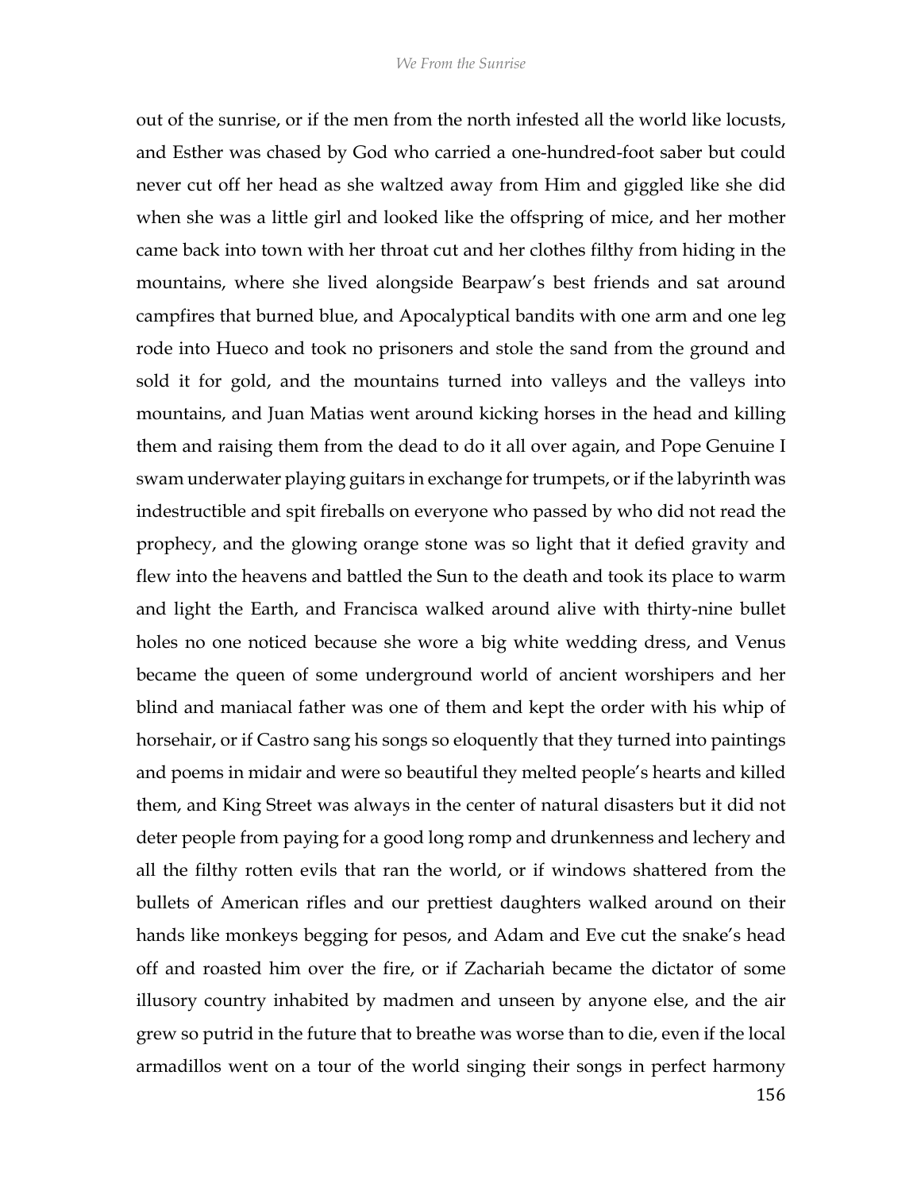out of the sunrise, or if the men from the north infested all the world like locusts, and Esther was chased by God who carried a one-hundred-foot saber but could never cut off her head as she waltzed away from Him and giggled like she did when she was a little girl and looked like the offspring of mice, and her mother came back into town with her throat cut and her clothes filthy from hiding in the mountains, where she lived alongside Bearpaw's best friends and sat around campfires that burned blue, and Apocalyptical bandits with one arm and one leg rode into Hueco and took no prisoners and stole the sand from the ground and sold it for gold, and the mountains turned into valleys and the valleys into mountains, and Juan Matias went around kicking horses in the head and killing them and raising them from the dead to do it all over again, and Pope Genuine I swam underwater playing guitars in exchange for trumpets, or if the labyrinth was indestructible and spit fireballs on everyone who passed by who did not read the prophecy, and the glowing orange stone was so light that it defied gravity and flew into the heavens and battled the Sun to the death and took its place to warm and light the Earth, and Francisca walked around alive with thirty-nine bullet holes no one noticed because she wore a big white wedding dress, and Venus became the queen of some underground world of ancient worshipers and her blind and maniacal father was one of them and kept the order with his whip of horsehair, or if Castro sang his songs so eloquently that they turned into paintings and poems in midair and were so beautiful they melted people's hearts and killed them, and King Street was always in the center of natural disasters but it did not deter people from paying for a good long romp and drunkenness and lechery and all the filthy rotten evils that ran the world, or if windows shattered from the bullets of American rifles and our prettiest daughters walked around on their hands like monkeys begging for pesos, and Adam and Eve cut the snake's head off and roasted him over the fire, or if Zachariah became the dictator of some illusory country inhabited by madmen and unseen by anyone else, and the air grew so putrid in the future that to breathe was worse than to die, even if the local armadillos went on a tour of the world singing their songs in perfect harmony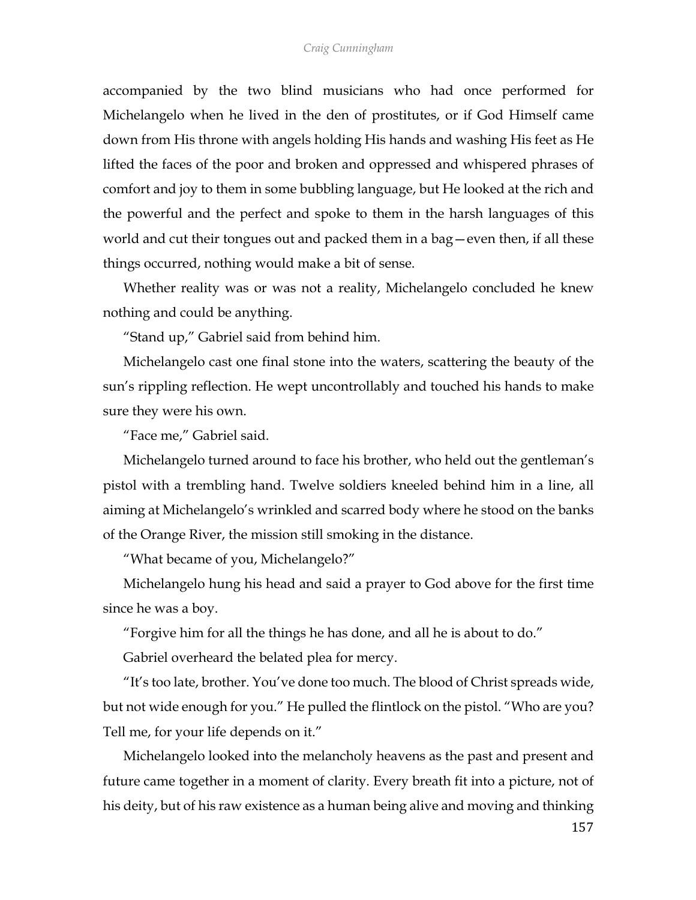accompanied by the two blind musicians who had once performed for Michelangelo when he lived in the den of prostitutes, or if God Himself came down from His throne with angels holding His hands and washing His feet as He lifted the faces of the poor and broken and oppressed and whispered phrases of comfort and joy to them in some bubbling language, but He looked at the rich and the powerful and the perfect and spoke to them in the harsh languages of this world and cut their tongues out and packed them in a bag—even then, if all these things occurred, nothing would make a bit of sense.

Whether reality was or was not a reality, Michelangelo concluded he knew nothing and could be anything.

"Stand up," Gabriel said from behind him.

Michelangelo cast one final stone into the waters, scattering the beauty of the sun's rippling reflection. He wept uncontrollably and touched his hands to make sure they were his own.

"Face me," Gabriel said.

Michelangelo turned around to face his brother, who held out the gentleman's pistol with a trembling hand. Twelve soldiers kneeled behind him in a line, all aiming at Michelangelo's wrinkled and scarred body where he stood on the banks of the Orange River, the mission still smoking in the distance.

"What became of you, Michelangelo?"

Michelangelo hung his head and said a prayer to God above for the first time since he was a boy.

"Forgive him for all the things he has done, and all he is about to do."

Gabriel overheard the belated plea for mercy.

"It's too late, brother. You've done too much. The blood of Christ spreads wide, but not wide enough for you." He pulled the flintlock on the pistol. "Who are you? Tell me, for your life depends on it."

Michelangelo looked into the melancholy heavens as the past and present and future came together in a moment of clarity. Every breath fit into a picture, not of his deity, but of his raw existence as a human being alive and moving and thinking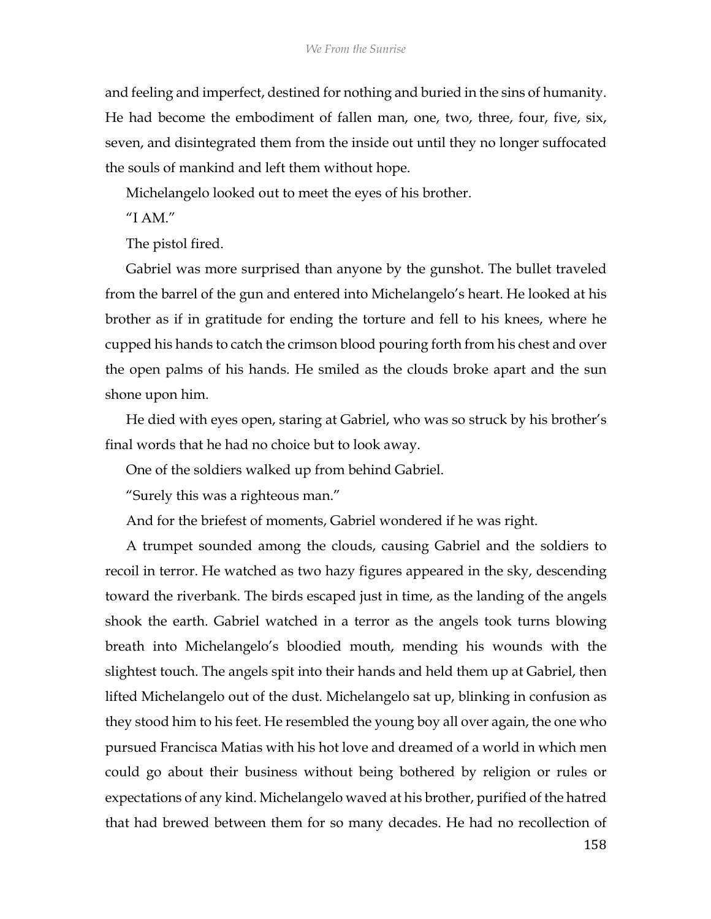and feeling and imperfect, destined for nothing and buried in the sins of humanity. He had become the embodiment of fallen man, one, two, three, four, five, six, seven, and disintegrated them from the inside out until they no longer suffocated the souls of mankind and left them without hope.

Michelangelo looked out to meet the eyes of his brother.

"I AM."

The pistol fired.

Gabriel was more surprised than anyone by the gunshot. The bullet traveled from the barrel of the gun and entered into Michelangelo's heart. He looked at his brother as if in gratitude for ending the torture and fell to his knees, where he cupped his hands to catch the crimson blood pouring forth from his chest and over the open palms of his hands. He smiled as the clouds broke apart and the sun shone upon him.

He died with eyes open, staring at Gabriel, who was so struck by his brother's final words that he had no choice but to look away.

One of the soldiers walked up from behind Gabriel.

"Surely this was a righteous man."

And for the briefest of moments, Gabriel wondered if he was right.

A trumpet sounded among the clouds, causing Gabriel and the soldiers to recoil in terror. He watched as two hazy figures appeared in the sky, descending toward the riverbank. The birds escaped just in time, as the landing of the angels shook the earth. Gabriel watched in a terror as the angels took turns blowing breath into Michelangelo's bloodied mouth, mending his wounds with the slightest touch. The angels spit into their hands and held them up at Gabriel, then lifted Michelangelo out of the dust. Michelangelo sat up, blinking in confusion as they stood him to his feet. He resembled the young boy all over again, the one who pursued Francisca Matias with his hot love and dreamed of a world in which men could go about their business without being bothered by religion or rules or expectations of any kind. Michelangelo waved at his brother, purified of the hatred that had brewed between them for so many decades. He had no recollection of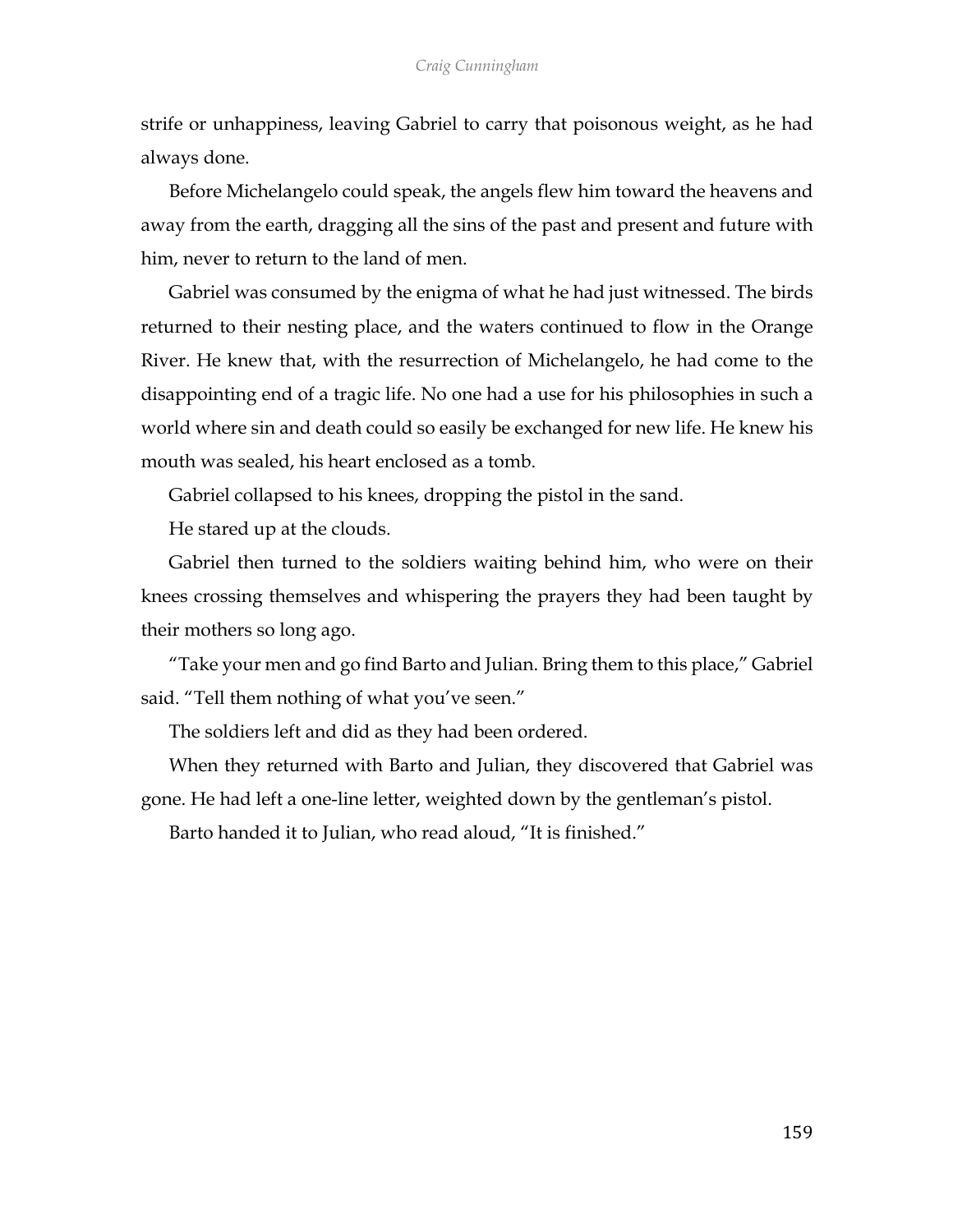strife or unhappiness, leaving Gabriel to carry that poisonous weight, as he had always done.

Before Michelangelo could speak, the angels flew him toward the heavens and away from the earth, dragging all the sins of the past and present and future with him, never to return to the land of men.

Gabriel was consumed by the enigma of what he had just witnessed. The birds returned to their nesting place, and the waters continued to flow in the Orange River. He knew that, with the resurrection of Michelangelo, he had come to the disappointing end of a tragic life. No one had a use for his philosophies in such a world where sin and death could so easily be exchanged for new life. He knew his mouth was sealed, his heart enclosed as a tomb.

Gabriel collapsed to his knees, dropping the pistol in the sand.

He stared up at the clouds.

Gabriel then turned to the soldiers waiting behind him, who were on their knees crossing themselves and whispering the prayers they had been taught by their mothers so long ago.

"Take your men and go find Barto and Julian. Bring them to this place," Gabriel said. "Tell them nothing of what you've seen."

The soldiers left and did as they had been ordered.

When they returned with Barto and Julian, they discovered that Gabriel was gone. He had left a one-line letter, weighted down by the gentleman's pistol.

Barto handed it to Julian, who read aloud, "It is finished."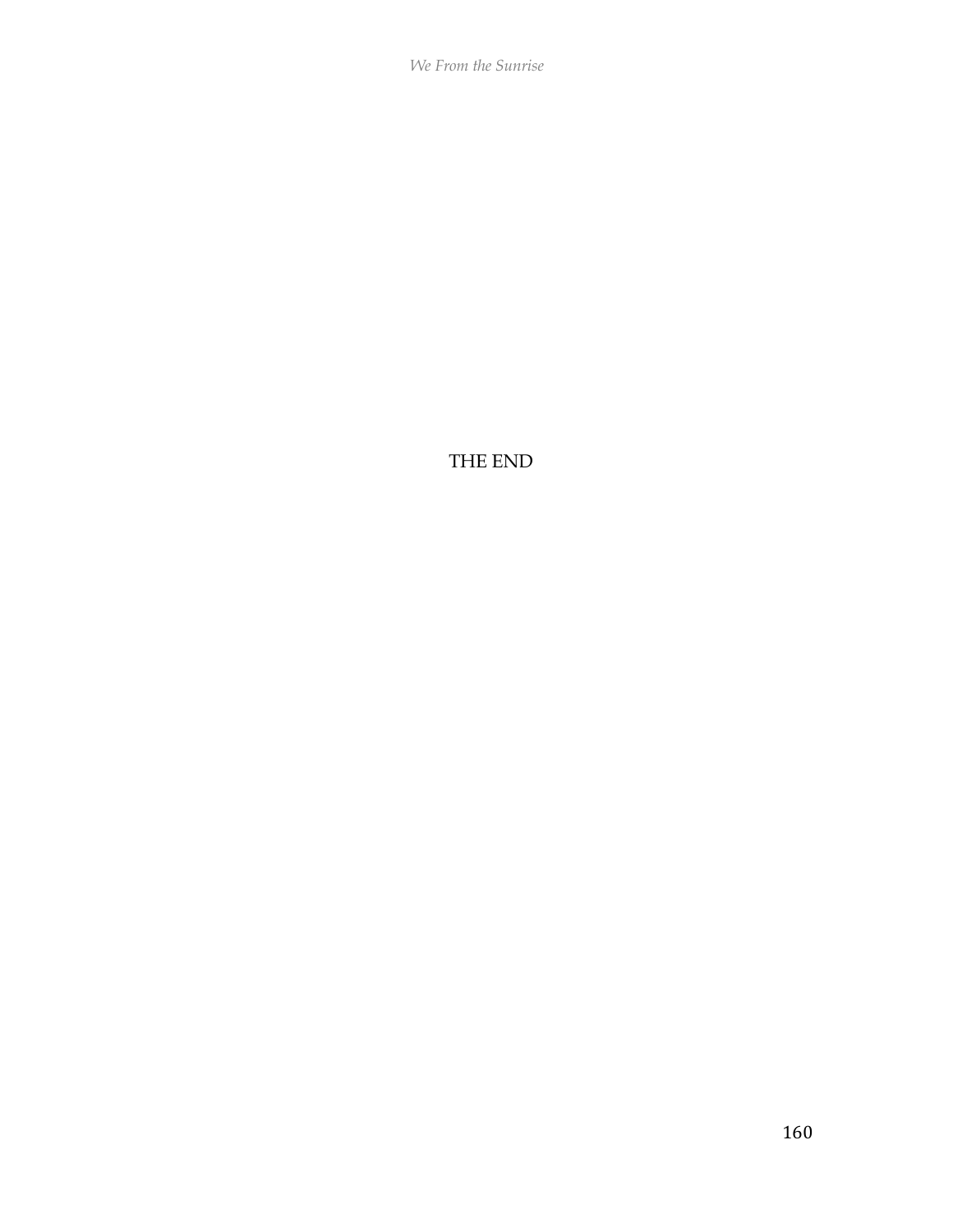THE END